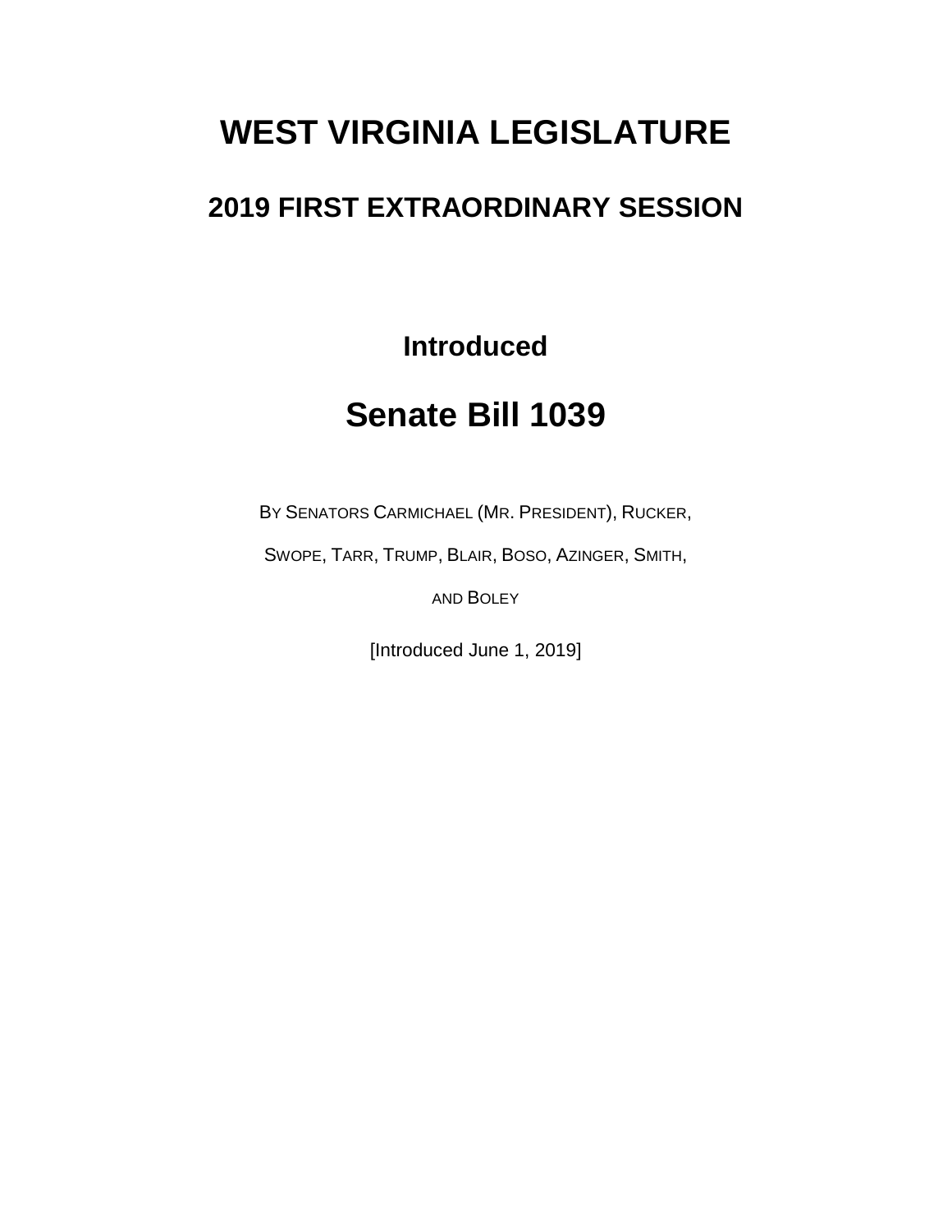# WEST VIRGINIA LEGISLATURE

## 2019 FIRST EXTRAORDINARY SESSION

### Introduced

# Senate Bill 1039

BY SENATORS CARMICHAEL (MR. PRESIDENT), RUCKER, SWOPE, TARR, TRUMP, BLAIR, BOSO, AZINGER, SMITH, AND BOLEY

[Introduced June 1, 2019]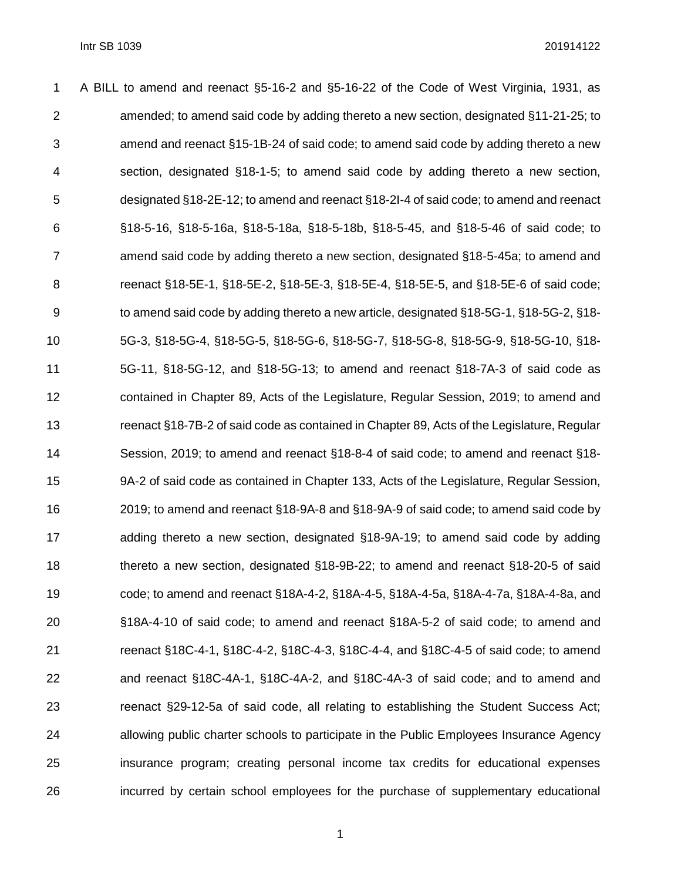A BILL to amend and reenact §5-16-2 and §5-16-22 of the Code of West Virginia, 1931, as amended; to amend said code by adding thereto a new section, designated §11-21-25; to amend and reenact §15-1B-24 of said code; to amend said code by adding thereto a new section, designated §18-1-5; to amend said code by adding thereto a new section, designated §18-2E-12; to amend and reenact §18-2I-4 of said code; to amend and reenact §18-5-16, §18-5-16a, §18-5-18a, §18-5-18b, §18-5-45, and §18-5-46 of said code; to amend said code by adding thereto a new section, designated §18-5-45a; to amend and reenact §18-5E-1, §18-5E-2, §18-5E-3, §18-5E-4, §18-5E-5, and §18-5E-6 of said code; to amend said code by adding thereto a new article, designated §18-5G-1, §18-5G-2, §18-5G-3, §18-5G-4, §18-5G-5, §18-5G-6, §18-5G-7, §18-5G-8, §18-5G-9, §18-5G-10, §18-5G-11, §18-5G-12, and §18-5G-13; to amend and reenact §18-7A-3 of said code as contained in Chapter 89, Acts of the Legislature, Regular Session, 2019; to amend and reenact §18-7B-2 of said code as contained in Chapter 89, Acts of the Legislature, Regular Session, 2019; to amend and reenact §18-8-4 of said code; to amend and reenact §18-9A-2 of said code as contained in Chapter 133, Acts of the Legislature, Regular Session, 2019; to amend and reenact §18-9A-8 and §18-9A-9 of said code; to amend said code by adding thereto a new section, designated §18-9A-19; to amend said code by adding thereto a new section, designated §18-9B-22; to amend and reenact §18-20-5 of said code; to amend and reenact §18A-4-2, §18A-4-5, §18A-4-5a, §18A-4-7a, §18A-4-8a, and §18A-4-10 of said code; to amend and reenact §18A-5-2 of said code; to amend and reenact §18C-4-1, §18C-4-2, §18C-4-3, §18C-4-4, and §18C-4-5 of said code; to amend and reenact §18C-4A-1, §18C-4A-2, and §18C-4A-3 of said code; and to amend and reenact §29-12-5a of said code, all relating to establishing the Student Success Act; allowing public charter schools to participate in the Public Employees Insurance Agency insurance program; creating personal income tax credits for educational expenses incurred by certain school employees for the purchase of supplementary educational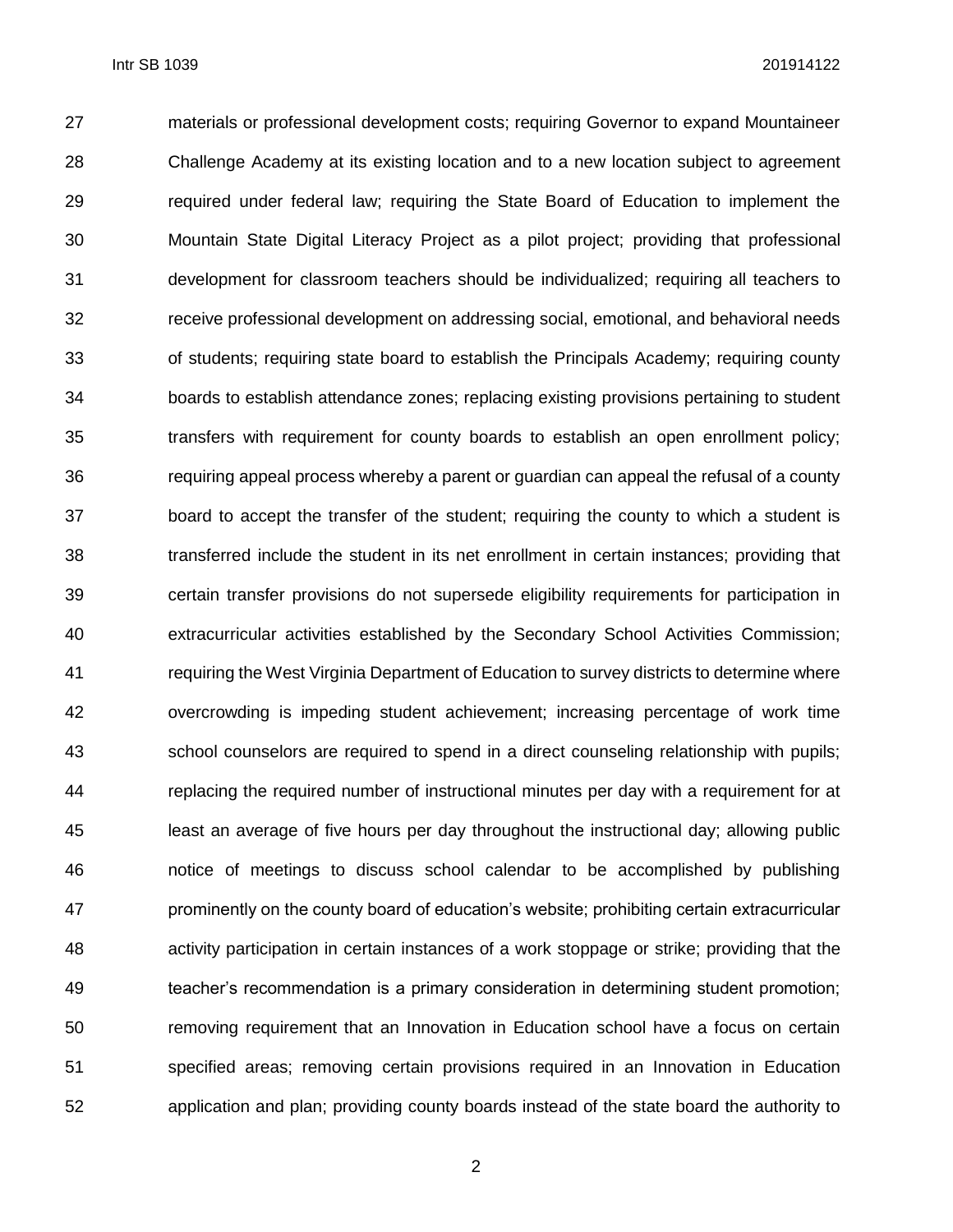materials or professional development costs; requiring Governor to expand Mountaineer Challenge Academy at its existing location and to a new location subject to agreement required under federal law; requiring the State Board of Education to implement the Mountain State Digital Literacy Project as a pilot project; providing that professional development for classroom teachers should be individualized; requiring all teachers to receive professional development on addressing social, emotional, and behavioral needs of students; requiring state board to establish the Principals Academy; requiring county boards to establish attendance zones; replacing existing provisions pertaining to student transfers with requirement for county boards to establish an open enrollment policy; requiring appeal process whereby a parent or guardian can appeal the refusal of a county board to accept the transfer of the student; requiring the county to which a student is transferred include the student in its net enrollment in certain instances; providing that certain transfer provisions do not supersede eligibility requirements for participation in extracurricular activities established by the Secondary School Activities Commission; requiring the West Virginia Department of Education to survey districts to determine where overcrowding is impeding student achievement; increasing percentage of work time school counselors are required to spend in a direct counseling relationship with pupils; replacing the required number of instructional minutes per day with a requirement for at least an average of five hours per day throughout the instructional day; allowing public notice of meetings to discuss school calendar to be accomplished by publishing prominently on the county board of education's website; prohibiting certain extracurricular activity participation in certain instances of a work stoppage or strike; providing that the teacher's recommendation is a primary consideration in determining student promotion; removing requirement that an Innovation in Education school have a focus on certain specified areas; removing certain provisions required in an Innovation in Education application and plan; providing county boards instead of the state board the authority to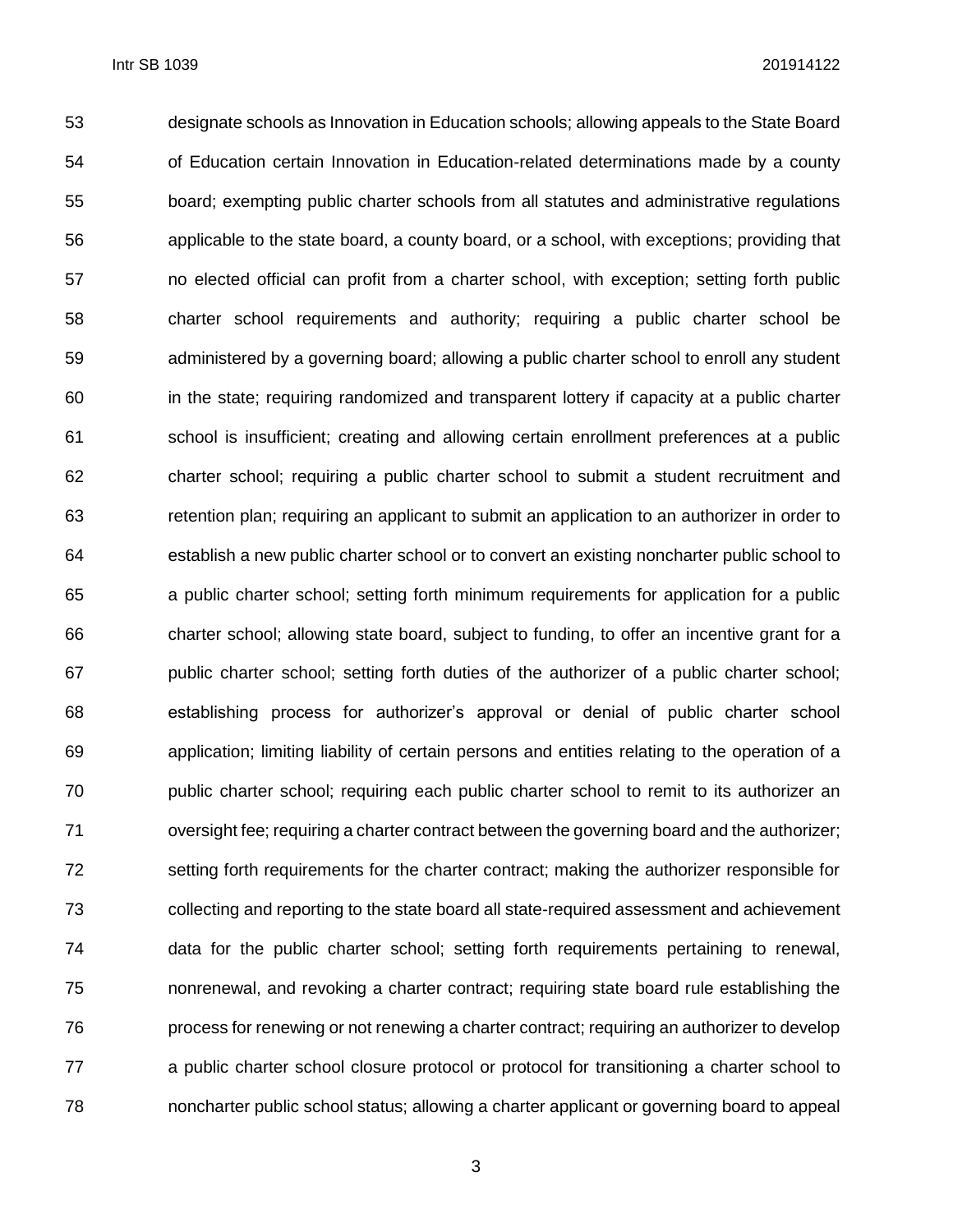designate schools as Innovation in Education schools; allowing appeals to the State Board of Education certain Innovation in Education-related determinations made by a county board; exempting public charter schools from all statutes and administrative regulations applicable to the state board, a county board, or a school, with exceptions; providing that no elected official can profit from a charter school, with exception; setting forth public charter school requirements and authority; requiring a public charter school be administered by a governing board; allowing a public charter school to enroll any student in the state; requiring randomized and transparent lottery if capacity at a public charter school is insufficient; creating and allowing certain enrollment preferences at a public charter school; requiring a public charter school to submit a student recruitment and retention plan; requiring an applicant to submit an application to an authorizer in order to establish a new public charter school or to convert an existing noncharter public school to a public charter school; setting forth minimum requirements for application for a public charter school; allowing state board, subject to funding, to offer an incentive grant for a public charter school; setting forth duties of the authorizer of a public charter school; establishing process for authorizer's approval or denial of public charter school application; limiting liability of certain persons and entities relating to the operation of a public charter school; requiring each public charter school to remit to its authorizer an oversight fee; requiring a charter contract between the governing board and the authorizer; setting forth requirements for the charter contract; making the authorizer responsible for collecting and reporting to the state board all state-required assessment and achievement data for the public charter school; setting forth requirements pertaining to renewal, nonrenewal, and revoking a charter contract; requiring state board rule establishing the process for renewing or not renewing a charter contract; requiring an authorizer to develop a public charter school closure protocol or protocol for transitioning a charter school to noncharter public school status; allowing a charter applicant or governing board to appeal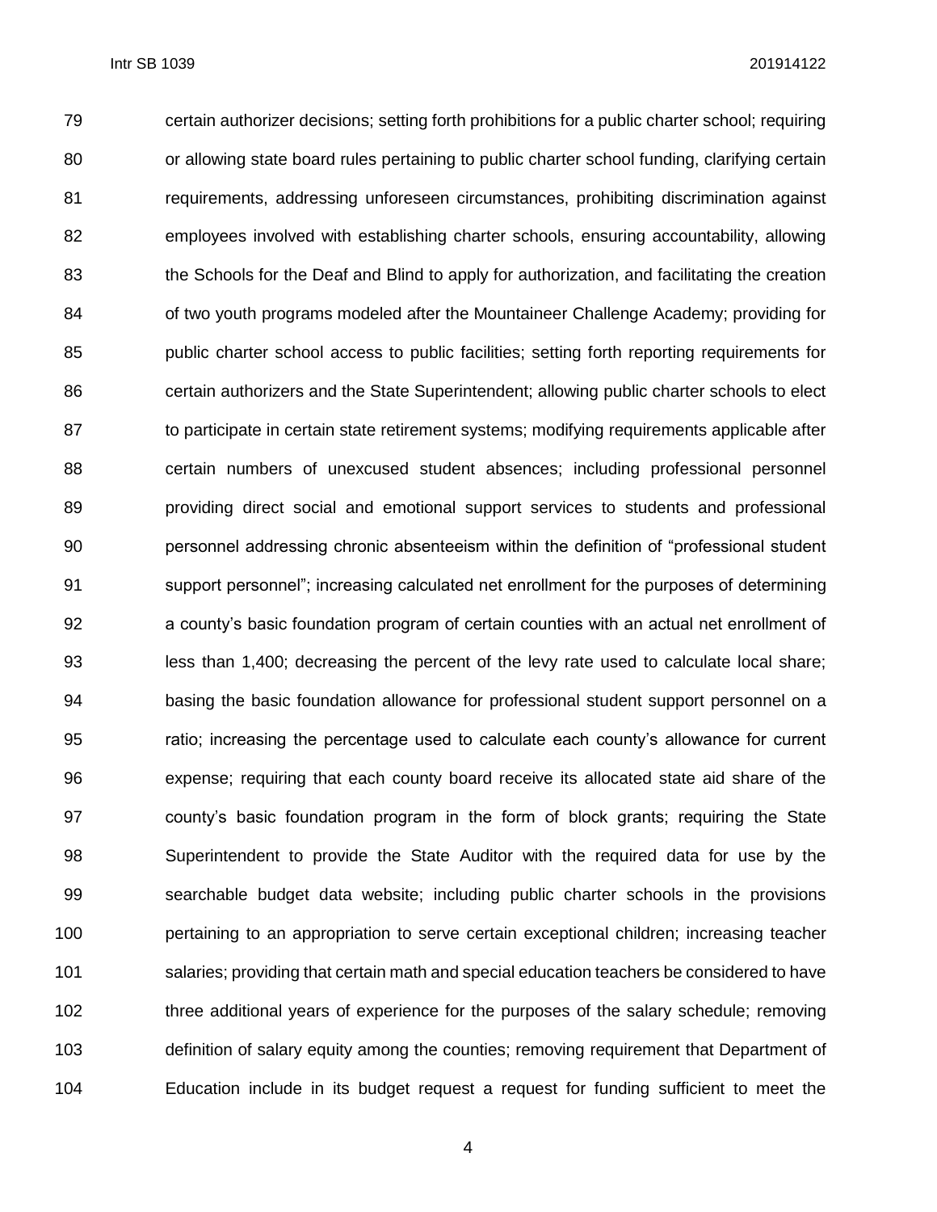certain authorizer decisions; setting forth prohibitions for a public charter school; requiring or allowing state board rules pertaining to public charter school funding, clarifying certain requirements, addressing unforeseen circumstances, prohibiting discrimination against employees involved with establishing charter schools, ensuring accountability, allowing the Schools for the Deaf and Blind to apply for authorization, and facilitating the creation of two youth programs modeled after the Mountaineer Challenge Academy; providing for public charter school access to public facilities; setting forth reporting requirements for certain authorizers and the State Superintendent; allowing public charter schools to elect to participate in certain state retirement systems; modifying requirements applicable after certain numbers of unexcused student absences; including professional personnel providing direct social and emotional support services to students and professional personnel addressing chronic absenteeism within the definition of "professional student support personnel"; increasing calculated net enrollment for the purposes of determining a county's basic foundation program of certain counties with an actual net enrollment of less than 1,400; decreasing the percent of the levy rate used to calculate local share; basing the basic foundation allowance for professional student support personnel on a ratio; increasing the percentage used to calculate each county's allowance for current expense; requiring that each county board receive its allocated state aid share of the county's basic foundation program in the form of block grants; requiring the State Superintendent to provide the State Auditor with the required data for use by the searchable budget data website; including public charter schools in the provisions pertaining to an appropriation to serve certain exceptional children; increasing teacher salaries; providing that certain math and special education teachers be considered to have three additional years of experience for the purposes of the salary schedule; removing definition of salary equity among the counties; removing requirement that Department of Education include in its budget request a request for funding sufficient to meet the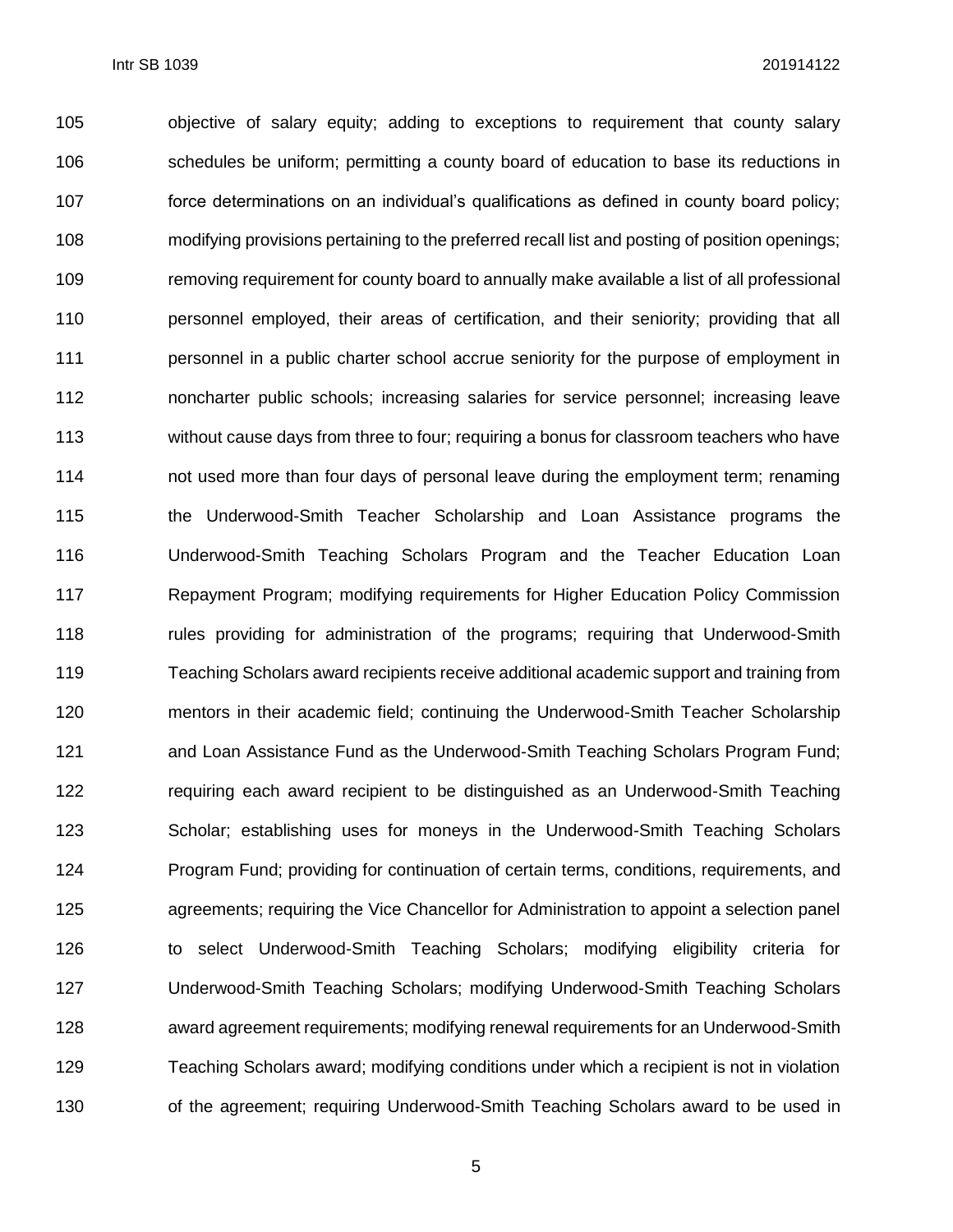objective of salary equity; adding to exceptions to requirement that county salary schedules be uniform; permitting a county board of education to base its reductions in force determinations on an individual's qualifications as defined in county board policy; modifying provisions pertaining to the preferred recall list and posting of position openings; removing requirement for county board to annually make available a list of all professional personnel employed, their areas of certification, and their seniority; providing that all personnel in a public charter school accrue seniority for the purpose of employment in noncharter public schools; increasing salaries for service personnel; increasing leave without cause days from three to four; requiring a bonus for classroom teachers who have not used more than four days of personal leave during the employment term; renaming the Underwood-Smith Teacher Scholarship and Loan Assistance programs the Underwood-Smith Teaching Scholars Program and the Teacher Education Loan Repayment Program; modifying requirements for Higher Education Policy Commission rules providing for administration of the programs; requiring that Underwood-Smith Teaching Scholars award recipients receive additional academic support and training from mentors in their academic field; continuing the Underwood-Smith Teacher Scholarship and Loan Assistance Fund as the Underwood-Smith Teaching Scholars Program Fund; requiring each award recipient to be distinguished as an Underwood-Smith Teaching Scholar; establishing uses for moneys in the Underwood-Smith Teaching Scholars Program Fund; providing for continuation of certain terms, conditions, requirements, and agreements; requiring the Vice Chancellor for Administration to appoint a selection panel to select Underwood-Smith Teaching Scholars; modifying eligibility criteria for Underwood-Smith Teaching Scholars; modifying Underwood-Smith Teaching Scholars award agreement requirements; modifying renewal requirements for an Underwood-Smith Teaching Scholars award; modifying conditions under which a recipient is not in violation of the agreement; requiring Underwood-Smith Teaching Scholars award to be used in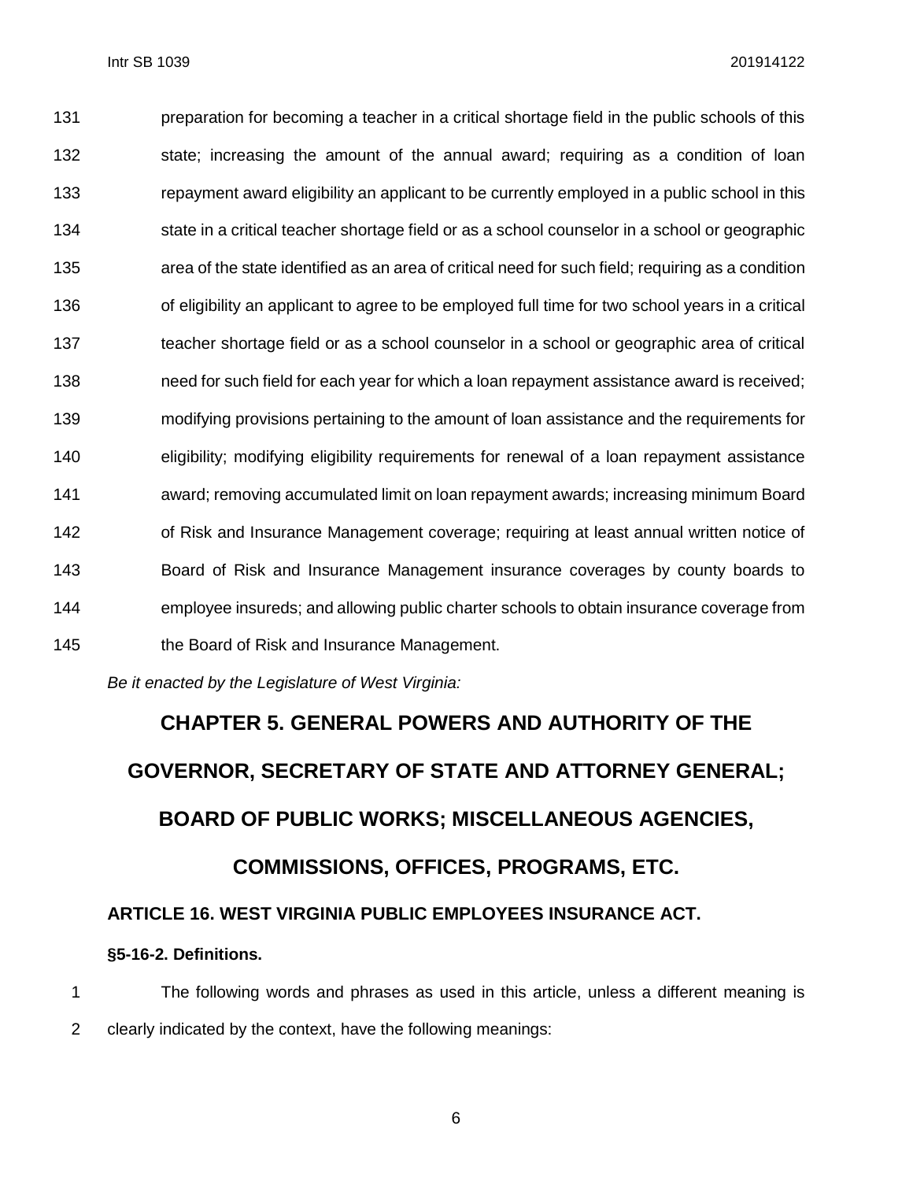preparation for becoming a teacher in a critical shortage field in the public schools of this state; increasing the amount of the annual award; requiring as a condition of loan repayment award eligibility an applicant to be currently employed in a public school in this state in a critical teacher shortage field or as a school counselor in a school or geographic area of the state identified as an area of critical need for such field; requiring as a condition of eligibility an applicant to agree to be employed full time for two school years in a critical teacher shortage field or as a school counselor in a school or geographic area of critical need for such field for each year for which a loan repayment assistance award is received; modifying provisions pertaining to the amount of loan assistance and the requirements for eligibility; modifying eligibility requirements for renewal of a loan repayment assistance award; removing accumulated limit on loan repayment awards; increasing minimum Board of Risk and Insurance Management coverage; requiring at least annual written notice of Board of Risk and Insurance Management insurance coverages by county boards to employee insureds; and allowing public charter schools to obtain insurance coverage from the Board of Risk and Insurance Management.

*Be it enacted by the Legislature of West Virginia:*

# CHAPTER 5. GENERAL POWERS AND AUTHORITY OF THE GOVERNOR, SECRETARY OF STATE AND ATTORNEY GENERAL; BOARD OF PUBLIC WORKS; MISCELLANEOUS AGENCIES, COMMISSIONS, OFFICES, PROGRAMS, ETC.

## ARTICLE 16. WEST VIRGINIA PUBLIC EMPLOYEES INSURANCE ACT.

### §5-16-2. Definitions.

The following words and phrases as used in this article, unless a different meaning is clearly indicated by the context, have the following meanings: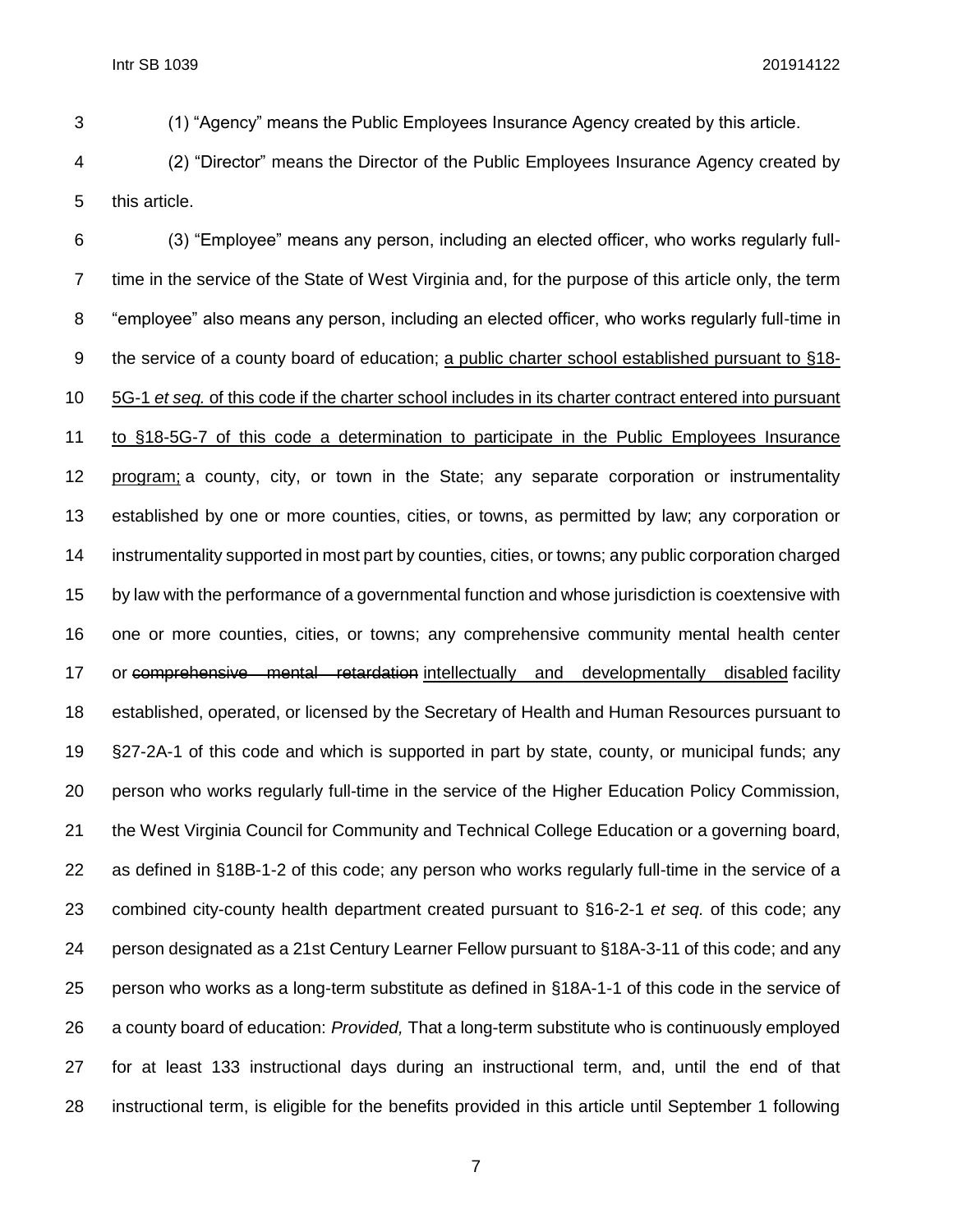(1) "Agency" means the Public Employees Insurance Agency created by this article.

(2) "Director" means the Director of the Public Employees Insurance Agency created by this article.

(3) "Employee" means any person, including an elected officer, who works regularly full-time in the service of the State of West Virginia and, for the purpose of this article only, the term "employee" also means any person, including an elected officer, who works regularly full-time in the service of a county board of education; <u>a public charter school established pursuant to §18-5G-1 *et seq.* of this code if the charter school includes in its charter contract entered into pursuant to §18-5G-7 of this code a determination to participate in the Public Employees Insurance program;</u> a county, city, or town in the State; any separate corporation or instrumentality established by one or more counties, cities, or towns, as permitted by law; any corporation or instrumentality supported in most part by counties, cities, or towns; any public corporation charged by law with the performance of a governmental function and whose jurisdiction is coextensive with one or more counties, cities, or towns; any comprehensive community mental health center or ~~comprehensive mental retardation~~ <u>intellectually and developmentally disabled</u> facility established, operated, or licensed by the Secretary of Health and Human Resources pursuant to §27-2A-1 of this code and which is supported in part by state, county, or municipal funds; any person who works regularly full-time in the service of the Higher Education Policy Commission, the West Virginia Council for Community and Technical College Education or a governing board, as defined in §18B-1-2 of this code; any person who works regularly full-time in the service of a combined city-county health department created pursuant to §16-2-1 *et seq.* of this code; any person designated as a 21st Century Learner Fellow pursuant to §18A-3-11 of this code; and any person who works as a long-term substitute as defined in §18A-1-1 of this code in the service of a county board of education: *Provided,* That a long-term substitute who is continuously employed for at least 133 instructional days during an instructional term, and, until the end of that instructional term, is eligible for the benefits provided in this article until September 1 following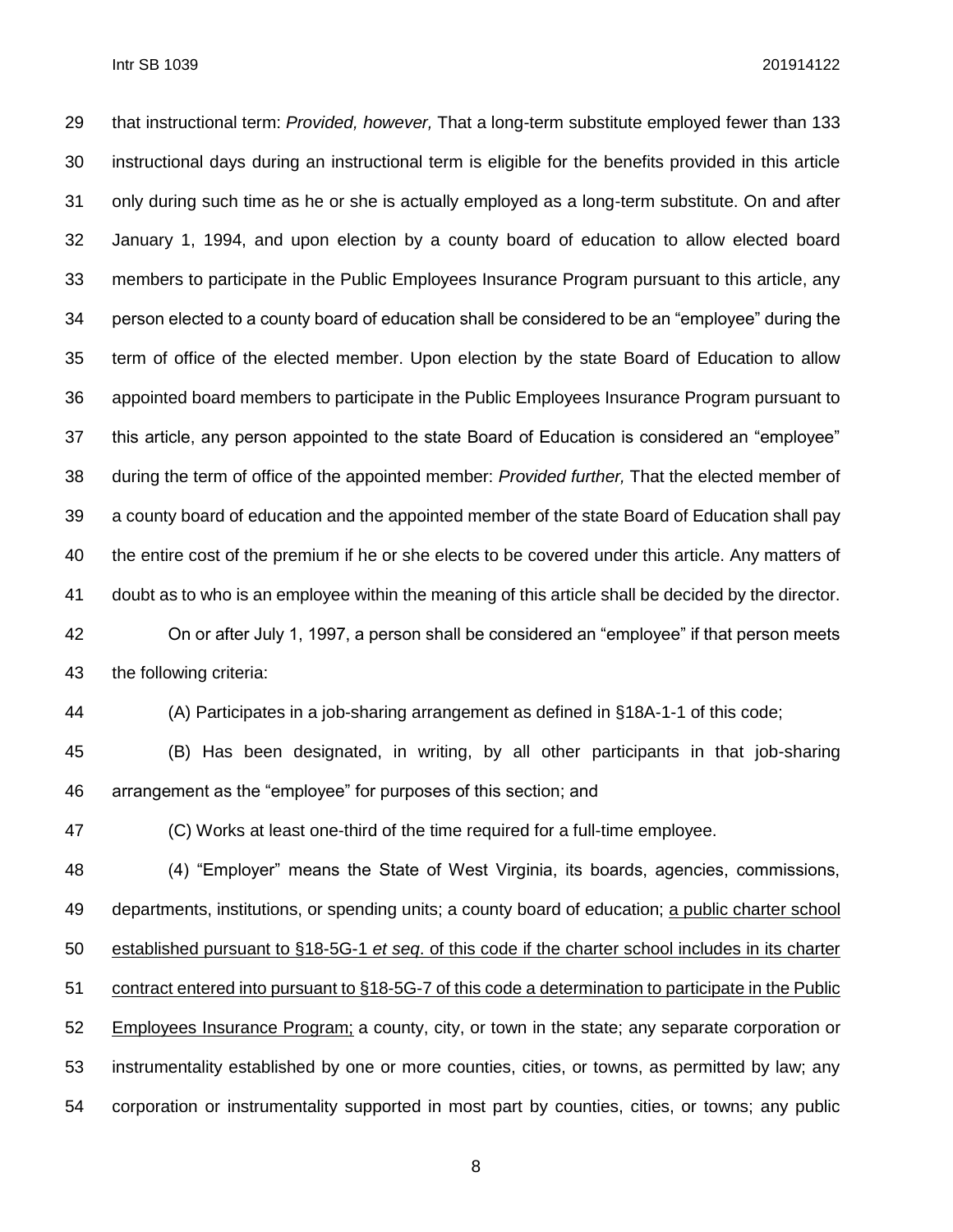that instructional term: *Provided, however,* That a long-term substitute employed fewer than 133 instructional days during an instructional term is eligible for the benefits provided in this article only during such time as he or she is actually employed as a long-term substitute. On and after January 1, 1994, and upon election by a county board of education to allow elected board members to participate in the Public Employees Insurance Program pursuant to this article, any person elected to a county board of education shall be considered to be an "employee" during the term of office of the elected member. Upon election by the state Board of Education to allow appointed board members to participate in the Public Employees Insurance Program pursuant to this article, any person appointed to the state Board of Education is considered an "employee" during the term of office of the appointed member: *Provided further,* That the elected member of a county board of education and the appointed member of the state Board of Education shall pay the entire cost of the premium if he or she elects to be covered under this article. Any matters of doubt as to who is an employee within the meaning of this article shall be decided by the director.

On or after July 1, 1997, a person shall be considered an "employee" if that person meets the following criteria:

(A) Participates in a job-sharing arrangement as defined in §18A-1-1 of this code;

(B) Has been designated, in writing, by all other participants in that job-sharing arrangement as the "employee" for purposes of this section; and

(C) Works at least one-third of the time required for a full-time employee.

(4) "Employer" means the State of West Virginia, its boards, agencies, commissions, departments, institutions, or spending units; a county board of education; <u>a public charter school established pursuant to §18-5G-1 *et seq*. of this code if the charter school includes in its charter contract entered into pursuant to §18-5G-7 of this code a determination to participate in the Public Employees Insurance Program;</u> a county, city, or town in the state; any separate corporation or instrumentality established by one or more counties, cities, or towns, as permitted by law; any corporation or instrumentality supported in most part by counties, cities, or towns; any public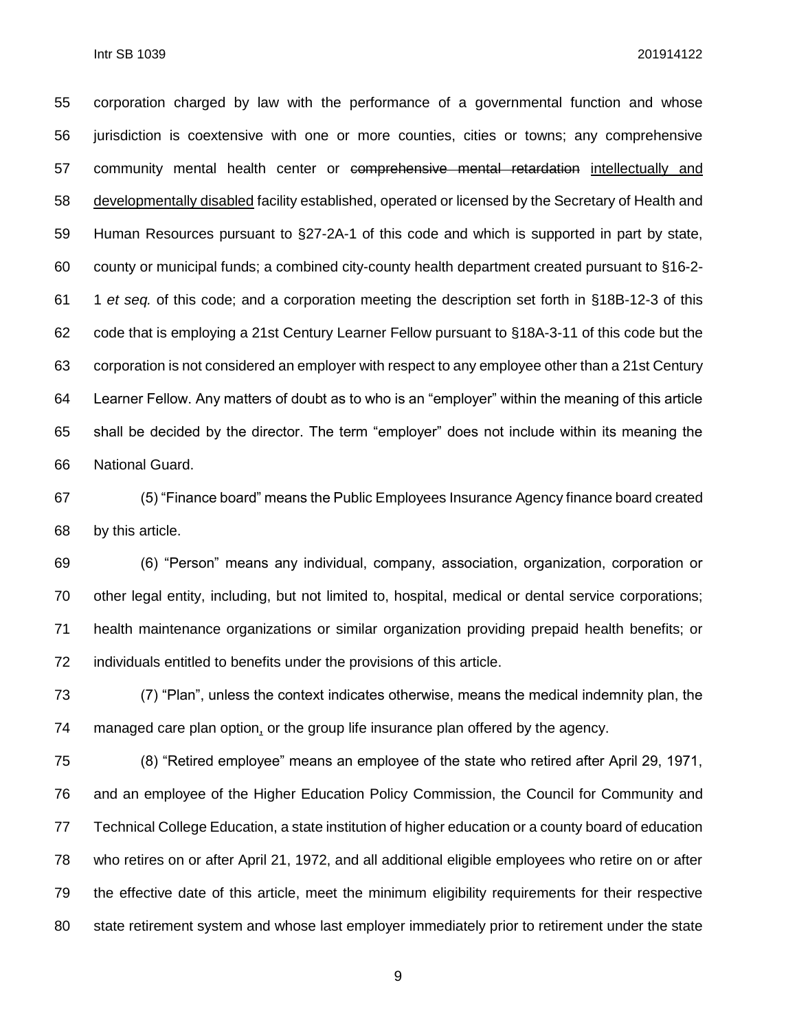corporation charged by law with the performance of a governmental function and whose jurisdiction is coextensive with one or more counties, cities or towns; any comprehensive community mental health center or ~~comprehensive mental retardation~~ <u>intellectually and developmentally disabled</u> facility established, operated or licensed by the Secretary of Health and Human Resources pursuant to §27-2A-1 of this code and which is supported in part by state, county or municipal funds; a combined city-county health department created pursuant to §16-2-1 *et seq.* of this code; and a corporation meeting the description set forth in §18B-12-3 of this code that is employing a 21st Century Learner Fellow pursuant to §18A-3-11 of this code but the corporation is not considered an employer with respect to any employee other than a 21st Century Learner Fellow. Any matters of doubt as to who is an "employer" within the meaning of this article shall be decided by the director. The term "employer" does not include within its meaning the National Guard.

(5) "Finance board" means the Public Employees Insurance Agency finance board created by this article.

(6) "Person" means any individual, company, association, organization, corporation or other legal entity, including, but not limited to, hospital, medical or dental service corporations; health maintenance organizations or similar organization providing prepaid health benefits; or individuals entitled to benefits under the provisions of this article.

(7) "Plan", unless the context indicates otherwise, means the medical indemnity plan, the managed care plan option<u>,</u> or the group life insurance plan offered by the agency.

(8) "Retired employee" means an employee of the state who retired after April 29, 1971, and an employee of the Higher Education Policy Commission, the Council for Community and Technical College Education, a state institution of higher education or a county board of education who retires on or after April 21, 1972, and all additional eligible employees who retire on or after the effective date of this article, meet the minimum eligibility requirements for their respective state retirement system and whose last employer immediately prior to retirement under the state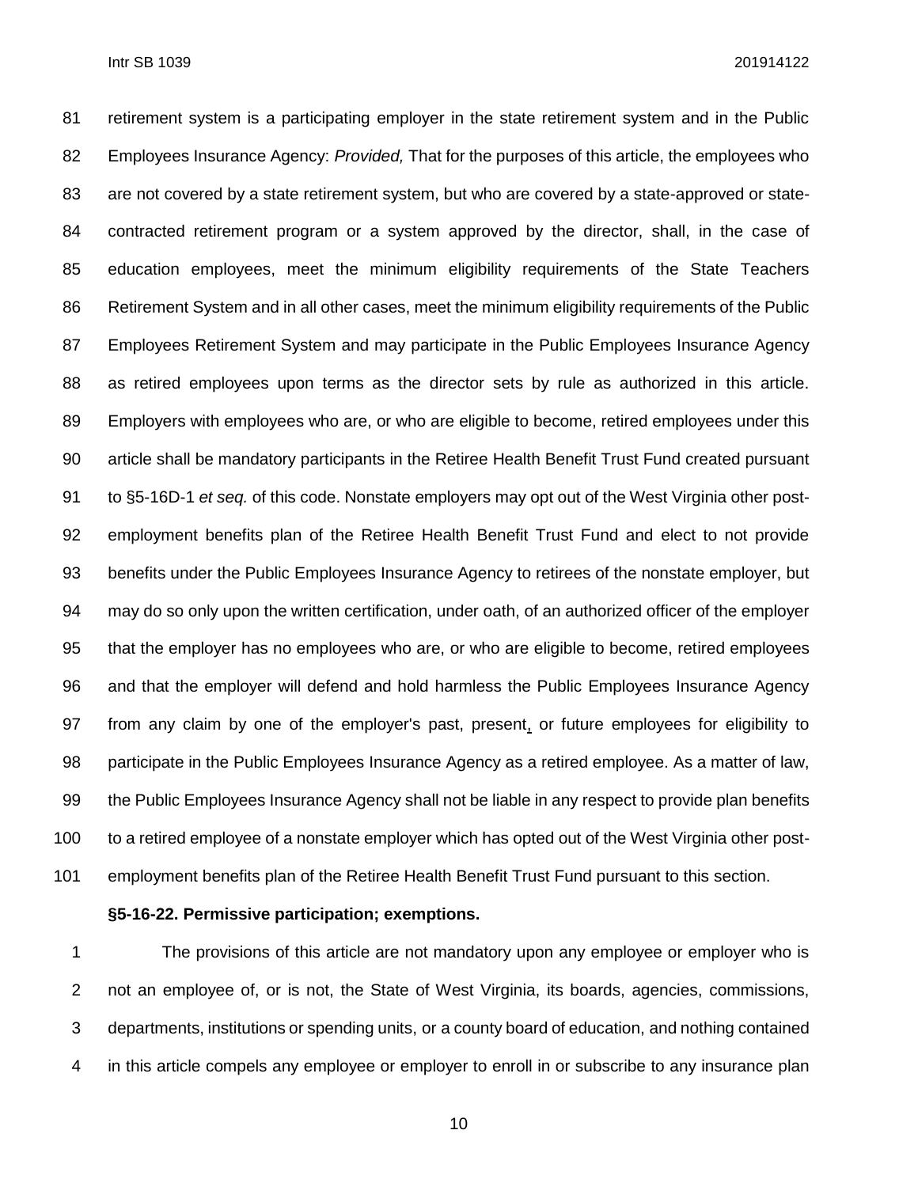retirement system is a participating employer in the state retirement system and in the Public Employees Insurance Agency: *Provided,* That for the purposes of this article, the employees who are not covered by a state retirement system, but who are covered by a state-approved or state-contracted retirement program or a system approved by the director, shall, in the case of education employees, meet the minimum eligibility requirements of the State Teachers Retirement System and in all other cases, meet the minimum eligibility requirements of the Public Employees Retirement System and may participate in the Public Employees Insurance Agency as retired employees upon terms as the director sets by rule as authorized in this article. Employers with employees who are, or who are eligible to become, retired employees under this article shall be mandatory participants in the Retiree Health Benefit Trust Fund created pursuant to §5-16D-1 *et seq.* of this code. Nonstate employers may opt out of the West Virginia other post-employment benefits plan of the Retiree Health Benefit Trust Fund and elect to not provide benefits under the Public Employees Insurance Agency to retirees of the nonstate employer, but may do so only upon the written certification, under oath, of an authorized officer of the employer that the employer has no employees who are, or who are eligible to become, retired employees and that the employer will defend and hold harmless the Public Employees Insurance Agency from any claim by one of the employer's past, present, or future employees for eligibility to participate in the Public Employees Insurance Agency as a retired employee. As a matter of law, the Public Employees Insurance Agency shall not be liable in any respect to provide plan benefits to a retired employee of a nonstate employer which has opted out of the West Virginia other post-employment benefits plan of the Retiree Health Benefit Trust Fund pursuant to this section.

**§5-16-22. Permissive participation; exemptions.**

The provisions of this article are not mandatory upon any employee or employer who is not an employee of, or is not, the State of West Virginia, its boards, agencies, commissions, departments, institutions or spending units, or a county board of education, and nothing contained in this article compels any employee or employer to enroll in or subscribe to any insurance plan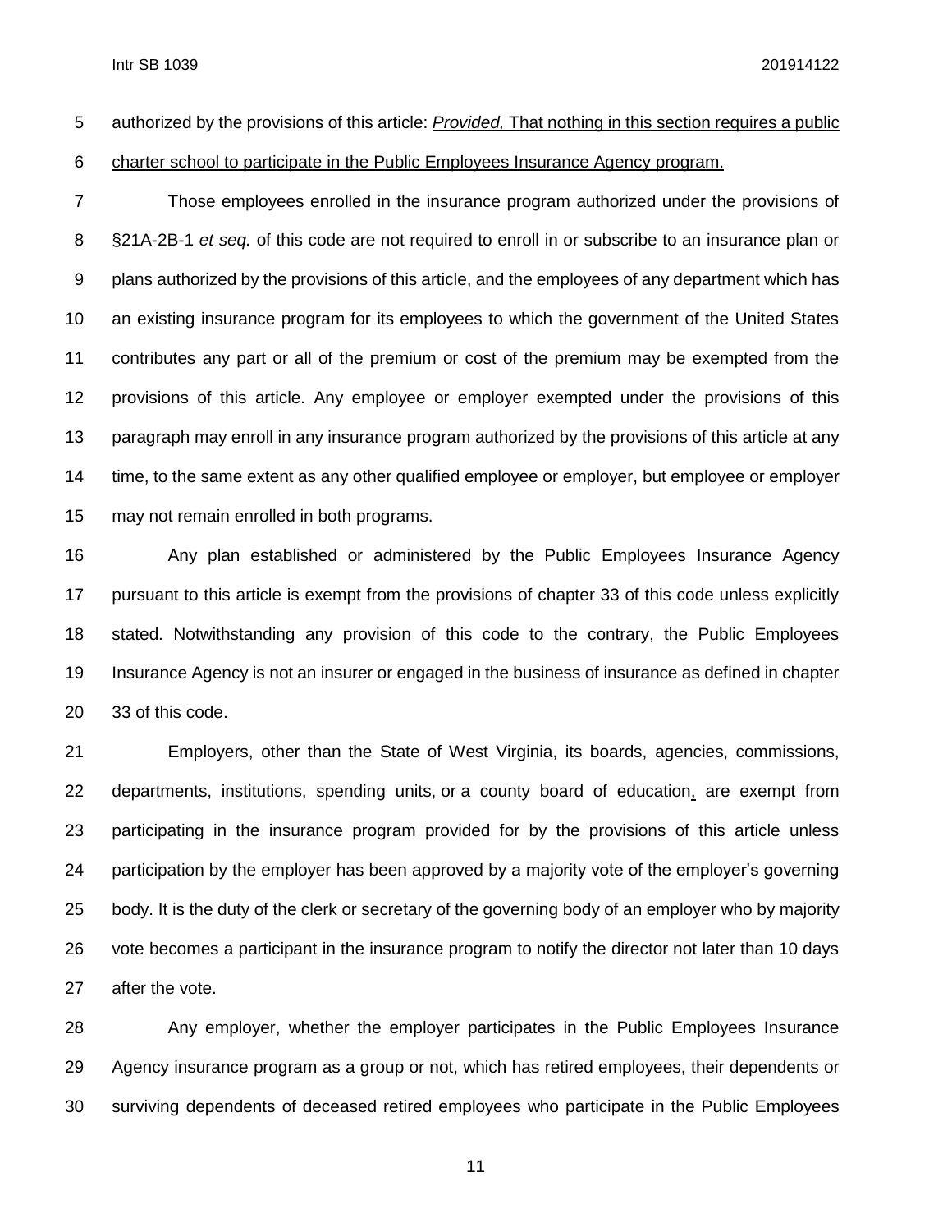authorized by the provisions of this article: *Provided,* That nothing in this section requires a public charter school to participate in the Public Employees Insurance Agency program.

Those employees enrolled in the insurance program authorized under the provisions of §21A-2B-1 *et seq.* of this code are not required to enroll in or subscribe to an insurance plan or plans authorized by the provisions of this article, and the employees of any department which has an existing insurance program for its employees to which the government of the United States contributes any part or all of the premium or cost of the premium may be exempted from the provisions of this article. Any employee or employer exempted under the provisions of this paragraph may enroll in any insurance program authorized by the provisions of this article at any time, to the same extent as any other qualified employee or employer, but employee or employer may not remain enrolled in both programs.

Any plan established or administered by the Public Employees Insurance Agency pursuant to this article is exempt from the provisions of chapter 33 of this code unless explicitly stated. Notwithstanding any provision of this code to the contrary, the Public Employees Insurance Agency is not an insurer or engaged in the business of insurance as defined in chapter 33 of this code.

Employers, other than the State of West Virginia, its boards, agencies, commissions, departments, institutions, spending units, or a county board of education, are exempt from participating in the insurance program provided for by the provisions of this article unless participation by the employer has been approved by a majority vote of the employer's governing body. It is the duty of the clerk or secretary of the governing body of an employer who by majority vote becomes a participant in the insurance program to notify the director not later than 10 days after the vote.

Any employer, whether the employer participates in the Public Employees Insurance Agency insurance program as a group or not, which has retired employees, their dependents or surviving dependents of deceased retired employees who participate in the Public Employees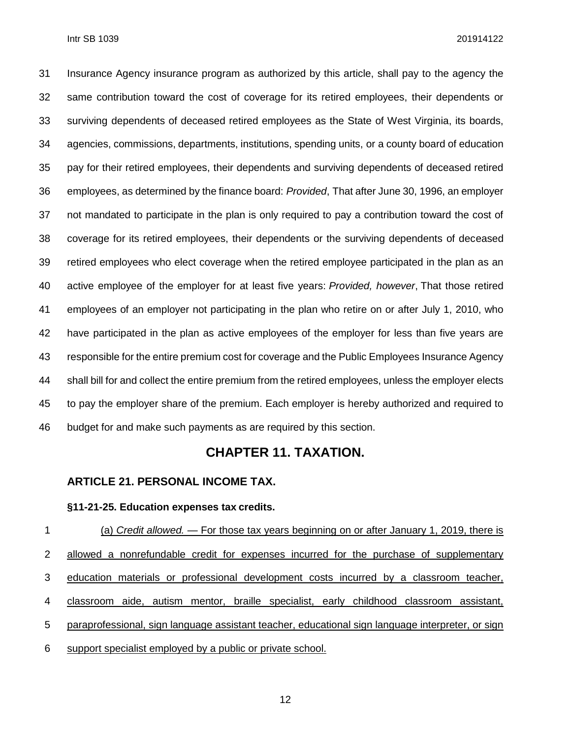Insurance Agency insurance program as authorized by this article, shall pay to the agency the same contribution toward the cost of coverage for its retired employees, their dependents or surviving dependents of deceased retired employees as the State of West Virginia, its boards, agencies, commissions, departments, institutions, spending units, or a county board of education pay for their retired employees, their dependents and surviving dependents of deceased retired employees, as determined by the finance board: *Provided*, That after June 30, 1996, an employer not mandated to participate in the plan is only required to pay a contribution toward the cost of coverage for its retired employees, their dependents or the surviving dependents of deceased retired employees who elect coverage when the retired employee participated in the plan as an active employee of the employer for at least five years: *Provided, however*, That those retired employees of an employer not participating in the plan who retire on or after July 1, 2010, who have participated in the plan as active employees of the employer for less than five years are responsible for the entire premium cost for coverage and the Public Employees Insurance Agency shall bill for and collect the entire premium from the retired employees, unless the employer elects to pay the employer share of the premium. Each employer is hereby authorized and required to budget for and make such payments as are required by this section.

# CHAPTER 11. TAXATION.

## ARTICLE 21. PERSONAL INCOME TAX.

### §11-21-25. Education expenses tax credits.

(a) *Credit allowed.* — For those tax years beginning on or after January 1, 2019, there is allowed a nonrefundable credit for expenses incurred for the purchase of supplementary education materials or professional development costs incurred by a classroom teacher, classroom aide, autism mentor, braille specialist, early childhood classroom assistant, paraprofessional, sign language assistant teacher, educational sign language interpreter, or sign support specialist employed by a public or private school.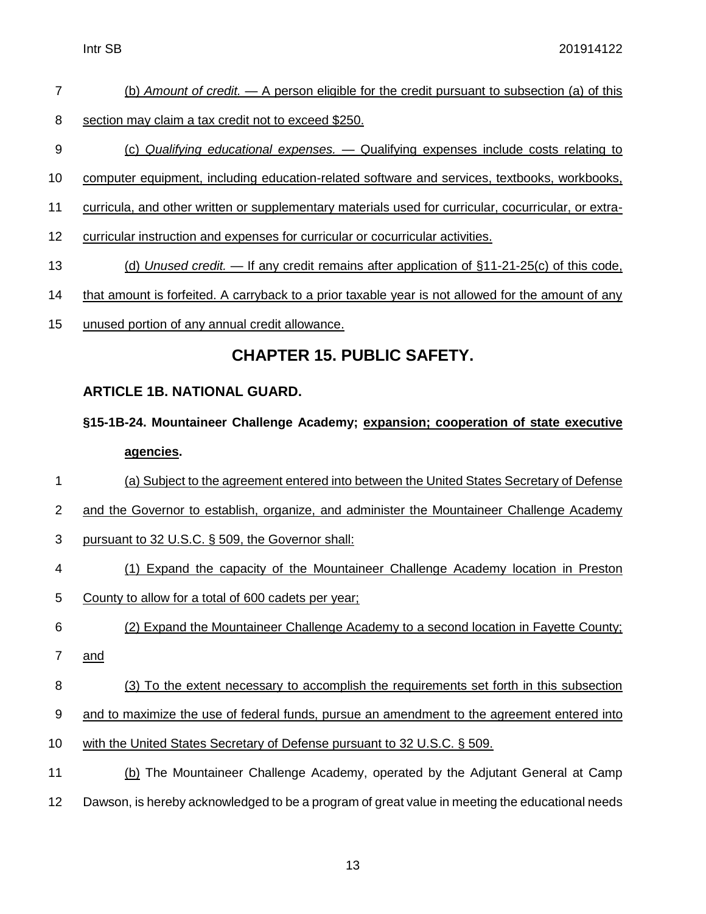(b) *Amount of credit.* — A person eligible for the credit pursuant to subsection (a) of this section may claim a tax credit not to exceed $250.

(c) *Qualifying educational expenses.* — Qualifying expenses include costs relating to computer equipment, including education-related software and services, textbooks, workbooks, curricula, and other written or supplementary materials used for curricular, cocurricular, or extra-curricular instruction and expenses for curricular or cocurricular activities.

(d) *Unused credit.* — If any credit remains after application of §11-21-25(c) of this code, that amount is forfeited. A carryback to a prior taxable year is not allowed for the amount of any unused portion of any annual credit allowance.

## CHAPTER 15. PUBLIC SAFETY.

### ARTICLE 1B. NATIONAL GUARD.

**§15-1B-24. Mountaineer Challenge Academy; expansion; cooperation of state executive agencies.**

(a) Subject to the agreement entered into between the United States Secretary of Defense and the Governor to establish, organize, and administer the Mountaineer Challenge Academy pursuant to 32 U.S.C. § 509, the Governor shall:

(1) Expand the capacity of the Mountaineer Challenge Academy location in Preston County to allow for a total of 600 cadets per year;

(2) Expand the Mountaineer Challenge Academy to a second location in Fayette County; and

(3) To the extent necessary to accomplish the requirements set forth in this subsection and to maximize the use of federal funds, pursue an amendment to the agreement entered into with the United States Secretary of Defense pursuant to 32 U.S.C. § 509.

(b) The Mountaineer Challenge Academy, operated by the Adjutant General at Camp Dawson, is hereby acknowledged to be a program of great value in meeting the educational needs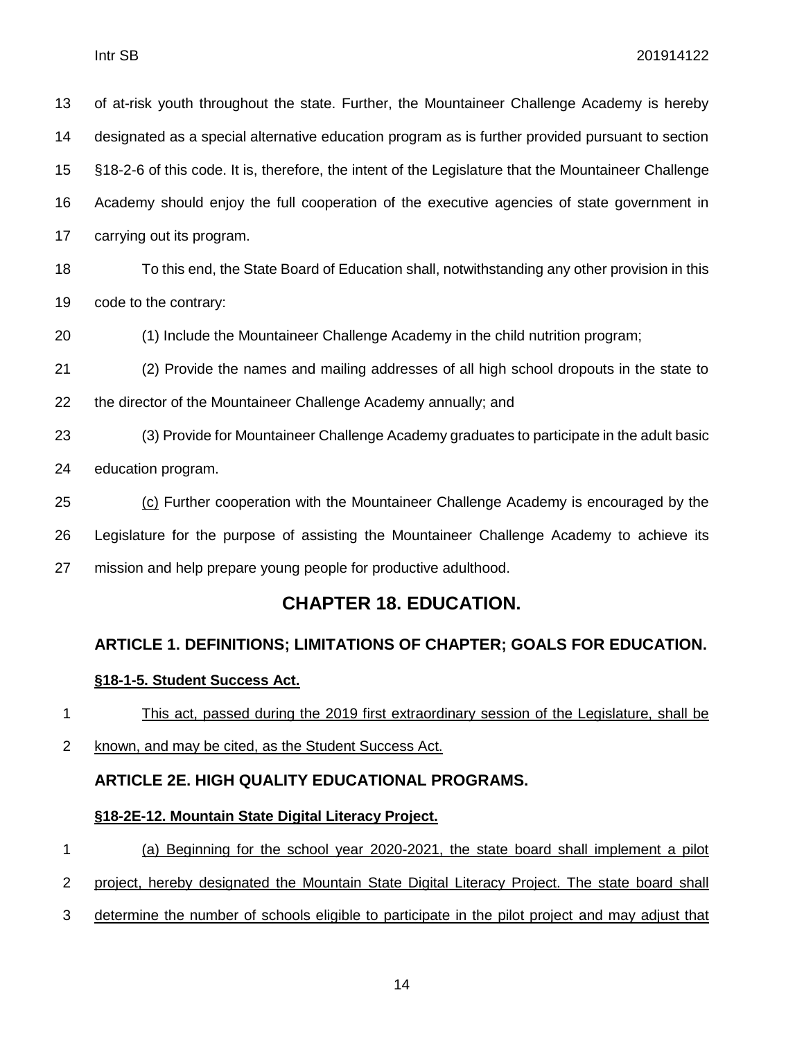of at-risk youth throughout the state. Further, the Mountaineer Challenge Academy is hereby designated as a special alternative education program as is further provided pursuant to section §18-2-6 of this code. It is, therefore, the intent of the Legislature that the Mountaineer Challenge Academy should enjoy the full cooperation of the executive agencies of state government in carrying out its program.

To this end, the State Board of Education shall, notwithstanding any other provision in this code to the contrary:

(1) Include the Mountaineer Challenge Academy in the child nutrition program;

(2) Provide the names and mailing addresses of all high school dropouts in the state to the director of the Mountaineer Challenge Academy annually; and

(3) Provide for Mountaineer Challenge Academy graduates to participate in the adult basic education program.

(c) Further cooperation with the Mountaineer Challenge Academy is encouraged by the Legislature for the purpose of assisting the Mountaineer Challenge Academy to achieve its mission and help prepare young people for productive adulthood.

## CHAPTER 18. EDUCATION.

### ARTICLE 1. DEFINITIONS; LIMITATIONS OF CHAPTER; GOALS FOR EDUCATION.

**§18-1-5. Student Success Act.**

This act, passed during the 2019 first extraordinary session of the Legislature, shall be known, and may be cited, as the Student Success Act.

### ARTICLE 2E. HIGH QUALITY EDUCATIONAL PROGRAMS.

**§18-2E-12. Mountain State Digital Literacy Project.**

(a) Beginning for the school year 2020-2021, the state board shall implement a pilot project, hereby designated the Mountain State Digital Literacy Project. The state board shall determine the number of schools eligible to participate in the pilot project and may adjust that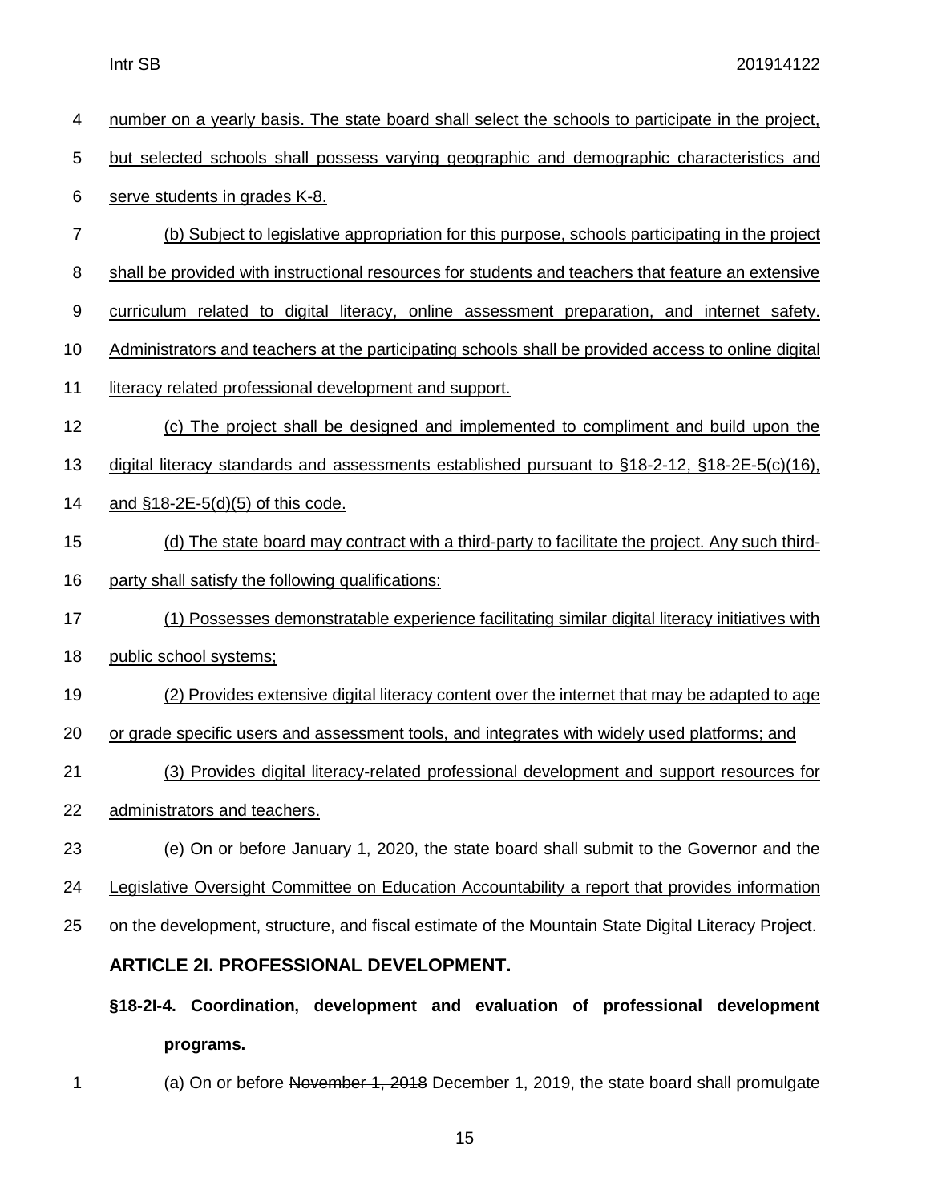number on a yearly basis. The state board shall select the schools to participate in the project, but selected schools shall possess varying geographic and demographic characteristics and serve students in grades K-8.

(b) Subject to legislative appropriation for this purpose, schools participating in the project shall be provided with instructional resources for students and teachers that feature an extensive curriculum related to digital literacy, online assessment preparation, and internet safety. Administrators and teachers at the participating schools shall be provided access to online digital literacy related professional development and support.

(c) The project shall be designed and implemented to compliment and build upon the digital literacy standards and assessments established pursuant to §18-2-12, §18-2E-5(c)(16), and §18-2E-5(d)(5) of this code.

(d) The state board may contract with a third-party to facilitate the project. Any such third-party shall satisfy the following qualifications:

(1) Possesses demonstratable experience facilitating similar digital literacy initiatives with public school systems;

(2) Provides extensive digital literacy content over the internet that may be adapted to age or grade specific users and assessment tools, and integrates with widely used platforms; and

(3) Provides digital literacy-related professional development and support resources for administrators and teachers.

(e) On or before January 1, 2020, the state board shall submit to the Governor and the Legislative Oversight Committee on Education Accountability a report that provides information on the development, structure, and fiscal estimate of the Mountain State Digital Literacy Project.

## ARTICLE 2I. PROFESSIONAL DEVELOPMENT.

### §18-2I-4. Coordination, development and evaluation of professional development programs.

(a) On or before ~~November 1, 2018~~ December 1, 2019, the state board shall promulgate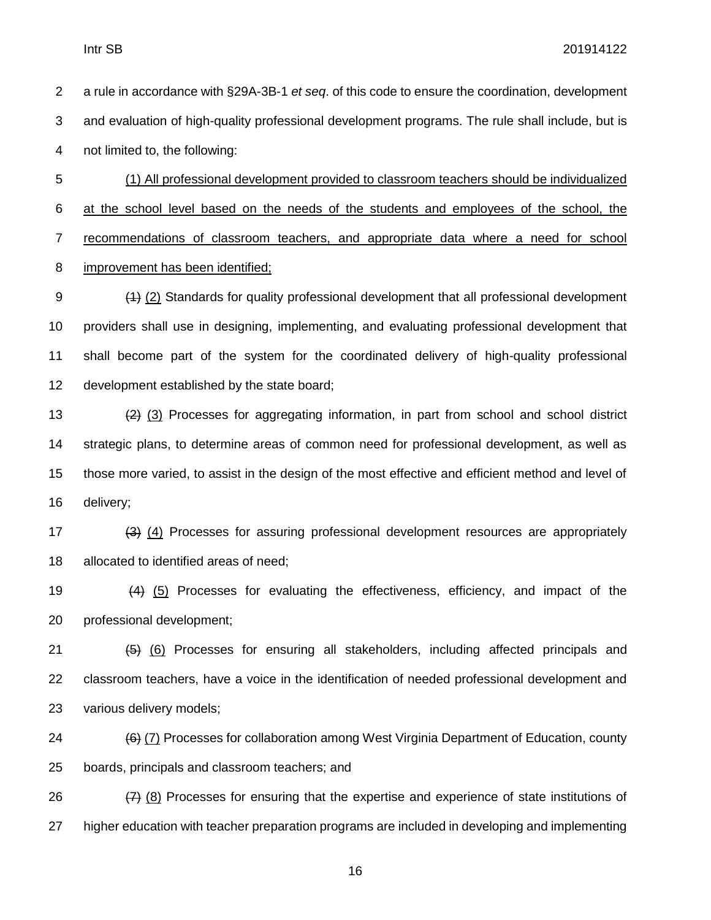a rule in accordance with §29A-3B-1 *et seq*. of this code to ensure the coordination, development and evaluation of high-quality professional development programs. The rule shall include, but is not limited to, the following:

<u>(1) All professional development provided to classroom teachers should be individualized at the school level based on the needs of the students and employees of the school, the recommendations of classroom teachers, and appropriate data where a need for school improvement has been identified;</u>

~~(1)~~ <u>(2)</u> Standards for quality professional development that all professional development providers shall use in designing, implementing, and evaluating professional development that shall become part of the system for the coordinated delivery of high-quality professional development established by the state board;

~~(2)~~ <u>(3)</u> Processes for aggregating information, in part from school and school district strategic plans, to determine areas of common need for professional development, as well as those more varied, to assist in the design of the most effective and efficient method and level of delivery;

~~(3)~~ <u>(4)</u> Processes for assuring professional development resources are appropriately allocated to identified areas of need;

~~(4)~~ <u>(5)</u> Processes for evaluating the effectiveness, efficiency, and impact of the professional development;

~~(5)~~ <u>(6)</u> Processes for ensuring all stakeholders, including affected principals and classroom teachers, have a voice in the identification of needed professional development and various delivery models;

~~(6)~~ <u>(7)</u> Processes for collaboration among West Virginia Department of Education, county boards, principals and classroom teachers; and

~~(7)~~ <u>(8)</u> Processes for ensuring that the expertise and experience of state institutions of higher education with teacher preparation programs are included in developing and implementing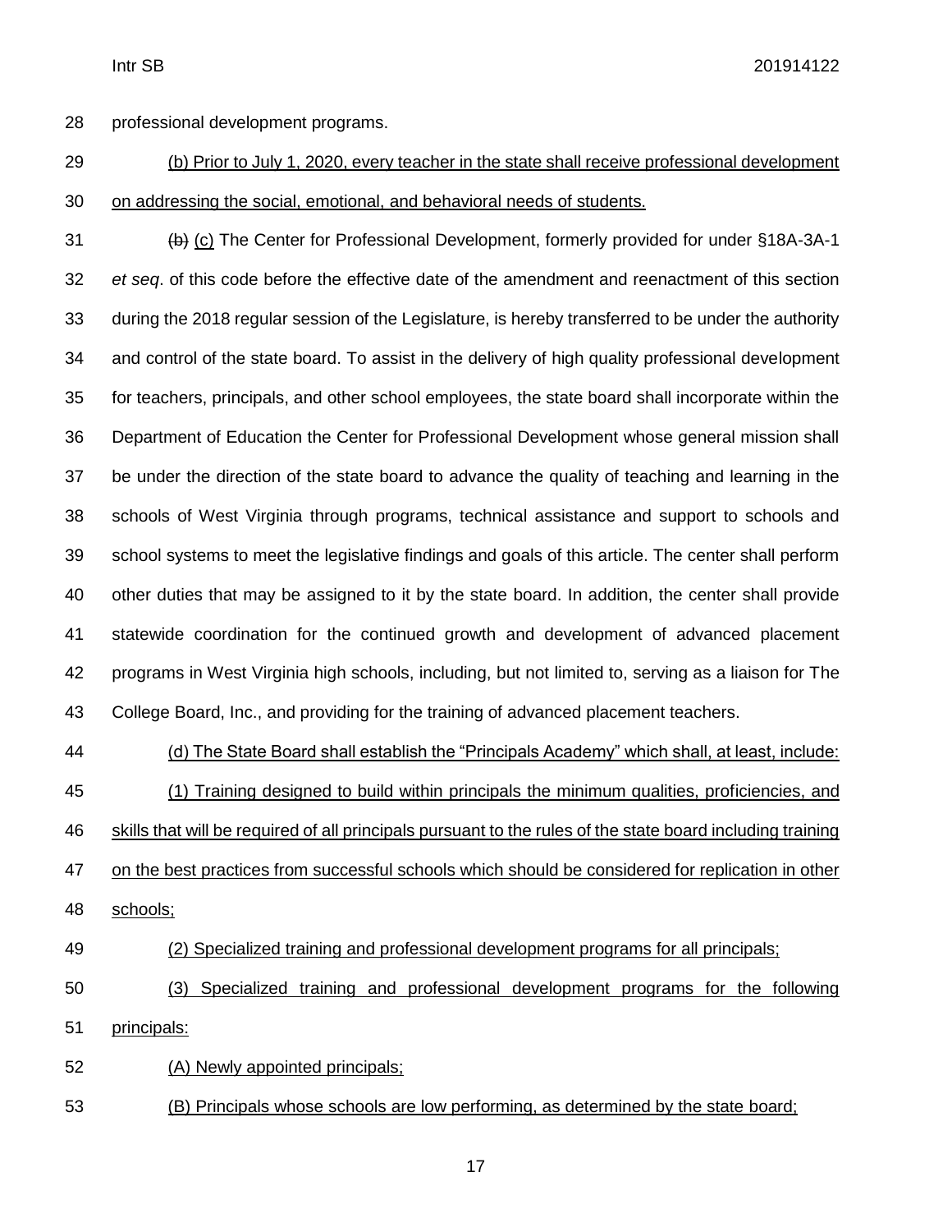professional development programs.

<u>(b) Prior to July 1, 2020, every teacher in the state shall receive professional development on addressing the social, emotional, and behavioral needs of students.</u>

~~(b)~~ <u>(c)</u> The Center for Professional Development, formerly provided for under §18A-3A-1 *et seq*. of this code before the effective date of the amendment and reenactment of this section during the 2018 regular session of the Legislature, is hereby transferred to be under the authority and control of the state board. To assist in the delivery of high quality professional development for teachers, principals, and other school employees, the state board shall incorporate within the Department of Education the Center for Professional Development whose general mission shall be under the direction of the state board to advance the quality of teaching and learning in the schools of West Virginia through programs, technical assistance and support to schools and school systems to meet the legislative findings and goals of this article. The center shall perform other duties that may be assigned to it by the state board. In addition, the center shall provide statewide coordination for the continued growth and development of advanced placement programs in West Virginia high schools, including, but not limited to, serving as a liaison for The College Board, Inc., and providing for the training of advanced placement teachers.

<u>(d) The State Board shall establish the "Principals Academy" which shall, at least, include:</u>

<u>(1) Training designed to build within principals the minimum qualities, proficiencies, and skills that will be required of all principals pursuant to the rules of the state board including training on the best practices from successful schools which should be considered for replication in other schools;</u>

<u>(2) Specialized training and professional development programs for all principals;</u>

<u>(3) Specialized training and professional development programs for the following principals:</u>

<u>(A) Newly appointed principals;</u>

<u>(B) Principals whose schools are low performing, as determined by the state board;</u>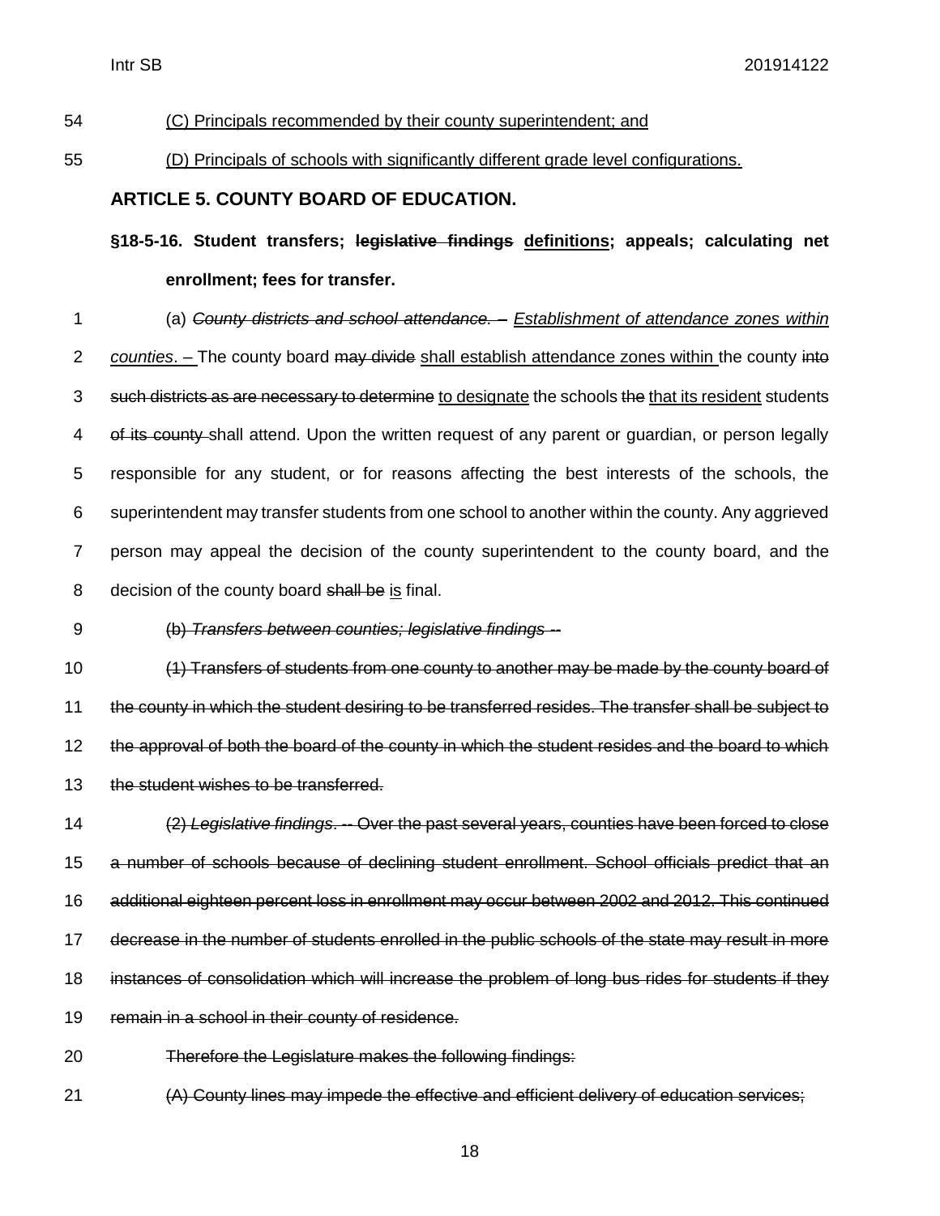(C) Principals recommended by their county superintendent; and

(D) Principals of schools with significantly different grade level configurations.

## ARTICLE 5. COUNTY BOARD OF EDUCATION.

### §18-5-16. Student transfers; ~~legislative findings~~ definitions; appeals; calculating net enrollment; fees for transfer.

(a) ~~*County districts and school attendance. –*~~ *Establishment of attendance zones within counties*. – The county board ~~may divide~~ shall establish attendance zones within the county ~~into such districts as are necessary to determine~~ to designate the schools ~~the~~ that its resident students ~~of its county~~ shall attend. Upon the written request of any parent or guardian, or person legally responsible for any student, or for reasons affecting the best interests of the schools, the superintendent may transfer students from one school to another within the county. Any aggrieved person may appeal the decision of the county superintendent to the county board, and the decision of the county board ~~shall be~~ is final.

~~(b) *Transfers between counties; legislative findings* --~~

~~(1) Transfers of students from one county to another may be made by the county board of the county in which the student desiring to be transferred resides. The transfer shall be subject to the approval of both the board of the county in which the student resides and the board to which the student wishes to be transferred.~~

~~(2) *Legislative findings*. -- Over the past several years, counties have been forced to close a number of schools because of declining student enrollment. School officials predict that an additional eighteen percent loss in enrollment may occur between 2002 and 2012. This continued decrease in the number of students enrolled in the public schools of the state may result in more instances of consolidation which will increase the problem of long bus rides for students if they remain in a school in their county of residence.~~

~~Therefore the Legislature makes the following findings:~~

~~(A) County lines may impede the effective and efficient delivery of education services;~~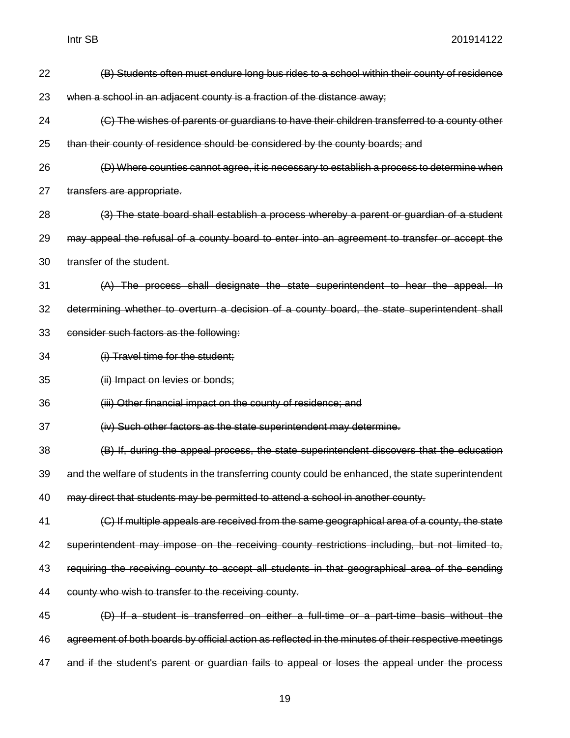~~(B) Students often must endure long bus rides to a school within their county of residence when a school in an adjacent county is a fraction of the distance away;~~

~~(C) The wishes of parents or guardians to have their children transferred to a county other than their county of residence should be considered by the county boards; and~~

~~(D) Where counties cannot agree, it is necessary to establish a process to determine when transfers are appropriate.~~

~~(3) The state board shall establish a process whereby a parent or guardian of a student may appeal the refusal of a county board to enter into an agreement to transfer or accept the transfer of the student.~~

~~(A) The process shall designate the state superintendent to hear the appeal. In determining whether to overturn a decision of a county board, the state superintendent shall consider such factors as the following:~~

~~(i) Travel time for the student;~~

~~(ii) Impact on levies or bonds;~~

~~(iii) Other financial impact on the county of residence; and~~

~~(iv) Such other factors as the state superintendent may determine.~~

~~(B) If, during the appeal process, the state superintendent discovers that the education and the welfare of students in the transferring county could be enhanced, the state superintendent may direct that students may be permitted to attend a school in another county.~~

~~(C) If multiple appeals are received from the same geographical area of a county, the state superintendent may impose on the receiving county restrictions including, but not limited to, requiring the receiving county to accept all students in that geographical area of the sending county who wish to transfer to the receiving county.~~

~~(D) If a student is transferred on either a full-time or a part-time basis without the agreement of both boards by official action as reflected in the minutes of their respective meetings and if the student's parent or guardian fails to appeal or loses the appeal under the process~~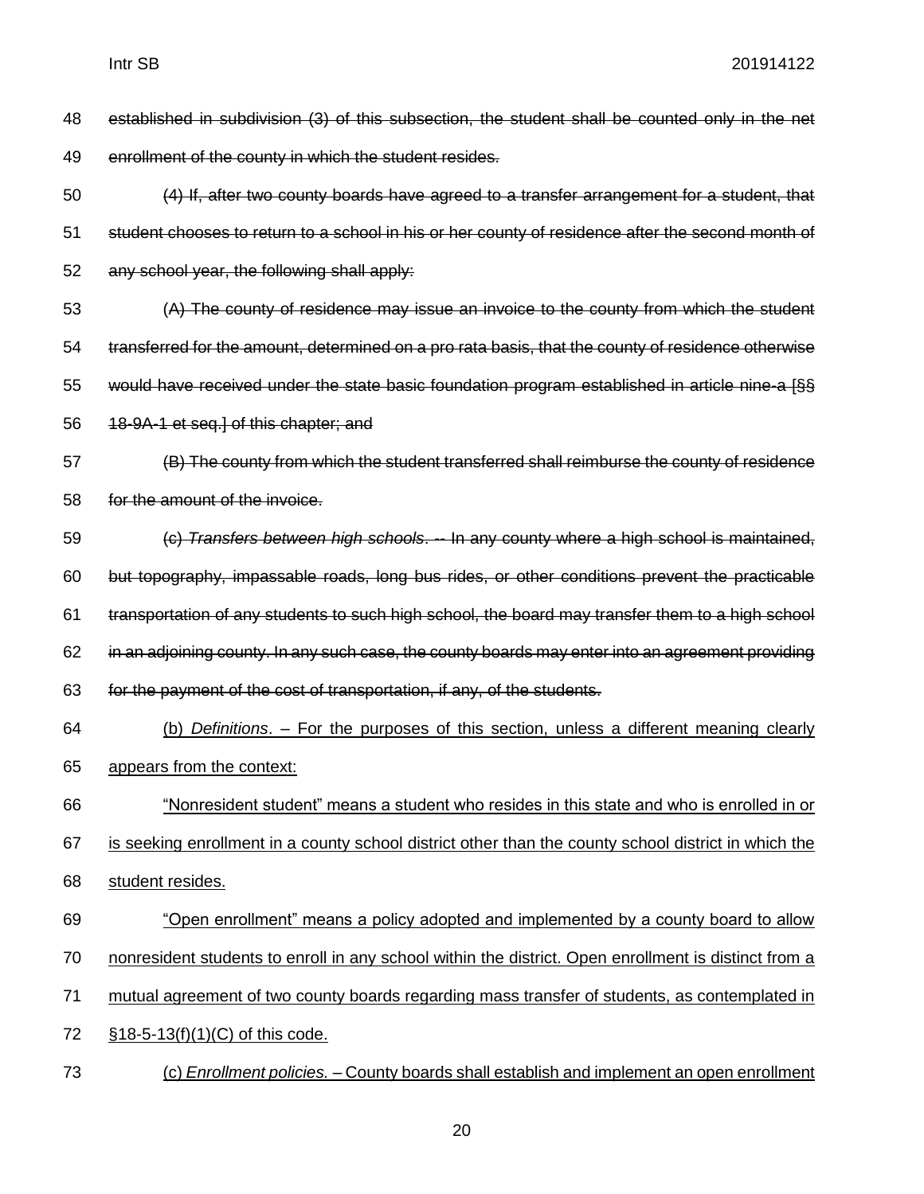~~established in subdivision (3) of this subsection, the student shall be counted only in the net enrollment of the county in which the student resides.~~

~~(4) If, after two county boards have agreed to a transfer arrangement for a student, that student chooses to return to a school in his or her county of residence after the second month of any school year, the following shall apply:~~

~~(A) The county of residence may issue an invoice to the county from which the student transferred for the amount, determined on a pro rata basis, that the county of residence otherwise would have received under the state basic foundation program established in article nine-a [§§ 18-9A-1 et seq.] of this chapter; and~~

~~(B) The county from which the student transferred shall reimburse the county of residence for the amount of the invoice.~~

~~(c) *Transfers between high schools*. -- In any county where a high school is maintained, but topography, impassable roads, long bus rides, or other conditions prevent the practicable transportation of any students to such high school, the board may transfer them to a high school in an adjoining county. In any such case, the county boards may enter into an agreement providing for the payment of the cost of transportation, if any, of the students.~~

<u>(b) *Definitions*. – For the purposes of this section, unless a different meaning clearly appears from the context:</u>

<u>"Nonresident student" means a student who resides in this state and who is enrolled in or is seeking enrollment in a county school district other than the county school district in which the student resides.</u>

<u>"Open enrollment" means a policy adopted and implemented by a county board to allow nonresident students to enroll in any school within the district. Open enrollment is distinct from a mutual agreement of two county boards regarding mass transfer of students, as contemplated in §18-5-13(f)(1)(C) of this code.</u>

<u>(c) *Enrollment policies.* – County boards shall establish and implement an open enrollment</u>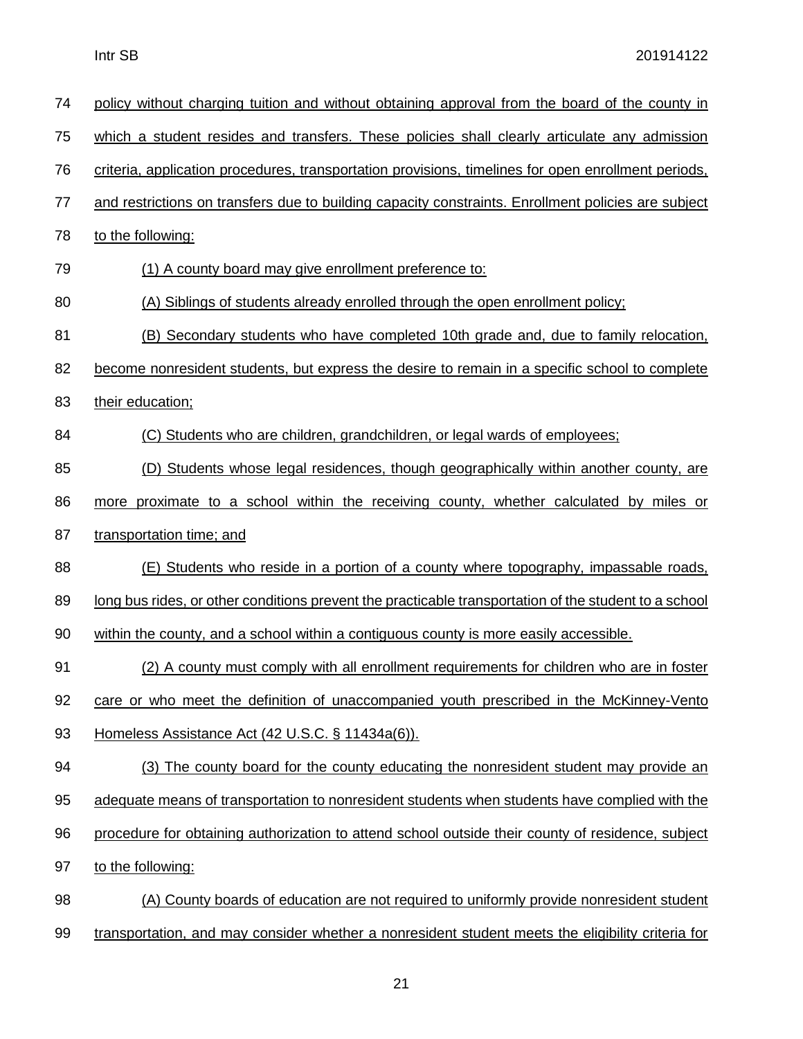policy without charging tuition and without obtaining approval from the board of the county in which a student resides and transfers. These policies shall clearly articulate any admission criteria, application procedures, transportation provisions, timelines for open enrollment periods, and restrictions on transfers due to building capacity constraints. Enrollment policies are subject to the following:

(1) A county board may give enrollment preference to:

(A) Siblings of students already enrolled through the open enrollment policy;

(B) Secondary students who have completed 10th grade and, due to family relocation, become nonresident students, but express the desire to remain in a specific school to complete their education;

(C) Students who are children, grandchildren, or legal wards of employees;

(D) Students whose legal residences, though geographically within another county, are more proximate to a school within the receiving county, whether calculated by miles or transportation time; and

(E) Students who reside in a portion of a county where topography, impassable roads, long bus rides, or other conditions prevent the practicable transportation of the student to a school within the county, and a school within a contiguous county is more easily accessible.

(2) A county must comply with all enrollment requirements for children who are in foster care or who meet the definition of unaccompanied youth prescribed in the McKinney-Vento Homeless Assistance Act (42 U.S.C. § 11434a(6)).

(3) The county board for the county educating the nonresident student may provide an adequate means of transportation to nonresident students when students have complied with the procedure for obtaining authorization to attend school outside their county of residence, subject to the following:

(A) County boards of education are not required to uniformly provide nonresident student transportation, and may consider whether a nonresident student meets the eligibility criteria for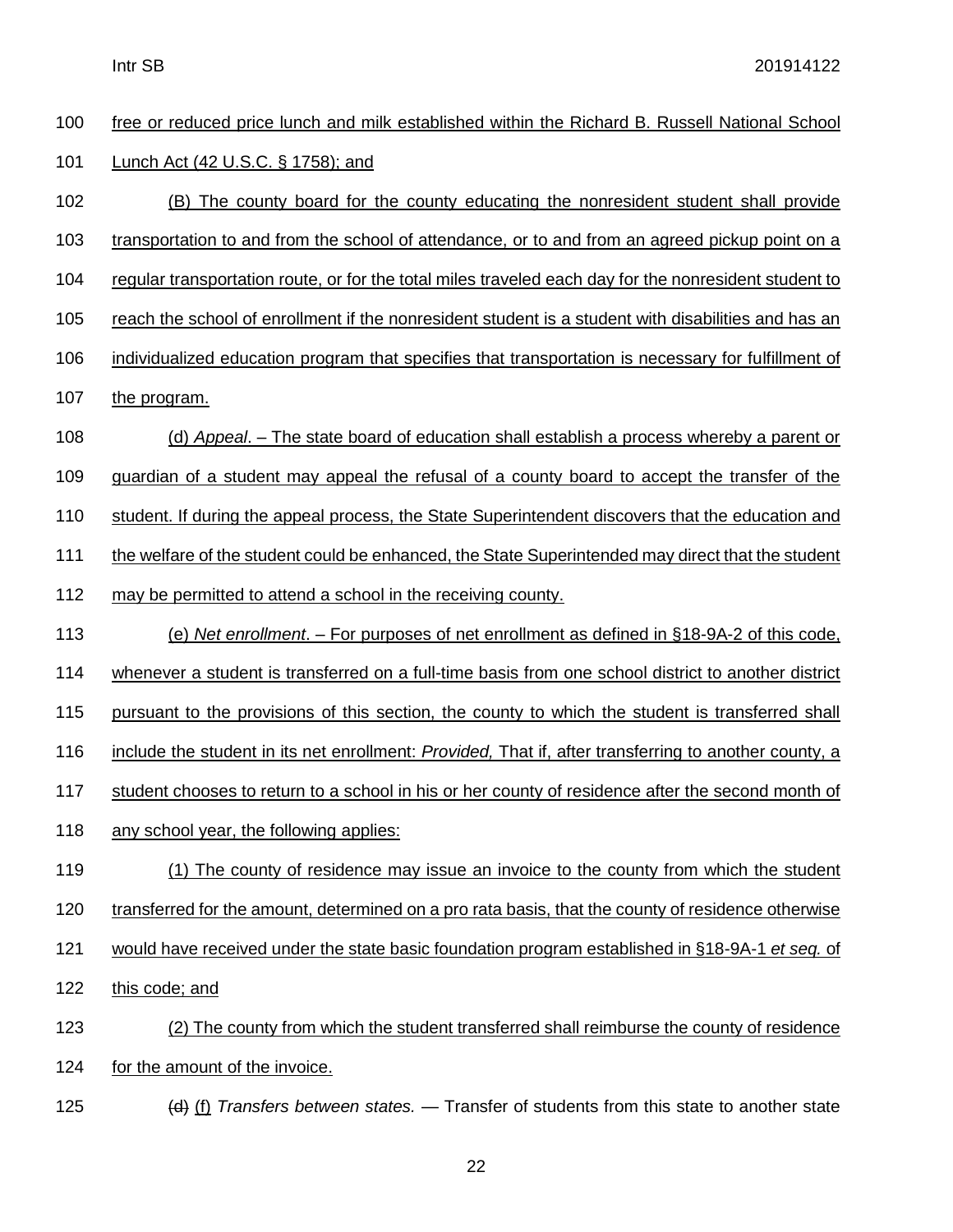free or reduced price lunch and milk established within the Richard B. Russell National School Lunch Act (42 U.S.C. § 1758); and

(B) The county board for the county educating the nonresident student shall provide transportation to and from the school of attendance, or to and from an agreed pickup point on a regular transportation route, or for the total miles traveled each day for the nonresident student to reach the school of enrollment if the nonresident student is a student with disabilities and has an individualized education program that specifies that transportation is necessary for fulfillment of the program.

(d) *Appeal*. – The state board of education shall establish a process whereby a parent or guardian of a student may appeal the refusal of a county board to accept the transfer of the student. If during the appeal process, the State Superintendent discovers that the education and the welfare of the student could be enhanced, the State Superintended may direct that the student may be permitted to attend a school in the receiving county.

(e) *Net enrollment*. – For purposes of net enrollment as defined in §18-9A-2 of this code, whenever a student is transferred on a full-time basis from one school district to another district pursuant to the provisions of this section, the county to which the student is transferred shall include the student in its net enrollment: *Provided,* That if, after transferring to another county, a student chooses to return to a school in his or her county of residence after the second month of any school year, the following applies:

(1) The county of residence may issue an invoice to the county from which the student transferred for the amount, determined on a pro rata basis, that the county of residence otherwise would have received under the state basic foundation program established in §18-9A-1 *et seq.* of this code; and

(2) The county from which the student transferred shall reimburse the county of residence for the amount of the invoice.

~~(d)~~ (f) *Transfers between states.* — Transfer of students from this state to another state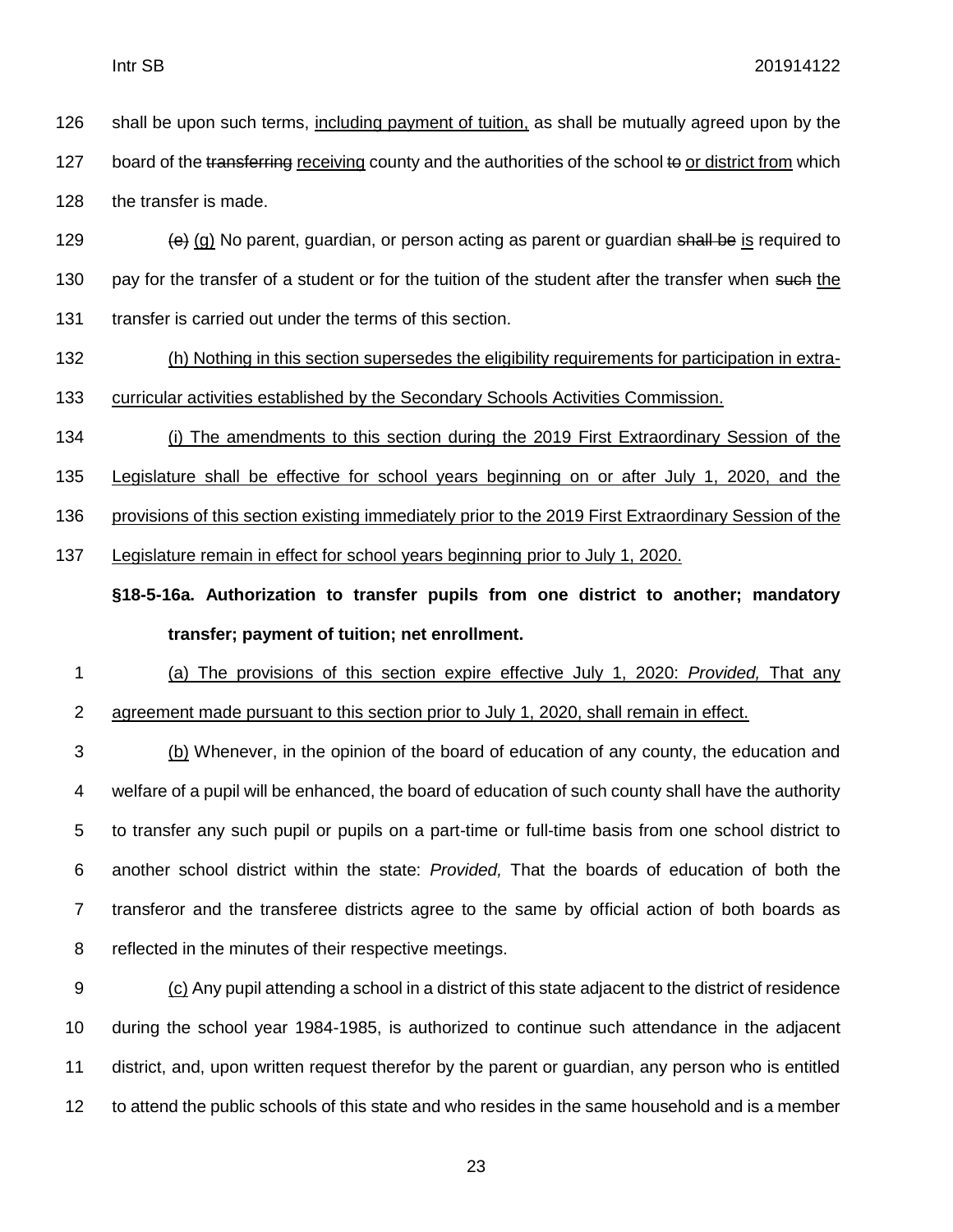shall be upon such terms, <u>including payment of tuition,</u> as shall be mutually agreed upon by the board of the ~~transferring~~ <u>receiving</u> county and the authorities of the school ~~to~~ <u>or district from</u> which the transfer is made.

~~(e)~~ <u>(g)</u> No parent, guardian, or person acting as parent or guardian ~~shall be~~ <u>is</u> required to pay for the transfer of a student or for the tuition of the student after the transfer when ~~such~~ <u>the</u> transfer is carried out under the terms of this section.

<u>(h) Nothing in this section supersedes the eligibility requirements for participation in extra-curricular activities established by the Secondary Schools Activities Commission.</u>

<u>(i) The amendments to this section during the 2019 First Extraordinary Session of the Legislature shall be effective for school years beginning on or after July 1, 2020, and the provisions of this section existing immediately prior to the 2019 First Extraordinary Session of the Legislature remain in effect for school years beginning prior to July 1, 2020.</u>

**§18-5-16a. Authorization to transfer pupils from one district to another; mandatory transfer; payment of tuition; net enrollment.**

<u>(a) The provisions of this section expire effective July 1, 2020: *Provided,* That any agreement made pursuant to this section prior to July 1, 2020, shall remain in effect.</u>

<u>(b)</u> Whenever, in the opinion of the board of education of any county, the education and welfare of a pupil will be enhanced, the board of education of such county shall have the authority to transfer any such pupil or pupils on a part-time or full-time basis from one school district to another school district within the state: *Provided,* That the boards of education of both the transferor and the transferee districts agree to the same by official action of both boards as reflected in the minutes of their respective meetings.

<u>(c)</u> Any pupil attending a school in a district of this state adjacent to the district of residence during the school year 1984-1985, is authorized to continue such attendance in the adjacent district, and, upon written request therefor by the parent or guardian, any person who is entitled to attend the public schools of this state and who resides in the same household and is a member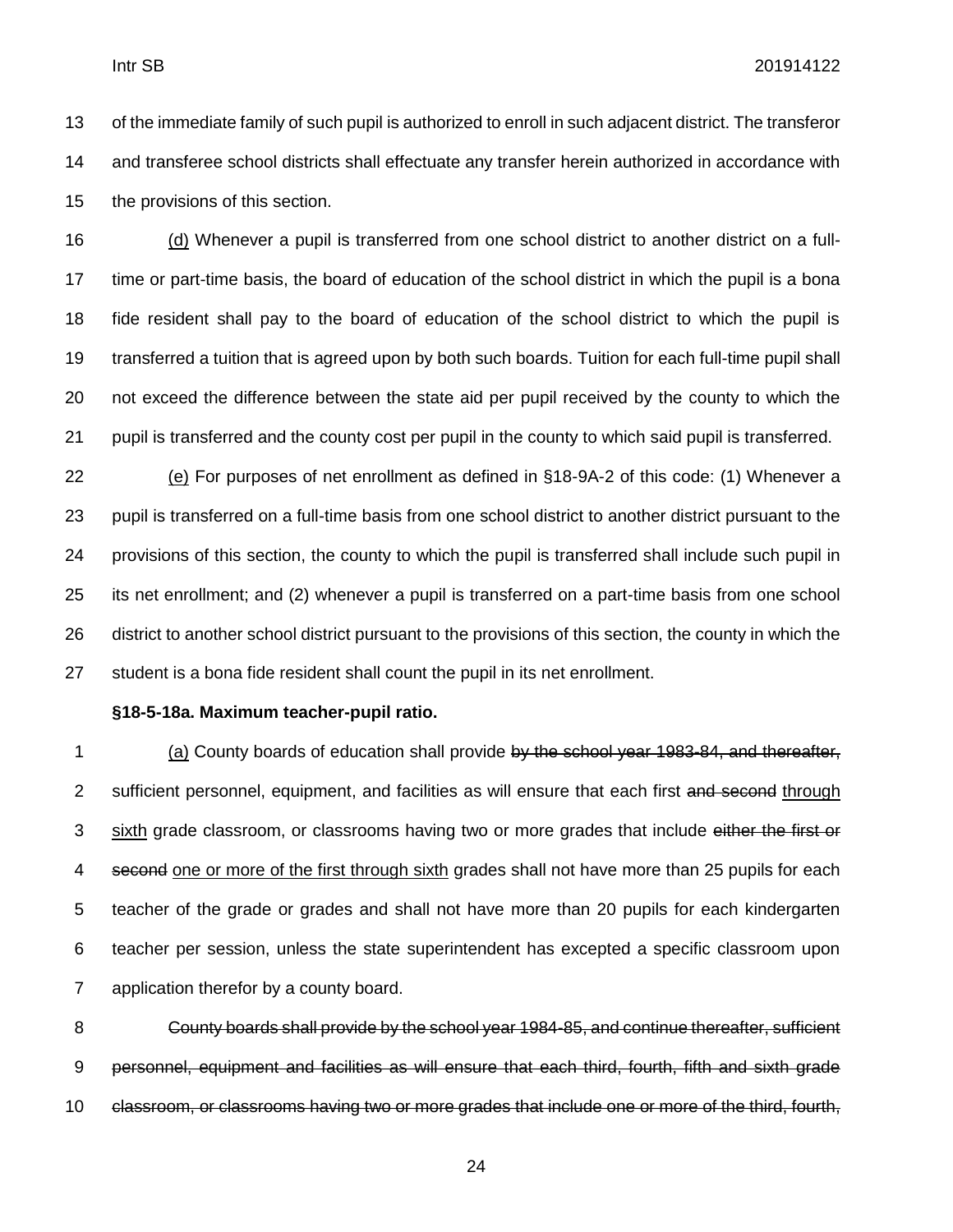of the immediate family of such pupil is authorized to enroll in such adjacent district. The transferor and transferee school districts shall effectuate any transfer herein authorized in accordance with the provisions of this section.

<u>(d)</u> Whenever a pupil is transferred from one school district to another district on a full-time or part-time basis, the board of education of the school district in which the pupil is a bona fide resident shall pay to the board of education of the school district to which the pupil is transferred a tuition that is agreed upon by both such boards. Tuition for each full-time pupil shall not exceed the difference between the state aid per pupil received by the county to which the pupil is transferred and the county cost per pupil in the county to which said pupil is transferred.

<u>(e)</u> For purposes of net enrollment as defined in §18-9A-2 of this code: (1) Whenever a pupil is transferred on a full-time basis from one school district to another district pursuant to the provisions of this section, the county to which the pupil is transferred shall include such pupil in its net enrollment; and (2) whenever a pupil is transferred on a part-time basis from one school district to another school district pursuant to the provisions of this section, the county in which the student is a bona fide resident shall count the pupil in its net enrollment.

**§18-5-18a. Maximum teacher-pupil ratio.**

<u>(a)</u> County boards of education shall provide ~~by the school year 1983-84, and thereafter,~~ sufficient personnel, equipment, and facilities as will ensure that each first ~~and second~~ <u>through sixth</u> grade classroom, or classrooms having two or more grades that include ~~either the first or second~~ <u>one or more of the first through sixth</u> grades shall not have more than 25 pupils for each teacher of the grade or grades and shall not have more than 20 pupils for each kindergarten teacher per session, unless the state superintendent has excepted a specific classroom upon application therefor by a county board.

~~County boards shall provide by the school year 1984-85, and continue thereafter, sufficient personnel, equipment and facilities as will ensure that each third, fourth, fifth and sixth grade classroom, or classrooms having two or more grades that include one or more of the third, fourth,~~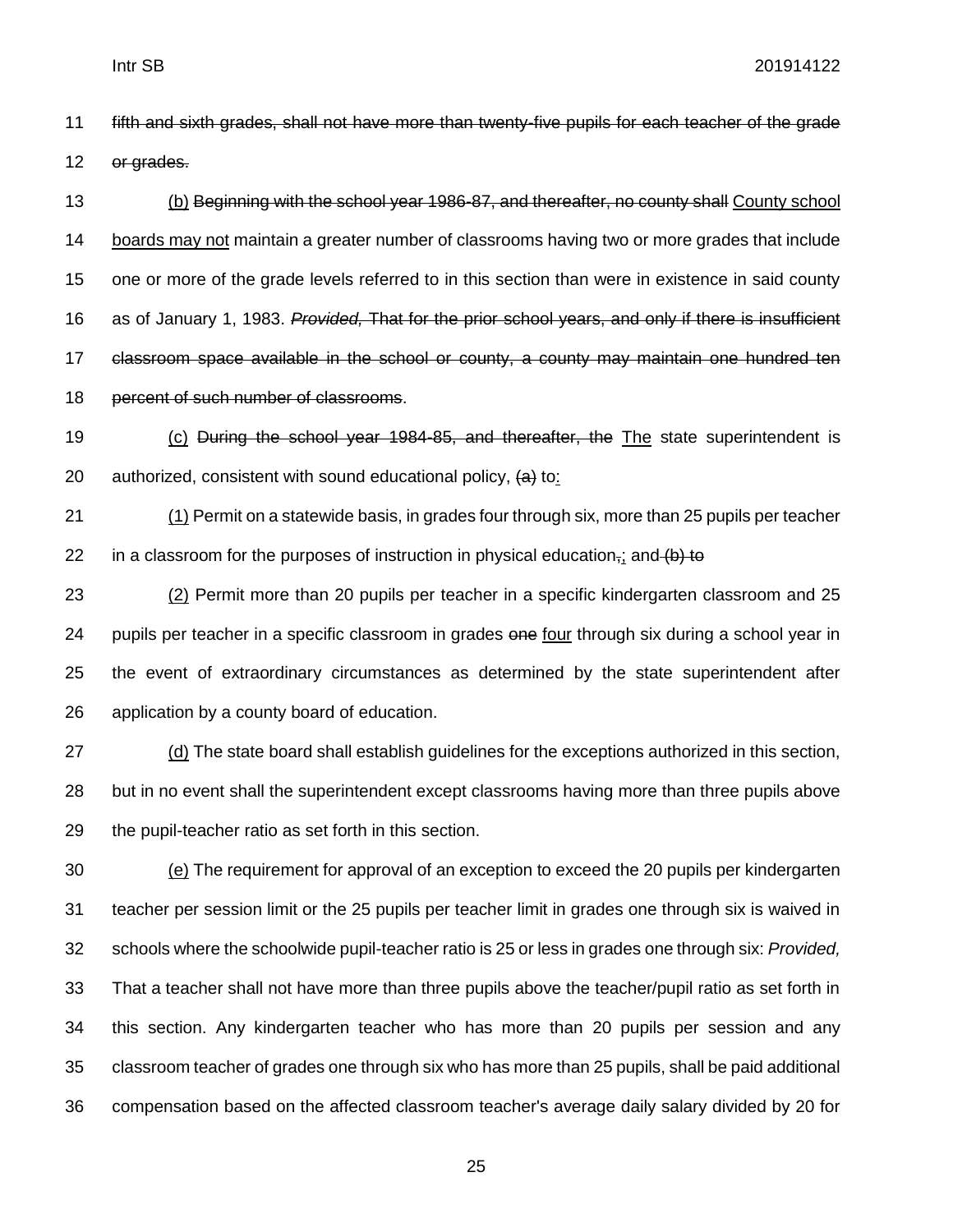~~fifth and sixth grades, shall not have more than twenty-five pupils for each teacher of the grade or grades.~~

<u>(b)</u> ~~Beginning with the school year 1986-87, and thereafter, no county shall~~ <u>County school boards may not</u> maintain a greater number of classrooms having two or more grades that include one or more of the grade levels referred to in this section than were in existence in said county as of January 1, 1983. ~~*Provided,* That for the prior school years, and only if there is insufficient classroom space available in the school or county, a county may maintain one hundred ten percent of such number of classrooms~~.

<u>(c)</u> ~~During the school year 1984-85, and thereafter, the~~ <u>The</u> state superintendent is authorized, consistent with sound educational policy, ~~(a)~~ to<u>:</u>

<u>(1)</u> Permit on a statewide basis, in grades four through six, more than 25 pupils per teacher in a classroom for the purposes of instruction in physical education~~,~~<u>;</u> and ~~(b) to~~

<u>(2)</u> Permit more than 20 pupils per teacher in a specific kindergarten classroom and 25 pupils per teacher in a specific classroom in grades ~~one~~ <u>four</u> through six during a school year in the event of extraordinary circumstances as determined by the state superintendent after application by a county board of education.

<u>(d)</u> The state board shall establish guidelines for the exceptions authorized in this section, but in no event shall the superintendent except classrooms having more than three pupils above the pupil-teacher ratio as set forth in this section.

<u>(e)</u> The requirement for approval of an exception to exceed the 20 pupils per kindergarten teacher per session limit or the 25 pupils per teacher limit in grades one through six is waived in schools where the schoolwide pupil-teacher ratio is 25 or less in grades one through six: *Provided,* That a teacher shall not have more than three pupils above the teacher/pupil ratio as set forth in this section. Any kindergarten teacher who has more than 20 pupils per session and any classroom teacher of grades one through six who has more than 25 pupils, shall be paid additional compensation based on the affected classroom teacher's average daily salary divided by 20 for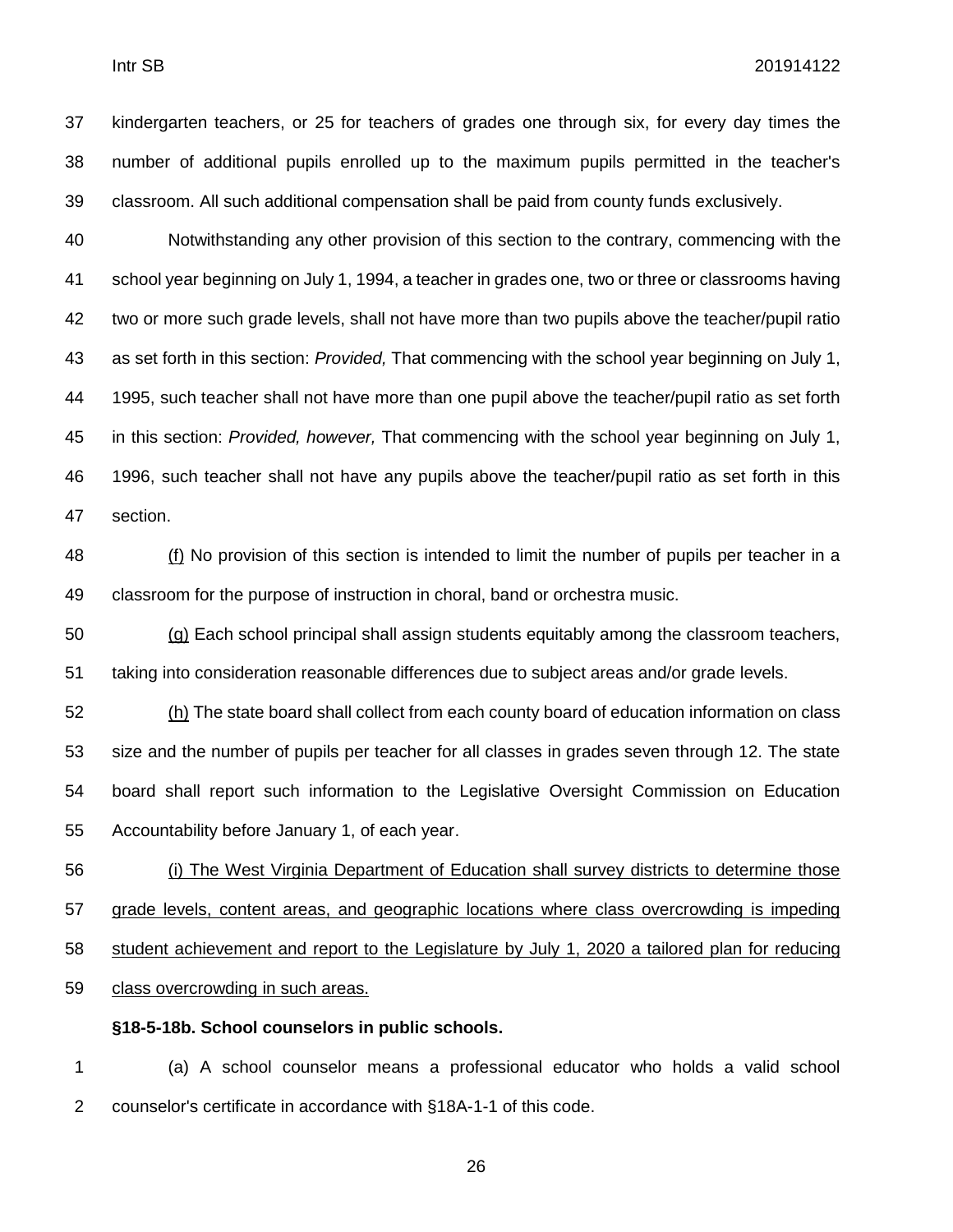kindergarten teachers, or 25 for teachers of grades one through six, for every day times the number of additional pupils enrolled up to the maximum pupils permitted in the teacher's classroom. All such additional compensation shall be paid from county funds exclusively.

Notwithstanding any other provision of this section to the contrary, commencing with the school year beginning on July 1, 1994, a teacher in grades one, two or three or classrooms having two or more such grade levels, shall not have more than two pupils above the teacher/pupil ratio as set forth in this section: *Provided,* That commencing with the school year beginning on July 1, 1995, such teacher shall not have more than one pupil above the teacher/pupil ratio as set forth in this section: *Provided, however,* That commencing with the school year beginning on July 1, 1996, such teacher shall not have any pupils above the teacher/pupil ratio as set forth in this section.

<u>(f)</u> No provision of this section is intended to limit the number of pupils per teacher in a classroom for the purpose of instruction in choral, band or orchestra music.

<u>(g)</u> Each school principal shall assign students equitably among the classroom teachers, taking into consideration reasonable differences due to subject areas and/or grade levels.

<u>(h)</u> The state board shall collect from each county board of education information on class size and the number of pupils per teacher for all classes in grades seven through 12. The state board shall report such information to the Legislative Oversight Commission on Education Accountability before January 1, of each year.

<u>(i) The West Virginia Department of Education shall survey districts to determine those grade levels, content areas, and geographic locations where class overcrowding is impeding student achievement and report to the Legislature by July 1, 2020 a tailored plan for reducing class overcrowding in such areas.</u>

**§18-5-18b. School counselors in public schools.**

(a) A school counselor means a professional educator who holds a valid school counselor's certificate in accordance with §18A-1-1 of this code.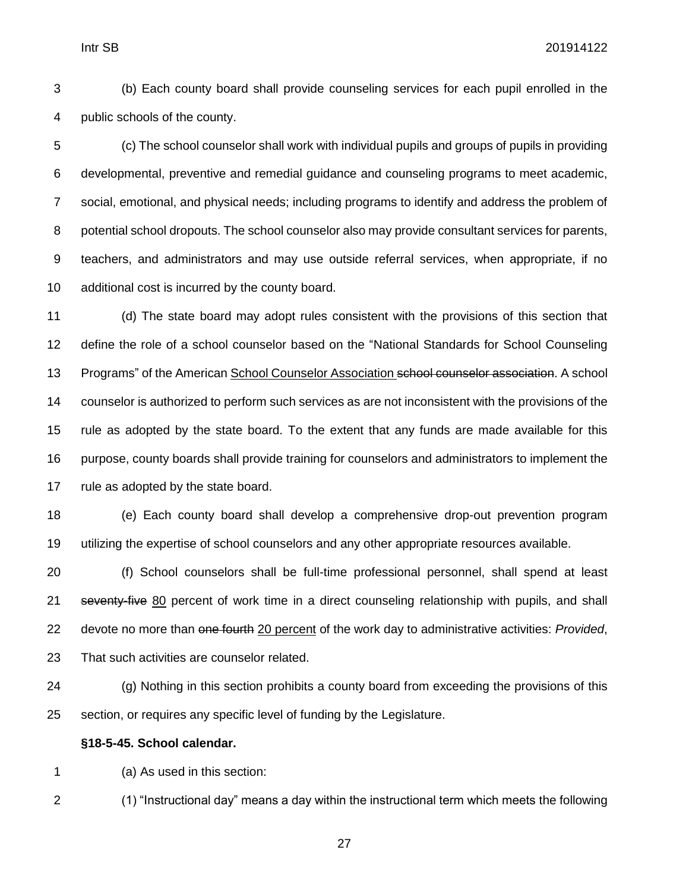(b) Each county board shall provide counseling services for each pupil enrolled in the public schools of the county.

(c) The school counselor shall work with individual pupils and groups of pupils in providing developmental, preventive and remedial guidance and counseling programs to meet academic, social, emotional, and physical needs; including programs to identify and address the problem of potential school dropouts. The school counselor also may provide consultant services for parents, teachers, and administrators and may use outside referral services, when appropriate, if no additional cost is incurred by the county board.

(d) The state board may adopt rules consistent with the provisions of this section that define the role of a school counselor based on the "National Standards for School Counseling Programs" of the American <u>School Counselor Association</u> ~~school counselor association~~. A school counselor is authorized to perform such services as are not inconsistent with the provisions of the rule as adopted by the state board. To the extent that any funds are made available for this purpose, county boards shall provide training for counselors and administrators to implement the rule as adopted by the state board.

(e) Each county board shall develop a comprehensive drop-out prevention program utilizing the expertise of school counselors and any other appropriate resources available.

(f) School counselors shall be full-time professional personnel, shall spend at least ~~seventy-five~~ <u>80</u> percent of work time in a direct counseling relationship with pupils, and shall devote no more than ~~one fourth~~ <u>20 percent</u> of the work day to administrative activities: *Provided*, That such activities are counselor related.

(g) Nothing in this section prohibits a county board from exceeding the provisions of this section, or requires any specific level of funding by the Legislature.

**§18-5-45. School calendar.**

(a) As used in this section:

(1) "Instructional day" means a day within the instructional term which meets the following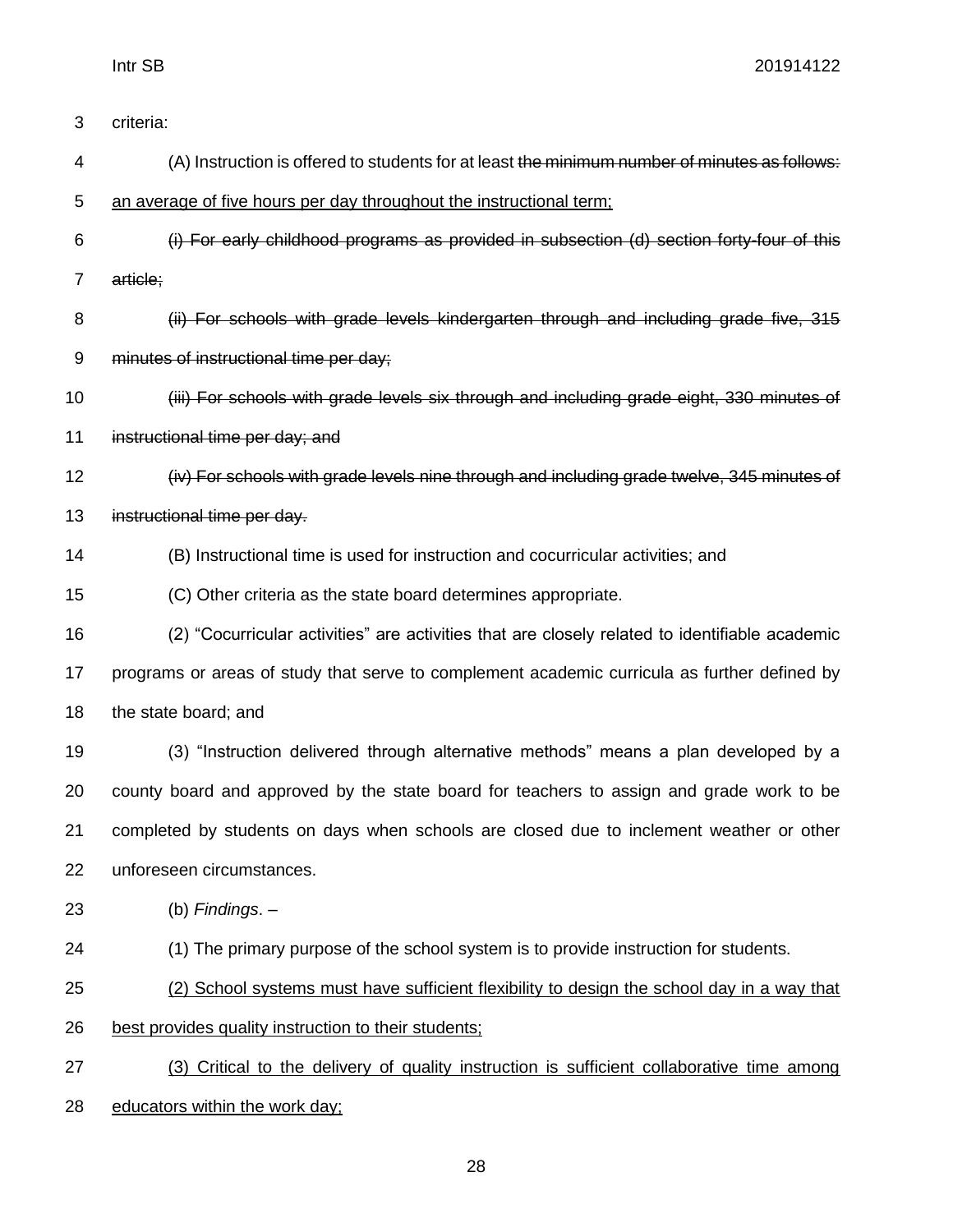criteria:

(A) Instruction is offered to students for at least ~~the minimum number of minutes as follows:~~ <u>an average of five hours per day throughout the instructional term;</u>

~~(i) For early childhood programs as provided in subsection (d) section forty-four of this article;~~

~~(ii) For schools with grade levels kindergarten through and including grade five, 315 minutes of instructional time per day;~~

~~(iii) For schools with grade levels six through and including grade eight, 330 minutes of instructional time per day; and~~

~~(iv) For schools with grade levels nine through and including grade twelve, 345 minutes of instructional time per day.~~

(B) Instructional time is used for instruction and cocurricular activities; and

(C) Other criteria as the state board determines appropriate.

(2) "Cocurricular activities" are activities that are closely related to identifiable academic programs or areas of study that serve to complement academic curricula as further defined by the state board; and

(3) "Instruction delivered through alternative methods" means a plan developed by a county board and approved by the state board for teachers to assign and grade work to be completed by students on days when schools are closed due to inclement weather or other unforeseen circumstances.

(b) *Findings*. –

(1) The primary purpose of the school system is to provide instruction for students.

<u>(2) School systems must have sufficient flexibility to design the school day in a way that best provides quality instruction to their students;</u>

<u>(3) Critical to the delivery of quality instruction is sufficient collaborative time among educators within the work day;</u>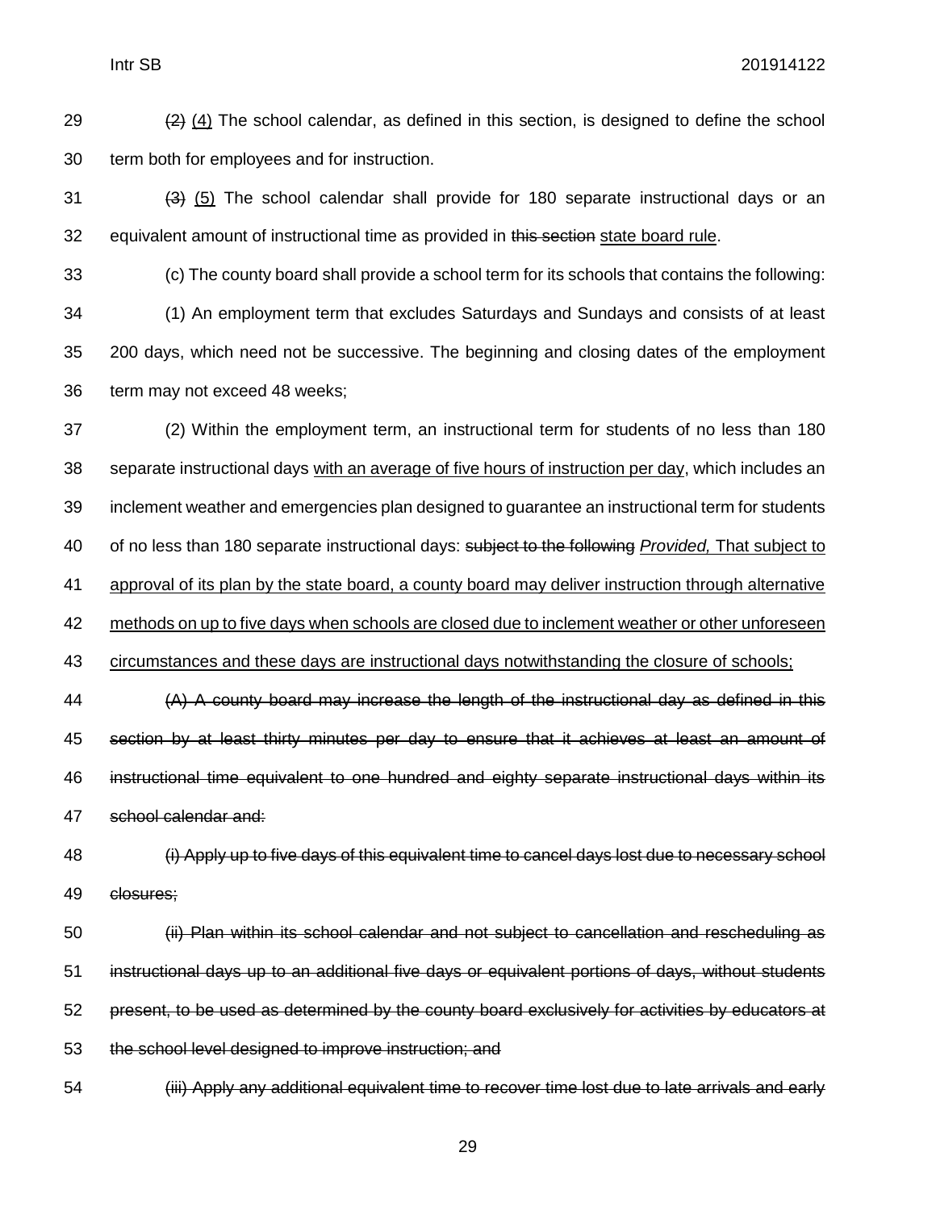~~(2)~~ <u>(4)</u> The school calendar, as defined in this section, is designed to define the school term both for employees and for instruction.

~~(3)~~ <u>(5)</u> The school calendar shall provide for 180 separate instructional days or an equivalent amount of instructional time as provided in ~~this section~~ <u>state board rule</u>.

(c) The county board shall provide a school term for its schools that contains the following:

(1) An employment term that excludes Saturdays and Sundays and consists of at least 200 days, which need not be successive. The beginning and closing dates of the employment term may not exceed 48 weeks;

(2) Within the employment term, an instructional term for students of no less than 180 separate instructional days <u>with an average of five hours of instruction per day</u>, which includes an inclement weather and emergencies plan designed to guarantee an instructional term for students of no less than 180 separate instructional days: ~~subject to the following~~ <u>*Provided,* That subject to approval of its plan by the state board, a county board may deliver instruction through alternative methods on up to five days when schools are closed due to inclement weather or other unforeseen circumstances and these days are instructional days notwithstanding the closure of schools;</u>

~~(A) A county board may increase the length of the instructional day as defined in this section by at least thirty minutes per day to ensure that it achieves at least an amount of instructional time equivalent to one hundred and eighty separate instructional days within its school calendar and:~~

~~(i) Apply up to five days of this equivalent time to cancel days lost due to necessary school closures;~~

~~(ii) Plan within its school calendar and not subject to cancellation and rescheduling as instructional days up to an additional five days or equivalent portions of days, without students present, to be used as determined by the county board exclusively for activities by educators at the school level designed to improve instruction; and~~

~~(iii) Apply any additional equivalent time to recover time lost due to late arrivals and early~~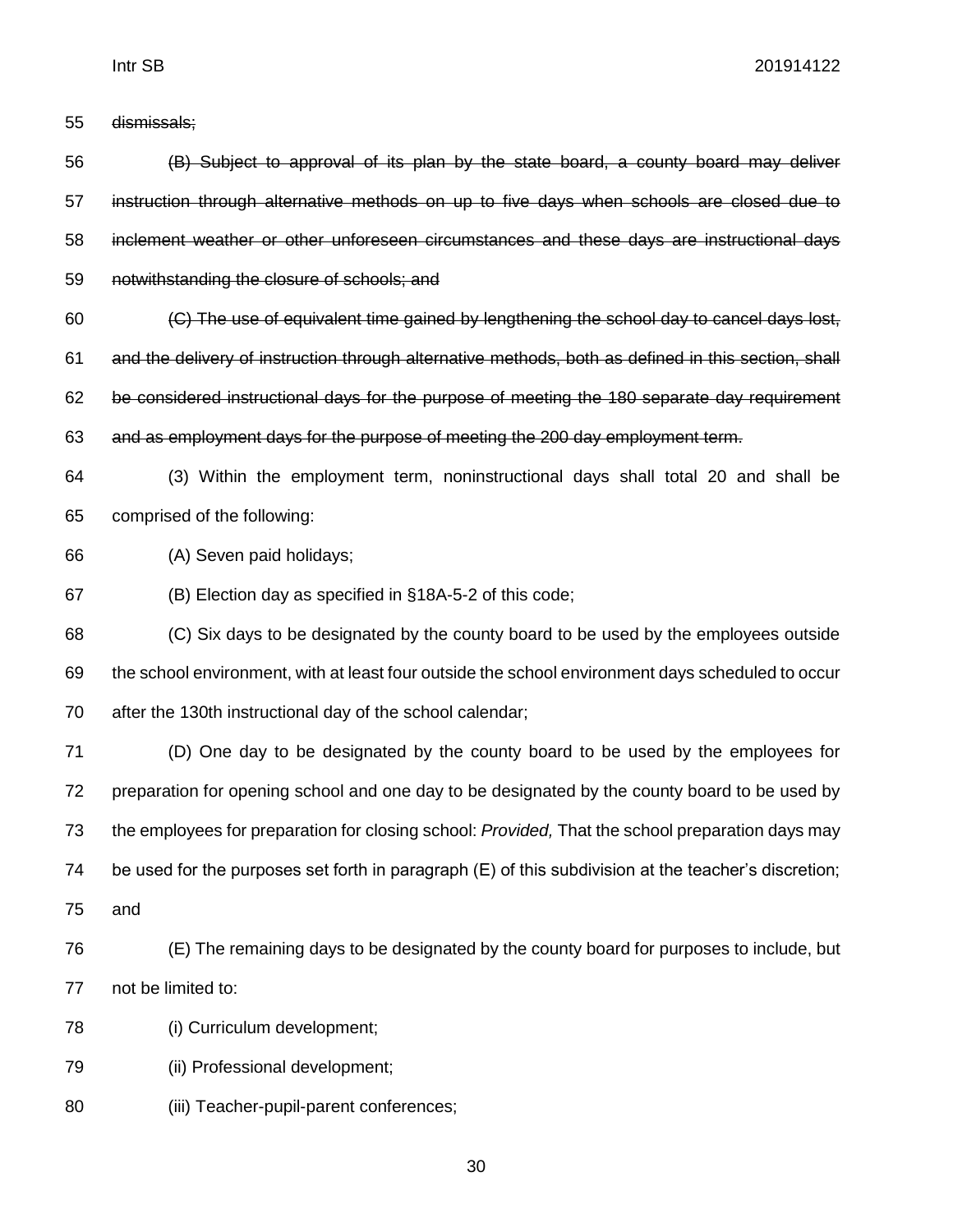~~dismissals;~~

~~(B) Subject to approval of its plan by the state board, a county board may deliver instruction through alternative methods on up to five days when schools are closed due to inclement weather or other unforeseen circumstances and these days are instructional days notwithstanding the closure of schools; and~~

~~(C) The use of equivalent time gained by lengthening the school day to cancel days lost, and the delivery of instruction through alternative methods, both as defined in this section, shall be considered instructional days for the purpose of meeting the 180 separate day requirement and as employment days for the purpose of meeting the 200 day employment term.~~

(3) Within the employment term, noninstructional days shall total 20 and shall be comprised of the following:

(A) Seven paid holidays;

(B) Election day as specified in §18A-5-2 of this code;

(C) Six days to be designated by the county board to be used by the employees outside the school environment, with at least four outside the school environment days scheduled to occur after the 130th instructional day of the school calendar;

(D) One day to be designated by the county board to be used by the employees for preparation for opening school and one day to be designated by the county board to be used by the employees for preparation for closing school: *Provided,* That the school preparation days may be used for the purposes set forth in paragraph (E) of this subdivision at the teacher's discretion; and

(E) The remaining days to be designated by the county board for purposes to include, but not be limited to:

(i) Curriculum development;

(ii) Professional development;

(iii) Teacher-pupil-parent conferences;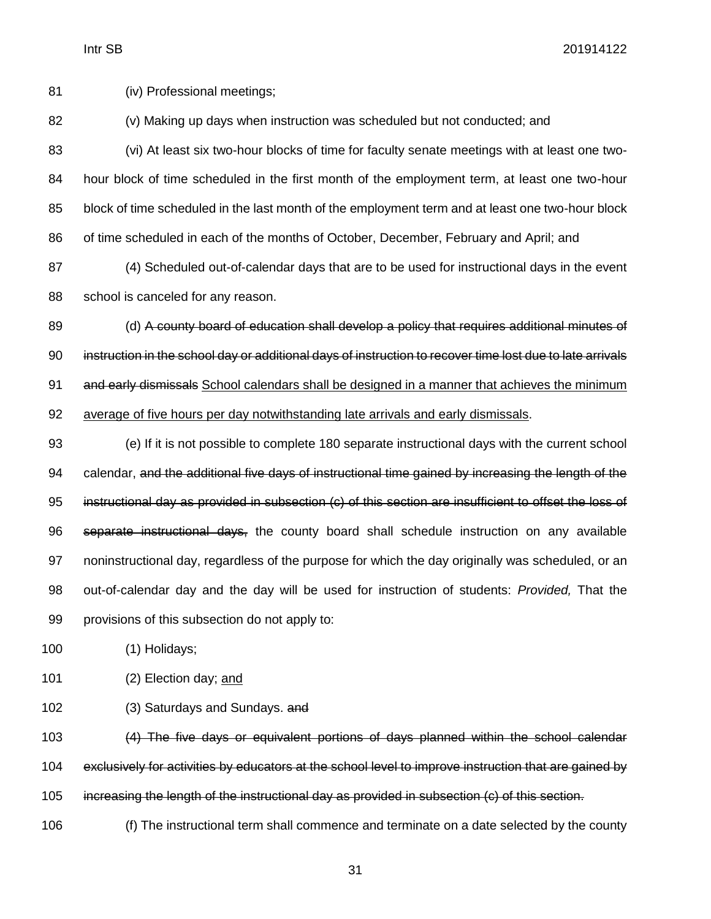(iv) Professional meetings;

(v) Making up days when instruction was scheduled but not conducted; and

(vi) At least six two-hour blocks of time for faculty senate meetings with at least one two-hour block of time scheduled in the first month of the employment term, at least one two-hour block of time scheduled in the last month of the employment term and at least one two-hour block of time scheduled in each of the months of October, December, February and April; and

(4) Scheduled out-of-calendar days that are to be used for instructional days in the event school is canceled for any reason.

(d) ~~A county board of education shall develop a policy that requires additional minutes of instruction in the school day or additional days of instruction to recover time lost due to late arrivals and early dismissals~~ <u>School calendars shall be designed in a manner that achieves the minimum average of five hours per day notwithstanding late arrivals and early dismissals</u>.

(e) If it is not possible to complete 180 separate instructional days with the current school calendar, ~~and the additional five days of instructional time gained by increasing the length of the instructional day as provided in subsection (c) of this section are insufficient to offset the loss of separate instructional days,~~ the county board shall schedule instruction on any available noninstructional day, regardless of the purpose for which the day originally was scheduled, or an out-of-calendar day and the day will be used for instruction of students: *Provided,* That the provisions of this subsection do not apply to:

(1) Holidays;

(2) Election day; <u>and</u>

(3) Saturdays and Sundays. ~~and~~

~~(4) The five days or equivalent portions of days planned within the school calendar exclusively for activities by educators at the school level to improve instruction that are gained by increasing the length of the instructional day as provided in subsection (c) of this section.~~

(f) The instructional term shall commence and terminate on a date selected by the county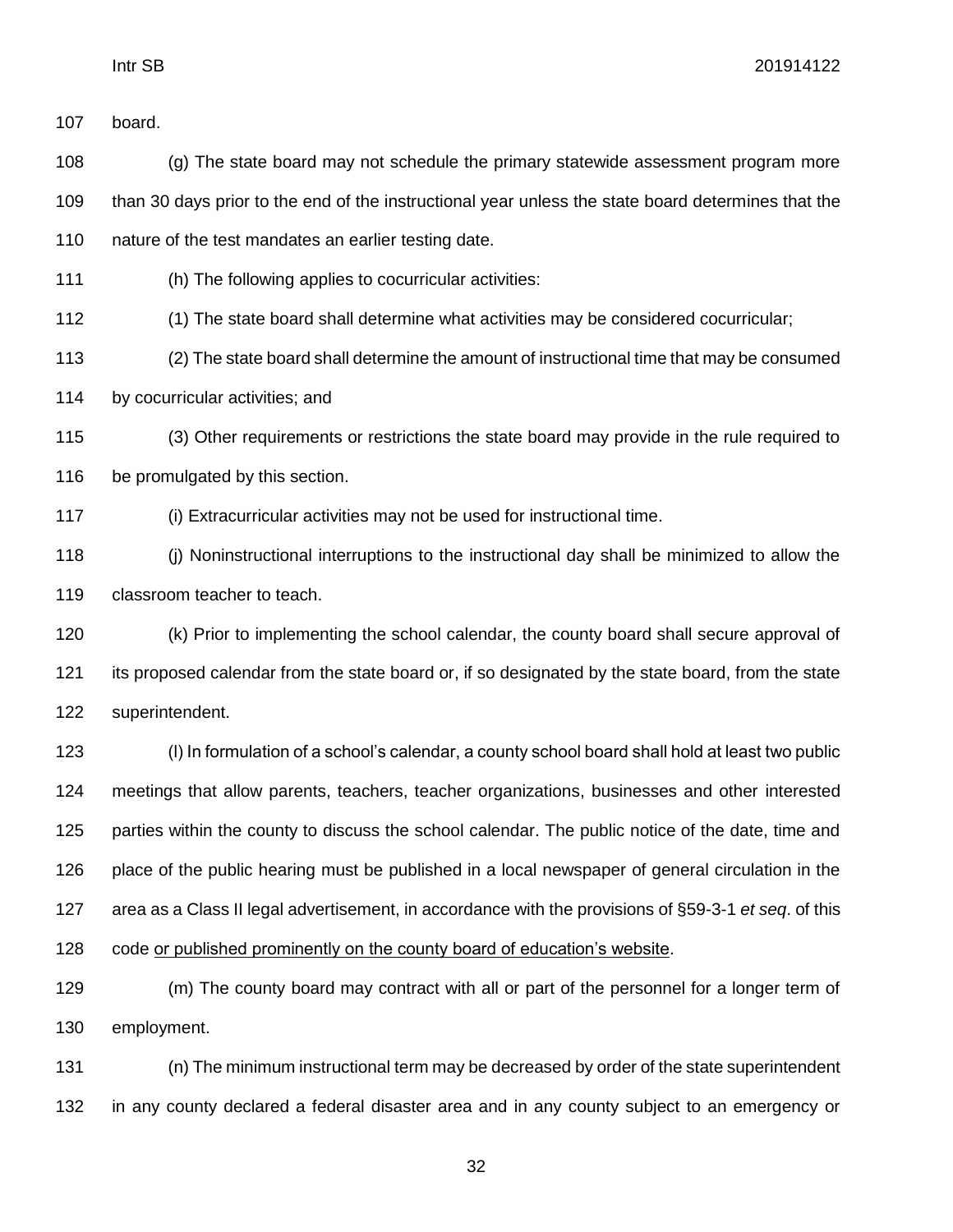board.

(g) The state board may not schedule the primary statewide assessment program more than 30 days prior to the end of the instructional year unless the state board determines that the nature of the test mandates an earlier testing date.

(h) The following applies to cocurricular activities:

(1) The state board shall determine what activities may be considered cocurricular;

(2) The state board shall determine the amount of instructional time that may be consumed by cocurricular activities; and

(3) Other requirements or restrictions the state board may provide in the rule required to be promulgated by this section.

(i) Extracurricular activities may not be used for instructional time.

(j) Noninstructional interruptions to the instructional day shall be minimized to allow the classroom teacher to teach.

(k) Prior to implementing the school calendar, the county board shall secure approval of its proposed calendar from the state board or, if so designated by the state board, from the state superintendent.

(l) In formulation of a school's calendar, a county school board shall hold at least two public meetings that allow parents, teachers, teacher organizations, businesses and other interested parties within the county to discuss the school calendar. The public notice of the date, time and place of the public hearing must be published in a local newspaper of general circulation in the area as a Class II legal advertisement, in accordance with the provisions of §59-3-1 *et seq*. of this code <u>or published prominently on the county board of education's website</u>.

(m) The county board may contract with all or part of the personnel for a longer term of employment.

(n) The minimum instructional term may be decreased by order of the state superintendent in any county declared a federal disaster area and in any county subject to an emergency or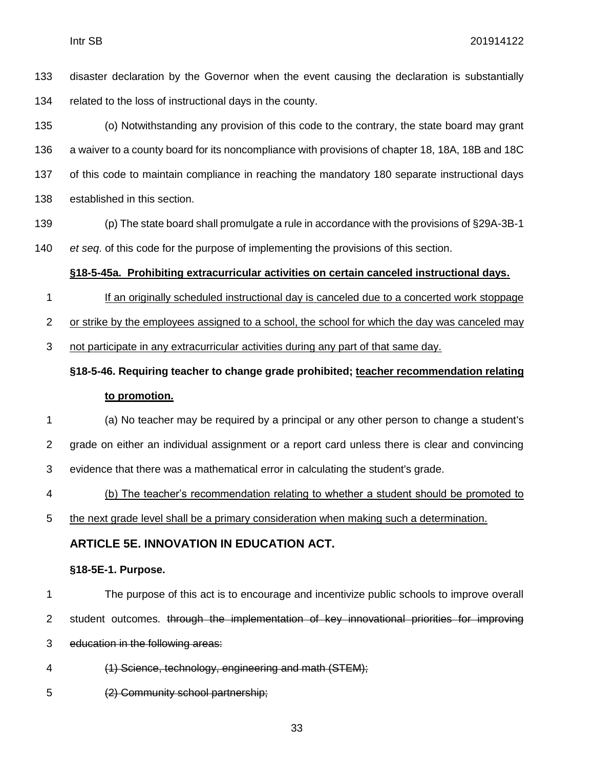disaster declaration by the Governor when the event causing the declaration is substantially related to the loss of instructional days in the county.

(o) Notwithstanding any provision of this code to the contrary, the state board may grant a waiver to a county board for its noncompliance with provisions of chapter 18, 18A, 18B and 18C of this code to maintain compliance in reaching the mandatory 180 separate instructional days established in this section.

(p) The state board shall promulgate a rule in accordance with the provisions of §29A-3B-1 *et seq.* of this code for the purpose of implementing the provisions of this section.

**§18-5-45a. Prohibiting extracurricular activities on certain canceled instructional days.**

If an originally scheduled instructional day is canceled due to a concerted work stoppage or strike by the employees assigned to a school, the school for which the day was canceled may not participate in any extracurricular activities during any part of that same day.

**§18-5-46. Requiring teacher to change grade prohibited; teacher recommendation relating to promotion.**

(a) No teacher may be required by a principal or any other person to change a student's grade on either an individual assignment or a report card unless there is clear and convincing evidence that there was a mathematical error in calculating the student's grade.

(b) The teacher's recommendation relating to whether a student should be promoted to the next grade level shall be a primary consideration when making such a determination.

## ARTICLE 5E. INNOVATION IN EDUCATION ACT.

**§18-5E-1. Purpose.**

The purpose of this act is to encourage and incentivize public schools to improve overall student outcomes. ~~through the implementation of key innovational priorities for improving education in the following areas:~~

~~(1) Science, technology, engineering and math (STEM);~~

~~(2) Community school partnership;~~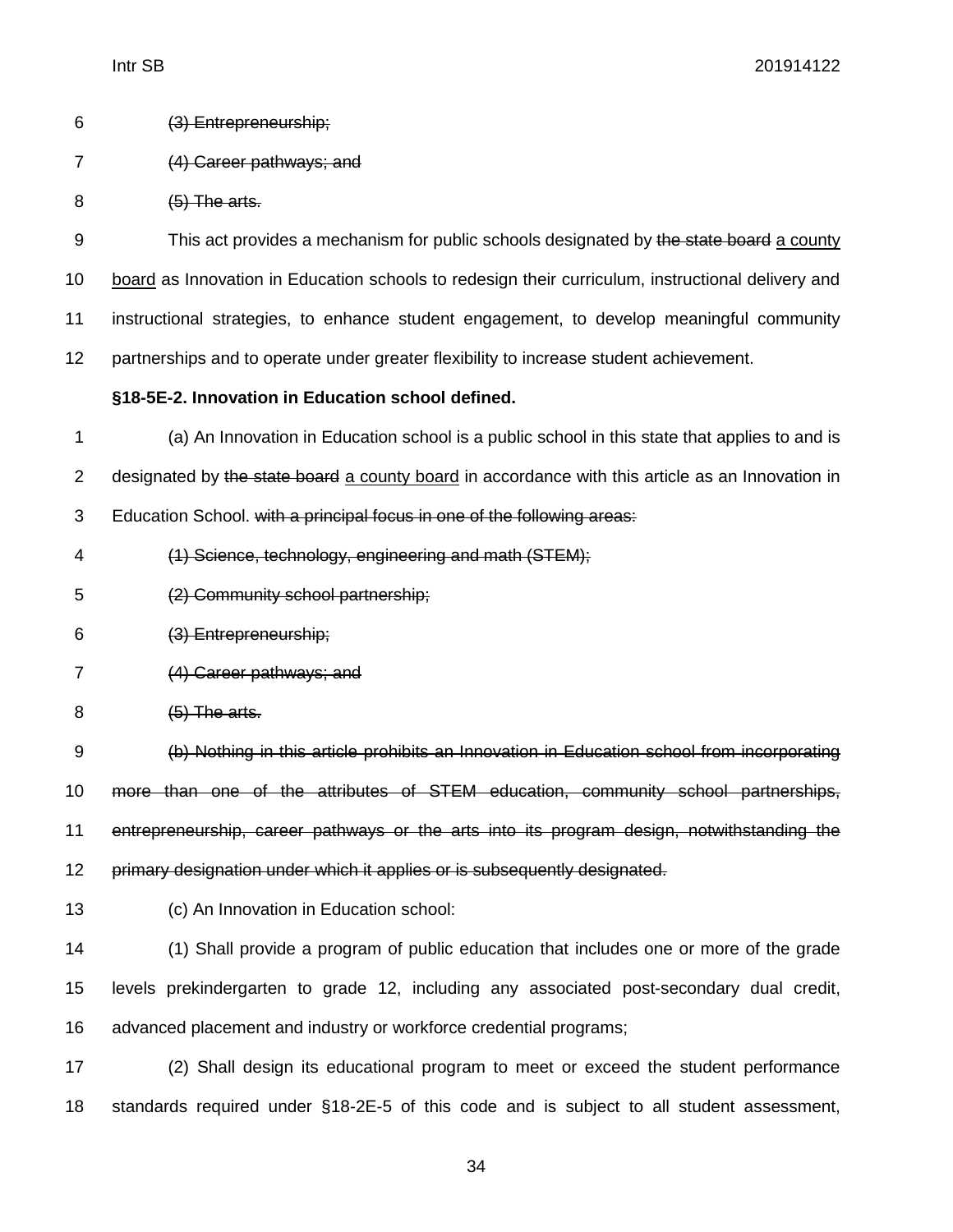~~(3) Entrepreneurship;~~

~~(4) Career pathways; and~~

~~(5) The arts.~~

This act provides a mechanism for public schools designated by ~~the state board~~ <u>a county board</u> as Innovation in Education schools to redesign their curriculum, instructional delivery and instructional strategies, to enhance student engagement, to develop meaningful community partnerships and to operate under greater flexibility to increase student achievement.

**§18-5E-2. Innovation in Education school defined.**

(a) An Innovation in Education school is a public school in this state that applies to and is designated by ~~the state board~~ <u>a county board</u> in accordance with this article as an Innovation in Education School. ~~with a principal focus in one of the following areas:~~

~~(1) Science, technology, engineering and math (STEM);~~

~~(2) Community school partnership;~~

~~(3) Entrepreneurship;~~

~~(4) Career pathways; and~~

~~(5) The arts.~~

~~(b) Nothing in this article prohibits an Innovation in Education school from incorporating more than one of the attributes of STEM education, community school partnerships, entrepreneurship, career pathways or the arts into its program design, notwithstanding the primary designation under which it applies or is subsequently designated.~~

(c) An Innovation in Education school:

(1) Shall provide a program of public education that includes one or more of the grade levels prekindergarten to grade 12, including any associated post-secondary dual credit, advanced placement and industry or workforce credential programs;

(2) Shall design its educational program to meet or exceed the student performance standards required under §18-2E-5 of this code and is subject to all student assessment,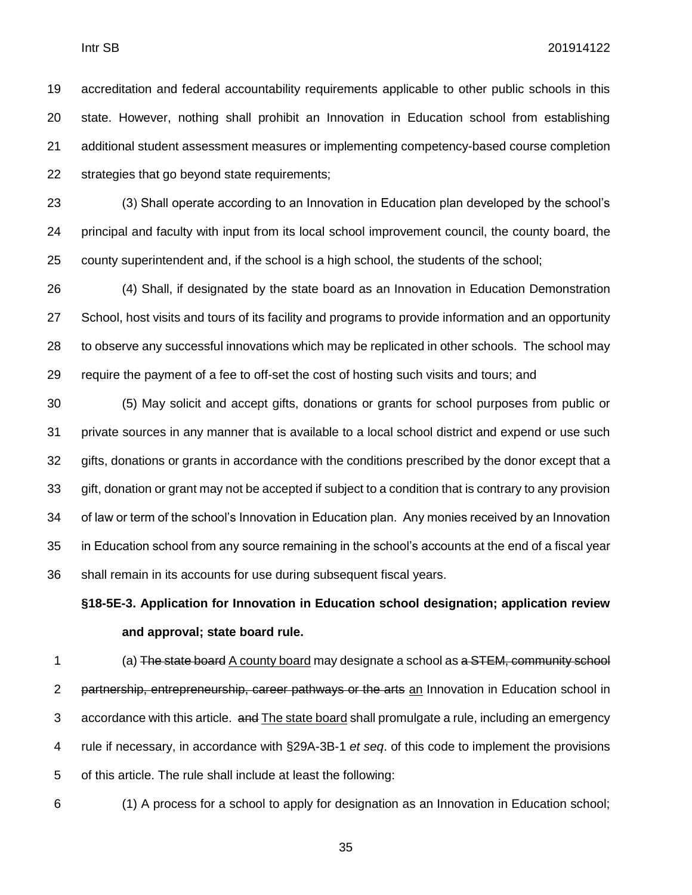accreditation and federal accountability requirements applicable to other public schools in this state. However, nothing shall prohibit an Innovation in Education school from establishing additional student assessment measures or implementing competency-based course completion strategies that go beyond state requirements;

(3) Shall operate according to an Innovation in Education plan developed by the school's principal and faculty with input from its local school improvement council, the county board, the county superintendent and, if the school is a high school, the students of the school;

(4) Shall, if designated by the state board as an Innovation in Education Demonstration School, host visits and tours of its facility and programs to provide information and an opportunity to observe any successful innovations which may be replicated in other schools. The school may require the payment of a fee to off-set the cost of hosting such visits and tours; and

(5) May solicit and accept gifts, donations or grants for school purposes from public or private sources in any manner that is available to a local school district and expend or use such gifts, donations or grants in accordance with the conditions prescribed by the donor except that a gift, donation or grant may not be accepted if subject to a condition that is contrary to any provision of law or term of the school's Innovation in Education plan. Any monies received by an Innovation in Education school from any source remaining in the school's accounts at the end of a fiscal year shall remain in its accounts for use during subsequent fiscal years.

**§18-5E-3. Application for Innovation in Education school designation; application review and approval; state board rule.**

(a) ~~The state board~~ <u>A county board</u> may designate a school as ~~a STEM, community school partnership, entrepreneurship, career pathways or the arts~~ <u>an</u> Innovation in Education school in accordance with this article. ~~and~~ <u>The state board</u> shall promulgate a rule, including an emergency rule if necessary, in accordance with §29A-3B-1 *et seq*. of this code to implement the provisions of this article. The rule shall include at least the following:

(1) A process for a school to apply for designation as an Innovation in Education school;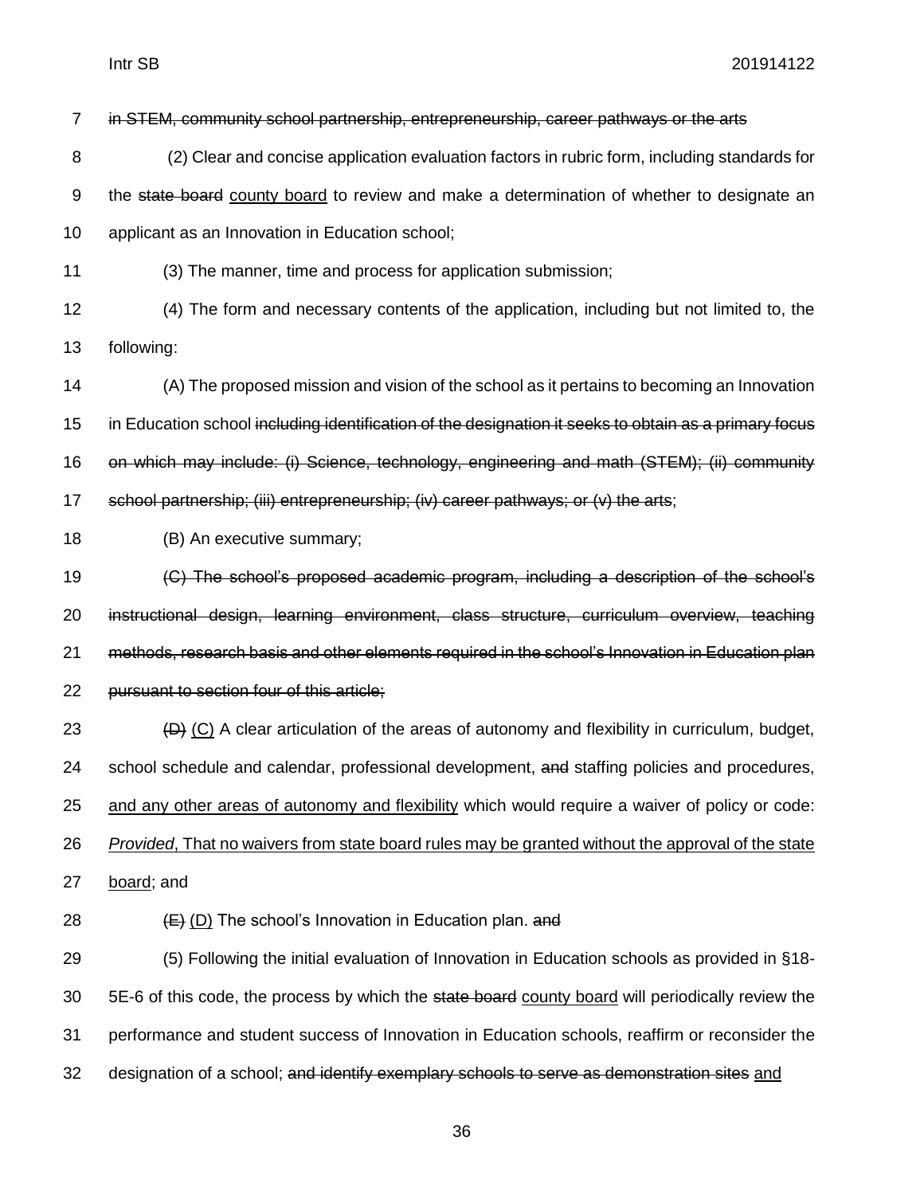~~in STEM, community school partnership, entrepreneurship, career pathways or the arts~~

(2) Clear and concise application evaluation factors in rubric form, including standards for the ~~state board~~ <u>county board</u> to review and make a determination of whether to designate an applicant as an Innovation in Education school;

(3) The manner, time and process for application submission;

(4) The form and necessary contents of the application, including but not limited to, the following:

(A) The proposed mission and vision of the school as it pertains to becoming an Innovation in Education school ~~including identification of the designation it seeks to obtain as a primary focus on which may include: (i) Science, technology, engineering and math (STEM); (ii) community school partnership; (iii) entrepreneurship; (iv) career pathways; or (v) the arts~~;

(B) An executive summary;

~~(C) The school's proposed academic program, including a description of the school's instructional design, learning environment, class structure, curriculum overview, teaching methods, research basis and other elements required in the school's Innovation in Education plan pursuant to section four of this article;~~

~~(D)~~ <u>(C)</u> A clear articulation of the areas of autonomy and flexibility in curriculum, budget, school schedule and calendar, professional development, ~~and~~ staffing policies and procedures, <u>and any other areas of autonomy and flexibility</u> which would require a waiver of policy or code: <u>*Provided*, That no waivers from state board rules may be granted without the approval of the state board</u>; and

~~(E)~~ <u>(D)</u> The school's Innovation in Education plan. ~~and~~

(5) Following the initial evaluation of Innovation in Education schools as provided in §18-5E-6 of this code, the process by which the ~~state board~~ <u>county board</u> will periodically review the performance and student success of Innovation in Education schools, reaffirm or reconsider the designation of a school; ~~and identify exemplary schools to serve as demonstration sites~~ <u>and</u>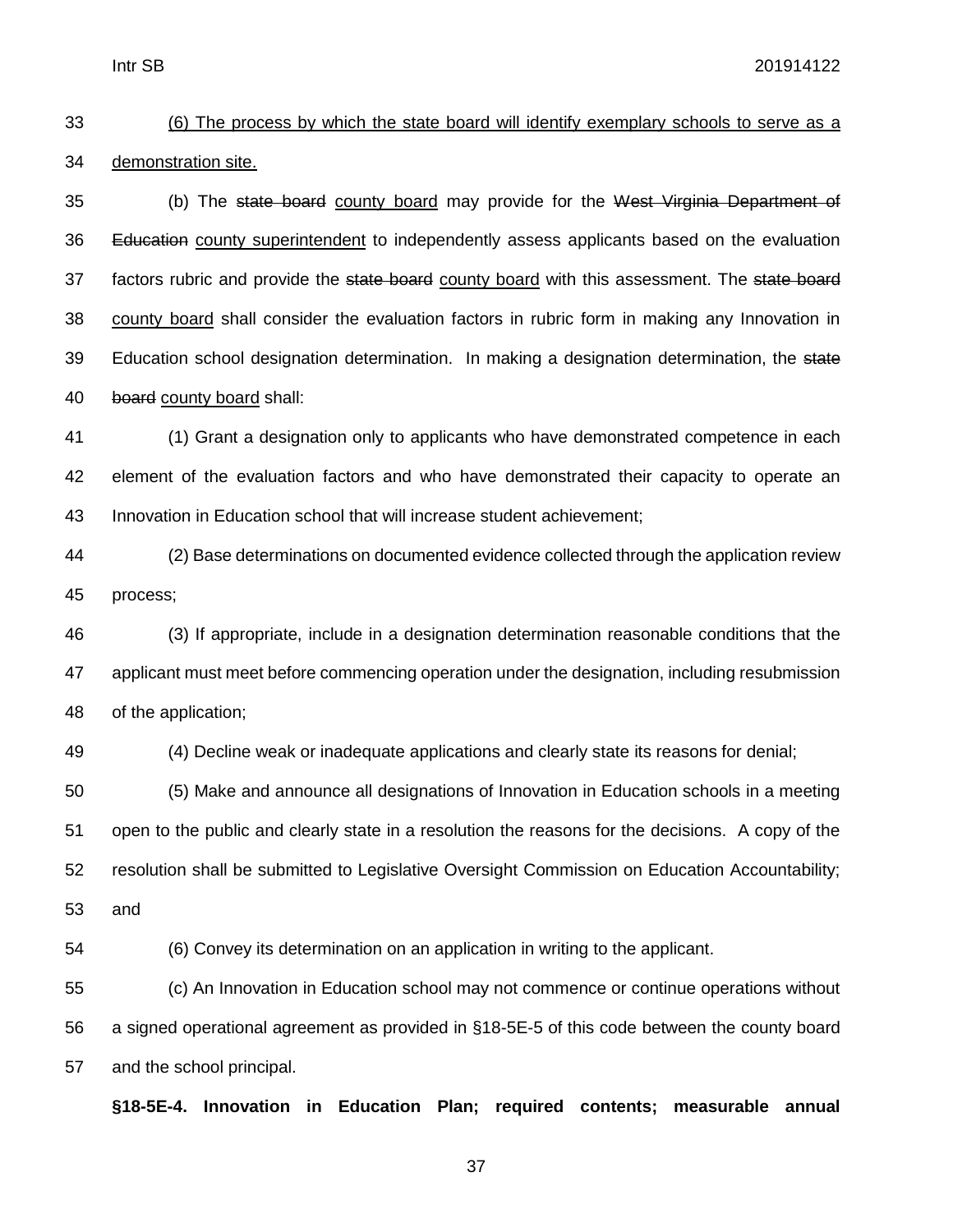(6) The process by which the state board will identify exemplary schools to serve as a demonstration site.

(b) The ~~state board~~ county board may provide for the ~~West Virginia Department of Education~~ county superintendent to independently assess applicants based on the evaluation factors rubric and provide the ~~state board~~ county board with this assessment. The ~~state board~~ county board shall consider the evaluation factors in rubric form in making any Innovation in Education school designation determination. In making a designation determination, the ~~state board~~ county board shall:

(1) Grant a designation only to applicants who have demonstrated competence in each element of the evaluation factors and who have demonstrated their capacity to operate an Innovation in Education school that will increase student achievement;

(2) Base determinations on documented evidence collected through the application review process;

(3) If appropriate, include in a designation determination reasonable conditions that the applicant must meet before commencing operation under the designation, including resubmission of the application;

(4) Decline weak or inadequate applications and clearly state its reasons for denial;

(5) Make and announce all designations of Innovation in Education schools in a meeting open to the public and clearly state in a resolution the reasons for the decisions. A copy of the resolution shall be submitted to Legislative Oversight Commission on Education Accountability; and

(6) Convey its determination on an application in writing to the applicant.

(c) An Innovation in Education school may not commence or continue operations without a signed operational agreement as provided in §18-5E-5 of this code between the county board and the school principal.

**§18-5E-4. Innovation in Education Plan; required contents; measurable annual**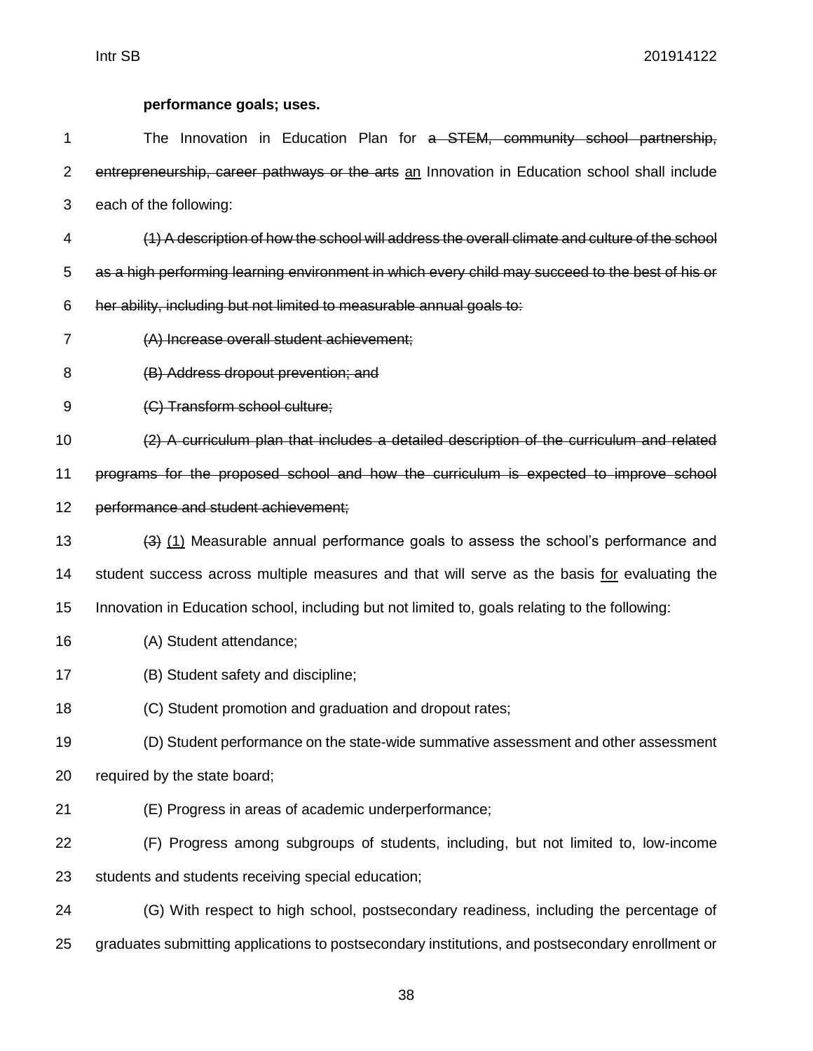**performance goals; uses.**

1 The Innovation in Education Plan for ~~a STEM, community school partnership,~~ 2 ~~entrepreneurship, career pathways or the arts~~ <u>an</u> Innovation in Education school shall include 3 each of the following:

4 ~~(1) A description of how the school will address the overall climate and culture of the school~~ 5 ~~as a high performing learning environment in which every child may succeed to the best of his or~~ 6 ~~her ability, including but not limited to measurable annual goals to:~~

7 ~~(A) Increase overall student achievement;~~

8 ~~(B) Address dropout prevention; and~~

9 ~~(C) Transform school culture;~~

10 ~~(2) A curriculum plan that includes a detailed description of the curriculum and related~~ 11 ~~programs for the proposed school and how the curriculum is expected to improve school~~ 12 ~~performance and student achievement;~~

13 ~~(3)~~ <u>(1)</u> Measurable annual performance goals to assess the school's performance and 14 student success across multiple measures and that will serve as the basis <u>for</u> evaluating the 15 Innovation in Education school, including but not limited to, goals relating to the following:

16 (A) Student attendance;

17 (B) Student safety and discipline;

18 (C) Student promotion and graduation and dropout rates;

19 (D) Student performance on the state-wide summative assessment and other assessment 20 required by the state board;

21 (E) Progress in areas of academic underperformance;

22 (F) Progress among subgroups of students, including, but not limited to, low-income 23 students and students receiving special education;

24 (G) With respect to high school, postsecondary readiness, including the percentage of 25 graduates submitting applications to postsecondary institutions, and postsecondary enrollment or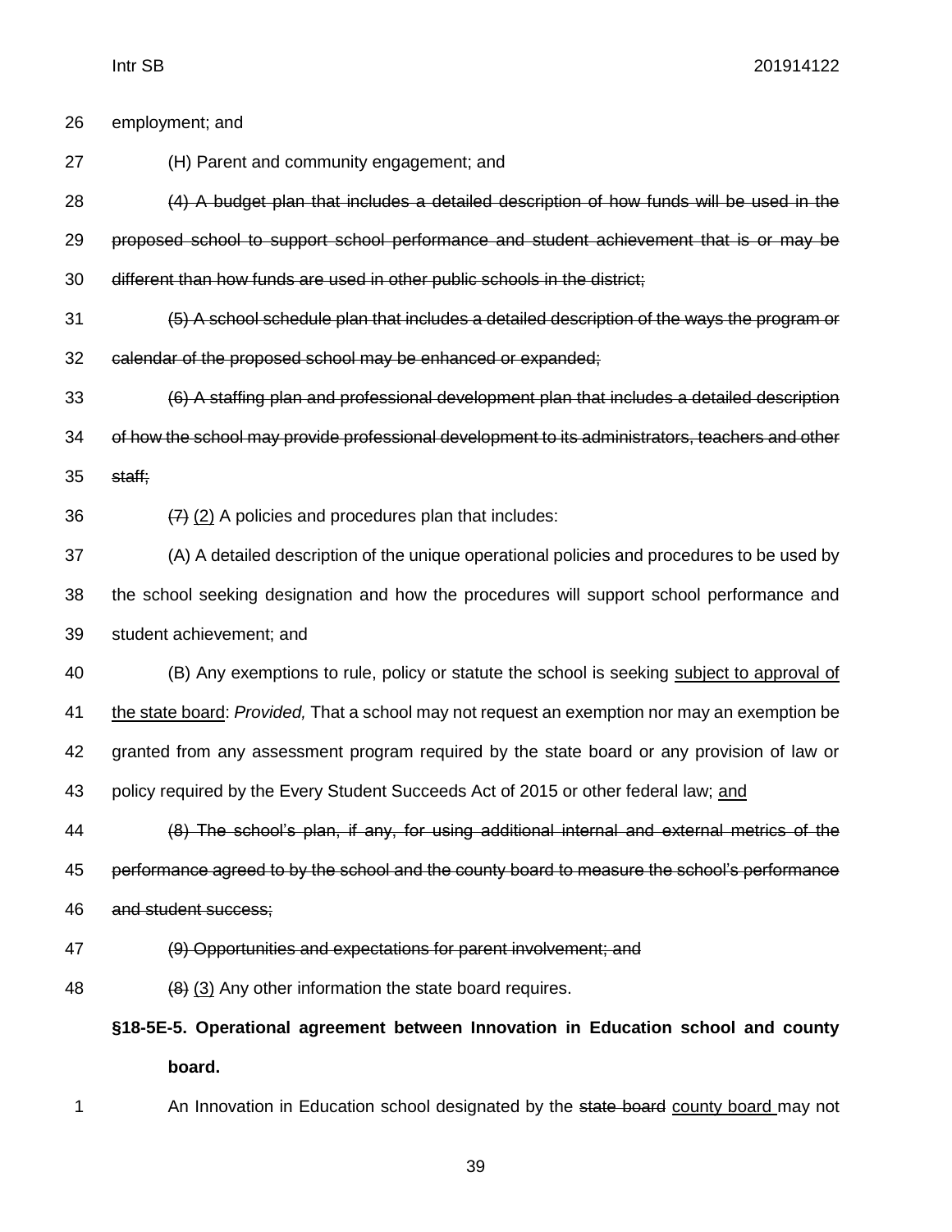26 employment; and

27 (H) Parent and community engagement; and

28 ~~(4) A budget plan that includes a detailed description of how funds will be used in the~~

29 ~~proposed school to support school performance and student achievement that is or may be~~

30 ~~different than how funds are used in other public schools in the district;~~

31 ~~(5) A school schedule plan that includes a detailed description of the ways the program or~~

32 ~~calendar of the proposed school may be enhanced or expanded;~~

33 ~~(6) A staffing plan and professional development plan that includes a detailed description~~

34 ~~of how the school may provide professional development to its administrators, teachers and other~~

35 ~~staff;~~

36 ~~(7)~~ <u>(2)</u> A policies and procedures plan that includes:

37 (A) A detailed description of the unique operational policies and procedures to be used by

38 the school seeking designation and how the procedures will support school performance and

39 student achievement; and

40 (B) Any exemptions to rule, policy or statute the school is seeking <u>subject to approval of</u>

41 <u>the state board</u>: *Provided,* That a school may not request an exemption nor may an exemption be

42 granted from any assessment program required by the state board or any provision of law or

43 policy required by the Every Student Succeeds Act of 2015 or other federal law; <u>and</u>

44 ~~(8) The school's plan, if any, for using additional internal and external metrics of the~~

45 ~~performance agreed to by the school and the county board to measure the school's performance~~

46 ~~and student success;~~

47 ~~(9) Opportunities and expectations for parent involvement; and~~

48 ~~(8)~~ <u>(3)</u> Any other information the state board requires.

**§18-5E-5. Operational agreement between Innovation in Education school and county board.**

1 An Innovation in Education school designated by the ~~state board~~ <u>county board</u> may not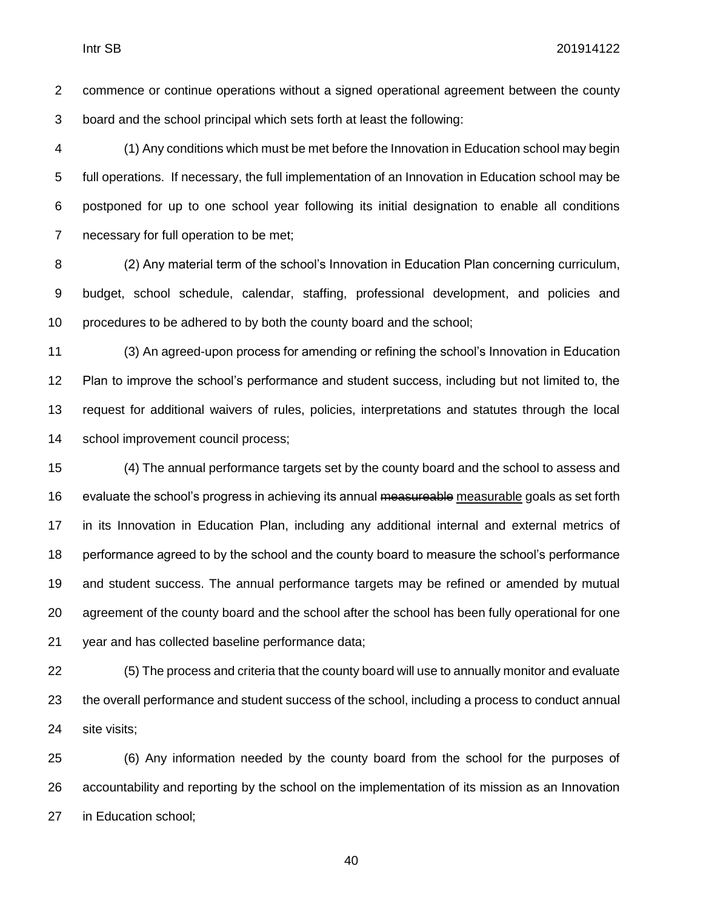commence or continue operations without a signed operational agreement between the county board and the school principal which sets forth at least the following:

(1) Any conditions which must be met before the Innovation in Education school may begin full operations. If necessary, the full implementation of an Innovation in Education school may be postponed for up to one school year following its initial designation to enable all conditions necessary for full operation to be met;

(2) Any material term of the school's Innovation in Education Plan concerning curriculum, budget, school schedule, calendar, staffing, professional development, and policies and procedures to be adhered to by both the county board and the school;

(3) An agreed-upon process for amending or refining the school's Innovation in Education Plan to improve the school's performance and student success, including but not limited to, the request for additional waivers of rules, policies, interpretations and statutes through the local school improvement council process;

(4) The annual performance targets set by the county board and the school to assess and evaluate the school's progress in achieving its annual ~~measureable~~ <u>measurable</u> goals as set forth in its Innovation in Education Plan, including any additional internal and external metrics of performance agreed to by the school and the county board to measure the school's performance and student success. The annual performance targets may be refined or amended by mutual agreement of the county board and the school after the school has been fully operational for one year and has collected baseline performance data;

(5) The process and criteria that the county board will use to annually monitor and evaluate the overall performance and student success of the school, including a process to conduct annual site visits;

(6) Any information needed by the county board from the school for the purposes of accountability and reporting by the school on the implementation of its mission as an Innovation in Education school;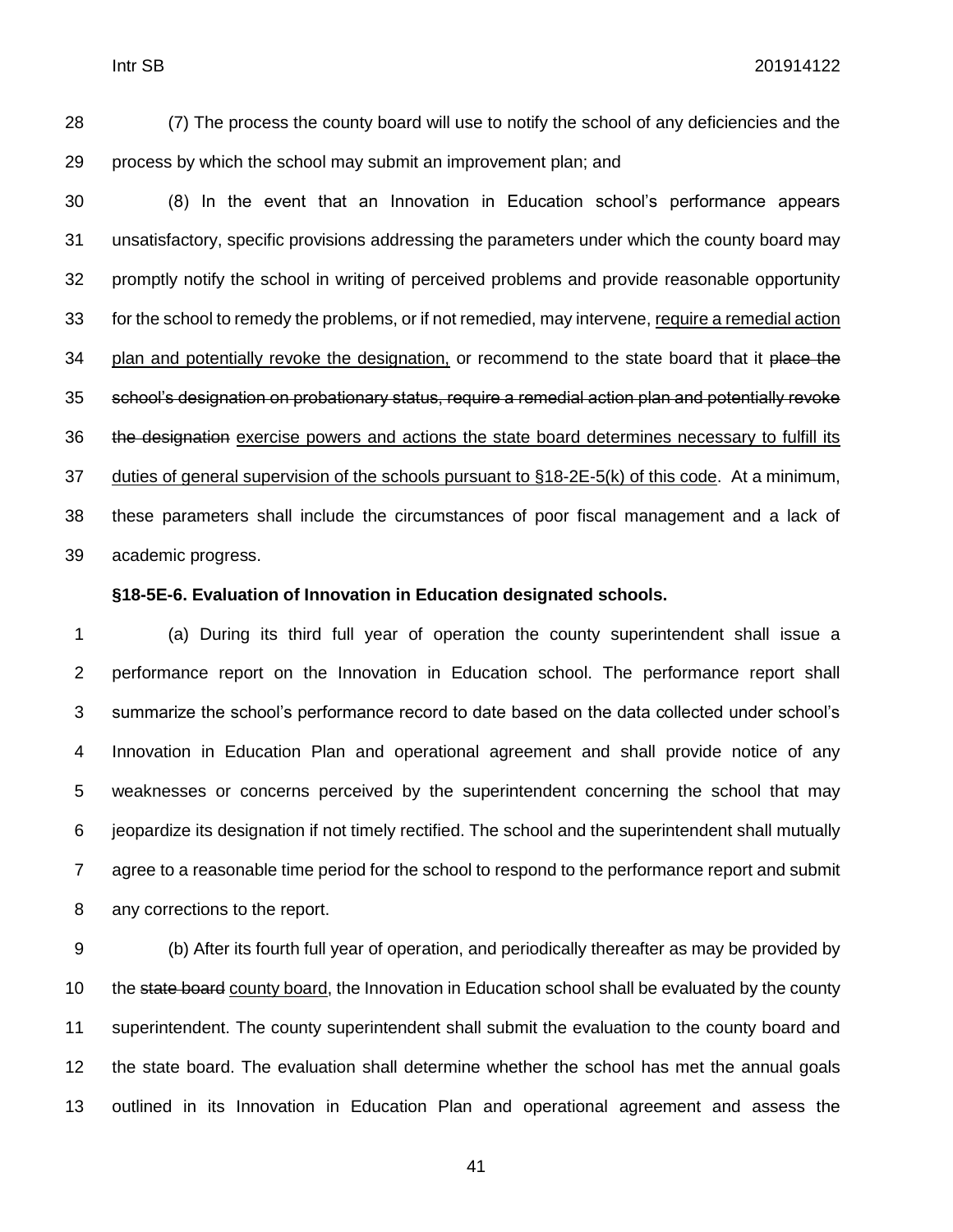(7) The process the county board will use to notify the school of any deficiencies and the process by which the school may submit an improvement plan; and

(8) In the event that an Innovation in Education school's performance appears unsatisfactory, specific provisions addressing the parameters under which the county board may promptly notify the school in writing of perceived problems and provide reasonable opportunity for the school to remedy the problems, or if not remedied, may intervene, <u>require a remedial action plan and potentially revoke the designation,</u> or recommend to the state board that it ~~place the school's designation on probationary status, require a remedial action plan and potentially revoke the designation~~ <u>exercise powers and actions the state board determines necessary to fulfill its duties of general supervision of the schools pursuant to §18-2E-5(k) of this code</u>. At a minimum, these parameters shall include the circumstances of poor fiscal management and a lack of academic progress.

**§18-5E-6. Evaluation of Innovation in Education designated schools.**

(a) During its third full year of operation the county superintendent shall issue a performance report on the Innovation in Education school. The performance report shall summarize the school's performance record to date based on the data collected under school's Innovation in Education Plan and operational agreement and shall provide notice of any weaknesses or concerns perceived by the superintendent concerning the school that may jeopardize its designation if not timely rectified. The school and the superintendent shall mutually agree to a reasonable time period for the school to respond to the performance report and submit any corrections to the report.

(b) After its fourth full year of operation, and periodically thereafter as may be provided by the ~~state board~~ <u>county board</u>, the Innovation in Education school shall be evaluated by the county superintendent. The county superintendent shall submit the evaluation to the county board and the state board. The evaluation shall determine whether the school has met the annual goals outlined in its Innovation in Education Plan and operational agreement and assess the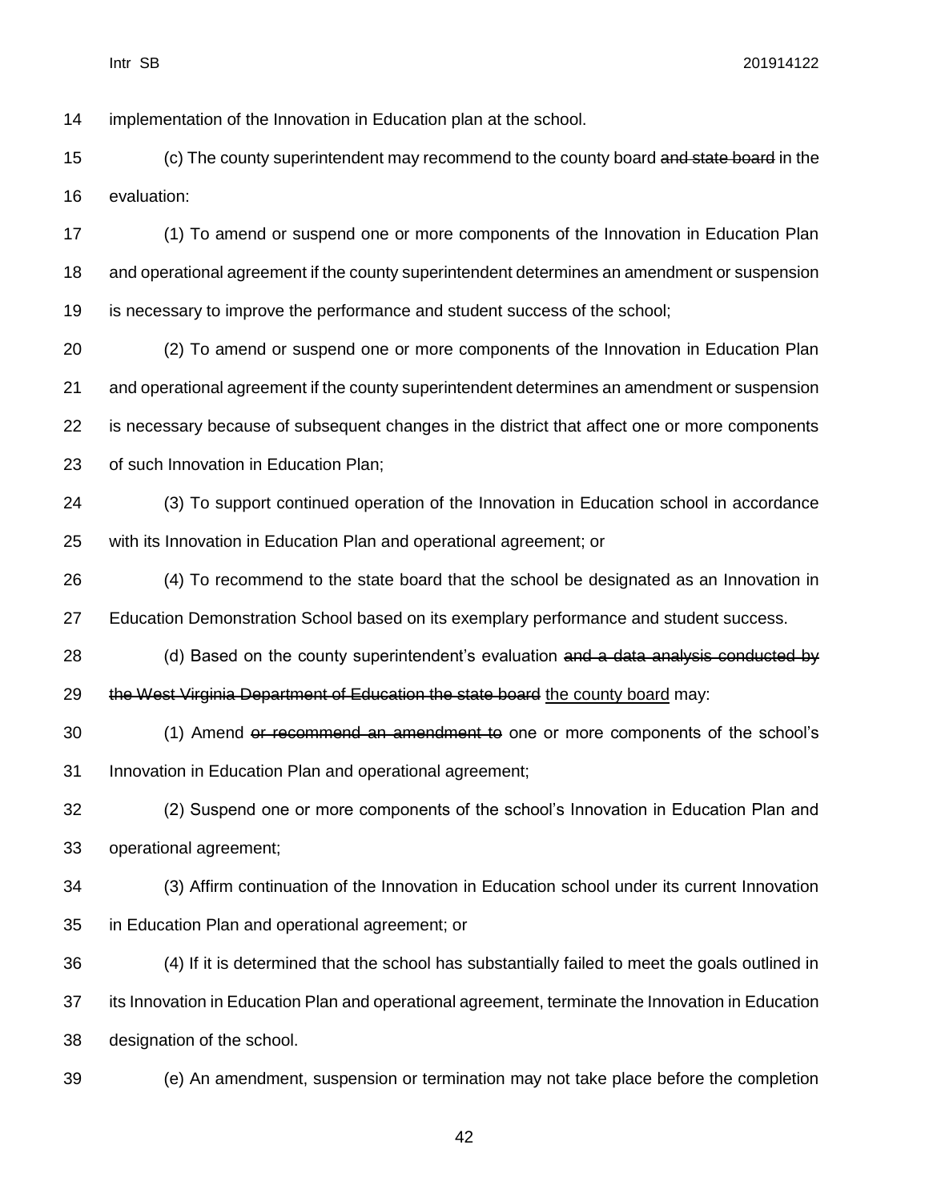implementation of the Innovation in Education plan at the school.

(c) The county superintendent may recommend to the county board ~~and state board~~ in the evaluation:

(1) To amend or suspend one or more components of the Innovation in Education Plan and operational agreement if the county superintendent determines an amendment or suspension is necessary to improve the performance and student success of the school;

(2) To amend or suspend one or more components of the Innovation in Education Plan and operational agreement if the county superintendent determines an amendment or suspension is necessary because of subsequent changes in the district that affect one or more components of such Innovation in Education Plan;

(3) To support continued operation of the Innovation in Education school in accordance with its Innovation in Education Plan and operational agreement; or

(4) To recommend to the state board that the school be designated as an Innovation in Education Demonstration School based on its exemplary performance and student success.

(d) Based on the county superintendent's evaluation ~~and a data analysis conducted by the West Virginia Department of Education the state board~~ <u>the county board</u> may:

(1) Amend ~~or recommend an amendment to~~ one or more components of the school's Innovation in Education Plan and operational agreement;

(2) Suspend one or more components of the school's Innovation in Education Plan and operational agreement;

(3) Affirm continuation of the Innovation in Education school under its current Innovation in Education Plan and operational agreement; or

(4) If it is determined that the school has substantially failed to meet the goals outlined in its Innovation in Education Plan and operational agreement, terminate the Innovation in Education designation of the school.

(e) An amendment, suspension or termination may not take place before the completion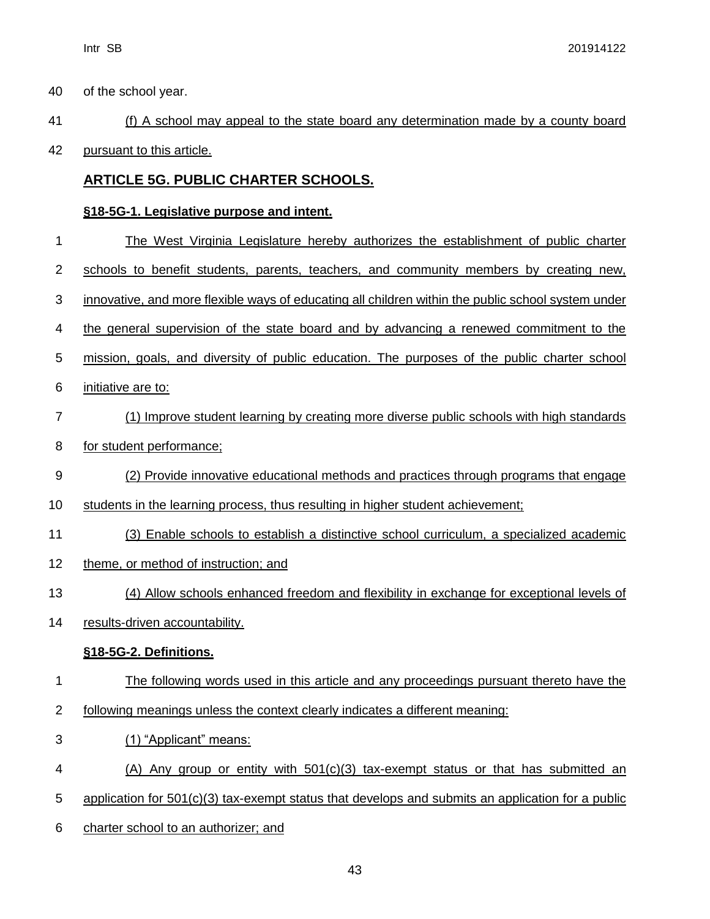of the school year.

(f) A school may appeal to the state board any determination made by a county board pursuant to this article.

## ARTICLE 5G. PUBLIC CHARTER SCHOOLS.

### §18-5G-1. Legislative purpose and intent.

The West Virginia Legislature hereby authorizes the establishment of public charter schools to benefit students, parents, teachers, and community members by creating new, innovative, and more flexible ways of educating all children within the public school system under the general supervision of the state board and by advancing a renewed commitment to the mission, goals, and diversity of public education. The purposes of the public charter school initiative are to:

(1) Improve student learning by creating more diverse public schools with high standards for student performance;

(2) Provide innovative educational methods and practices through programs that engage students in the learning process, thus resulting in higher student achievement;

(3) Enable schools to establish a distinctive school curriculum, a specialized academic theme, or method of instruction; and

(4) Allow schools enhanced freedom and flexibility in exchange for exceptional levels of results-driven accountability.

### §18-5G-2. Definitions.

The following words used in this article and any proceedings pursuant thereto have the following meanings unless the context clearly indicates a different meaning:

(1) "Applicant" means:

(A) Any group or entity with 501(c)(3) tax-exempt status or that has submitted an application for 501(c)(3) tax-exempt status that develops and submits an application for a public charter school to an authorizer; and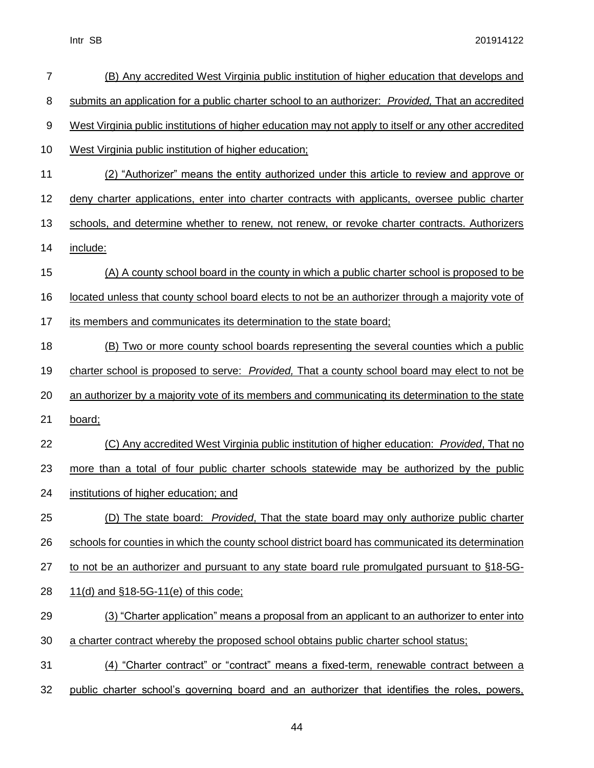(B) Any accredited West Virginia public institution of higher education that develops and submits an application for a public charter school to an authorizer: *Provided,* That an accredited West Virginia public institutions of higher education may not apply to itself or any other accredited West Virginia public institution of higher education;

(2) "Authorizer" means the entity authorized under this article to review and approve or deny charter applications, enter into charter contracts with applicants, oversee public charter schools, and determine whether to renew, not renew, or revoke charter contracts. Authorizers include:

(A) A county school board in the county in which a public charter school is proposed to be located unless that county school board elects to not be an authorizer through a majority vote of its members and communicates its determination to the state board;

(B) Two or more county school boards representing the several counties which a public charter school is proposed to serve: *Provided,* That a county school board may elect to not be an authorizer by a majority vote of its members and communicating its determination to the state board;

(C) Any accredited West Virginia public institution of higher education: *Provided*, That no more than a total of four public charter schools statewide may be authorized by the public institutions of higher education; and

(D) The state board: *Provided*, That the state board may only authorize public charter schools for counties in which the county school district board has communicated its determination to not be an authorizer and pursuant to any state board rule promulgated pursuant to §18-5G-11(d) and §18-5G-11(e) of this code;

(3) "Charter application" means a proposal from an applicant to an authorizer to enter into a charter contract whereby the proposed school obtains public charter school status;

(4) "Charter contract" or "contract" means a fixed-term, renewable contract between a public charter school's governing board and an authorizer that identifies the roles, powers,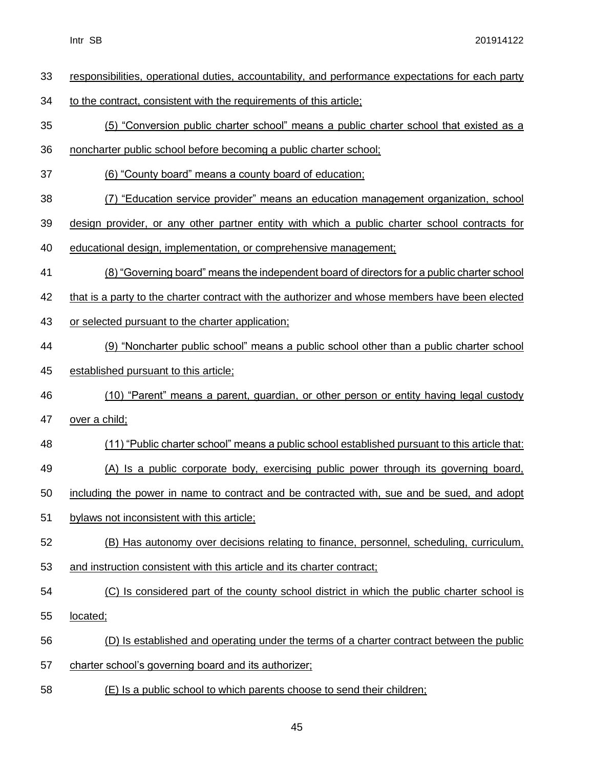responsibilities, operational duties, accountability, and performance expectations for each party to the contract, consistent with the requirements of this article;

(5) "Conversion public charter school" means a public charter school that existed as a noncharter public school before becoming a public charter school;

(6) "County board" means a county board of education;

(7) "Education service provider" means an education management organization, school design provider, or any other partner entity with which a public charter school contracts for educational design, implementation, or comprehensive management;

(8) "Governing board" means the independent board of directors for a public charter school that is a party to the charter contract with the authorizer and whose members have been elected or selected pursuant to the charter application;

(9) "Noncharter public school" means a public school other than a public charter school established pursuant to this article;

(10) "Parent" means a parent, guardian, or other person or entity having legal custody over a child;

(11) "Public charter school" means a public school established pursuant to this article that:

(A) Is a public corporate body, exercising public power through its governing board, including the power in name to contract and be contracted with, sue and be sued, and adopt bylaws not inconsistent with this article;

(B) Has autonomy over decisions relating to finance, personnel, scheduling, curriculum, and instruction consistent with this article and its charter contract;

(C) Is considered part of the county school district in which the public charter school is located;

(D) Is established and operating under the terms of a charter contract between the public charter school's governing board and its authorizer;

(E) Is a public school to which parents choose to send their children;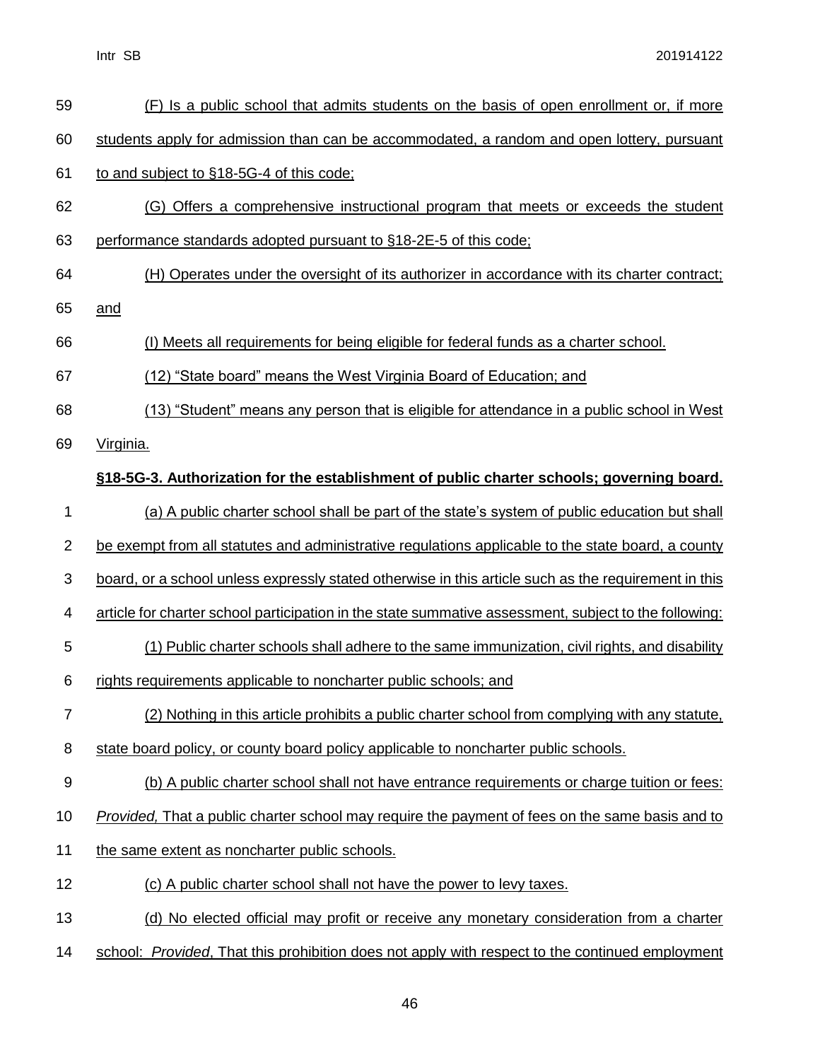(F) Is a public school that admits students on the basis of open enrollment or, if more students apply for admission than can be accommodated, a random and open lottery, pursuant to and subject to §18-5G-4 of this code;

(G) Offers a comprehensive instructional program that meets or exceeds the student performance standards adopted pursuant to §18-2E-5 of this code;

(H) Operates under the oversight of its authorizer in accordance with its charter contract; and

(I) Meets all requirements for being eligible for federal funds as a charter school.

(12) "State board" means the West Virginia Board of Education; and

(13) "Student" means any person that is eligible for attendance in a public school in West Virginia.

**§18-5G-3. Authorization for the establishment of public charter schools; governing board.**

(a) A public charter school shall be part of the state's system of public education but shall be exempt from all statutes and administrative regulations applicable to the state board, a county board, or a school unless expressly stated otherwise in this article such as the requirement in this article for charter school participation in the state summative assessment, subject to the following:

(1) Public charter schools shall adhere to the same immunization, civil rights, and disability rights requirements applicable to noncharter public schools; and

(2) Nothing in this article prohibits a public charter school from complying with any statute, state board policy, or county board policy applicable to noncharter public schools.

(b) A public charter school shall not have entrance requirements or charge tuition or fees: *Provided,* That a public charter school may require the payment of fees on the same basis and to the same extent as noncharter public schools.

(c) A public charter school shall not have the power to levy taxes.

(d) No elected official may profit or receive any monetary consideration from a charter school: *Provided*, That this prohibition does not apply with respect to the continued employment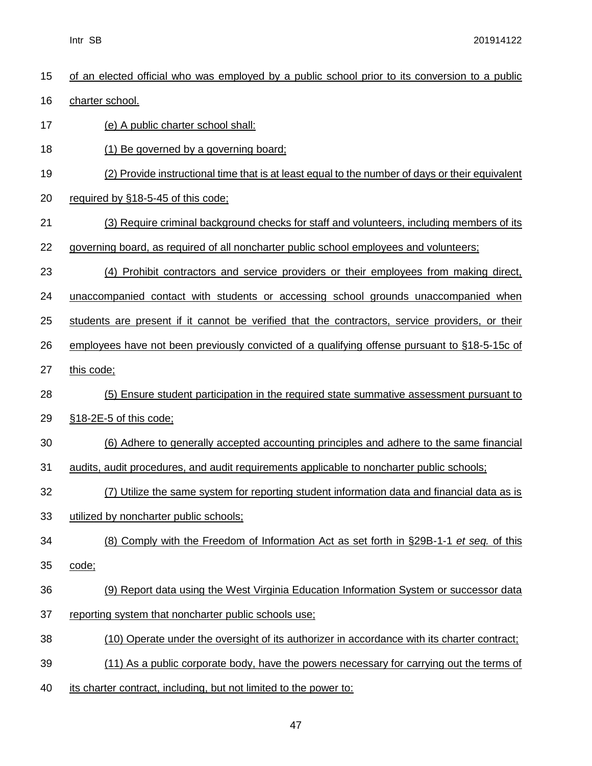of an elected official who was employed by a public school prior to its conversion to a public charter school.

(e) A public charter school shall:

(1) Be governed by a governing board;

(2) Provide instructional time that is at least equal to the number of days or their equivalent required by §18-5-45 of this code;

(3) Require criminal background checks for staff and volunteers, including members of its governing board, as required of all noncharter public school employees and volunteers;

(4) Prohibit contractors and service providers or their employees from making direct, unaccompanied contact with students or accessing school grounds unaccompanied when students are present if it cannot be verified that the contractors, service providers, or their employees have not been previously convicted of a qualifying offense pursuant to §18-5-15c of this code;

(5) Ensure student participation in the required state summative assessment pursuant to §18-2E-5 of this code;

(6) Adhere to generally accepted accounting principles and adhere to the same financial audits, audit procedures, and audit requirements applicable to noncharter public schools;

(7) Utilize the same system for reporting student information data and financial data as is utilized by noncharter public schools;

(8) Comply with the Freedom of Information Act as set forth in §29B-1-1 *et seq.* of this code;

(9) Report data using the West Virginia Education Information System or successor data reporting system that noncharter public schools use;

(10) Operate under the oversight of its authorizer in accordance with its charter contract;

(11) As a public corporate body, have the powers necessary for carrying out the terms of its charter contract, including, but not limited to the power to: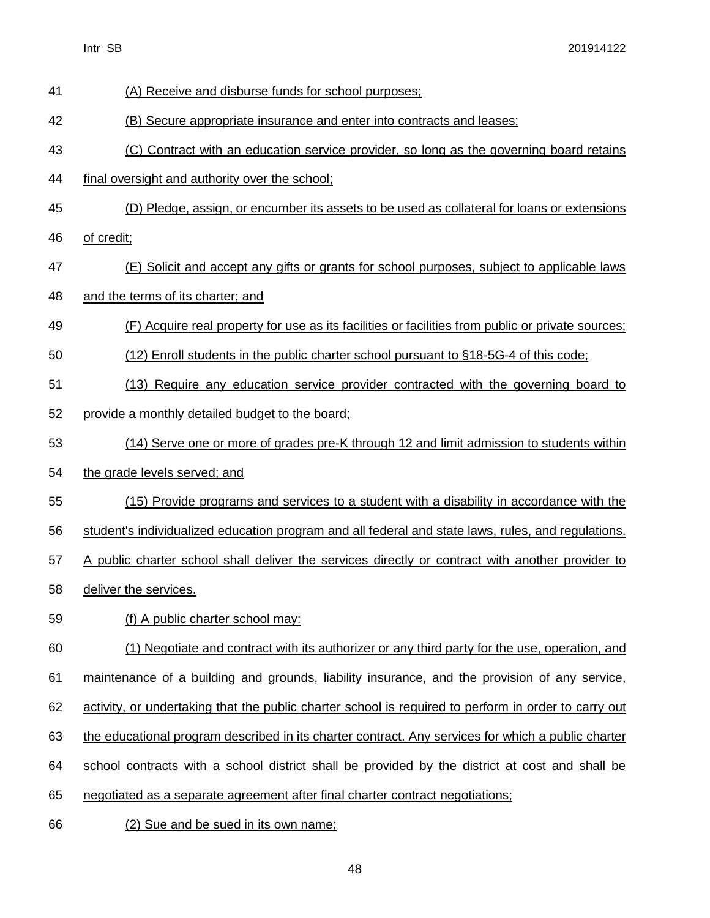(A) Receive and disburse funds for school purposes;

(B) Secure appropriate insurance and enter into contracts and leases;

(C) Contract with an education service provider, so long as the governing board retains final oversight and authority over the school;

(D) Pledge, assign, or encumber its assets to be used as collateral for loans or extensions of credit;

(E) Solicit and accept any gifts or grants for school purposes, subject to applicable laws and the terms of its charter; and

(F) Acquire real property for use as its facilities or facilities from public or private sources;

(12) Enroll students in the public charter school pursuant to §18-5G-4 of this code;

(13) Require any education service provider contracted with the governing board to provide a monthly detailed budget to the board;

(14) Serve one or more of grades pre-K through 12 and limit admission to students within the grade levels served; and

(15) Provide programs and services to a student with a disability in accordance with the student's individualized education program and all federal and state laws, rules, and regulations. A public charter school shall deliver the services directly or contract with another provider to deliver the services.

(f) A public charter school may:

(1) Negotiate and contract with its authorizer or any third party for the use, operation, and maintenance of a building and grounds, liability insurance, and the provision of any service, activity, or undertaking that the public charter school is required to perform in order to carry out the educational program described in its charter contract. Any services for which a public charter school contracts with a school district shall be provided by the district at cost and shall be negotiated as a separate agreement after final charter contract negotiations;

(2) Sue and be sued in its own name;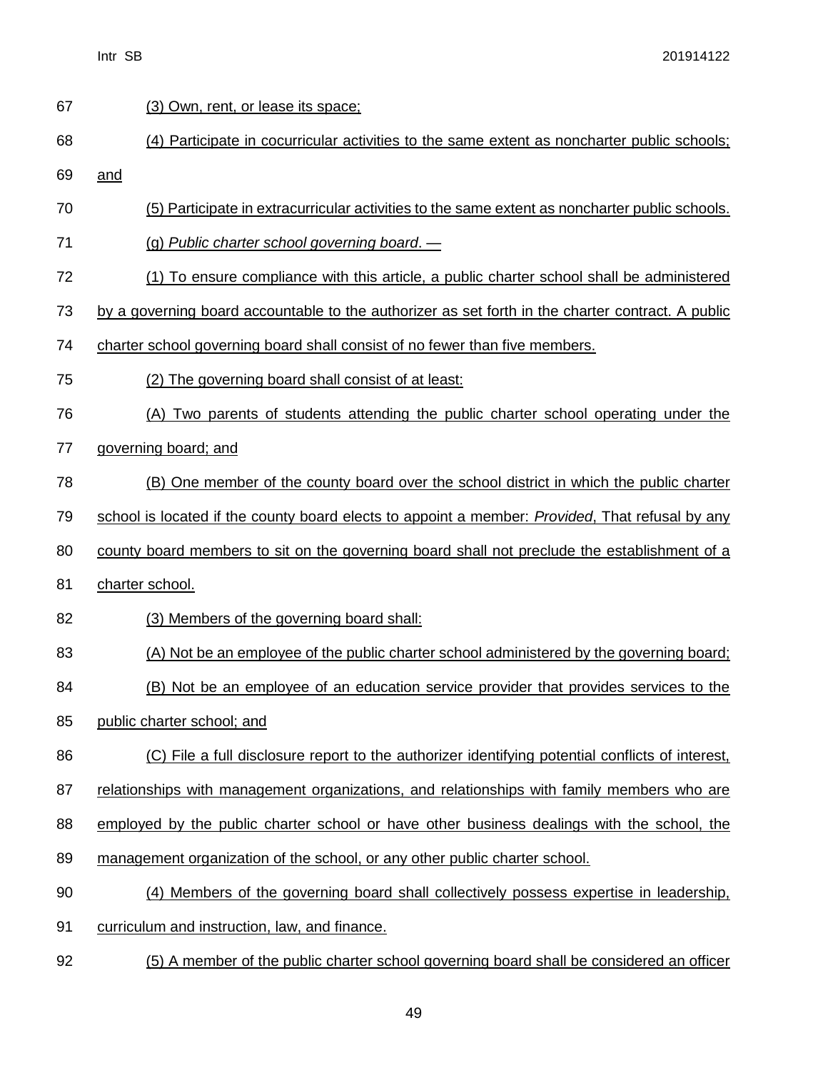(3) Own, rent, or lease its space;

(4) Participate in cocurricular activities to the same extent as noncharter public schools; and

(5) Participate in extracurricular activities to the same extent as noncharter public schools.

(g) *Public charter school governing board*. —

(1) To ensure compliance with this article, a public charter school shall be administered by a governing board accountable to the authorizer as set forth in the charter contract. A public charter school governing board shall consist of no fewer than five members.

(2) The governing board shall consist of at least:

(A) Two parents of students attending the public charter school operating under the governing board; and

(B) One member of the county board over the school district in which the public charter school is located if the county board elects to appoint a member: *Provided*, That refusal by any county board members to sit on the governing board shall not preclude the establishment of a charter school.

(3) Members of the governing board shall:

(A) Not be an employee of the public charter school administered by the governing board;

(B) Not be an employee of an education service provider that provides services to the public charter school; and

(C) File a full disclosure report to the authorizer identifying potential conflicts of interest, relationships with management organizations, and relationships with family members who are employed by the public charter school or have other business dealings with the school, the management organization of the school, or any other public charter school.

(4) Members of the governing board shall collectively possess expertise in leadership, curriculum and instruction, law, and finance.

(5) A member of the public charter school governing board shall be considered an officer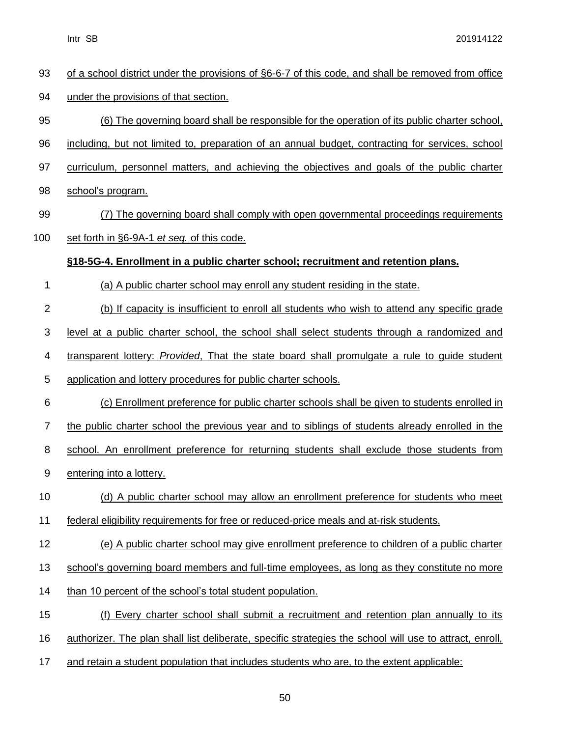of a school district under the provisions of §6-6-7 of this code, and shall be removed from office under the provisions of that section.

(6) The governing board shall be responsible for the operation of its public charter school, including, but not limited to, preparation of an annual budget, contracting for services, school curriculum, personnel matters, and achieving the objectives and goals of the public charter school's program.

(7) The governing board shall comply with open governmental proceedings requirements set forth in §6-9A-1 *et seq.* of this code.

**§18-5G-4. Enrollment in a public charter school; recruitment and retention plans.**

(a) A public charter school may enroll any student residing in the state.

(b) If capacity is insufficient to enroll all students who wish to attend any specific grade level at a public charter school, the school shall select students through a randomized and transparent lottery: *Provided*, That the state board shall promulgate a rule to guide student application and lottery procedures for public charter schools.

(c) Enrollment preference for public charter schools shall be given to students enrolled in the public charter school the previous year and to siblings of students already enrolled in the school. An enrollment preference for returning students shall exclude those students from entering into a lottery.

(d) A public charter school may allow an enrollment preference for students who meet federal eligibility requirements for free or reduced-price meals and at-risk students.

(e) A public charter school may give enrollment preference to children of a public charter school's governing board members and full-time employees, as long as they constitute no more than 10 percent of the school's total student population.

(f) Every charter school shall submit a recruitment and retention plan annually to its authorizer. The plan shall list deliberate, specific strategies the school will use to attract, enroll, and retain a student population that includes students who are, to the extent applicable: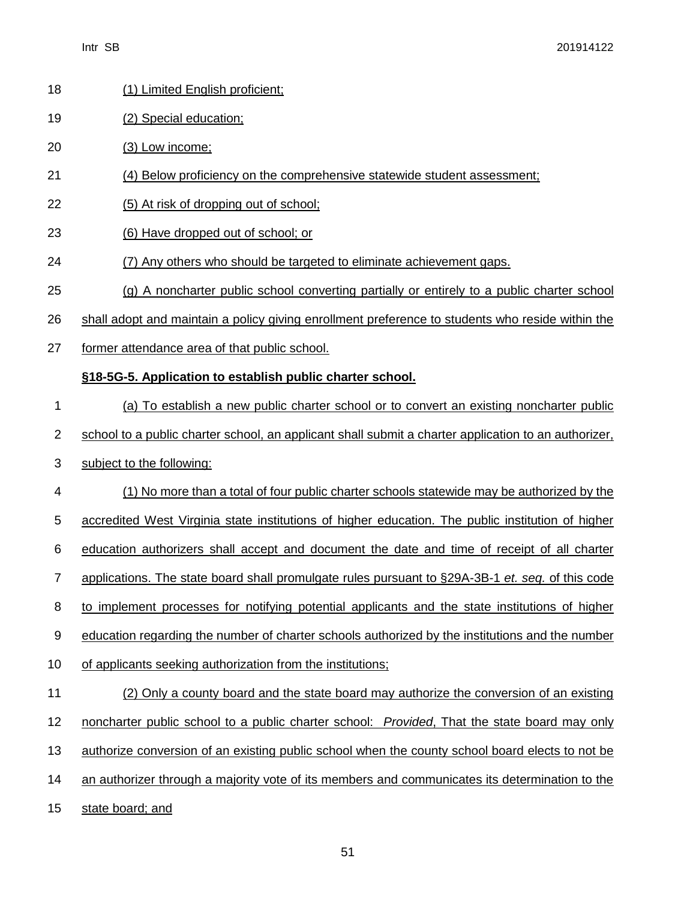(1) Limited English proficient;

(2) Special education;

(3) Low income;

(4) Below proficiency on the comprehensive statewide student assessment;

(5) At risk of dropping out of school;

(6) Have dropped out of school; or

(7) Any others who should be targeted to eliminate achievement gaps.

(g) A noncharter public school converting partially or entirely to a public charter school shall adopt and maintain a policy giving enrollment preference to students who reside within the former attendance area of that public school.

**§18-5G-5. Application to establish public charter school.**

(a) To establish a new public charter school or to convert an existing noncharter public school to a public charter school, an applicant shall submit a charter application to an authorizer, subject to the following:

(1) No more than a total of four public charter schools statewide may be authorized by the accredited West Virginia state institutions of higher education. The public institution of higher education authorizers shall accept and document the date and time of receipt of all charter applications. The state board shall promulgate rules pursuant to §29A-3B-1 *et. seq.* of this code to implement processes for notifying potential applicants and the state institutions of higher education regarding the number of charter schools authorized by the institutions and the number of applicants seeking authorization from the institutions;

(2) Only a county board and the state board may authorize the conversion of an existing noncharter public school to a public charter school: *Provided*, That the state board may only authorize conversion of an existing public school when the county school board elects to not be an authorizer through a majority vote of its members and communicates its determination to the state board; and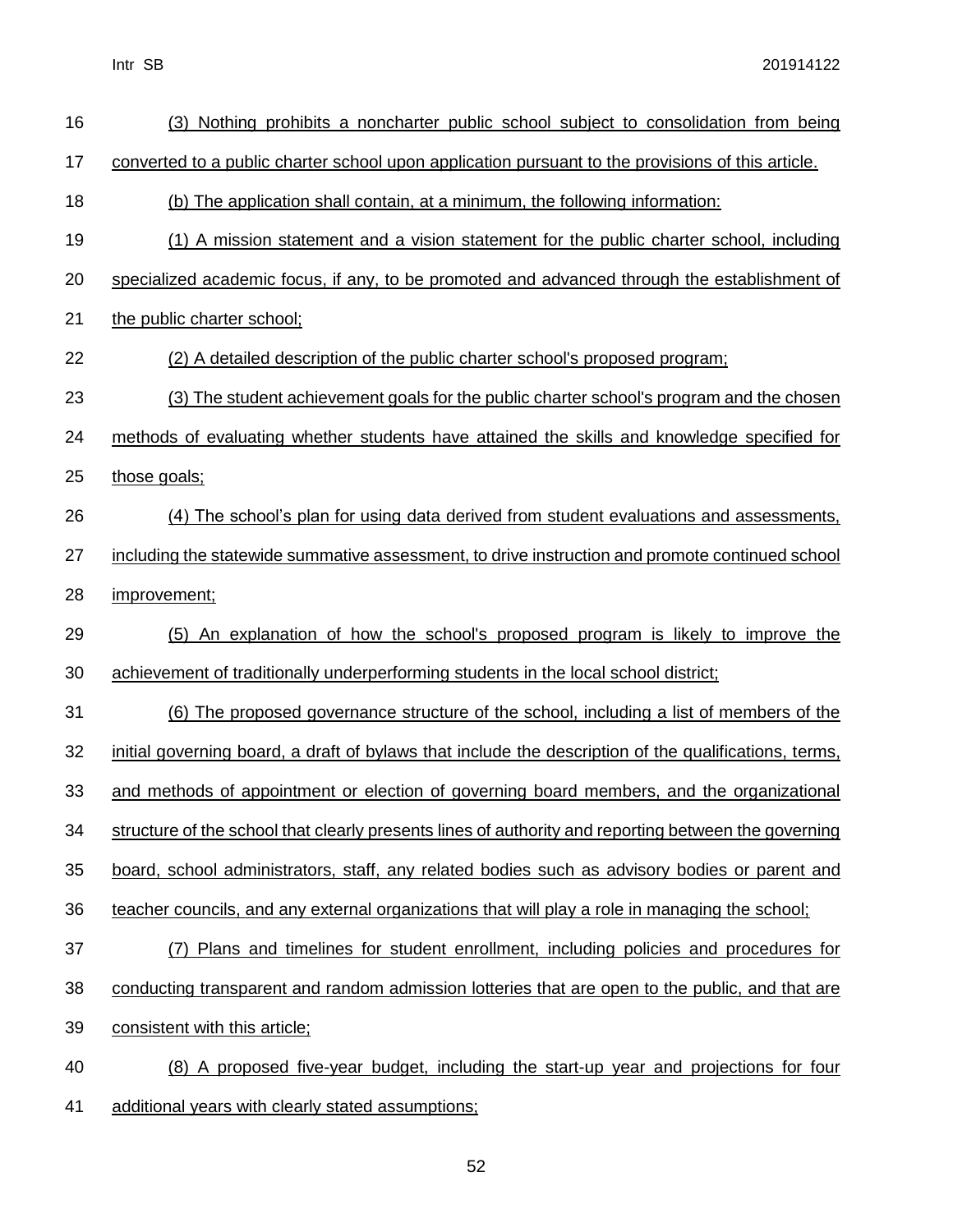(3) Nothing prohibits a noncharter public school subject to consolidation from being converted to a public charter school upon application pursuant to the provisions of this article.

(b) The application shall contain, at a minimum, the following information:

(1) A mission statement and a vision statement for the public charter school, including specialized academic focus, if any, to be promoted and advanced through the establishment of the public charter school;

(2) A detailed description of the public charter school's proposed program;

(3) The student achievement goals for the public charter school's program and the chosen methods of evaluating whether students have attained the skills and knowledge specified for those goals;

(4) The school's plan for using data derived from student evaluations and assessments, including the statewide summative assessment, to drive instruction and promote continued school improvement;

(5) An explanation of how the school's proposed program is likely to improve the achievement of traditionally underperforming students in the local school district;

(6) The proposed governance structure of the school, including a list of members of the initial governing board, a draft of bylaws that include the description of the qualifications, terms, and methods of appointment or election of governing board members, and the organizational structure of the school that clearly presents lines of authority and reporting between the governing board, school administrators, staff, any related bodies such as advisory bodies or parent and teacher councils, and any external organizations that will play a role in managing the school;

(7) Plans and timelines for student enrollment, including policies and procedures for conducting transparent and random admission lotteries that are open to the public, and that are consistent with this article;

(8) A proposed five-year budget, including the start-up year and projections for four additional years with clearly stated assumptions;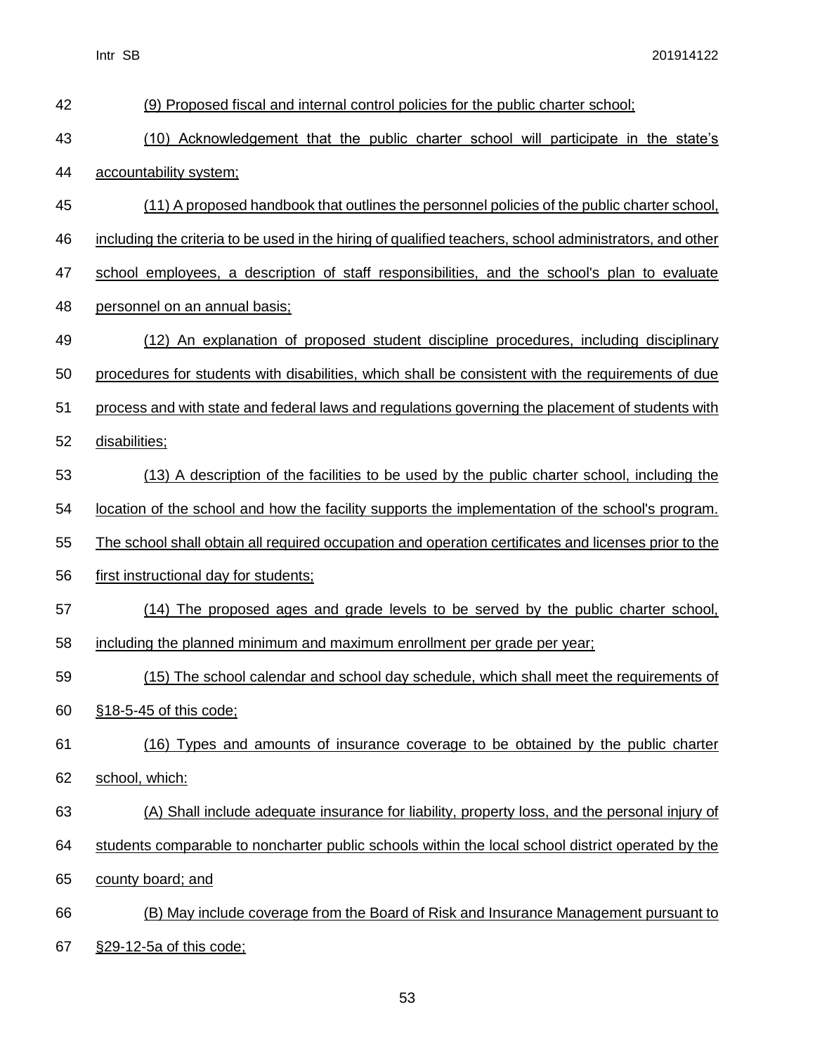(9) Proposed fiscal and internal control policies for the public charter school;

(10) Acknowledgement that the public charter school will participate in the state's accountability system;

(11) A proposed handbook that outlines the personnel policies of the public charter school, including the criteria to be used in the hiring of qualified teachers, school administrators, and other school employees, a description of staff responsibilities, and the school's plan to evaluate personnel on an annual basis;

(12) An explanation of proposed student discipline procedures, including disciplinary procedures for students with disabilities, which shall be consistent with the requirements of due process and with state and federal laws and regulations governing the placement of students with disabilities;

(13) A description of the facilities to be used by the public charter school, including the location of the school and how the facility supports the implementation of the school's program. The school shall obtain all required occupation and operation certificates and licenses prior to the first instructional day for students;

(14) The proposed ages and grade levels to be served by the public charter school, including the planned minimum and maximum enrollment per grade per year;

(15) The school calendar and school day schedule, which shall meet the requirements of §18-5-45 of this code;

(16) Types and amounts of insurance coverage to be obtained by the public charter school, which:

(A) Shall include adequate insurance for liability, property loss, and the personal injury of students comparable to noncharter public schools within the local school district operated by the county board; and

(B) May include coverage from the Board of Risk and Insurance Management pursuant to §29-12-5a of this code;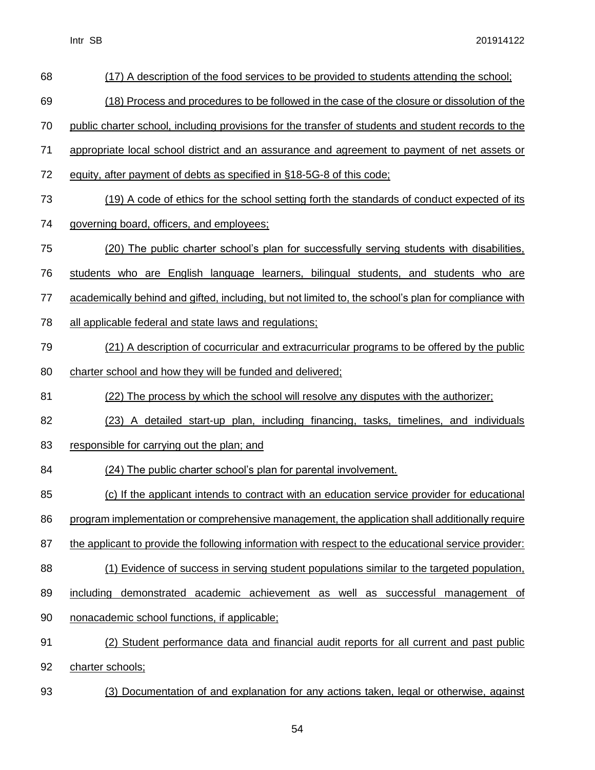(17) A description of the food services to be provided to students attending the school;

(18) Process and procedures to be followed in the case of the closure or dissolution of the public charter school, including provisions for the transfer of students and student records to the appropriate local school district and an assurance and agreement to payment of net assets or equity, after payment of debts as specified in §18-5G-8 of this code;

(19) A code of ethics for the school setting forth the standards of conduct expected of its governing board, officers, and employees;

(20) The public charter school's plan for successfully serving students with disabilities, students who are English language learners, bilingual students, and students who are academically behind and gifted, including, but not limited to, the school's plan for compliance with all applicable federal and state laws and regulations;

(21) A description of cocurricular and extracurricular programs to be offered by the public charter school and how they will be funded and delivered;

(22) The process by which the school will resolve any disputes with the authorizer;

(23) A detailed start-up plan, including financing, tasks, timelines, and individuals responsible for carrying out the plan; and

(24) The public charter school's plan for parental involvement.

(c) If the applicant intends to contract with an education service provider for educational program implementation or comprehensive management, the application shall additionally require the applicant to provide the following information with respect to the educational service provider:

(1) Evidence of success in serving student populations similar to the targeted population, including demonstrated academic achievement as well as successful management of nonacademic school functions, if applicable;

(2) Student performance data and financial audit reports for all current and past public charter schools;

(3) Documentation of and explanation for any actions taken, legal or otherwise, against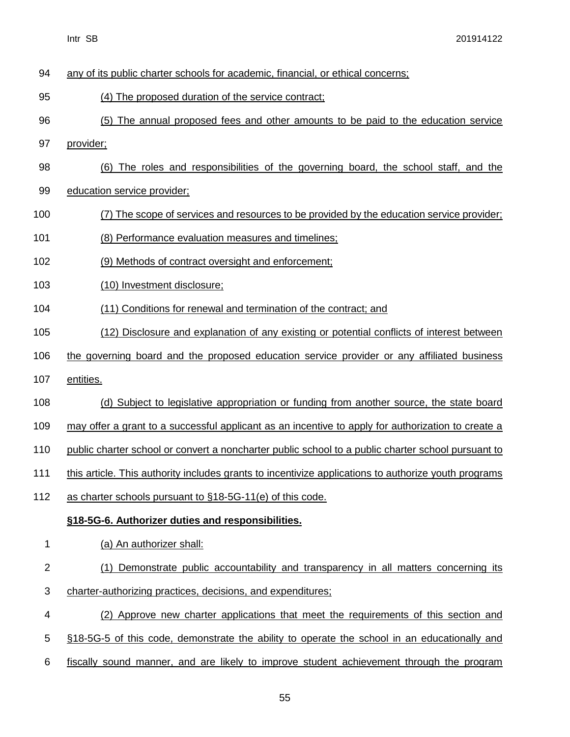any of its public charter schools for academic, financial, or ethical concerns;

(4) The proposed duration of the service contract;

(5) The annual proposed fees and other amounts to be paid to the education service provider;

(6) The roles and responsibilities of the governing board, the school staff, and the education service provider;

(7) The scope of services and resources to be provided by the education service provider;

(8) Performance evaluation measures and timelines;

(9) Methods of contract oversight and enforcement;

(10) Investment disclosure;

(11) Conditions for renewal and termination of the contract; and

(12) Disclosure and explanation of any existing or potential conflicts of interest between the governing board and the proposed education service provider or any affiliated business entities.

(d) Subject to legislative appropriation or funding from another source, the state board may offer a grant to a successful applicant as an incentive to apply for authorization to create a public charter school or convert a noncharter public school to a public charter school pursuant to this article. This authority includes grants to incentivize applications to authorize youth programs as charter schools pursuant to §18-5G-11(e) of this code.

**§18-5G-6. Authorizer duties and responsibilities.**

(a) An authorizer shall:

(1) Demonstrate public accountability and transparency in all matters concerning its charter-authorizing practices, decisions, and expenditures;

(2) Approve new charter applications that meet the requirements of this section and §18-5G-5 of this code, demonstrate the ability to operate the school in an educationally and fiscally sound manner, and are likely to improve student achievement through the program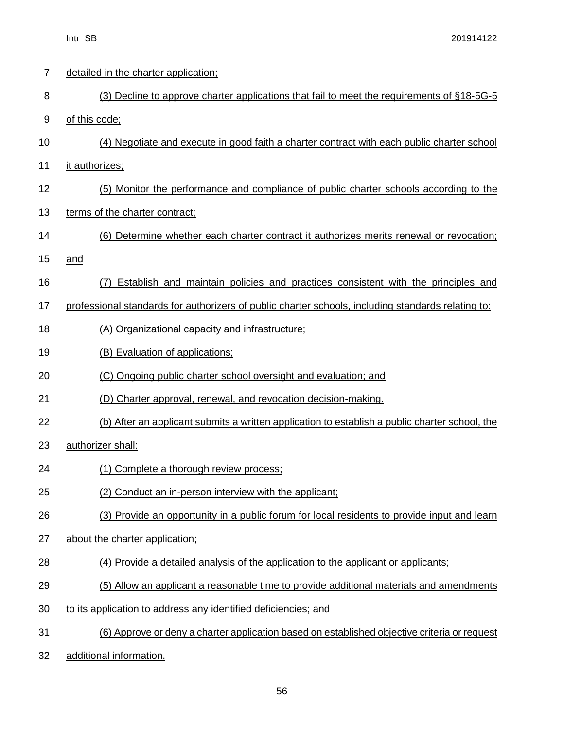detailed in the charter application;

(3) Decline to approve charter applications that fail to meet the requirements of §18-5G-5 of this code;

(4) Negotiate and execute in good faith a charter contract with each public charter school it authorizes;

(5) Monitor the performance and compliance of public charter schools according to the terms of the charter contract;

(6) Determine whether each charter contract it authorizes merits renewal or revocation; and

(7) Establish and maintain policies and practices consistent with the principles and professional standards for authorizers of public charter schools, including standards relating to:

(A) Organizational capacity and infrastructure;

(B) Evaluation of applications;

(C) Ongoing public charter school oversight and evaluation; and

(D) Charter approval, renewal, and revocation decision-making.

(b) After an applicant submits a written application to establish a public charter school, the authorizer shall:

(1) Complete a thorough review process;

(2) Conduct an in-person interview with the applicant;

(3) Provide an opportunity in a public forum for local residents to provide input and learn about the charter application;

(4) Provide a detailed analysis of the application to the applicant or applicants;

(5) Allow an applicant a reasonable time to provide additional materials and amendments to its application to address any identified deficiencies; and

(6) Approve or deny a charter application based on established objective criteria or request additional information.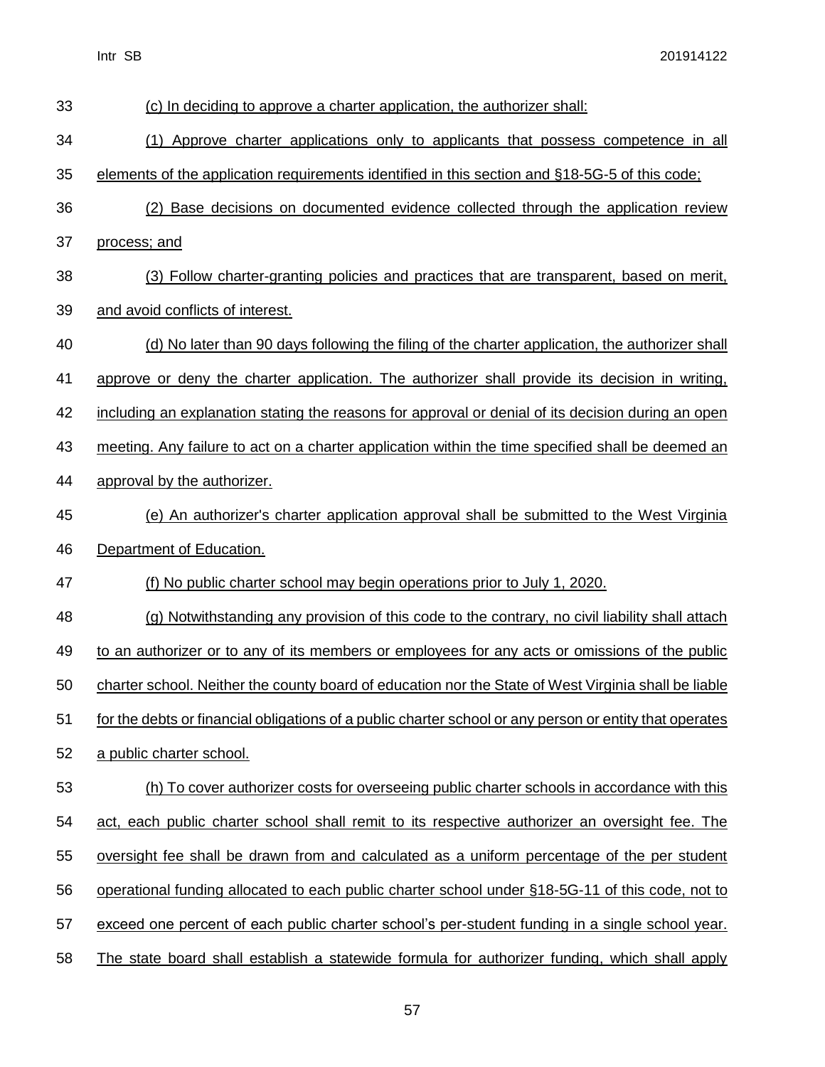(c) In deciding to approve a charter application, the authorizer shall:

(1) Approve charter applications only to applicants that possess competence in all elements of the application requirements identified in this section and §18-5G-5 of this code;

(2) Base decisions on documented evidence collected through the application review process; and

(3) Follow charter-granting policies and practices that are transparent, based on merit, and avoid conflicts of interest.

(d) No later than 90 days following the filing of the charter application, the authorizer shall approve or deny the charter application. The authorizer shall provide its decision in writing, including an explanation stating the reasons for approval or denial of its decision during an open meeting. Any failure to act on a charter application within the time specified shall be deemed an approval by the authorizer.

(e) An authorizer's charter application approval shall be submitted to the West Virginia Department of Education.

(f) No public charter school may begin operations prior to July 1, 2020.

(g) Notwithstanding any provision of this code to the contrary, no civil liability shall attach to an authorizer or to any of its members or employees for any acts or omissions of the public charter school. Neither the county board of education nor the State of West Virginia shall be liable for the debts or financial obligations of a public charter school or any person or entity that operates a public charter school.

(h) To cover authorizer costs for overseeing public charter schools in accordance with this act, each public charter school shall remit to its respective authorizer an oversight fee. The oversight fee shall be drawn from and calculated as a uniform percentage of the per student operational funding allocated to each public charter school under §18-5G-11 of this code, not to exceed one percent of each public charter school's per-student funding in a single school year. The state board shall establish a statewide formula for authorizer funding, which shall apply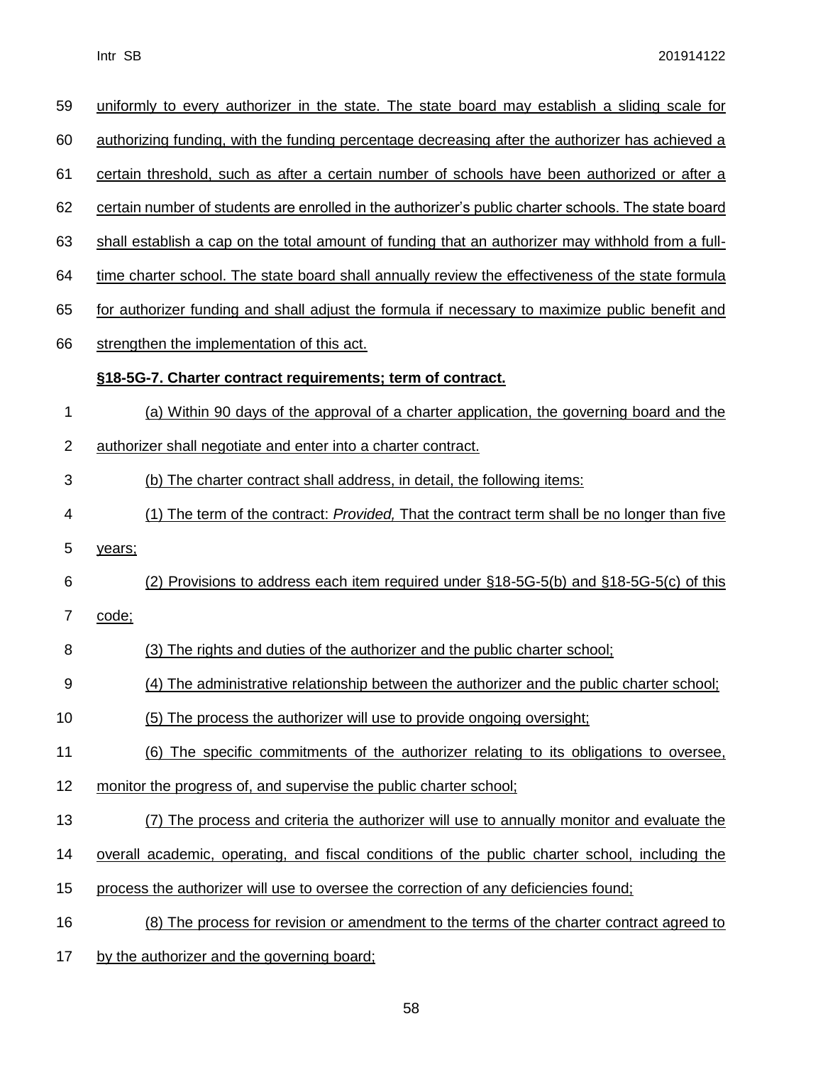uniformly to every authorizer in the state. The state board may establish a sliding scale for authorizing funding, with the funding percentage decreasing after the authorizer has achieved a certain threshold, such as after a certain number of schools have been authorized or after a certain number of students are enrolled in the authorizer's public charter schools. The state board shall establish a cap on the total amount of funding that an authorizer may withhold from a full-time charter school. The state board shall annually review the effectiveness of the state formula for authorizer funding and shall adjust the formula if necessary to maximize public benefit and strengthen the implementation of this act.

**§18-5G-7. Charter contract requirements; term of contract.**

(a) Within 90 days of the approval of a charter application, the governing board and the authorizer shall negotiate and enter into a charter contract.

(b) The charter contract shall address, in detail, the following items:

(1) The term of the contract: *Provided,* That the contract term shall be no longer than five years;

(2) Provisions to address each item required under §18-5G-5(b) and §18-5G-5(c) of this code;

(3) The rights and duties of the authorizer and the public charter school;

(4) The administrative relationship between the authorizer and the public charter school;

(5) The process the authorizer will use to provide ongoing oversight;

(6) The specific commitments of the authorizer relating to its obligations to oversee, monitor the progress of, and supervise the public charter school;

(7) The process and criteria the authorizer will use to annually monitor and evaluate the overall academic, operating, and fiscal conditions of the public charter school, including the process the authorizer will use to oversee the correction of any deficiencies found;

(8) The process for revision or amendment to the terms of the charter contract agreed to by the authorizer and the governing board;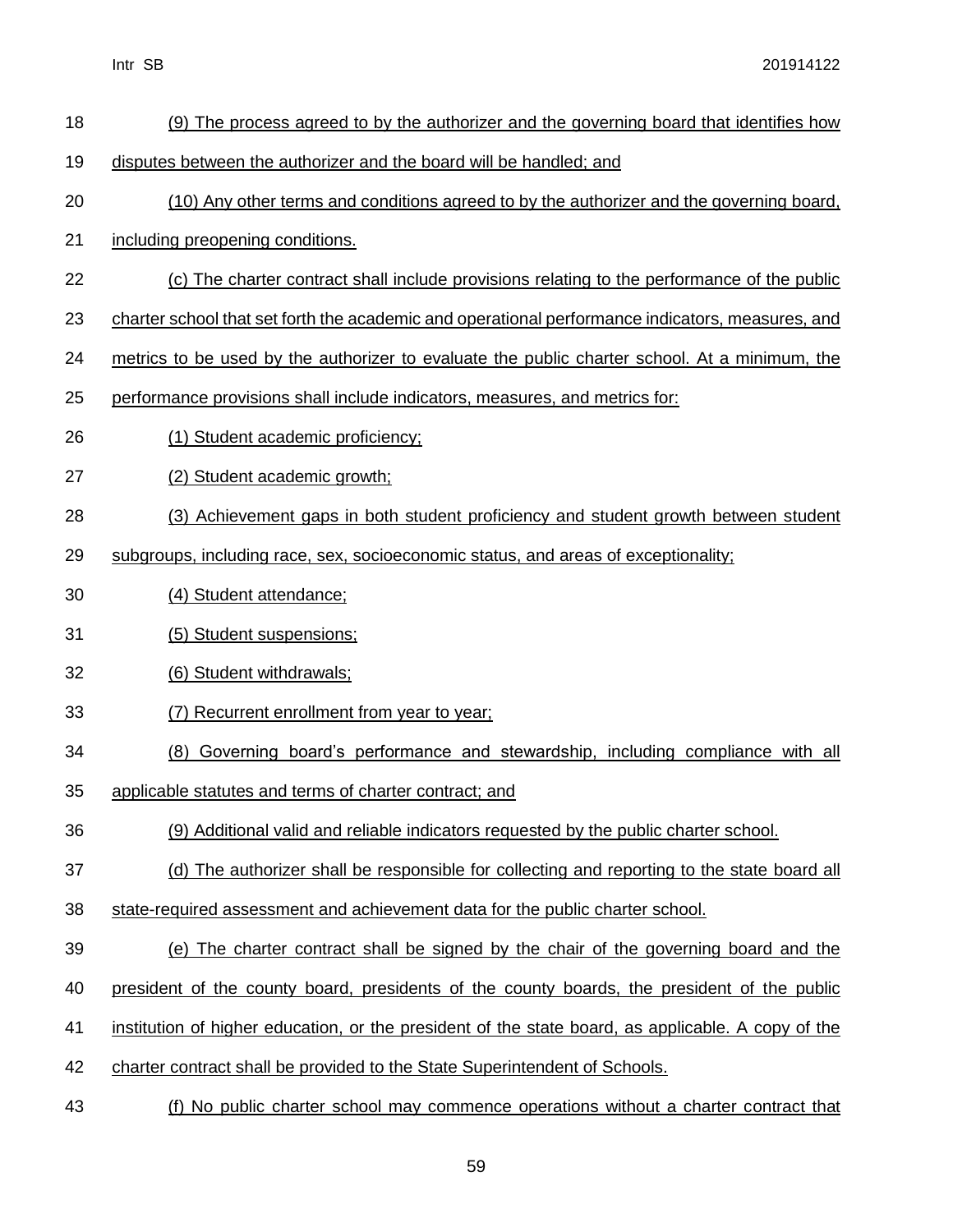(9) The process agreed to by the authorizer and the governing board that identifies how disputes between the authorizer and the board will be handled; and

(10) Any other terms and conditions agreed to by the authorizer and the governing board, including preopening conditions.

(c) The charter contract shall include provisions relating to the performance of the public charter school that set forth the academic and operational performance indicators, measures, and metrics to be used by the authorizer to evaluate the public charter school. At a minimum, the performance provisions shall include indicators, measures, and metrics for:

(1) Student academic proficiency;

(2) Student academic growth;

(3) Achievement gaps in both student proficiency and student growth between student subgroups, including race, sex, socioeconomic status, and areas of exceptionality;

(4) Student attendance;

(5) Student suspensions;

(6) Student withdrawals;

(7) Recurrent enrollment from year to year;

(8) Governing board's performance and stewardship, including compliance with all applicable statutes and terms of charter contract; and

(9) Additional valid and reliable indicators requested by the public charter school.

(d) The authorizer shall be responsible for collecting and reporting to the state board all state-required assessment and achievement data for the public charter school.

(e) The charter contract shall be signed by the chair of the governing board and the president of the county board, presidents of the county boards, the president of the public institution of higher education, or the president of the state board, as applicable. A copy of the charter contract shall be provided to the State Superintendent of Schools.

(f) No public charter school may commence operations without a charter contract that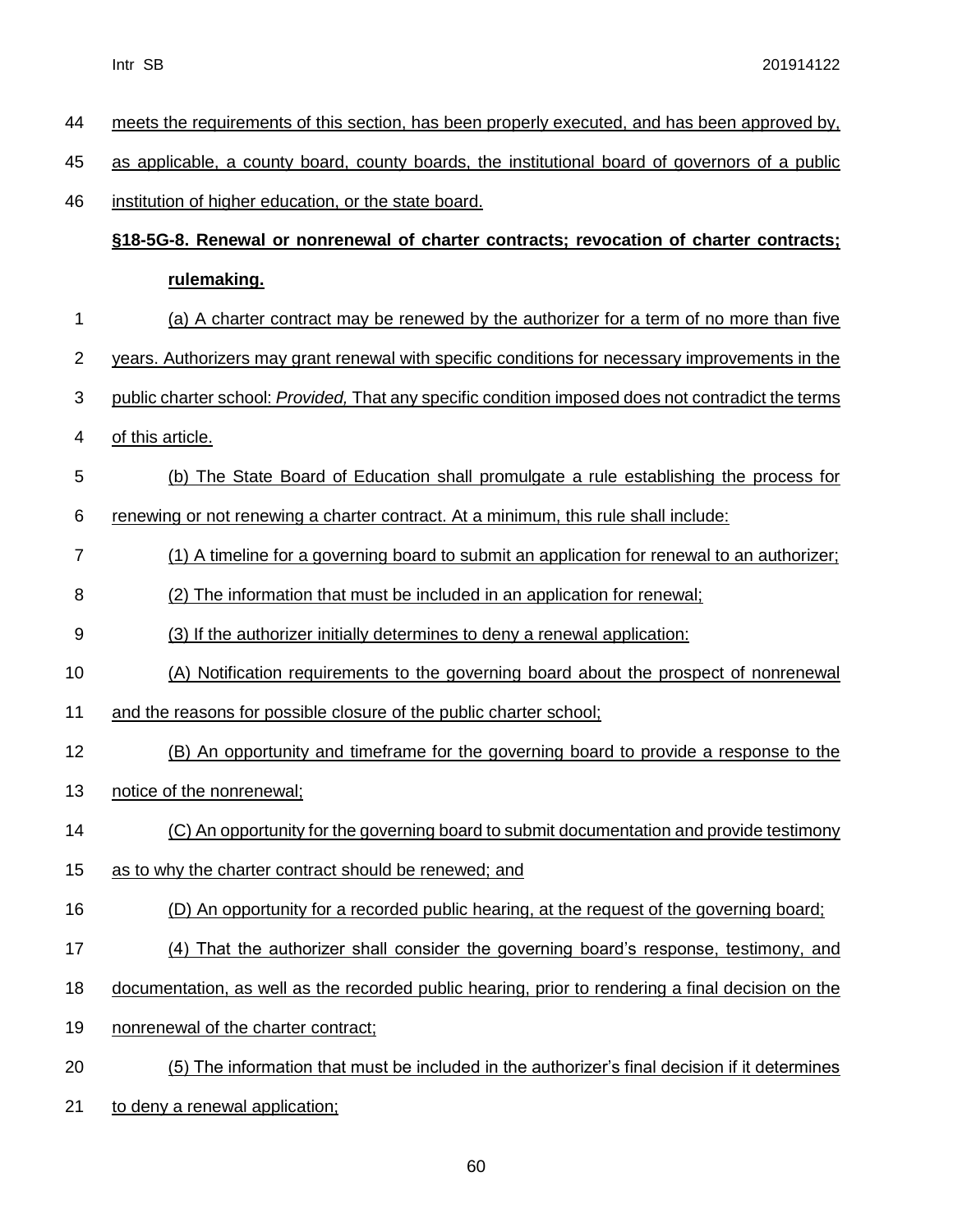meets the requirements of this section, has been properly executed, and has been approved by, as applicable, a county board, county boards, the institutional board of governors of a public institution of higher education, or the state board.

**§18-5G-8. Renewal or nonrenewal of charter contracts; revocation of charter contracts; rulemaking.**

(a) A charter contract may be renewed by the authorizer for a term of no more than five years. Authorizers may grant renewal with specific conditions for necessary improvements in the public charter school: *Provided,* That any specific condition imposed does not contradict the terms of this article.

(b) The State Board of Education shall promulgate a rule establishing the process for renewing or not renewing a charter contract. At a minimum, this rule shall include:

(1) A timeline for a governing board to submit an application for renewal to an authorizer;

(2) The information that must be included in an application for renewal;

(3) If the authorizer initially determines to deny a renewal application:

(A) Notification requirements to the governing board about the prospect of nonrenewal and the reasons for possible closure of the public charter school;

(B) An opportunity and timeframe for the governing board to provide a response to the notice of the nonrenewal;

(C) An opportunity for the governing board to submit documentation and provide testimony as to why the charter contract should be renewed; and

(D) An opportunity for a recorded public hearing, at the request of the governing board;

(4) That the authorizer shall consider the governing board's response, testimony, and documentation, as well as the recorded public hearing, prior to rendering a final decision on the nonrenewal of the charter contract;

(5) The information that must be included in the authorizer's final decision if it determines to deny a renewal application;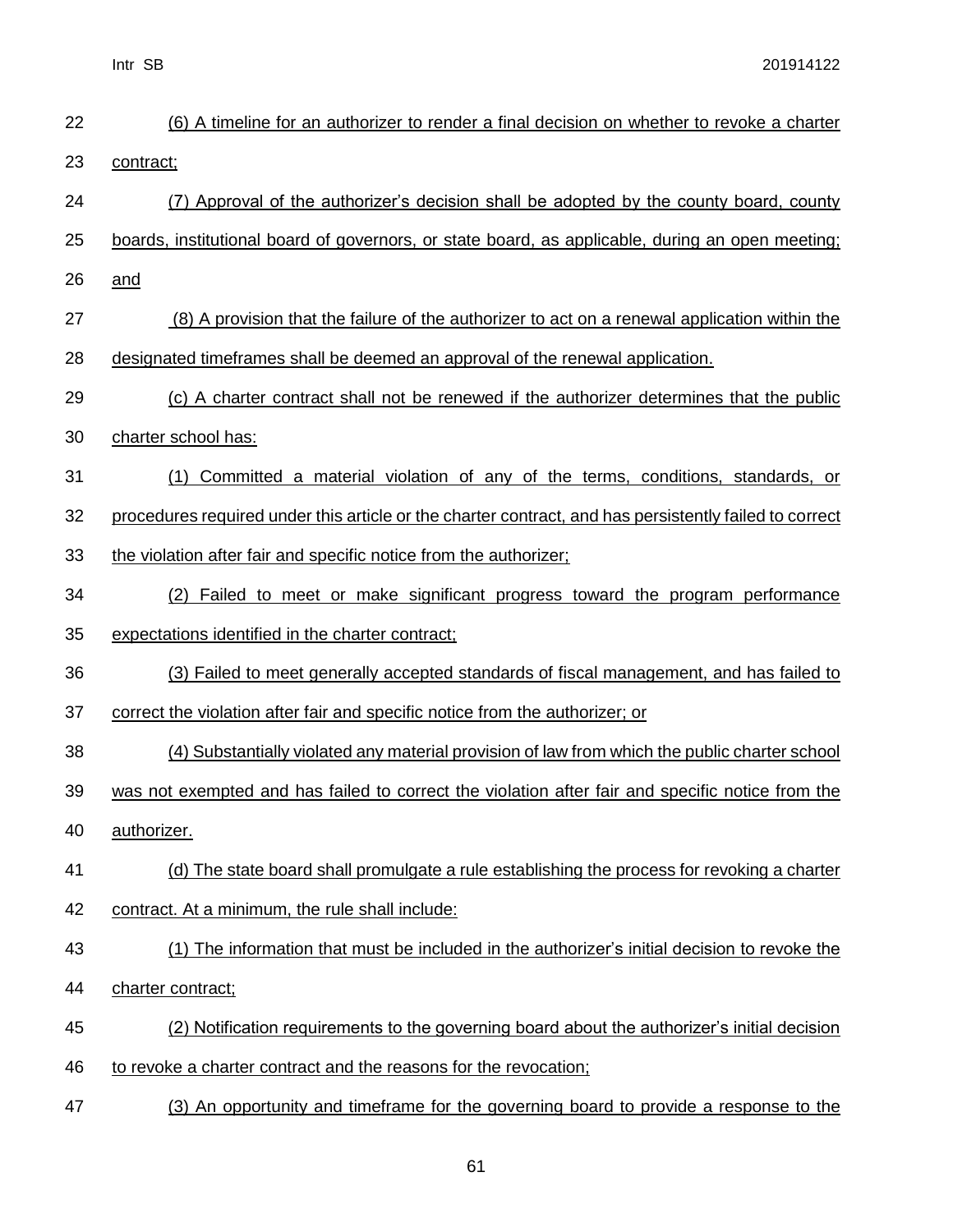(6) A timeline for an authorizer to render a final decision on whether to revoke a charter contract;

(7) Approval of the authorizer's decision shall be adopted by the county board, county boards, institutional board of governors, or state board, as applicable, during an open meeting; and

(8) A provision that the failure of the authorizer to act on a renewal application within the designated timeframes shall be deemed an approval of the renewal application.

(c) A charter contract shall not be renewed if the authorizer determines that the public charter school has:

(1) Committed a material violation of any of the terms, conditions, standards, or procedures required under this article or the charter contract, and has persistently failed to correct the violation after fair and specific notice from the authorizer;

(2) Failed to meet or make significant progress toward the program performance expectations identified in the charter contract;

(3) Failed to meet generally accepted standards of fiscal management, and has failed to correct the violation after fair and specific notice from the authorizer; or

(4) Substantially violated any material provision of law from which the public charter school was not exempted and has failed to correct the violation after fair and specific notice from the authorizer.

(d) The state board shall promulgate a rule establishing the process for revoking a charter contract. At a minimum, the rule shall include:

(1) The information that must be included in the authorizer's initial decision to revoke the charter contract;

(2) Notification requirements to the governing board about the authorizer's initial decision to revoke a charter contract and the reasons for the revocation;

(3) An opportunity and timeframe for the governing board to provide a response to the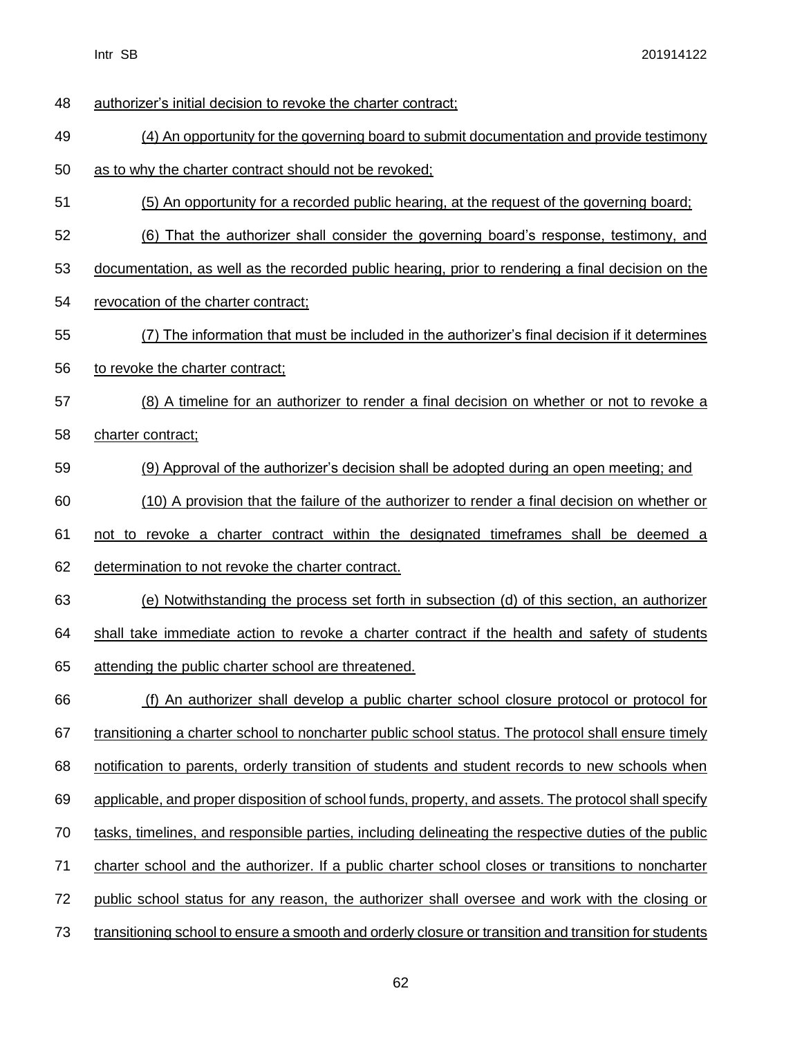authorizer's initial decision to revoke the charter contract;

(4) An opportunity for the governing board to submit documentation and provide testimony as to why the charter contract should not be revoked;

(5) An opportunity for a recorded public hearing, at the request of the governing board;

(6) That the authorizer shall consider the governing board's response, testimony, and documentation, as well as the recorded public hearing, prior to rendering a final decision on the revocation of the charter contract;

(7) The information that must be included in the authorizer's final decision if it determines to revoke the charter contract;

(8) A timeline for an authorizer to render a final decision on whether or not to revoke a charter contract;

(9) Approval of the authorizer's decision shall be adopted during an open meeting; and

(10) A provision that the failure of the authorizer to render a final decision on whether or not to revoke a charter contract within the designated timeframes shall be deemed a determination to not revoke the charter contract.

(e) Notwithstanding the process set forth in subsection (d) of this section, an authorizer shall take immediate action to revoke a charter contract if the health and safety of students attending the public charter school are threatened.

(f) An authorizer shall develop a public charter school closure protocol or protocol for transitioning a charter school to noncharter public school status. The protocol shall ensure timely notification to parents, orderly transition of students and student records to new schools when applicable, and proper disposition of school funds, property, and assets. The protocol shall specify tasks, timelines, and responsible parties, including delineating the respective duties of the public charter school and the authorizer. If a public charter school closes or transitions to noncharter public school status for any reason, the authorizer shall oversee and work with the closing or transitioning school to ensure a smooth and orderly closure or transition and transition for students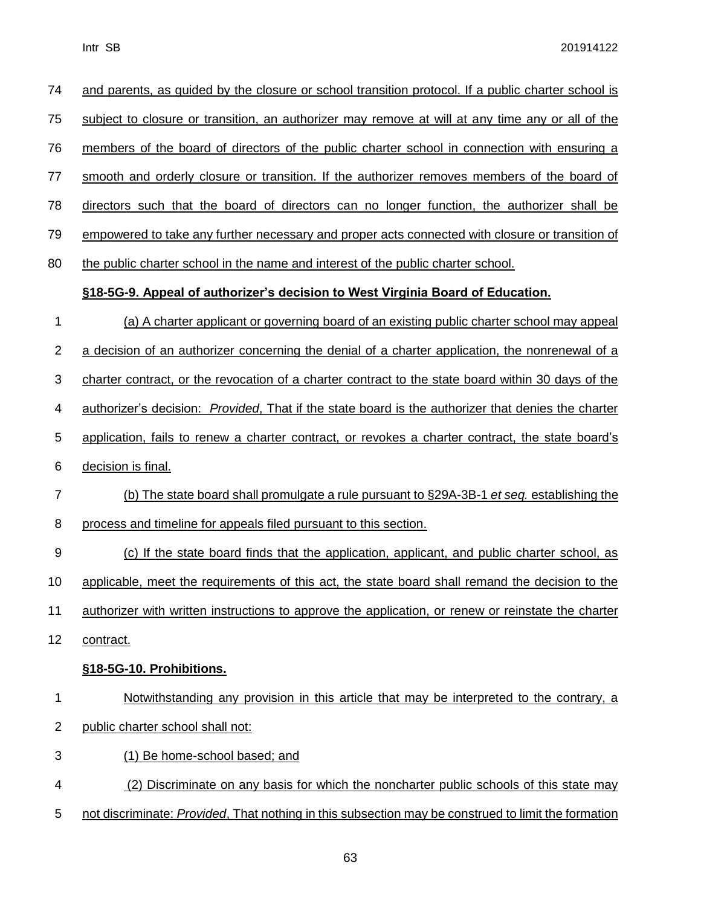and parents, as guided by the closure or school transition protocol. If a public charter school is subject to closure or transition, an authorizer may remove at will at any time any or all of the members of the board of directors of the public charter school in connection with ensuring a smooth and orderly closure or transition. If the authorizer removes members of the board of directors such that the board of directors can no longer function, the authorizer shall be empowered to take any further necessary and proper acts connected with closure or transition of the public charter school in the name and interest of the public charter school.

**§18-5G-9. Appeal of authorizer's decision to West Virginia Board of Education.**

(a) A charter applicant or governing board of an existing public charter school may appeal a decision of an authorizer concerning the denial of a charter application, the nonrenewal of a charter contract, or the revocation of a charter contract to the state board within 30 days of the authorizer's decision: *Provided*, That if the state board is the authorizer that denies the charter application, fails to renew a charter contract, or revokes a charter contract, the state board's decision is final.

(b) The state board shall promulgate a rule pursuant to §29A-3B-1 *et seq.* establishing the process and timeline for appeals filed pursuant to this section.

(c) If the state board finds that the application, applicant, and public charter school, as applicable, meet the requirements of this act, the state board shall remand the decision to the authorizer with written instructions to approve the application, or renew or reinstate the charter contract.

**§18-5G-10. Prohibitions.**

Notwithstanding any provision in this article that may be interpreted to the contrary, a public charter school shall not:

(1) Be home-school based; and

(2) Discriminate on any basis for which the noncharter public schools of this state may not discriminate: *Provided*, That nothing in this subsection may be construed to limit the formation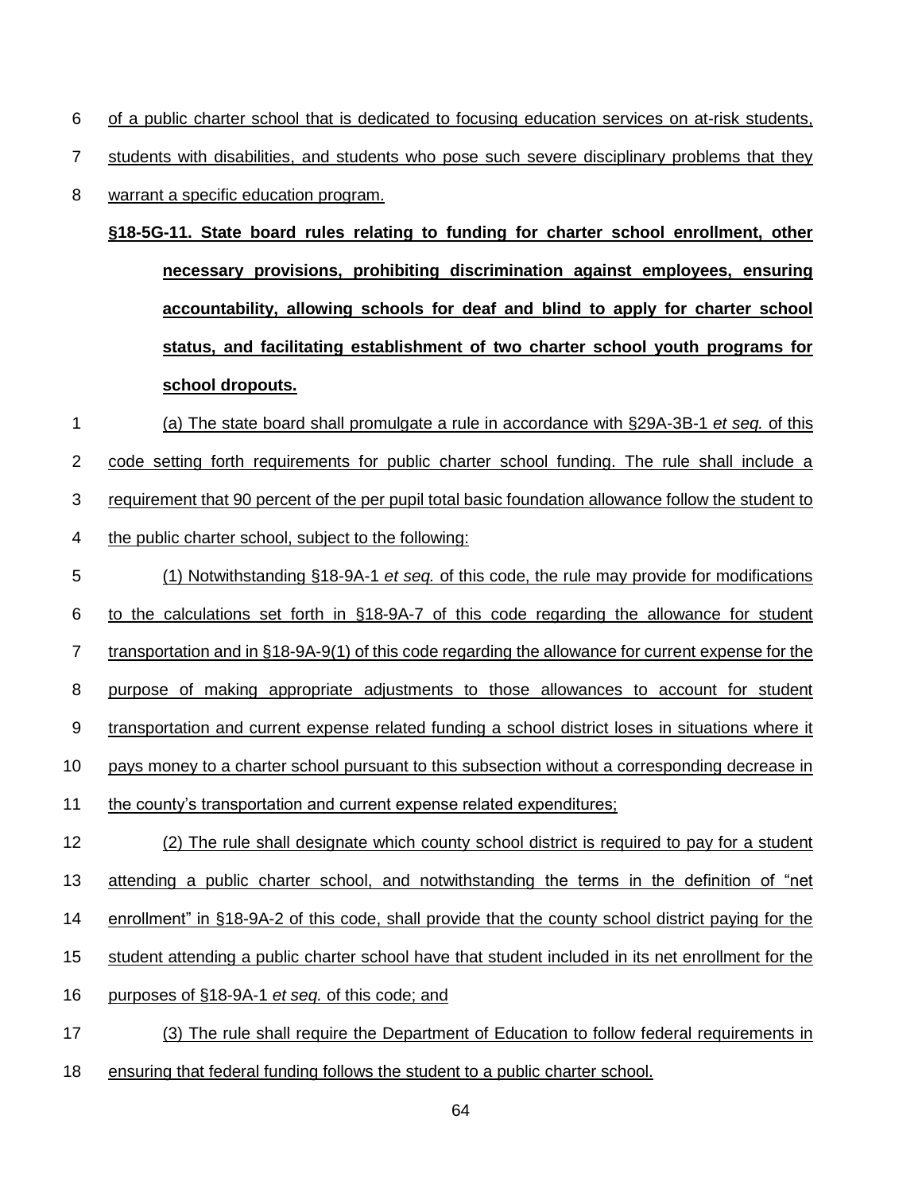of a public charter school that is dedicated to focusing education services on at-risk students, students with disabilities, and students who pose such severe disciplinary problems that they warrant a specific education program.

**§18-5G-11. State board rules relating to funding for charter school enrollment, other necessary provisions, prohibiting discrimination against employees, ensuring accountability, allowing schools for deaf and blind to apply for charter school status, and facilitating establishment of two charter school youth programs for school dropouts.**

(a) The state board shall promulgate a rule in accordance with §29A-3B-1 *et seq.* of this code setting forth requirements for public charter school funding. The rule shall include a requirement that 90 percent of the per pupil total basic foundation allowance follow the student to the public charter school, subject to the following:

(1) Notwithstanding §18-9A-1 *et seq.* of this code, the rule may provide for modifications to the calculations set forth in §18-9A-7 of this code regarding the allowance for student transportation and in §18-9A-9(1) of this code regarding the allowance for current expense for the purpose of making appropriate adjustments to those allowances to account for student transportation and current expense related funding a school district loses in situations where it pays money to a charter school pursuant to this subsection without a corresponding decrease in the county's transportation and current expense related expenditures;

(2) The rule shall designate which county school district is required to pay for a student attending a public charter school, and notwithstanding the terms in the definition of "net enrollment" in §18-9A-2 of this code, shall provide that the county school district paying for the student attending a public charter school have that student included in its net enrollment for the purposes of §18-9A-1 *et seq.* of this code; and

(3) The rule shall require the Department of Education to follow federal requirements in ensuring that federal funding follows the student to a public charter school.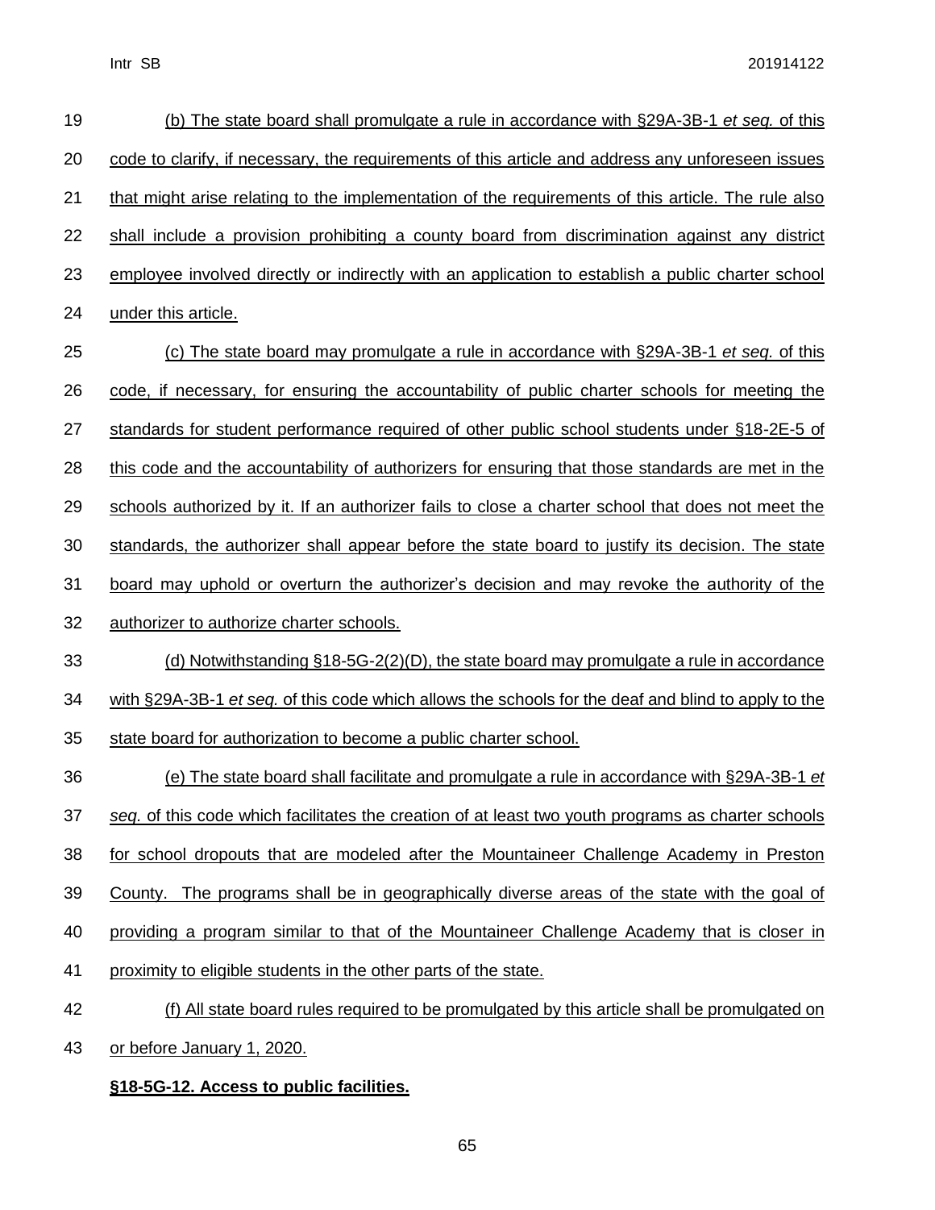(b) The state board shall promulgate a rule in accordance with §29A-3B-1 *et seq.* of this code to clarify, if necessary, the requirements of this article and address any unforeseen issues that might arise relating to the implementation of the requirements of this article. The rule also shall include a provision prohibiting a county board from discrimination against any district employee involved directly or indirectly with an application to establish a public charter school under this article.

(c) The state board may promulgate a rule in accordance with §29A-3B-1 *et seq.* of this code, if necessary, for ensuring the accountability of public charter schools for meeting the standards for student performance required of other public school students under §18-2E-5 of this code and the accountability of authorizers for ensuring that those standards are met in the schools authorized by it. If an authorizer fails to close a charter school that does not meet the standards, the authorizer shall appear before the state board to justify its decision. The state board may uphold or overturn the authorizer's decision and may revoke the authority of the authorizer to authorize charter schools.

(d) Notwithstanding §18-5G-2(2)(D), the state board may promulgate a rule in accordance with §29A-3B-1 *et seq.* of this code which allows the schools for the deaf and blind to apply to the state board for authorization to become a public charter school.

(e) The state board shall facilitate and promulgate a rule in accordance with §29A-3B-1 *et seq.* of this code which facilitates the creation of at least two youth programs as charter schools for school dropouts that are modeled after the Mountaineer Challenge Academy in Preston County. The programs shall be in geographically diverse areas of the state with the goal of providing a program similar to that of the Mountaineer Challenge Academy that is closer in proximity to eligible students in the other parts of the state.

(f) All state board rules required to be promulgated by this article shall be promulgated on or before January 1, 2020.

**§18-5G-12. Access to public facilities.**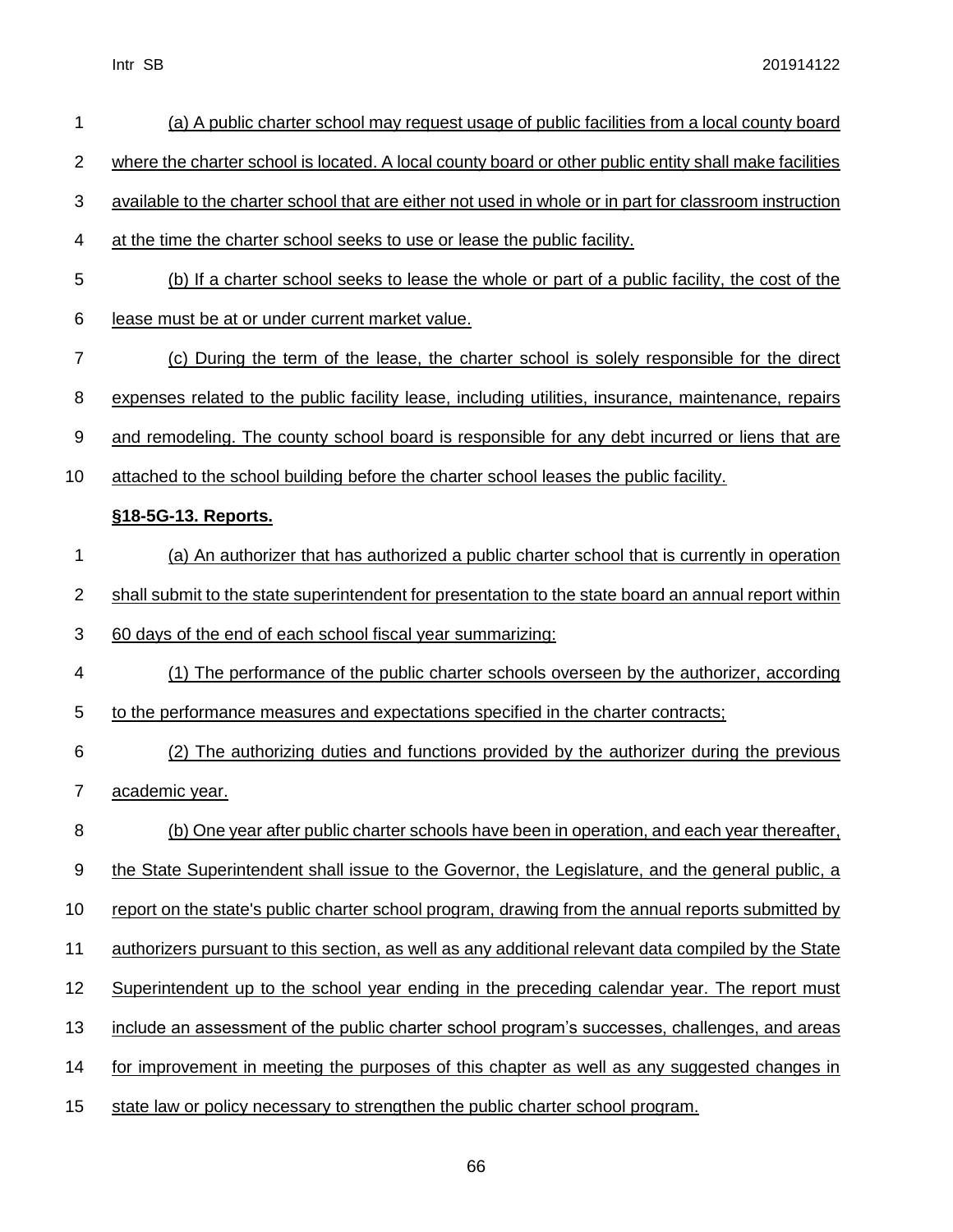(a) A public charter school may request usage of public facilities from a local county board where the charter school is located. A local county board or other public entity shall make facilities available to the charter school that are either not used in whole or in part for classroom instruction at the time the charter school seeks to use or lease the public facility.

(b) If a charter school seeks to lease the whole or part of a public facility, the cost of the lease must be at or under current market value.

(c) During the term of the lease, the charter school is solely responsible for the direct expenses related to the public facility lease, including utilities, insurance, maintenance, repairs and remodeling. The county school board is responsible for any debt incurred or liens that are attached to the school building before the charter school leases the public facility.

**§18-5G-13. Reports.**

(a) An authorizer that has authorized a public charter school that is currently in operation shall submit to the state superintendent for presentation to the state board an annual report within 60 days of the end of each school fiscal year summarizing:

(1) The performance of the public charter schools overseen by the authorizer, according to the performance measures and expectations specified in the charter contracts;

(2) The authorizing duties and functions provided by the authorizer during the previous academic year.

(b) One year after public charter schools have been in operation, and each year thereafter, the State Superintendent shall issue to the Governor, the Legislature, and the general public, a report on the state's public charter school program, drawing from the annual reports submitted by authorizers pursuant to this section, as well as any additional relevant data compiled by the State Superintendent up to the school year ending in the preceding calendar year. The report must include an assessment of the public charter school program's successes, challenges, and areas for improvement in meeting the purposes of this chapter as well as any suggested changes in state law or policy necessary to strengthen the public charter school program.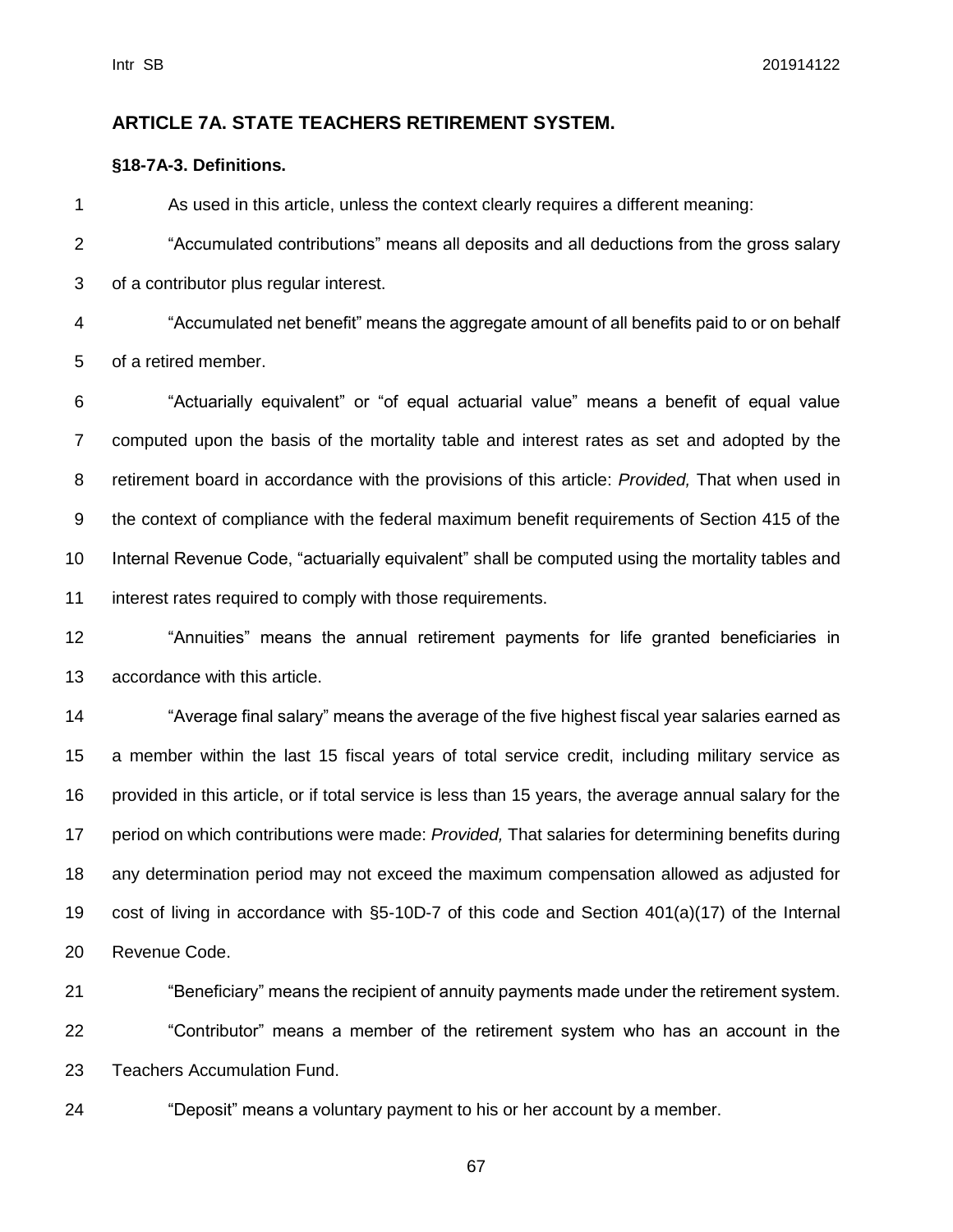## ARTICLE 7A. STATE TEACHERS RETIREMENT SYSTEM.

### §18-7A-3. Definitions.

As used in this article, unless the context clearly requires a different meaning:

"Accumulated contributions" means all deposits and all deductions from the gross salary of a contributor plus regular interest.

"Accumulated net benefit" means the aggregate amount of all benefits paid to or on behalf of a retired member.

"Actuarially equivalent" or "of equal actuarial value" means a benefit of equal value computed upon the basis of the mortality table and interest rates as set and adopted by the retirement board in accordance with the provisions of this article: *Provided,* That when used in the context of compliance with the federal maximum benefit requirements of Section 415 of the Internal Revenue Code, "actuarially equivalent" shall be computed using the mortality tables and interest rates required to comply with those requirements.

"Annuities" means the annual retirement payments for life granted beneficiaries in accordance with this article.

"Average final salary" means the average of the five highest fiscal year salaries earned as a member within the last 15 fiscal years of total service credit, including military service as provided in this article, or if total service is less than 15 years, the average annual salary for the period on which contributions were made: *Provided,* That salaries for determining benefits during any determination period may not exceed the maximum compensation allowed as adjusted for cost of living in accordance with §5-10D-7 of this code and Section 401(a)(17) of the Internal Revenue Code.

"Beneficiary" means the recipient of annuity payments made under the retirement system.

"Contributor" means a member of the retirement system who has an account in the Teachers Accumulation Fund.

"Deposit" means a voluntary payment to his or her account by a member.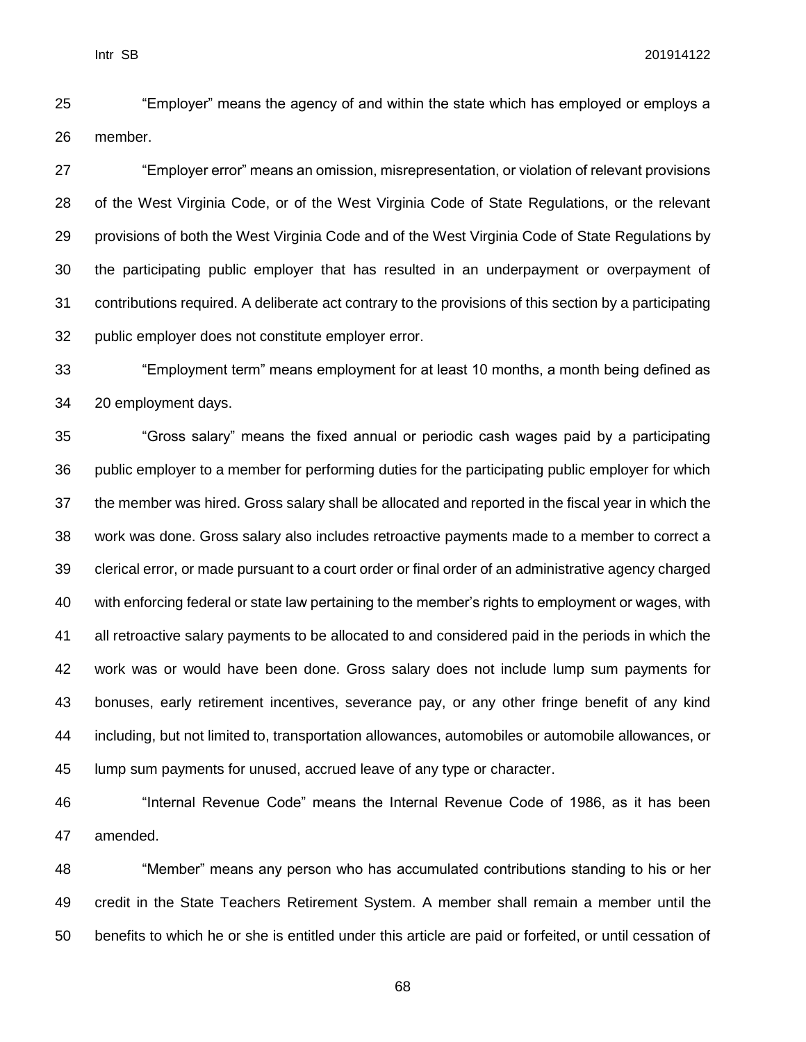"Employer" means the agency of and within the state which has employed or employs a member.

"Employer error" means an omission, misrepresentation, or violation of relevant provisions of the West Virginia Code, or of the West Virginia Code of State Regulations, or the relevant provisions of both the West Virginia Code and of the West Virginia Code of State Regulations by the participating public employer that has resulted in an underpayment or overpayment of contributions required. A deliberate act contrary to the provisions of this section by a participating public employer does not constitute employer error.

"Employment term" means employment for at least 10 months, a month being defined as 20 employment days.

"Gross salary" means the fixed annual or periodic cash wages paid by a participating public employer to a member for performing duties for the participating public employer for which the member was hired. Gross salary shall be allocated and reported in the fiscal year in which the work was done. Gross salary also includes retroactive payments made to a member to correct a clerical error, or made pursuant to a court order or final order of an administrative agency charged with enforcing federal or state law pertaining to the member's rights to employment or wages, with all retroactive salary payments to be allocated to and considered paid in the periods in which the work was or would have been done. Gross salary does not include lump sum payments for bonuses, early retirement incentives, severance pay, or any other fringe benefit of any kind including, but not limited to, transportation allowances, automobiles or automobile allowances, or lump sum payments for unused, accrued leave of any type or character.

"Internal Revenue Code" means the Internal Revenue Code of 1986, as it has been amended.

"Member" means any person who has accumulated contributions standing to his or her credit in the State Teachers Retirement System. A member shall remain a member until the benefits to which he or she is entitled under this article are paid or forfeited, or until cessation of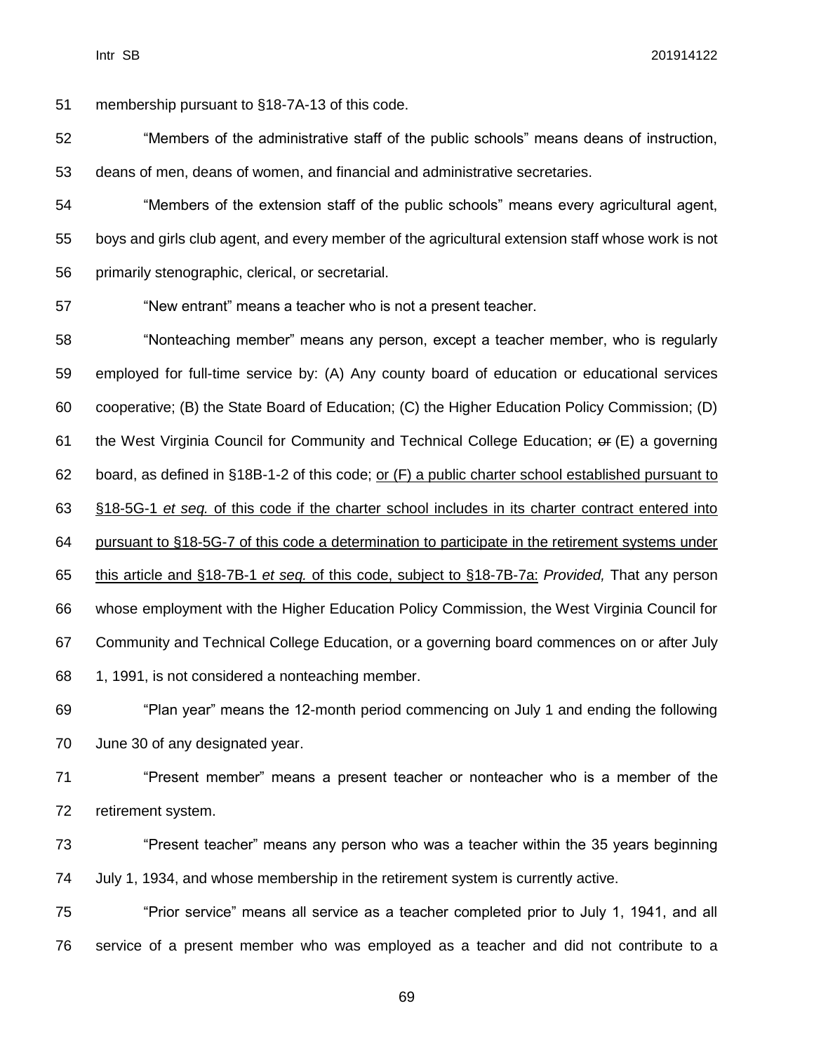membership pursuant to §18-7A-13 of this code.

"Members of the administrative staff of the public schools" means deans of instruction, deans of men, deans of women, and financial and administrative secretaries.

"Members of the extension staff of the public schools" means every agricultural agent, boys and girls club agent, and every member of the agricultural extension staff whose work is not primarily stenographic, clerical, or secretarial.

"New entrant" means a teacher who is not a present teacher.

"Nonteaching member" means any person, except a teacher member, who is regularly employed for full-time service by: (A) Any county board of education or educational services cooperative; (B) the State Board of Education; (C) the Higher Education Policy Commission; (D) the West Virginia Council for Community and Technical College Education; ~~or~~ (E) a governing board, as defined in §18B-1-2 of this code; <u>or (F) a public charter school established pursuant to §18-5G-1 *et seq.* of this code if the charter school includes in its charter contract entered into pursuant to §18-5G-7 of this code a determination to participate in the retirement systems under this article and §18-7B-1 *et seq.* of this code, subject to §18-7B-7a</u>: *Provided,* That any person whose employment with the Higher Education Policy Commission, the West Virginia Council for Community and Technical College Education, or a governing board commences on or after July 1, 1991, is not considered a nonteaching member.

"Plan year" means the 12-month period commencing on July 1 and ending the following June 30 of any designated year.

"Present member" means a present teacher or nonteacher who is a member of the retirement system.

"Present teacher" means any person who was a teacher within the 35 years beginning July 1, 1934, and whose membership in the retirement system is currently active.

"Prior service" means all service as a teacher completed prior to July 1, 1941, and all service of a present member who was employed as a teacher and did not contribute to a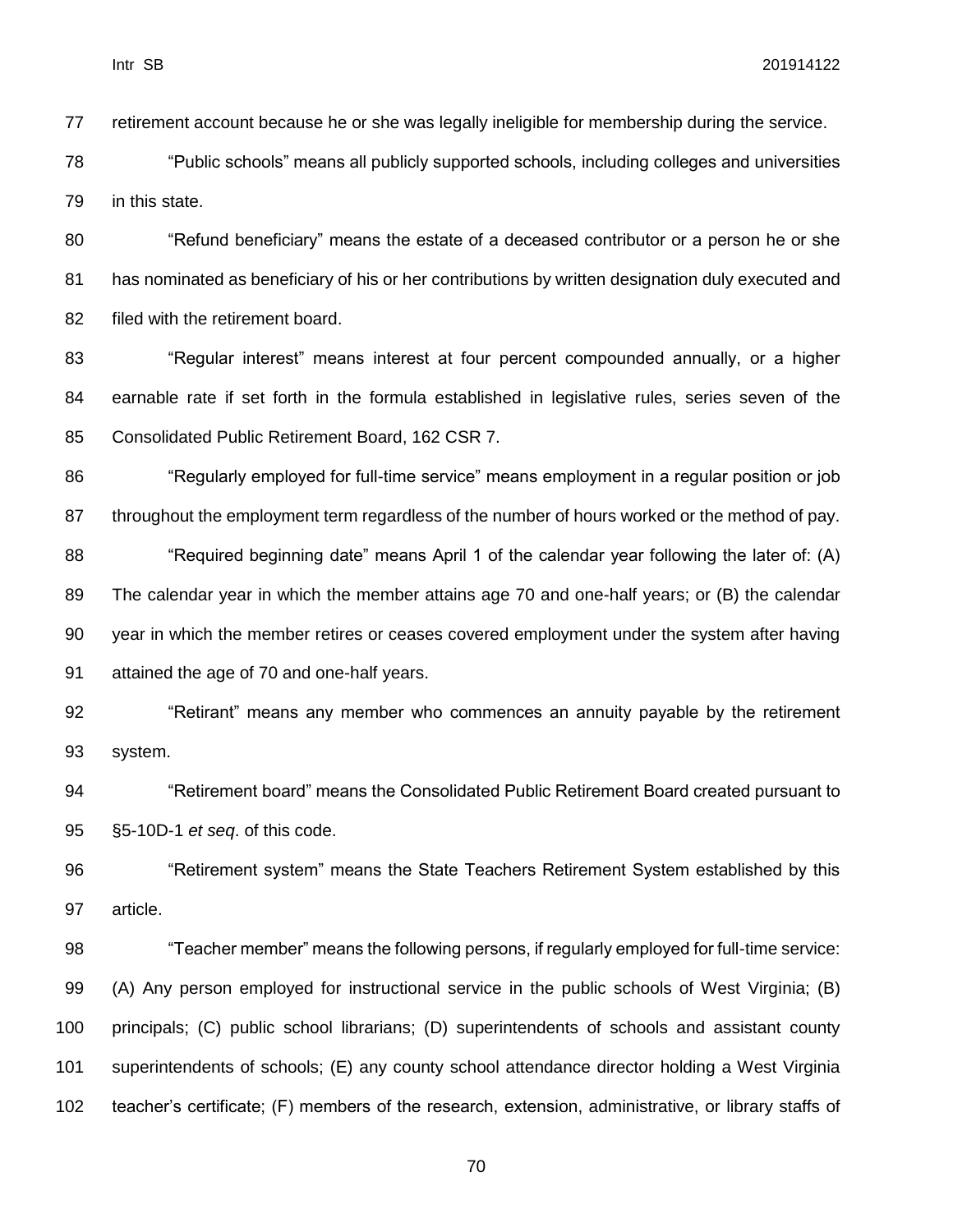retirement account because he or she was legally ineligible for membership during the service.

"Public schools" means all publicly supported schools, including colleges and universities in this state.

"Refund beneficiary" means the estate of a deceased contributor or a person he or she has nominated as beneficiary of his or her contributions by written designation duly executed and filed with the retirement board.

"Regular interest" means interest at four percent compounded annually, or a higher earnable rate if set forth in the formula established in legislative rules, series seven of the Consolidated Public Retirement Board, 162 CSR 7.

"Regularly employed for full-time service" means employment in a regular position or job throughout the employment term regardless of the number of hours worked or the method of pay.

"Required beginning date" means April 1 of the calendar year following the later of: (A) The calendar year in which the member attains age 70 and one-half years; or (B) the calendar year in which the member retires or ceases covered employment under the system after having attained the age of 70 and one-half years.

"Retirant" means any member who commences an annuity payable by the retirement system.

"Retirement board" means the Consolidated Public Retirement Board created pursuant to §5-10D-1 *et seq*. of this code.

"Retirement system" means the State Teachers Retirement System established by this article.

"Teacher member" means the following persons, if regularly employed for full-time service: (A) Any person employed for instructional service in the public schools of West Virginia; (B) principals; (C) public school librarians; (D) superintendents of schools and assistant county superintendents of schools; (E) any county school attendance director holding a West Virginia teacher's certificate; (F) members of the research, extension, administrative, or library staffs of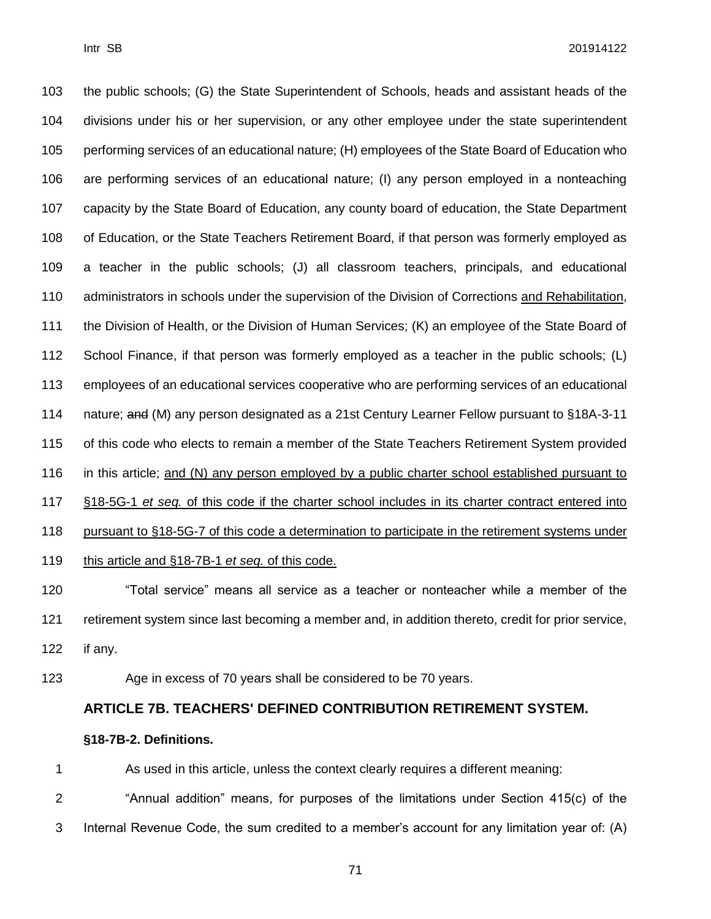the public schools; (G) the State Superintendent of Schools, heads and assistant heads of the divisions under his or her supervision, or any other employee under the state superintendent performing services of an educational nature; (H) employees of the State Board of Education who are performing services of an educational nature; (I) any person employed in a nonteaching capacity by the State Board of Education, any county board of education, the State Department of Education, or the State Teachers Retirement Board, if that person was formerly employed as a teacher in the public schools; (J) all classroom teachers, principals, and educational administrators in schools under the supervision of the Division of Corrections <u>and Rehabilitation</u>, the Division of Health, or the Division of Human Services; (K) an employee of the State Board of School Finance, if that person was formerly employed as a teacher in the public schools; (L) employees of an educational services cooperative who are performing services of an educational nature; ~~and~~ (M) any person designated as a 21st Century Learner Fellow pursuant to §18A-3-11 of this code who elects to remain a member of the State Teachers Retirement System provided in this article; <u>and (N) any person employed by a public charter school established pursuant to §18-5G-1 *et seq.* of this code if the charter school includes in its charter contract entered into pursuant to §18-5G-7 of this code a determination to participate in the retirement systems under this article and §18-7B-1 *et seq.* of this code.</u>

"Total service" means all service as a teacher or nonteacher while a member of the retirement system since last becoming a member and, in addition thereto, credit for prior service, if any.

Age in excess of 70 years shall be considered to be 70 years.

## ARTICLE 7B. TEACHERS' DEFINED CONTRIBUTION RETIREMENT SYSTEM.

### §18-7B-2. Definitions.

As used in this article, unless the context clearly requires a different meaning:

"Annual addition" means, for purposes of the limitations under Section 415(c) of the Internal Revenue Code, the sum credited to a member's account for any limitation year of: (A)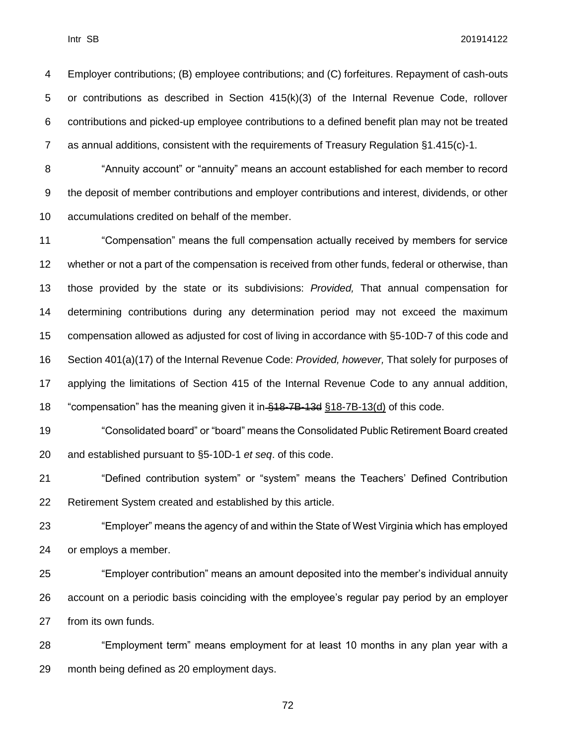Employer contributions; (B) employee contributions; and (C) forfeitures. Repayment of cash-outs or contributions as described in Section 415(k)(3) of the Internal Revenue Code, rollover contributions and picked-up employee contributions to a defined benefit plan may not be treated as annual additions, consistent with the requirements of Treasury Regulation §1.415(c)-1.

"Annuity account" or "annuity" means an account established for each member to record the deposit of member contributions and employer contributions and interest, dividends, or other accumulations credited on behalf of the member.

"Compensation" means the full compensation actually received by members for service whether or not a part of the compensation is received from other funds, federal or otherwise, than those provided by the state or its subdivisions: *Provided,* That annual compensation for determining contributions during any determination period may not exceed the maximum compensation allowed as adjusted for cost of living in accordance with §5-10D-7 of this code and Section 401(a)(17) of the Internal Revenue Code: *Provided, however,* That solely for purposes of applying the limitations of Section 415 of the Internal Revenue Code to any annual addition, "compensation" has the meaning given it in ~~§18-7B-13d~~ <u>§18-7B-13(d)</u> of this code.

"Consolidated board" or "board" means the Consolidated Public Retirement Board created and established pursuant to §5-10D-1 *et seq*. of this code.

"Defined contribution system" or "system" means the Teachers' Defined Contribution Retirement System created and established by this article.

"Employer" means the agency of and within the State of West Virginia which has employed or employs a member.

"Employer contribution" means an amount deposited into the member's individual annuity account on a periodic basis coinciding with the employee's regular pay period by an employer from its own funds.

"Employment term" means employment for at least 10 months in any plan year with a month being defined as 20 employment days.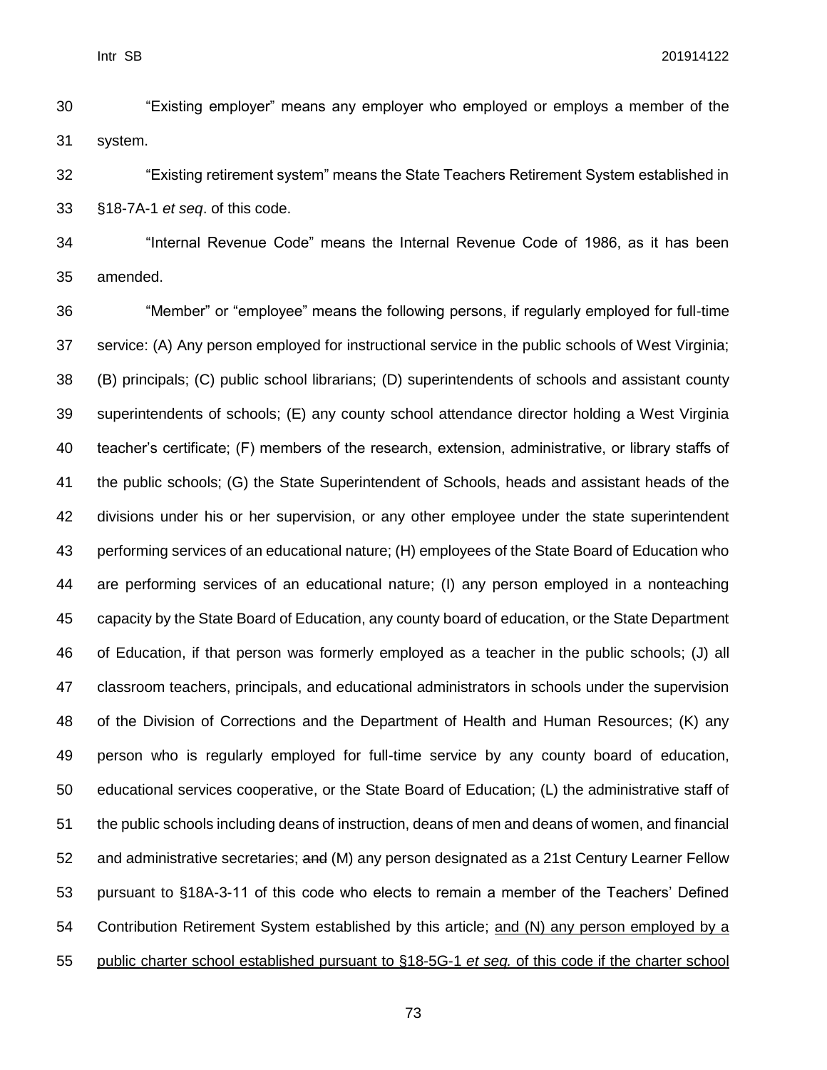"Existing employer" means any employer who employed or employs a member of the system.

"Existing retirement system" means the State Teachers Retirement System established in §18-7A-1 *et seq*. of this code.

"Internal Revenue Code" means the Internal Revenue Code of 1986, as it has been amended.

"Member" or "employee" means the following persons, if regularly employed for full-time service: (A) Any person employed for instructional service in the public schools of West Virginia; (B) principals; (C) public school librarians; (D) superintendents of schools and assistant county superintendents of schools; (E) any county school attendance director holding a West Virginia teacher's certificate; (F) members of the research, extension, administrative, or library staffs of the public schools; (G) the State Superintendent of Schools, heads and assistant heads of the divisions under his or her supervision, or any other employee under the state superintendent performing services of an educational nature; (H) employees of the State Board of Education who are performing services of an educational nature; (I) any person employed in a nonteaching capacity by the State Board of Education, any county board of education, or the State Department of Education, if that person was formerly employed as a teacher in the public schools; (J) all classroom teachers, principals, and educational administrators in schools under the supervision of the Division of Corrections and the Department of Health and Human Resources; (K) any person who is regularly employed for full-time service by any county board of education, educational services cooperative, or the State Board of Education; (L) the administrative staff of the public schools including deans of instruction, deans of men and deans of women, and financial and administrative secretaries; ~~and~~ (M) any person designated as a 21st Century Learner Fellow pursuant to §18A-3-11 of this code who elects to remain a member of the Teachers' Defined Contribution Retirement System established by this article; <u>and (N) any person employed by a public charter school established pursuant to §18-5G-1 *et seq.* of this code if the charter school</u>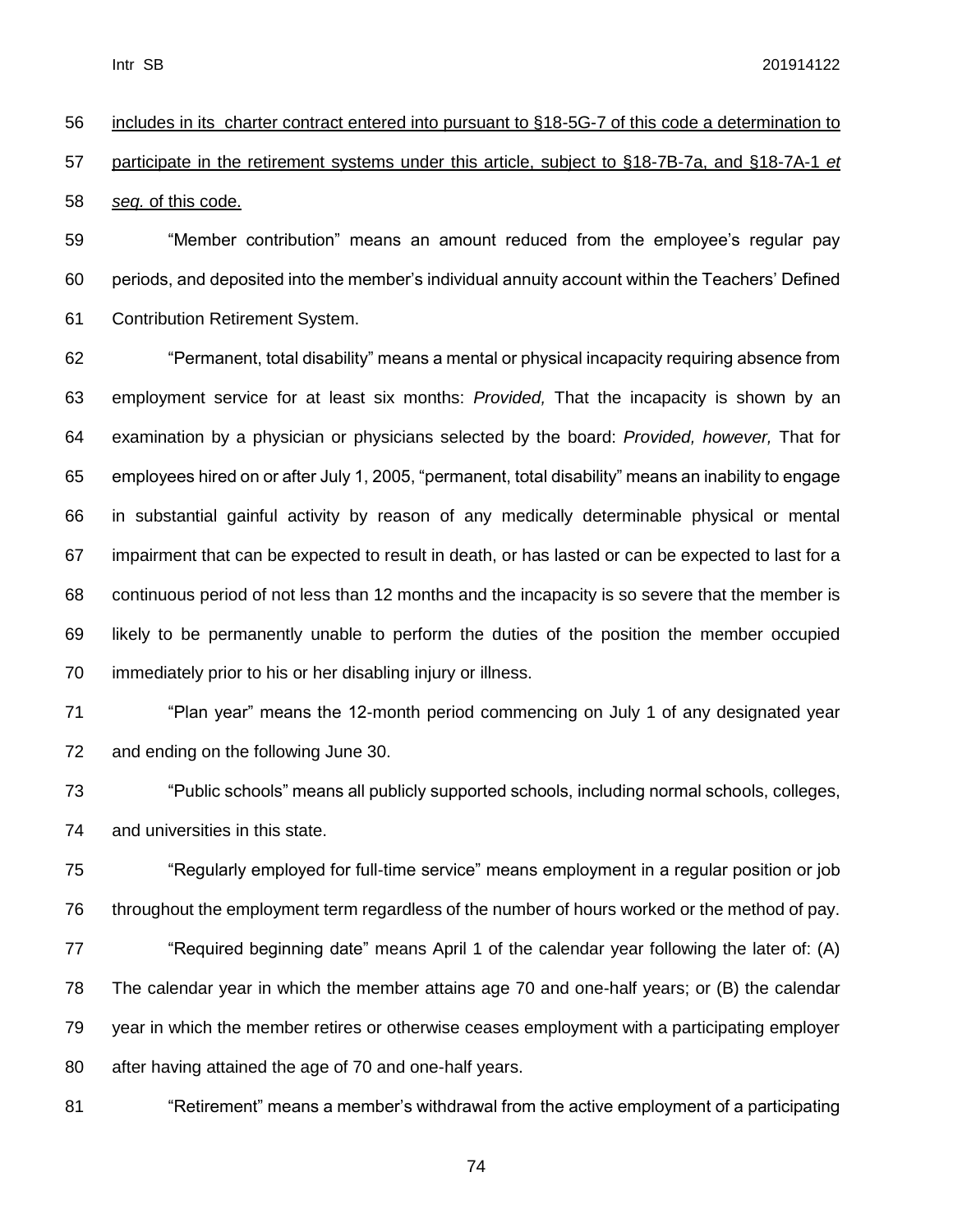includes in its charter contract entered into pursuant to §18-5G-7 of this code a determination to participate in the retirement systems under this article, subject to §18-7B-7a, and §18-7A-1 *et seq.* of this code.

"Member contribution" means an amount reduced from the employee's regular pay periods, and deposited into the member's individual annuity account within the Teachers' Defined Contribution Retirement System.

"Permanent, total disability" means a mental or physical incapacity requiring absence from employment service for at least six months: *Provided,* That the incapacity is shown by an examination by a physician or physicians selected by the board: *Provided, however,* That for employees hired on or after July 1, 2005, "permanent, total disability" means an inability to engage in substantial gainful activity by reason of any medically determinable physical or mental impairment that can be expected to result in death, or has lasted or can be expected to last for a continuous period of not less than 12 months and the incapacity is so severe that the member is likely to be permanently unable to perform the duties of the position the member occupied immediately prior to his or her disabling injury or illness.

"Plan year" means the 12-month period commencing on July 1 of any designated year and ending on the following June 30.

"Public schools" means all publicly supported schools, including normal schools, colleges, and universities in this state.

"Regularly employed for full-time service" means employment in a regular position or job throughout the employment term regardless of the number of hours worked or the method of pay.

"Required beginning date" means April 1 of the calendar year following the later of: (A) The calendar year in which the member attains age 70 and one-half years; or (B) the calendar year in which the member retires or otherwise ceases employment with a participating employer after having attained the age of 70 and one-half years.

"Retirement" means a member's withdrawal from the active employment of a participating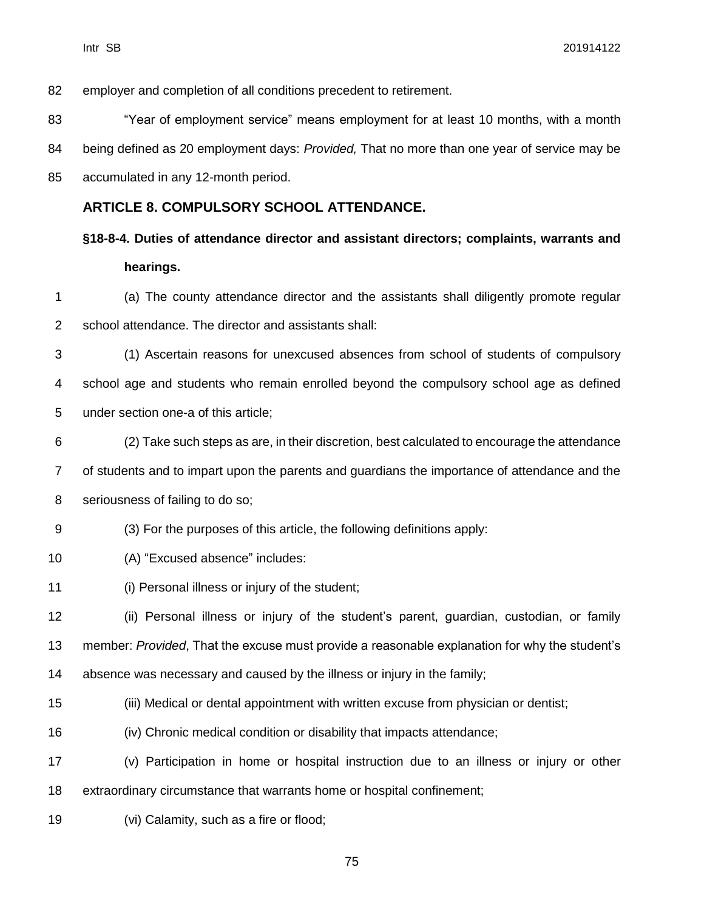employer and completion of all conditions precedent to retirement.

"Year of employment service" means employment for at least 10 months, with a month being defined as 20 employment days: *Provided,* That no more than one year of service may be accumulated in any 12-month period.

## ARTICLE 8. COMPULSORY SCHOOL ATTENDANCE.

### §18-8-4. Duties of attendance director and assistant directors; complaints, warrants and hearings.

(a) The county attendance director and the assistants shall diligently promote regular school attendance. The director and assistants shall:

(1) Ascertain reasons for unexcused absences from school of students of compulsory school age and students who remain enrolled beyond the compulsory school age as defined under section one-a of this article;

(2) Take such steps as are, in their discretion, best calculated to encourage the attendance of students and to impart upon the parents and guardians the importance of attendance and the seriousness of failing to do so;

(3) For the purposes of this article, the following definitions apply:

(A) "Excused absence" includes:

(i) Personal illness or injury of the student;

(ii) Personal illness or injury of the student's parent, guardian, custodian, or family member: *Provided*, That the excuse must provide a reasonable explanation for why the student's absence was necessary and caused by the illness or injury in the family;

(iii) Medical or dental appointment with written excuse from physician or dentist;

(iv) Chronic medical condition or disability that impacts attendance;

(v) Participation in home or hospital instruction due to an illness or injury or other extraordinary circumstance that warrants home or hospital confinement;

(vi) Calamity, such as a fire or flood;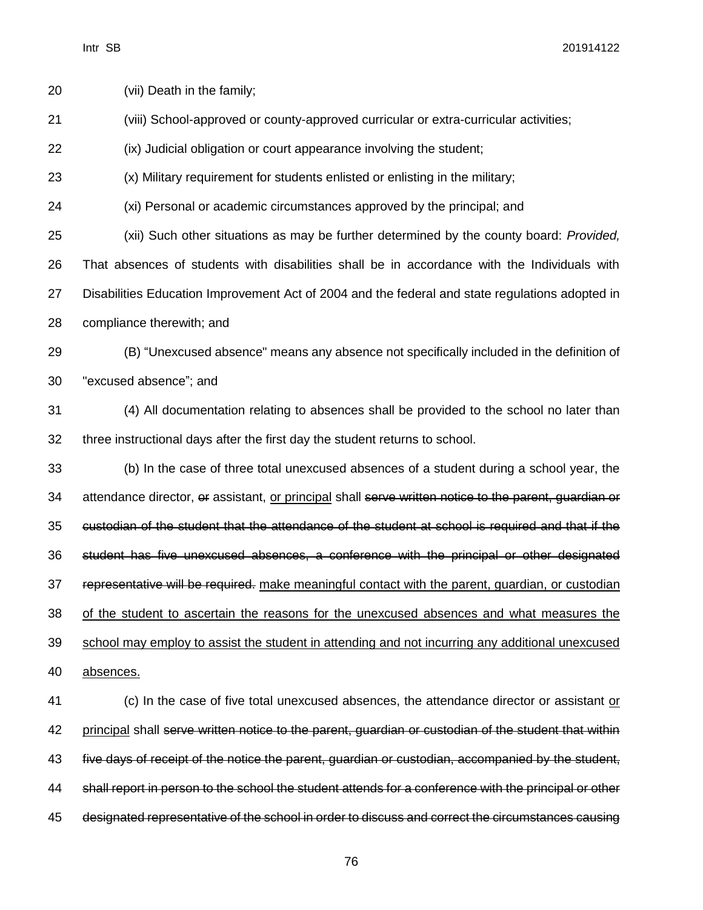(vii) Death in the family;

(viii) School-approved or county-approved curricular or extra-curricular activities;

(ix) Judicial obligation or court appearance involving the student;

(x) Military requirement for students enlisted or enlisting in the military;

(xi) Personal or academic circumstances approved by the principal; and

(xii) Such other situations as may be further determined by the county board: *Provided,* That absences of students with disabilities shall be in accordance with the Individuals with Disabilities Education Improvement Act of 2004 and the federal and state regulations adopted in compliance therewith; and

(B) "Unexcused absence" means any absence not specifically included in the definition of "excused absence"; and

(4) All documentation relating to absences shall be provided to the school no later than three instructional days after the first day the student returns to school.

(b) In the case of three total unexcused absences of a student during a school year, the attendance director, ~~or~~ assistant, <u>or principal</u> shall ~~serve written notice to the parent, guardian or custodian of the student that the attendance of the student at school is required and that if the student has five unexcused absences, a conference with the principal or other designated representative will be required.~~ <u>make meaningful contact with the parent, guardian, or custodian of the student to ascertain the reasons for the unexcused absences and what measures the school may employ to assist the student in attending and not incurring any additional unexcused absences.</u>

(c) In the case of five total unexcused absences, the attendance director or assistant <u>or principal</u> shall ~~serve written notice to the parent, guardian or custodian of the student that within five days of receipt of the notice the parent, guardian or custodian, accompanied by the student, shall report in person to the school the student attends for a conference with the principal or other designated representative of the school in order to discuss and correct the circumstances causing~~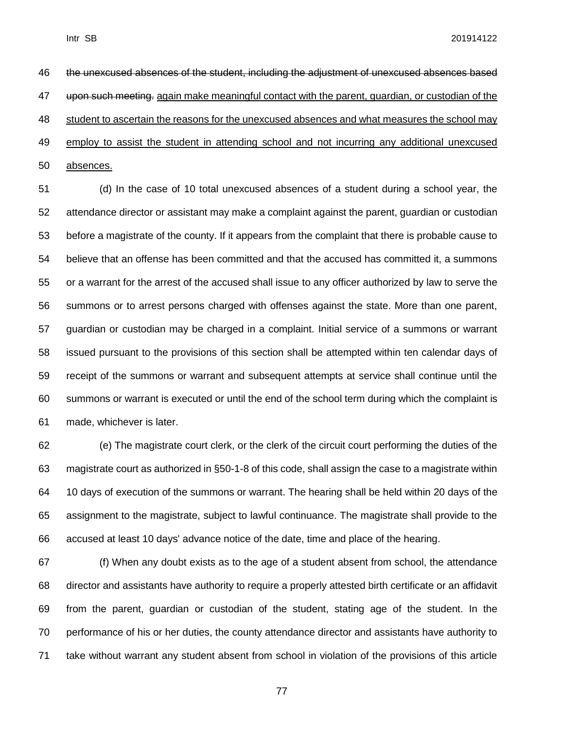~~the unexcused absences of the student, including the adjustment of unexcused absences based upon such meeting.~~ <u>again make meaningful contact with the parent, guardian, or custodian of the student to ascertain the reasons for the unexcused absences and what measures the school may employ to assist the student in attending school and not incurring any additional unexcused absences.</u>

(d) In the case of 10 total unexcused absences of a student during a school year, the attendance director or assistant may make a complaint against the parent, guardian or custodian before a magistrate of the county. If it appears from the complaint that there is probable cause to believe that an offense has been committed and that the accused has committed it, a summons or a warrant for the arrest of the accused shall issue to any officer authorized by law to serve the summons or to arrest persons charged with offenses against the state. More than one parent, guardian or custodian may be charged in a complaint. Initial service of a summons or warrant issued pursuant to the provisions of this section shall be attempted within ten calendar days of receipt of the summons or warrant and subsequent attempts at service shall continue until the summons or warrant is executed or until the end of the school term during which the complaint is made, whichever is later.

(e) The magistrate court clerk, or the clerk of the circuit court performing the duties of the magistrate court as authorized in §50-1-8 of this code, shall assign the case to a magistrate within 10 days of execution of the summons or warrant. The hearing shall be held within 20 days of the assignment to the magistrate, subject to lawful continuance. The magistrate shall provide to the accused at least 10 days' advance notice of the date, time and place of the hearing.

(f) When any doubt exists as to the age of a student absent from school, the attendance director and assistants have authority to require a properly attested birth certificate or an affidavit from the parent, guardian or custodian of the student, stating age of the student. In the performance of his or her duties, the county attendance director and assistants have authority to take without warrant any student absent from school in violation of the provisions of this article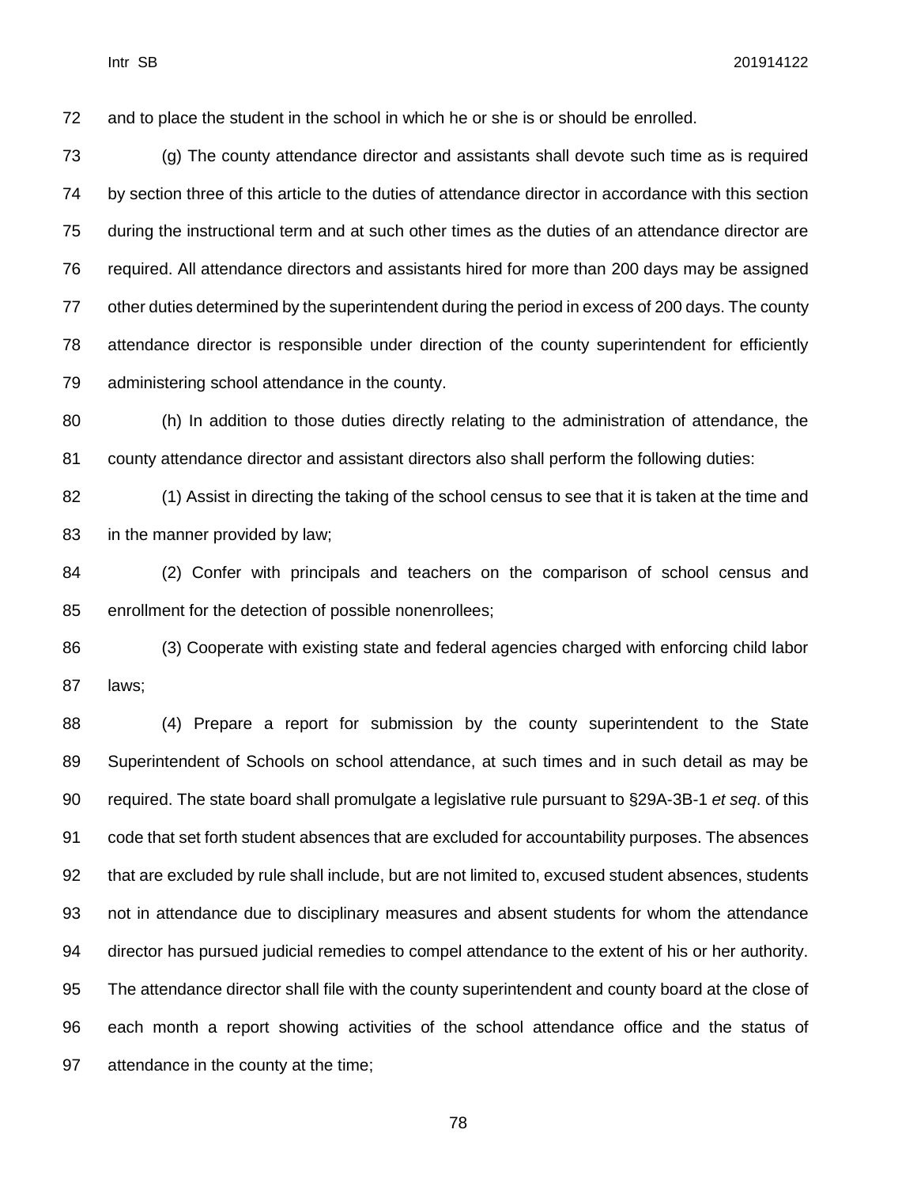and to place the student in the school in which he or she is or should be enrolled.

(g) The county attendance director and assistants shall devote such time as is required by section three of this article to the duties of attendance director in accordance with this section during the instructional term and at such other times as the duties of an attendance director are required. All attendance directors and assistants hired for more than 200 days may be assigned other duties determined by the superintendent during the period in excess of 200 days. The county attendance director is responsible under direction of the county superintendent for efficiently administering school attendance in the county.

(h) In addition to those duties directly relating to the administration of attendance, the county attendance director and assistant directors also shall perform the following duties:

(1) Assist in directing the taking of the school census to see that it is taken at the time and in the manner provided by law;

(2) Confer with principals and teachers on the comparison of school census and enrollment for the detection of possible nonenrollees;

(3) Cooperate with existing state and federal agencies charged with enforcing child labor laws;

(4) Prepare a report for submission by the county superintendent to the State Superintendent of Schools on school attendance, at such times and in such detail as may be required. The state board shall promulgate a legislative rule pursuant to §29A-3B-1 *et seq*. of this code that set forth student absences that are excluded for accountability purposes. The absences that are excluded by rule shall include, but are not limited to, excused student absences, students not in attendance due to disciplinary measures and absent students for whom the attendance director has pursued judicial remedies to compel attendance to the extent of his or her authority. The attendance director shall file with the county superintendent and county board at the close of each month a report showing activities of the school attendance office and the status of attendance in the county at the time;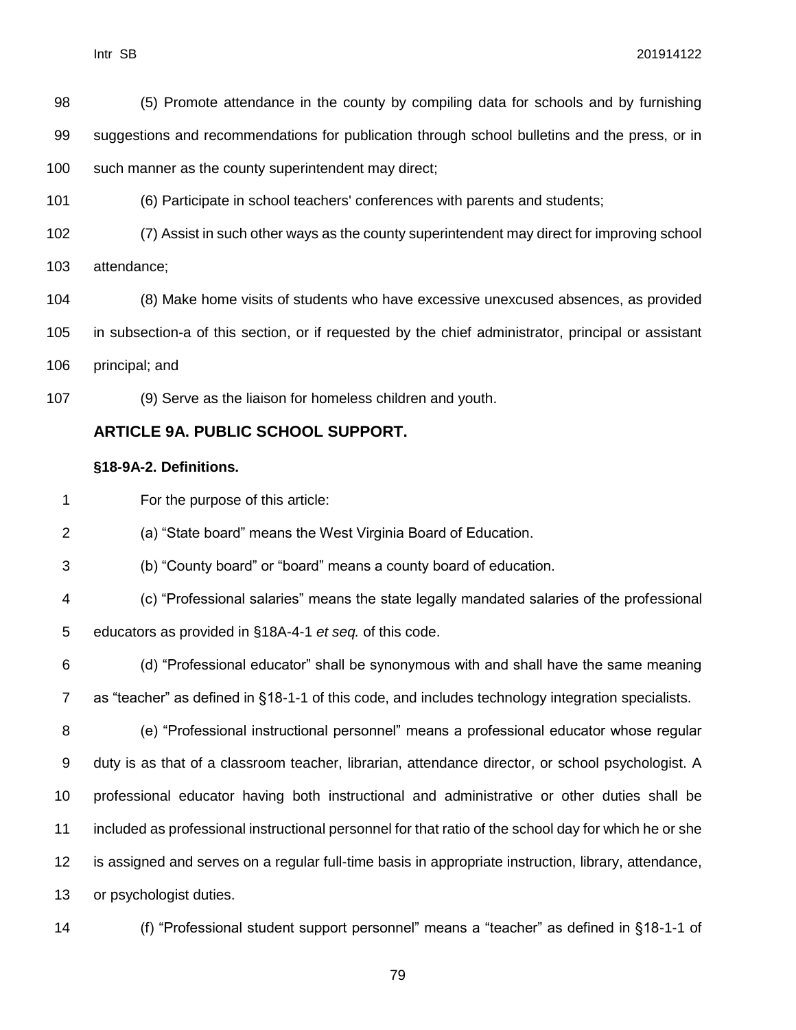(5) Promote attendance in the county by compiling data for schools and by furnishing suggestions and recommendations for publication through school bulletins and the press, or in such manner as the county superintendent may direct;

(6) Participate in school teachers' conferences with parents and students;

(7) Assist in such other ways as the county superintendent may direct for improving school attendance;

(8) Make home visits of students who have excessive unexcused absences, as provided in subsection-a of this section, or if requested by the chief administrator, principal or assistant principal; and

(9) Serve as the liaison for homeless children and youth.

## ARTICLE 9A. PUBLIC SCHOOL SUPPORT.

### §18-9A-2. Definitions.

For the purpose of this article:

(a) "State board" means the West Virginia Board of Education.

(b) "County board" or "board" means a county board of education.

(c) "Professional salaries" means the state legally mandated salaries of the professional educators as provided in §18A-4-1 *et seq.* of this code.

(d) "Professional educator" shall be synonymous with and shall have the same meaning as "teacher" as defined in §18-1-1 of this code, and includes technology integration specialists.

(e) "Professional instructional personnel" means a professional educator whose regular duty is as that of a classroom teacher, librarian, attendance director, or school psychologist. A professional educator having both instructional and administrative or other duties shall be included as professional instructional personnel for that ratio of the school day for which he or she is assigned and serves on a regular full-time basis in appropriate instruction, library, attendance, or psychologist duties.

(f) "Professional student support personnel" means a "teacher" as defined in §18-1-1 of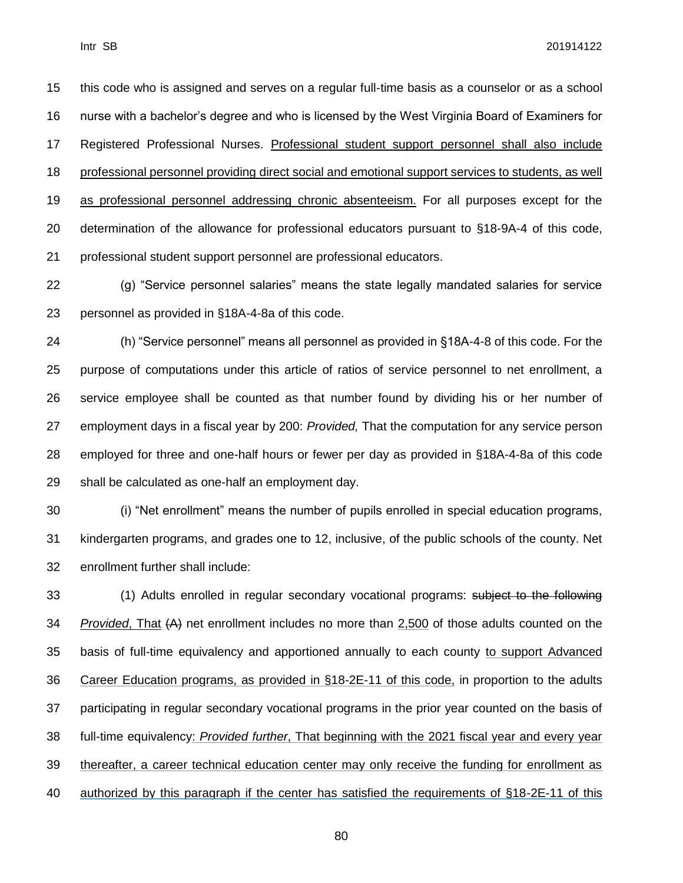this code who is assigned and serves on a regular full-time basis as a counselor or as a school nurse with a bachelor's degree and who is licensed by the West Virginia Board of Examiners for Registered Professional Nurses. <u>Professional student support personnel shall also include professional personnel providing direct social and emotional support services to students, as well as professional personnel addressing chronic absenteeism.</u> For all purposes except for the determination of the allowance for professional educators pursuant to §18-9A-4 of this code, professional student support personnel are professional educators.

(g) "Service personnel salaries" means the state legally mandated salaries for service personnel as provided in §18A-4-8a of this code.

(h) "Service personnel" means all personnel as provided in §18A-4-8 of this code. For the purpose of computations under this article of ratios of service personnel to net enrollment, a service employee shall be counted as that number found by dividing his or her number of employment days in a fiscal year by 200: *Provided,* That the computation for any service person employed for three and one-half hours or fewer per day as provided in §18A-4-8a of this code shall be calculated as one-half an employment day.

(i) "Net enrollment" means the number of pupils enrolled in special education programs, kindergarten programs, and grades one to 12, inclusive, of the public schools of the county. Net enrollment further shall include:

(1) Adults enrolled in regular secondary vocational programs: ~~subject to the following~~ <u>*Provided*, That</u> ~~(A)~~ net enrollment includes no more than <u>2,500</u> of those adults counted on the basis of full-time equivalency and apportioned annually to each county <u>to support Advanced Career Education programs, as provided in §18-2E-11 of this code,</u> in proportion to the adults participating in regular secondary vocational programs in the prior year counted on the basis of full-time equivalency<u>: *Provided further*, That beginning with the 2021 fiscal year and every year thereafter, a career technical education center may only receive the funding for enrollment as authorized by this paragraph if the center has satisfied the requirements of §18-2E-11 of this</u>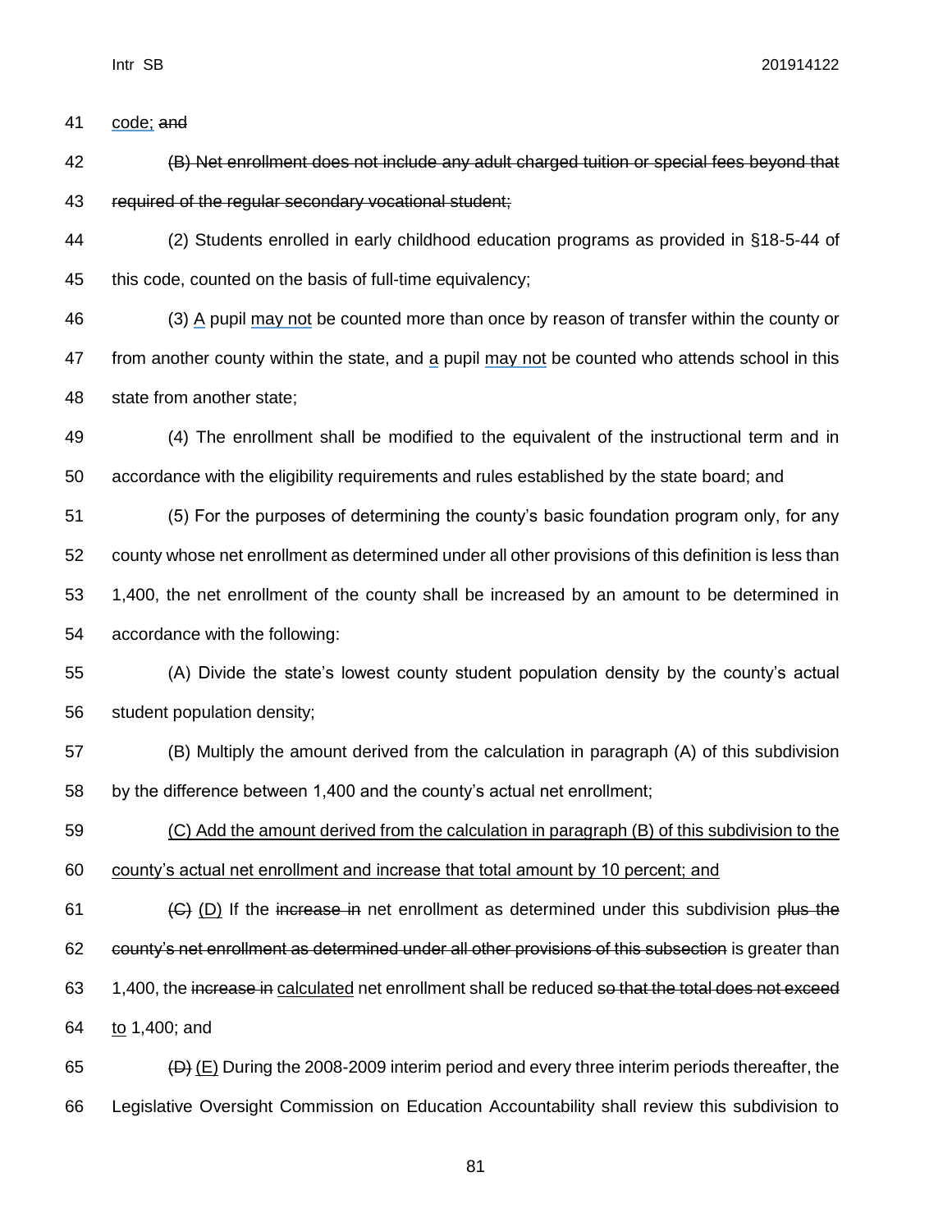code; ~~and~~

~~(B) Net enrollment does not include any adult charged tuition or special fees beyond that required of the regular secondary vocational student;~~

(2) Students enrolled in early childhood education programs as provided in §18-5-44 of this code, counted on the basis of full-time equivalency;

(3) A pupil may not be counted more than once by reason of transfer within the county or from another county within the state, and a pupil may not be counted who attends school in this state from another state;

(4) The enrollment shall be modified to the equivalent of the instructional term and in accordance with the eligibility requirements and rules established by the state board; and

(5) For the purposes of determining the county's basic foundation program only, for any county whose net enrollment as determined under all other provisions of this definition is less than 1,400, the net enrollment of the county shall be increased by an amount to be determined in accordance with the following:

(A) Divide the state's lowest county student population density by the county's actual student population density;

(B) Multiply the amount derived from the calculation in paragraph (A) of this subdivision by the difference between 1,400 and the county's actual net enrollment;

(C) Add the amount derived from the calculation in paragraph (B) of this subdivision to the county's actual net enrollment and increase that total amount by 10 percent; and

~~(C)~~ (D) If the ~~increase in~~ net enrollment as determined under this subdivision ~~plus the county's net enrollment as determined under all other provisions of this subsection~~ is greater than 1,400, the ~~increase in~~ calculated net enrollment shall be reduced ~~so that the total does not exceed~~ to 1,400; and

~~(D)~~ (E) During the 2008-2009 interim period and every three interim periods thereafter, the Legislative Oversight Commission on Education Accountability shall review this subdivision to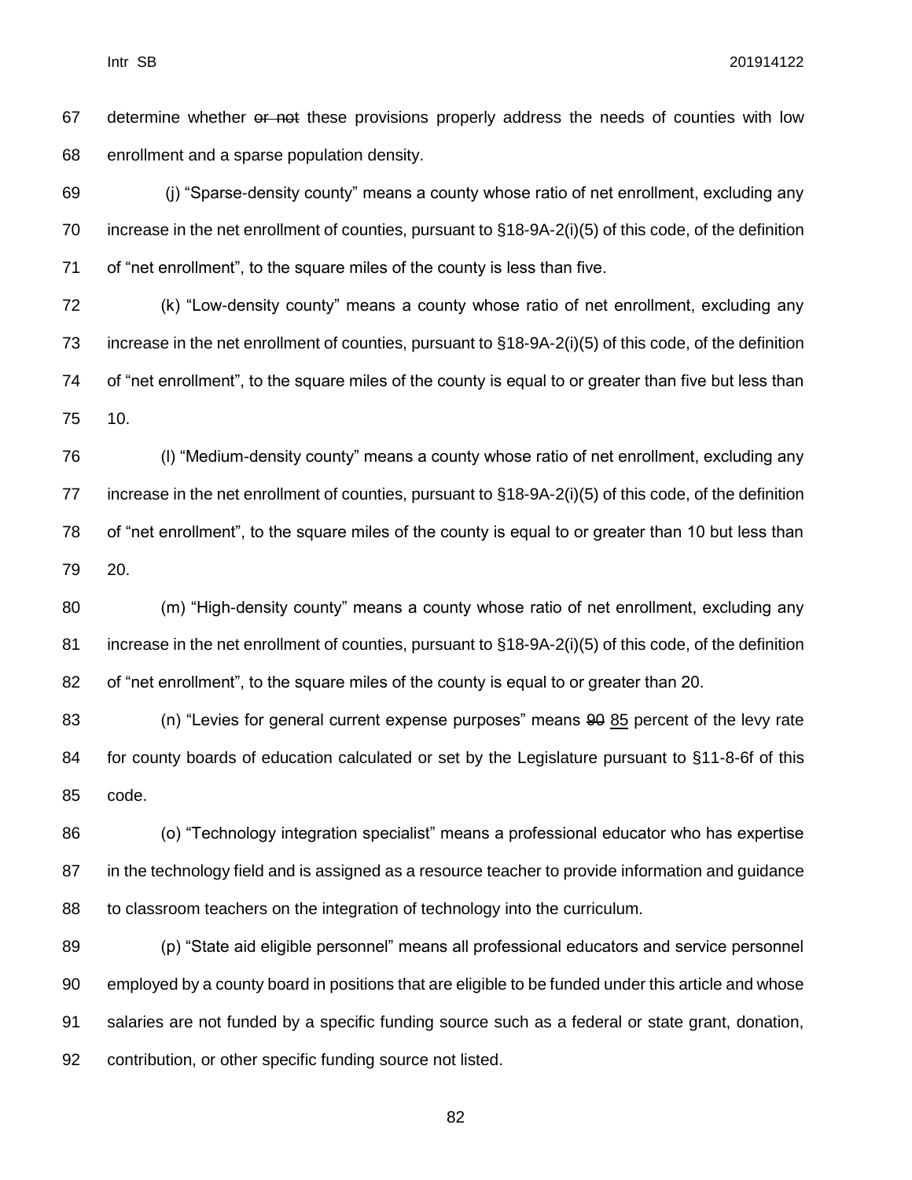determine whether ~~or not~~ these provisions properly address the needs of counties with low enrollment and a sparse population density.

(j) "Sparse-density county" means a county whose ratio of net enrollment, excluding any increase in the net enrollment of counties, pursuant to §18-9A-2(i)(5) of this code, of the definition of "net enrollment", to the square miles of the county is less than five.

(k) "Low-density county" means a county whose ratio of net enrollment, excluding any increase in the net enrollment of counties, pursuant to §18-9A-2(i)(5) of this code, of the definition of "net enrollment", to the square miles of the county is equal to or greater than five but less than 10.

(l) "Medium-density county" means a county whose ratio of net enrollment, excluding any increase in the net enrollment of counties, pursuant to §18-9A-2(i)(5) of this code, of the definition of "net enrollment", to the square miles of the county is equal to or greater than 10 but less than 20.

(m) "High-density county" means a county whose ratio of net enrollment, excluding any increase in the net enrollment of counties, pursuant to §18-9A-2(i)(5) of this code, of the definition of "net enrollment", to the square miles of the county is equal to or greater than 20.

(n) "Levies for general current expense purposes" means ~~90~~ <u>85</u> percent of the levy rate for county boards of education calculated or set by the Legislature pursuant to §11-8-6f of this code.

(o) "Technology integration specialist" means a professional educator who has expertise in the technology field and is assigned as a resource teacher to provide information and guidance to classroom teachers on the integration of technology into the curriculum.

(p) "State aid eligible personnel" means all professional educators and service personnel employed by a county board in positions that are eligible to be funded under this article and whose salaries are not funded by a specific funding source such as a federal or state grant, donation, contribution, or other specific funding source not listed.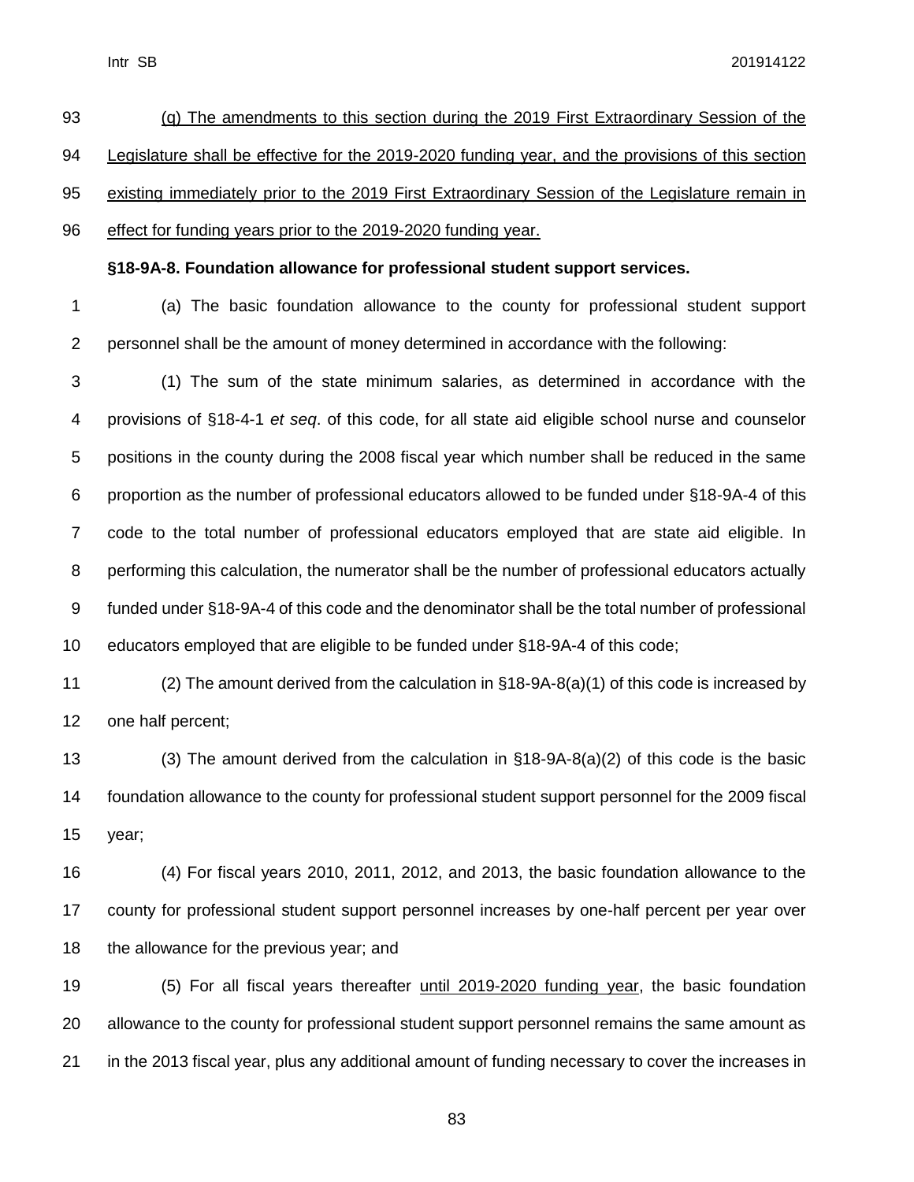(g) The amendments to this section during the 2019 First Extraordinary Session of the Legislature shall be effective for the 2019-2020 funding year, and the provisions of this section existing immediately prior to the 2019 First Extraordinary Session of the Legislature remain in effect for funding years prior to the 2019-2020 funding year.

**§18-9A-8. Foundation allowance for professional student support services.**

(a) The basic foundation allowance to the county for professional student support personnel shall be the amount of money determined in accordance with the following:

(1) The sum of the state minimum salaries, as determined in accordance with the provisions of §18-4-1 *et seq*. of this code, for all state aid eligible school nurse and counselor positions in the county during the 2008 fiscal year which number shall be reduced in the same proportion as the number of professional educators allowed to be funded under §18-9A-4 of this code to the total number of professional educators employed that are state aid eligible. In performing this calculation, the numerator shall be the number of professional educators actually funded under §18-9A-4 of this code and the denominator shall be the total number of professional educators employed that are eligible to be funded under §18-9A-4 of this code;

(2) The amount derived from the calculation in §18-9A-8(a)(1) of this code is increased by one half percent;

(3) The amount derived from the calculation in §18-9A-8(a)(2) of this code is the basic foundation allowance to the county for professional student support personnel for the 2009 fiscal year;

(4) For fiscal years 2010, 2011, 2012, and 2013, the basic foundation allowance to the county for professional student support personnel increases by one-half percent per year over the allowance for the previous year; and

(5) For all fiscal years thereafter until 2019-2020 funding year, the basic foundation allowance to the county for professional student support personnel remains the same amount as in the 2013 fiscal year, plus any additional amount of funding necessary to cover the increases in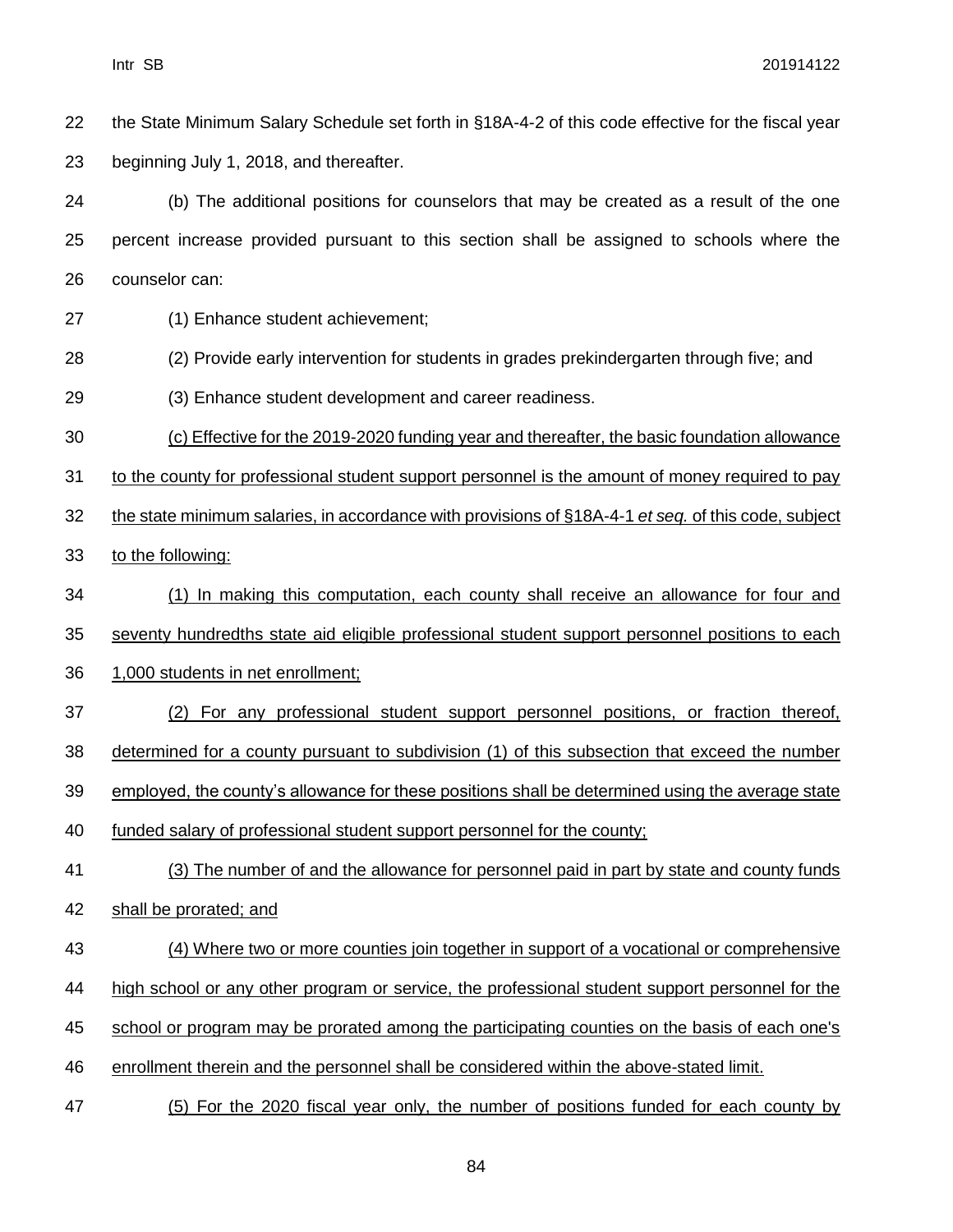the State Minimum Salary Schedule set forth in §18A-4-2 of this code effective for the fiscal year beginning July 1, 2018, and thereafter.

(b) The additional positions for counselors that may be created as a result of the one percent increase provided pursuant to this section shall be assigned to schools where the counselor can:

(1) Enhance student achievement;

(2) Provide early intervention for students in grades prekindergarten through five; and

(3) Enhance student development and career readiness.

<u>(c) Effective for the 2019-2020 funding year and thereafter, the basic foundation allowance to the county for professional student support personnel is the amount of money required to pay the state minimum salaries, in accordance with provisions of §18A-4-1 *et seq.* of this code, subject to the following:</u>

<u>(1) In making this computation, each county shall receive an allowance for four and seventy hundredths state aid eligible professional student support personnel positions to each 1,000 students in net enrollment;</u>

<u>(2) For any professional student support personnel positions, or fraction thereof, determined for a county pursuant to subdivision (1) of this subsection that exceed the number employed, the county's allowance for these positions shall be determined using the average state funded salary of professional student support personnel for the county;</u>

<u>(3) The number of and the allowance for personnel paid in part by state and county funds shall be prorated; and</u>

<u>(4) Where two or more counties join together in support of a vocational or comprehensive high school or any other program or service, the professional student support personnel for the school or program may be prorated among the participating counties on the basis of each one's enrollment therein and the personnel shall be considered within the above-stated limit.</u>

<u>(5) For the 2020 fiscal year only, the number of positions funded for each county by</u>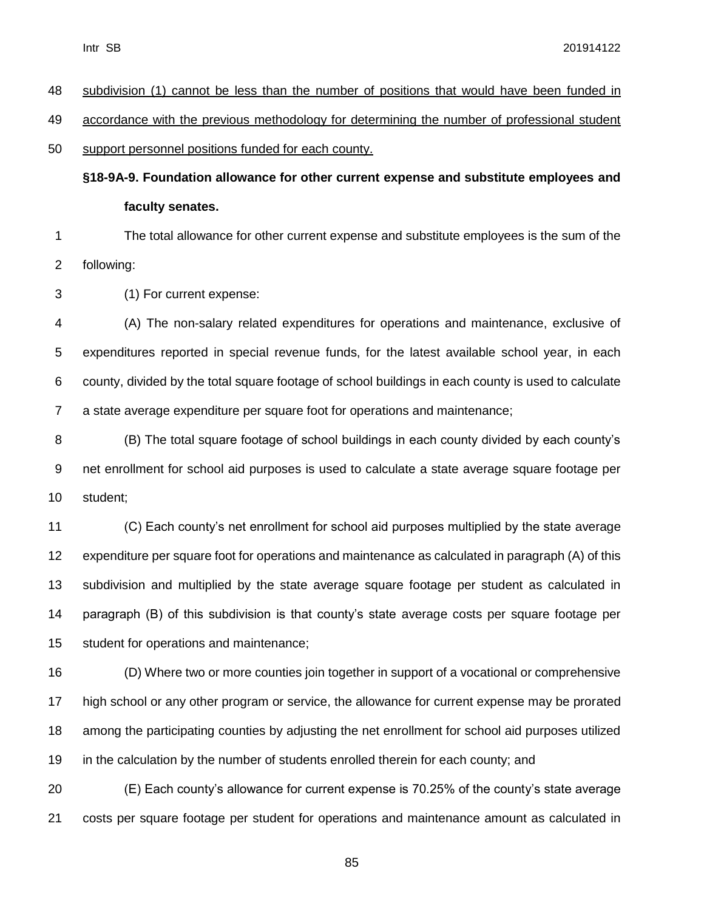subdivision (1) cannot be less than the number of positions that would have been funded in accordance with the previous methodology for determining the number of professional student support personnel positions funded for each county.

**§18-9A-9. Foundation allowance for other current expense and substitute employees and faculty senates.**

The total allowance for other current expense and substitute employees is the sum of the following:

(1) For current expense:

(A) The non-salary related expenditures for operations and maintenance, exclusive of expenditures reported in special revenue funds, for the latest available school year, in each county, divided by the total square footage of school buildings in each county is used to calculate a state average expenditure per square foot for operations and maintenance;

(B) The total square footage of school buildings in each county divided by each county's net enrollment for school aid purposes is used to calculate a state average square footage per student;

(C) Each county's net enrollment for school aid purposes multiplied by the state average expenditure per square foot for operations and maintenance as calculated in paragraph (A) of this subdivision and multiplied by the state average square footage per student as calculated in paragraph (B) of this subdivision is that county's state average costs per square footage per student for operations and maintenance;

(D) Where two or more counties join together in support of a vocational or comprehensive high school or any other program or service, the allowance for current expense may be prorated among the participating counties by adjusting the net enrollment for school aid purposes utilized in the calculation by the number of students enrolled therein for each county; and

(E) Each county's allowance for current expense is 70.25% of the county's state average costs per square footage per student for operations and maintenance amount as calculated in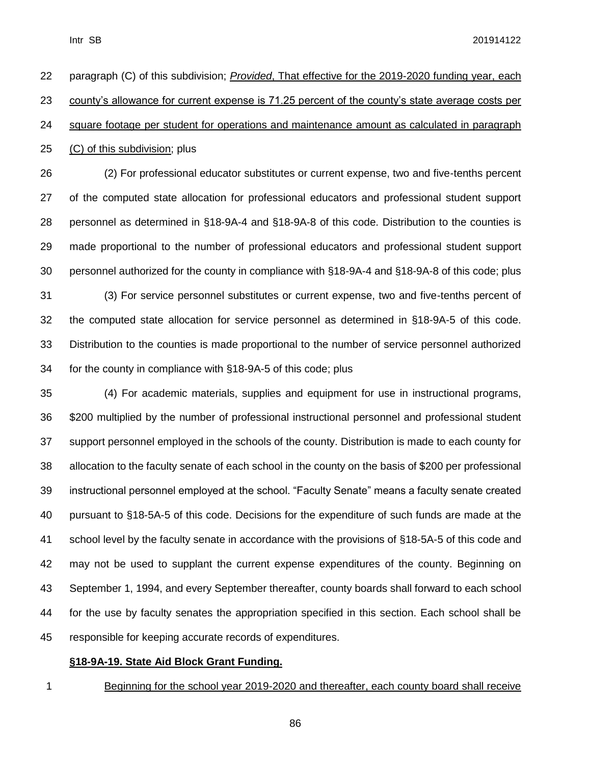paragraph (C) of this subdivision; *Provided*, That effective for the 2019-2020 funding year, each county's allowance for current expense is 71.25 percent of the county's state average costs per square footage per student for operations and maintenance amount as calculated in paragraph (C) of this subdivision; plus

(2) For professional educator substitutes or current expense, two and five-tenths percent of the computed state allocation for professional educators and professional student support personnel as determined in §18-9A-4 and §18-9A-8 of this code. Distribution to the counties is made proportional to the number of professional educators and professional student support personnel authorized for the county in compliance with §18-9A-4 and §18-9A-8 of this code; plus

(3) For service personnel substitutes or current expense, two and five-tenths percent of the computed state allocation for service personnel as determined in §18-9A-5 of this code. Distribution to the counties is made proportional to the number of service personnel authorized for the county in compliance with §18-9A-5 of this code; plus

(4) For academic materials, supplies and equipment for use in instructional programs, $200 multiplied by the number of professional instructional personnel and professional student support personnel employed in the schools of the county. Distribution is made to each county for allocation to the faculty senate of each school in the county on the basis of $200 per professional instructional personnel employed at the school. "Faculty Senate" means a faculty senate created pursuant to §18-5A-5 of this code. Decisions for the expenditure of such funds are made at the school level by the faculty senate in accordance with the provisions of §18-5A-5 of this code and may not be used to supplant the current expense expenditures of the county. Beginning on September 1, 1994, and every September thereafter, county boards shall forward to each school for the use by faculty senates the appropriation specified in this section. Each school shall be responsible for keeping accurate records of expenditures.

**§18-9A-19. State Aid Block Grant Funding.**

Beginning for the school year 2019-2020 and thereafter, each county board shall receive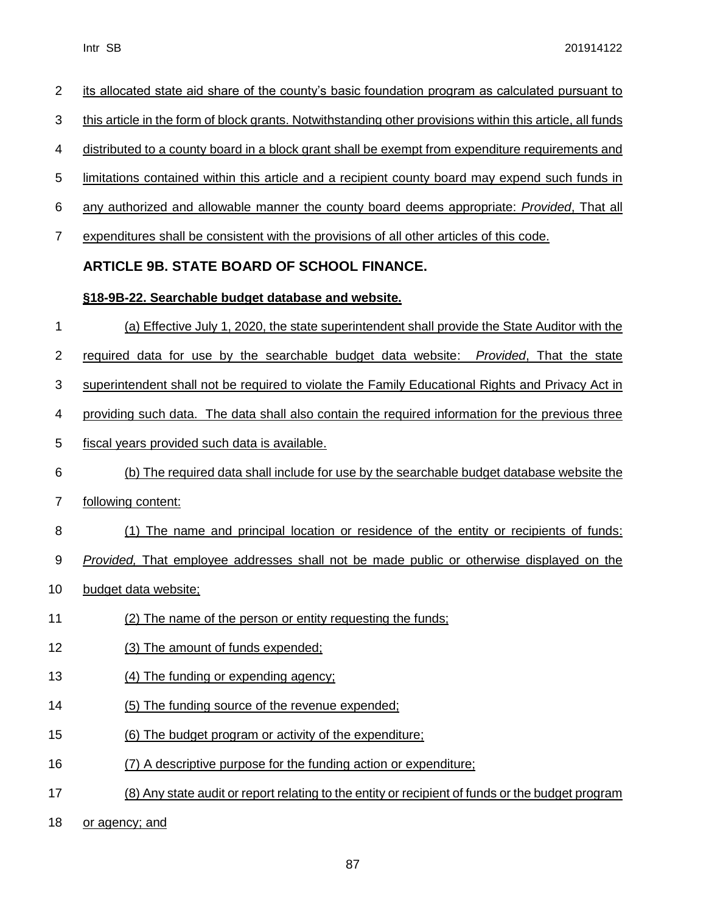its allocated state aid share of the county's basic foundation program as calculated pursuant to this article in the form of block grants. Notwithstanding other provisions within this article, all funds distributed to a county board in a block grant shall be exempt from expenditure requirements and limitations contained within this article and a recipient county board may expend such funds in any authorized and allowable manner the county board deems appropriate: *Provided*, That all expenditures shall be consistent with the provisions of all other articles of this code.

## ARTICLE 9B. STATE BOARD OF SCHOOL FINANCE.

### §18-9B-22. Searchable budget database and website.

(a) Effective July 1, 2020, the state superintendent shall provide the State Auditor with the required data for use by the searchable budget data website: *Provided*, That the state superintendent shall not be required to violate the Family Educational Rights and Privacy Act in providing such data. The data shall also contain the required information for the previous three fiscal years provided such data is available.

(b) The required data shall include for use by the searchable budget database website the following content:

(1) The name and principal location or residence of the entity or recipients of funds: *Provided,* That employee addresses shall not be made public or otherwise displayed on the budget data website;

(2) The name of the person or entity requesting the funds;

(3) The amount of funds expended;

(4) The funding or expending agency;

(5) The funding source of the revenue expended;

(6) The budget program or activity of the expenditure;

(7) A descriptive purpose for the funding action or expenditure;

(8) Any state audit or report relating to the entity or recipient of funds or the budget program or agency; and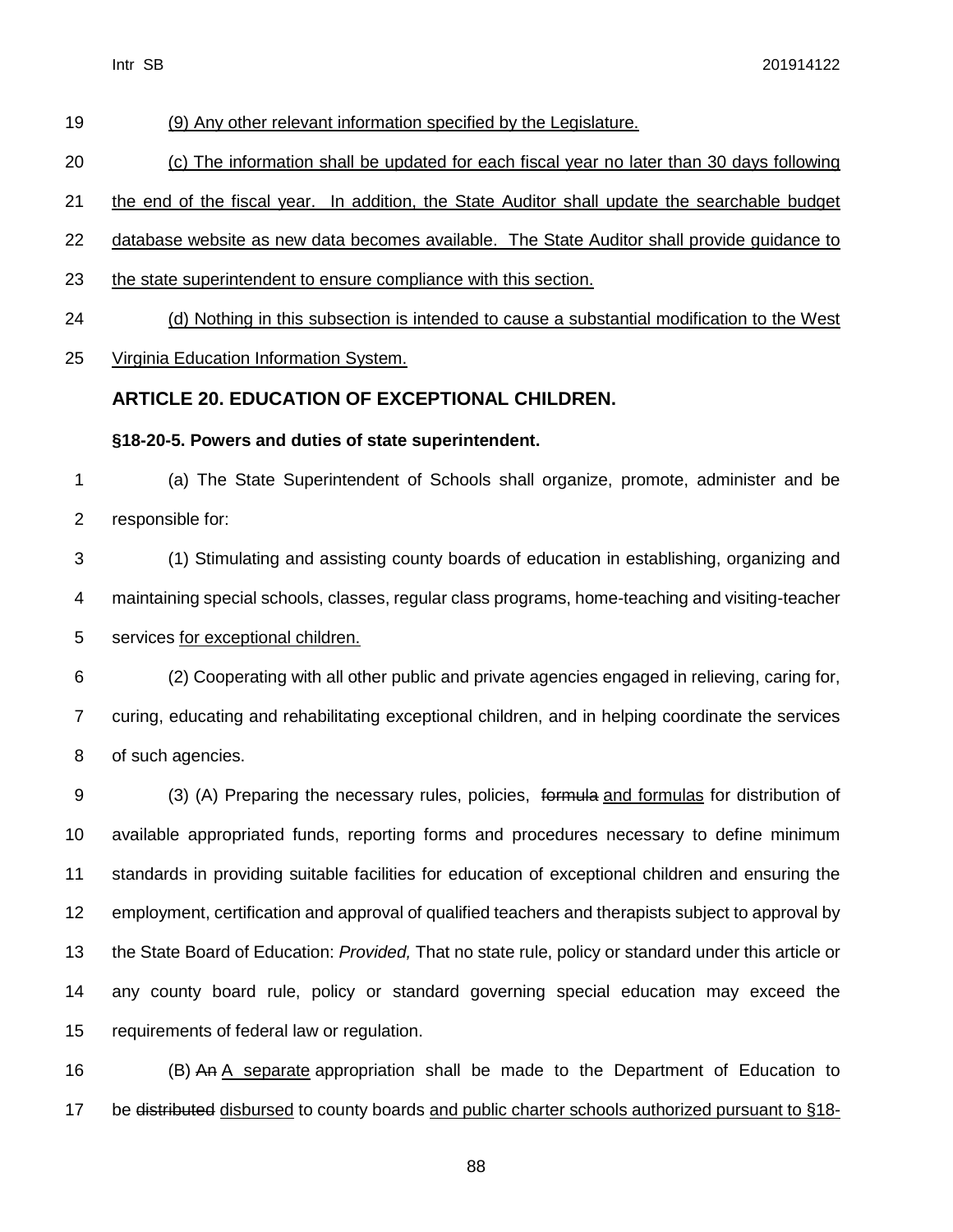(9) Any other relevant information specified by the Legislature.

(c) The information shall be updated for each fiscal year no later than 30 days following the end of the fiscal year. In addition, the State Auditor shall update the searchable budget database website as new data becomes available. The State Auditor shall provide guidance to the state superintendent to ensure compliance with this section.

(d) Nothing in this subsection is intended to cause a substantial modification to the West Virginia Education Information System.

## ARTICLE 20. EDUCATION OF EXCEPTIONAL CHILDREN.

### §18-20-5. Powers and duties of state superintendent.

(a) The State Superintendent of Schools shall organize, promote, administer and be responsible for:

(1) Stimulating and assisting county boards of education in establishing, organizing and maintaining special schools, classes, regular class programs, home-teaching and visiting-teacher services for exceptional children.

(2) Cooperating with all other public and private agencies engaged in relieving, caring for, curing, educating and rehabilitating exceptional children, and in helping coordinate the services of such agencies.

(3) (A) Preparing the necessary rules, policies, ~~formula~~ and formulas for distribution of available appropriated funds, reporting forms and procedures necessary to define minimum standards in providing suitable facilities for education of exceptional children and ensuring the employment, certification and approval of qualified teachers and therapists subject to approval by the State Board of Education: *Provided,* That no state rule, policy or standard under this article or any county board rule, policy or standard governing special education may exceed the requirements of federal law or regulation.

(B) ~~An~~ A separate appropriation shall be made to the Department of Education to be ~~distributed~~ disbursed to county boards and public charter schools authorized pursuant to §18-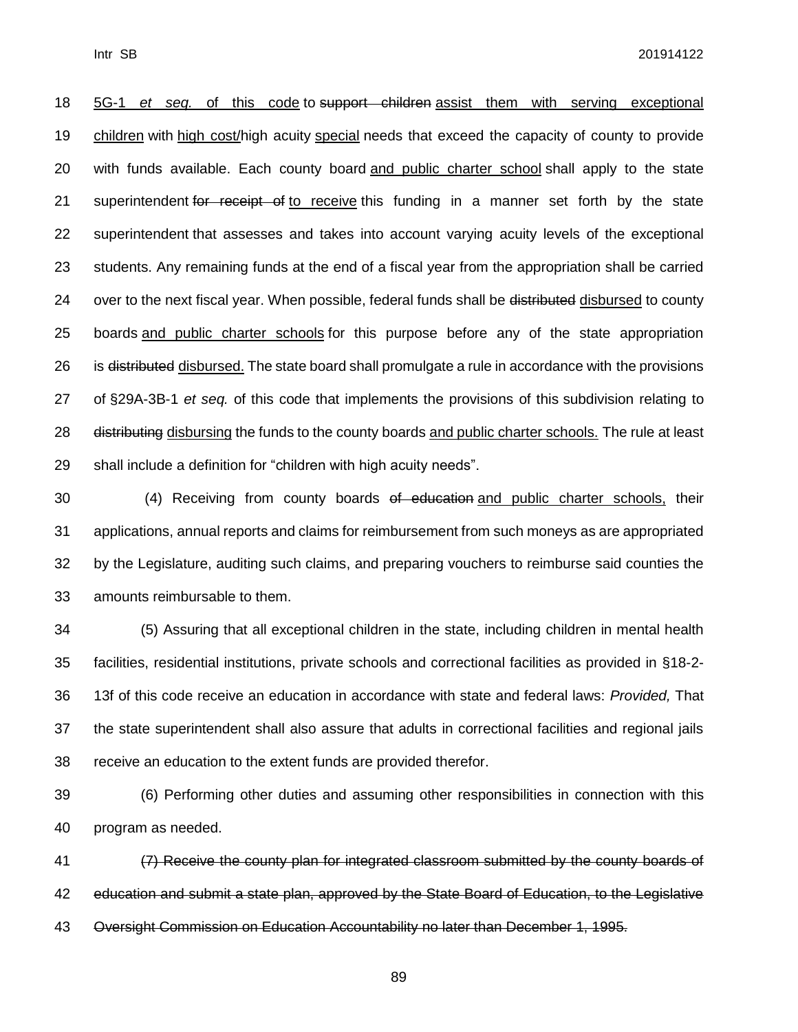18 <u>5G-1 *et seq.* of this code</u> to ~~support children~~ <u>assist them with serving exceptional</u>
19 <u>children</u> with <u>high cost/</u>high acuity <u>special</u> needs that exceed the capacity of county to provide
20 with funds available. Each county board <u>and public charter school</u> shall apply to the state
21 superintendent ~~for receipt of~~ <u>to receive</u> this funding in a manner set forth by the state
22 superintendent that assesses and takes into account varying acuity levels of the exceptional
23 students. Any remaining funds at the end of a fiscal year from the appropriation shall be carried
24 over to the next fiscal year. When possible, federal funds shall be ~~distributed~~ <u>disbursed</u> to county
25 boards <u>and public charter schools</u> for this purpose before any of the state appropriation
26 is ~~distributed~~ <u>disbursed.</u> The state board shall promulgate a rule in accordance with the provisions
27 of §29A-3B-1 *et seq.* of this code that implements the provisions of this subdivision relating to
28 ~~distributing~~ <u>disbursing</u> the funds to the county boards <u>and public charter schools.</u> The rule at least
29 shall include a definition for "children with high acuity needs".

30 (4) Receiving from county boards ~~of education~~ <u>and public charter schools,</u> their
31 applications, annual reports and claims for reimbursement from such moneys as are appropriated
32 by the Legislature, auditing such claims, and preparing vouchers to reimburse said counties the
33 amounts reimbursable to them.

34 (5) Assuring that all exceptional children in the state, including children in mental health
35 facilities, residential institutions, private schools and correctional facilities as provided in §18-2-
36 13f of this code receive an education in accordance with state and federal laws: *Provided,* That
37 the state superintendent shall also assure that adults in correctional facilities and regional jails
38 receive an education to the extent funds are provided therefor.

39 (6) Performing other duties and assuming other responsibilities in connection with this
40 program as needed.

41 ~~(7) Receive the county plan for integrated classroom submitted by the county boards of~~
42 ~~education and submit a state plan, approved by the State Board of Education, to the Legislative~~
43 ~~Oversight Commission on Education Accountability no later than December 1, 1995.~~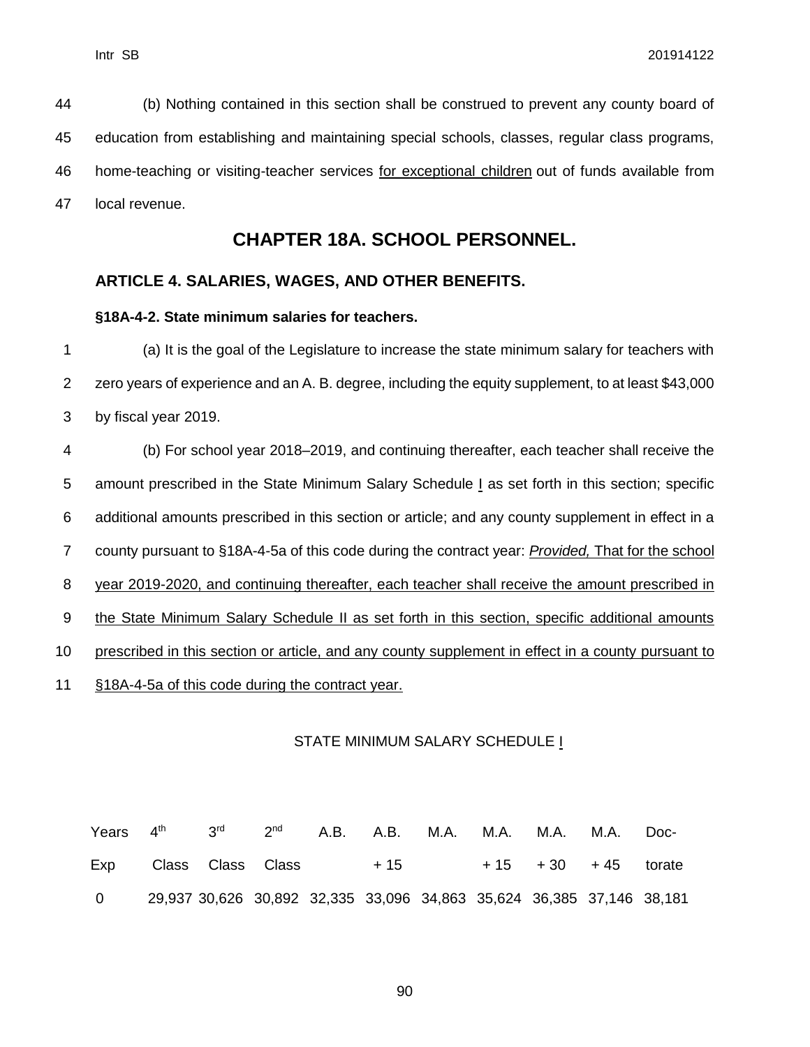(b) Nothing contained in this section shall be construed to prevent any county board of education from establishing and maintaining special schools, classes, regular class programs, home-teaching or visiting-teacher services <u>for exceptional children</u> out of funds available from local revenue.

# CHAPTER 18A. SCHOOL PERSONNEL.

## ARTICLE 4. SALARIES, WAGES, AND OTHER BENEFITS.

### §18A-4-2. State minimum salaries for teachers.

(a) It is the goal of the Legislature to increase the state minimum salary for teachers with zero years of experience and an A. B. degree, including the equity supplement, to at least $43,000 by fiscal year 2019.

(b) For school year 2018–2019, and continuing thereafter, each teacher shall receive the amount prescribed in the State Minimum Salary Schedule <u>I</u> as set forth in this section; specific additional amounts prescribed in this section or article; and any county supplement in effect in a county pursuant to §18A-4-5a of this code during the contract year: <u>*Provided,* That for the school year 2019-2020, and continuing thereafter, each teacher shall receive the amount prescribed in the State Minimum Salary Schedule II as set forth in this section, specific additional amounts prescribed in this section or article, and any county supplement in effect in a county pursuant to §18A-4-5a of this code during the contract year.</u>

STATE MINIMUM SALARY SCHEDULE <u>I</u>

| Years Exp | 4th Class | 3rd Class | 2nd Class | A.B. | A.B. + 15 | M.A. | M.A. + 15 | M.A. + 30 | M.A. + 45 | Doc-torate |
|---|---|---|---|---|---|---|---|---|---|---|
| 0 | 29,937 | 30,626 | 30,892 | 32,335 | 33,096 | 34,863 | 35,624 | 36,385 | 37,146 | 38,181 |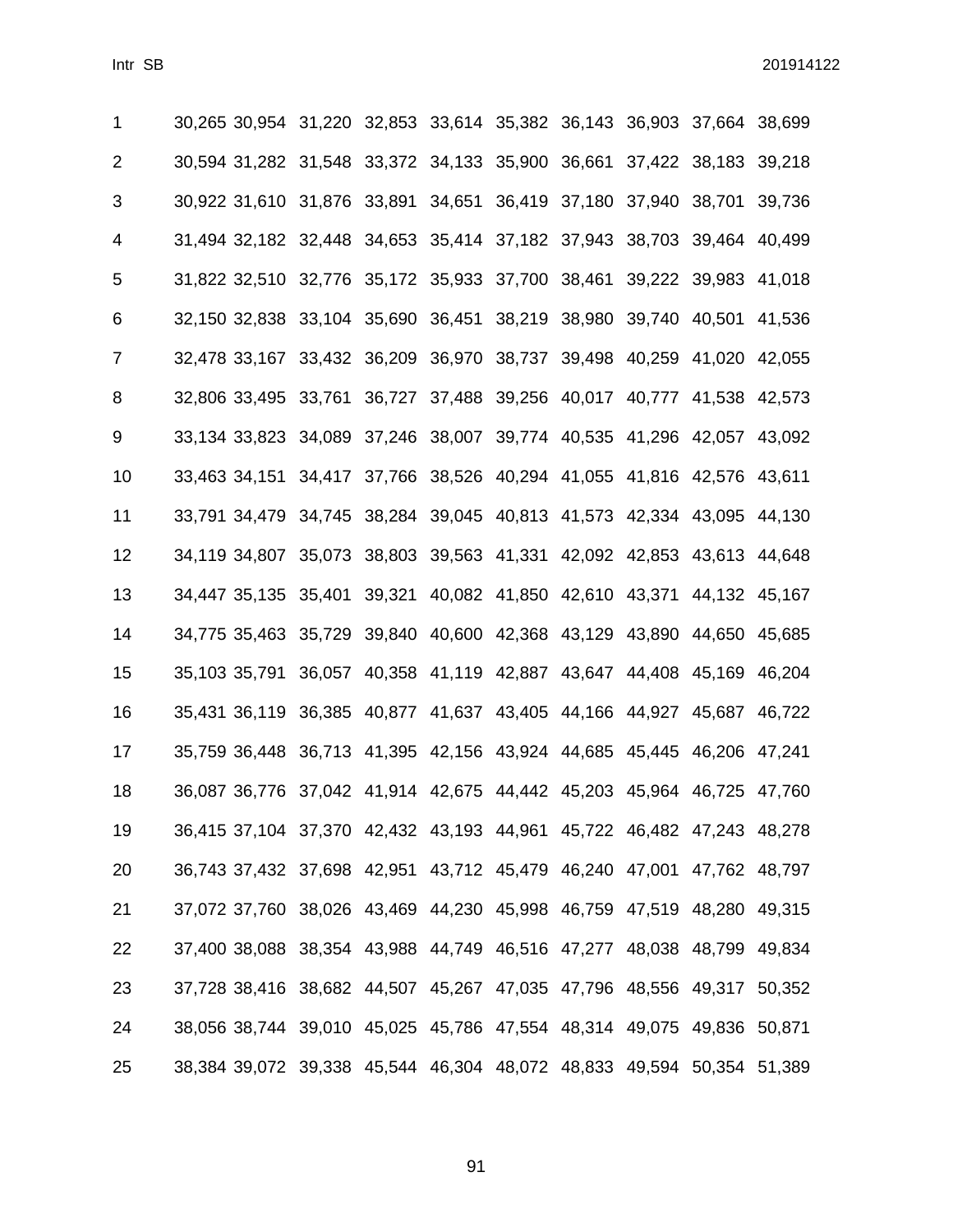| | | | | | | | | | | |
|---|---|---|---|---|---|---|---|---|---|---|
| 1 | 30,265 | 30,954 | 31,220 | 32,853 | 33,614 | 35,382 | 36,143 | 36,903 | 37,664 | 38,699 |
| 2 | 30,594 | 31,282 | 31,548 | 33,372 | 34,133 | 35,900 | 36,661 | 37,422 | 38,183 | 39,218 |
| 3 | 30,922 | 31,610 | 31,876 | 33,891 | 34,651 | 36,419 | 37,180 | 37,940 | 38,701 | 39,736 |
| 4 | 31,494 | 32,182 | 32,448 | 34,653 | 35,414 | 37,182 | 37,943 | 38,703 | 39,464 | 40,499 |
| 5 | 31,822 | 32,510 | 32,776 | 35,172 | 35,933 | 37,700 | 38,461 | 39,222 | 39,983 | 41,018 |
| 6 | 32,150 | 32,838 | 33,104 | 35,690 | 36,451 | 38,219 | 38,980 | 39,740 | 40,501 | 41,536 |
| 7 | 32,478 | 33,167 | 33,432 | 36,209 | 36,970 | 38,737 | 39,498 | 40,259 | 41,020 | 42,055 |
| 8 | 32,806 | 33,495 | 33,761 | 36,727 | 37,488 | 39,256 | 40,017 | 40,777 | 41,538 | 42,573 |
| 9 | 33,134 | 33,823 | 34,089 | 37,246 | 38,007 | 39,774 | 40,535 | 41,296 | 42,057 | 43,092 |
| 10 | 33,463 | 34,151 | 34,417 | 37,766 | 38,526 | 40,294 | 41,055 | 41,816 | 42,576 | 43,611 |
| 11 | 33,791 | 34,479 | 34,745 | 38,284 | 39,045 | 40,813 | 41,573 | 42,334 | 43,095 | 44,130 |
| 12 | 34,119 | 34,807 | 35,073 | 38,803 | 39,563 | 41,331 | 42,092 | 42,853 | 43,613 | 44,648 |
| 13 | 34,447 | 35,135 | 35,401 | 39,321 | 40,082 | 41,850 | 42,610 | 43,371 | 44,132 | 45,167 |
| 14 | 34,775 | 35,463 | 35,729 | 39,840 | 40,600 | 42,368 | 43,129 | 43,890 | 44,650 | 45,685 |
| 15 | 35,103 | 35,791 | 36,057 | 40,358 | 41,119 | 42,887 | 43,647 | 44,408 | 45,169 | 46,204 |
| 16 | 35,431 | 36,119 | 36,385 | 40,877 | 41,637 | 43,405 | 44,166 | 44,927 | 45,687 | 46,722 |
| 17 | 35,759 | 36,448 | 36,713 | 41,395 | 42,156 | 43,924 | 44,685 | 45,445 | 46,206 | 47,241 |
| 18 | 36,087 | 36,776 | 37,042 | 41,914 | 42,675 | 44,442 | 45,203 | 45,964 | 46,725 | 47,760 |
| 19 | 36,415 | 37,104 | 37,370 | 42,432 | 43,193 | 44,961 | 45,722 | 46,482 | 47,243 | 48,278 |
| 20 | 36,743 | 37,432 | 37,698 | 42,951 | 43,712 | 45,479 | 46,240 | 47,001 | 47,762 | 48,797 |
| 21 | 37,072 | 37,760 | 38,026 | 43,469 | 44,230 | 45,998 | 46,759 | 47,519 | 48,280 | 49,315 |
| 22 | 37,400 | 38,088 | 38,354 | 43,988 | 44,749 | 46,516 | 47,277 | 48,038 | 48,799 | 49,834 |
| 23 | 37,728 | 38,416 | 38,682 | 44,507 | 45,267 | 47,035 | 47,796 | 48,556 | 49,317 | 50,352 |
| 24 | 38,056 | 38,744 | 39,010 | 45,025 | 45,786 | 47,554 | 48,314 | 49,075 | 49,836 | 50,871 |
| 25 | 38,384 | 39,072 | 39,338 | 45,544 | 46,304 | 48,072 | 48,833 | 49,594 | 50,354 | 51,389 |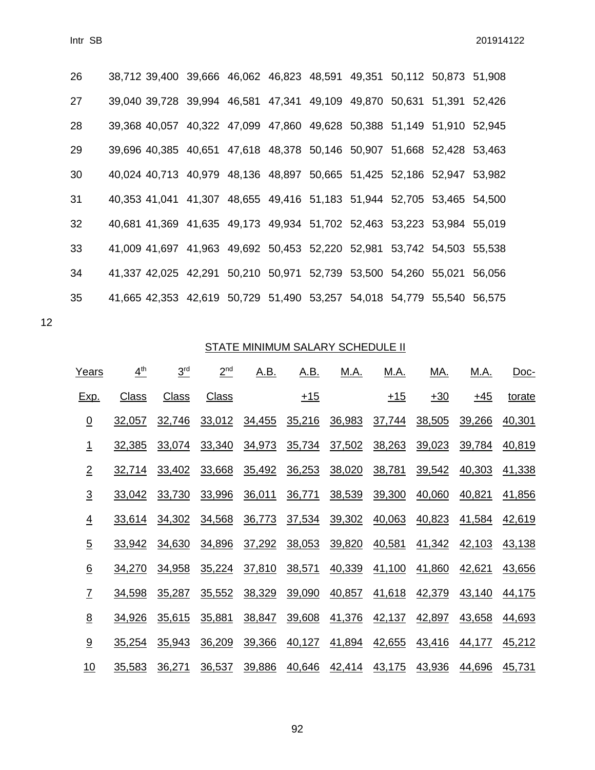| | | | | | | | | | | |
|---|---|---|---|---|---|---|---|---|---|---|
| 26 | 38,712 | 39,400 | 39,666 | 46,062 | 46,823 | 48,591 | 49,351 | 50,112 | 50,873 | 51,908 |
| 27 | 39,040 | 39,728 | 39,994 | 46,581 | 47,341 | 49,109 | 49,870 | 50,631 | 51,391 | 52,426 |
| 28 | 39,368 | 40,057 | 40,322 | 47,099 | 47,860 | 49,628 | 50,388 | 51,149 | 51,910 | 52,945 |
| 29 | 39,696 | 40,385 | 40,651 | 47,618 | 48,378 | 50,146 | 50,907 | 51,668 | 52,428 | 53,463 |
| 30 | 40,024 | 40,713 | 40,979 | 48,136 | 48,897 | 50,665 | 51,425 | 52,186 | 52,947 | 53,982 |
| 31 | 40,353 | 41,041 | 41,307 | 48,655 | 49,416 | 51,183 | 51,944 | 52,705 | 53,465 | 54,500 |
| 32 | 40,681 | 41,369 | 41,635 | 49,173 | 49,934 | 51,702 | 52,463 | 53,223 | 53,984 | 55,019 |
| 33 | 41,009 | 41,697 | 41,963 | 49,692 | 50,453 | 52,220 | 52,981 | 53,742 | 54,503 | 55,538 |
| 34 | 41,337 | 42,025 | 42,291 | 50,210 | 50,971 | 52,739 | 53,500 | 54,260 | 55,021 | 56,056 |
| 35 | 41,665 | 42,353 | 42,619 | 50,729 | 51,490 | 53,257 | 54,018 | 54,779 | 55,540 | 56,575 |

12

STATE MINIMUM SALARY SCHEDULE II

| Years Exp. | 4th Class | 3rd Class | 2nd Class | A.B. | A.B. +15 | M.A. | M.A. +15 | MA. +30 | M.A. +45 | Doc-torate |
|---|---|---|---|---|---|---|---|---|---|---|
| 0 | 32,057 | 32,746 | 33,012 | 34,455 | 35,216 | 36,983 | 37,744 | 38,505 | 39,266 | 40,301 |
| 1 | 32,385 | 33,074 | 33,340 | 34,973 | 35,734 | 37,502 | 38,263 | 39,023 | 39,784 | 40,819 |
| 2 | 32,714 | 33,402 | 33,668 | 35,492 | 36,253 | 38,020 | 38,781 | 39,542 | 40,303 | 41,338 |
| 3 | 33,042 | 33,730 | 33,996 | 36,011 | 36,771 | 38,539 | 39,300 | 40,060 | 40,821 | 41,856 |
| 4 | 33,614 | 34,302 | 34,568 | 36,773 | 37,534 | 39,302 | 40,063 | 40,823 | 41,584 | 42,619 |
| 5 | 33,942 | 34,630 | 34,896 | 37,292 | 38,053 | 39,820 | 40,581 | 41,342 | 42,103 | 43,138 |
| 6 | 34,270 | 34,958 | 35,224 | 37,810 | 38,571 | 40,339 | 41,100 | 41,860 | 42,621 | 43,656 |
| 7 | 34,598 | 35,287 | 35,552 | 38,329 | 39,090 | 40,857 | 41,618 | 42,379 | 43,140 | 44,175 |
| 8 | 34,926 | 35,615 | 35,881 | 38,847 | 39,608 | 41,376 | 42,137 | 42,897 | 43,658 | 44,693 |
| 9 | 35,254 | 35,943 | 36,209 | 39,366 | 40,127 | 41,894 | 42,655 | 43,416 | 44,177 | 45,212 |
| 10 | 35,583 | 36,271 | 36,537 | 39,886 | 40,646 | 42,414 | 43,175 | 43,936 | 44,696 | 45,731 |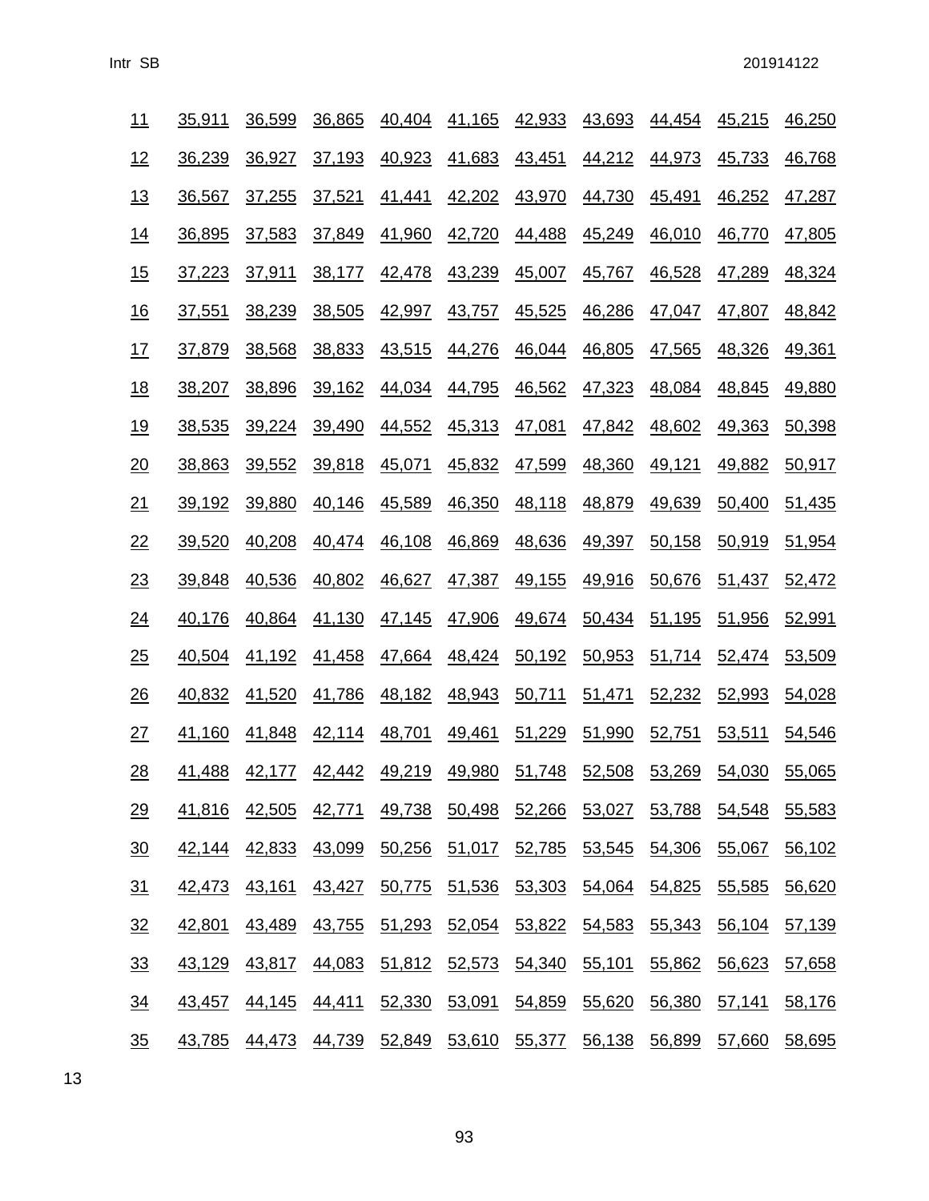| 11 | 35,911 | 36,599 | 36,865 | 40,404 | 41,165 | 42,933 | 43,693 | 44,454 | 45,215 | 46,250 |
|---|---|---|---|---|---|---|---|---|---|---|
| 12 | 36,239 | 36,927 | 37,193 | 40,923 | 41,683 | 43,451 | 44,212 | 44,973 | 45,733 | 46,768 |
| 13 | 36,567 | 37,255 | 37,521 | 41,441 | 42,202 | 43,970 | 44,730 | 45,491 | 46,252 | 47,287 |
| 14 | 36,895 | 37,583 | 37,849 | 41,960 | 42,720 | 44,488 | 45,249 | 46,010 | 46,770 | 47,805 |
| 15 | 37,223 | 37,911 | 38,177 | 42,478 | 43,239 | 45,007 | 45,767 | 46,528 | 47,289 | 48,324 |
| 16 | 37,551 | 38,239 | 38,505 | 42,997 | 43,757 | 45,525 | 46,286 | 47,047 | 47,807 | 48,842 |
| 17 | 37,879 | 38,568 | 38,833 | 43,515 | 44,276 | 46,044 | 46,805 | 47,565 | 48,326 | 49,361 |
| 18 | 38,207 | 38,896 | 39,162 | 44,034 | 44,795 | 46,562 | 47,323 | 48,084 | 48,845 | 49,880 |
| 19 | 38,535 | 39,224 | 39,490 | 44,552 | 45,313 | 47,081 | 47,842 | 48,602 | 49,363 | 50,398 |
| 20 | 38,863 | 39,552 | 39,818 | 45,071 | 45,832 | 47,599 | 48,360 | 49,121 | 49,882 | 50,917 |
| 21 | 39,192 | 39,880 | 40,146 | 45,589 | 46,350 | 48,118 | 48,879 | 49,639 | 50,400 | 51,435 |
| 22 | 39,520 | 40,208 | 40,474 | 46,108 | 46,869 | 48,636 | 49,397 | 50,158 | 50,919 | 51,954 |
| 23 | 39,848 | 40,536 | 40,802 | 46,627 | 47,387 | 49,155 | 49,916 | 50,676 | 51,437 | 52,472 |
| 24 | 40,176 | 40,864 | 41,130 | 47,145 | 47,906 | 49,674 | 50,434 | 51,195 | 51,956 | 52,991 |
| 25 | 40,504 | 41,192 | 41,458 | 47,664 | 48,424 | 50,192 | 50,953 | 51,714 | 52,474 | 53,509 |
| 26 | 40,832 | 41,520 | 41,786 | 48,182 | 48,943 | 50,711 | 51,471 | 52,232 | 52,993 | 54,028 |
| 27 | 41,160 | 41,848 | 42,114 | 48,701 | 49,461 | 51,229 | 51,990 | 52,751 | 53,511 | 54,546 |
| 28 | 41,488 | 42,177 | 42,442 | 49,219 | 49,980 | 51,748 | 52,508 | 53,269 | 54,030 | 55,065 |
| 29 | 41,816 | 42,505 | 42,771 | 49,738 | 50,498 | 52,266 | 53,027 | 53,788 | 54,548 | 55,583 |
| 30 | 42,144 | 42,833 | 43,099 | 50,256 | 51,017 | 52,785 | 53,545 | 54,306 | 55,067 | 56,102 |
| 31 | 42,473 | 43,161 | 43,427 | 50,775 | 51,536 | 53,303 | 54,064 | 54,825 | 55,585 | 56,620 |
| 32 | 42,801 | 43,489 | 43,755 | 51,293 | 52,054 | 53,822 | 54,583 | 55,343 | 56,104 | 57,139 |
| 33 | 43,129 | 43,817 | 44,083 | 51,812 | 52,573 | 54,340 | 55,101 | 55,862 | 56,623 | 57,658 |
| 34 | 43,457 | 44,145 | 44,411 | 52,330 | 53,091 | 54,859 | 55,620 | 56,380 | 57,141 | 58,176 |
| 35 | 43,785 | 44,473 | 44,739 | 52,849 | 53,610 | 55,377 | 56,138 | 56,899 | 57,660 | 58,695 |

13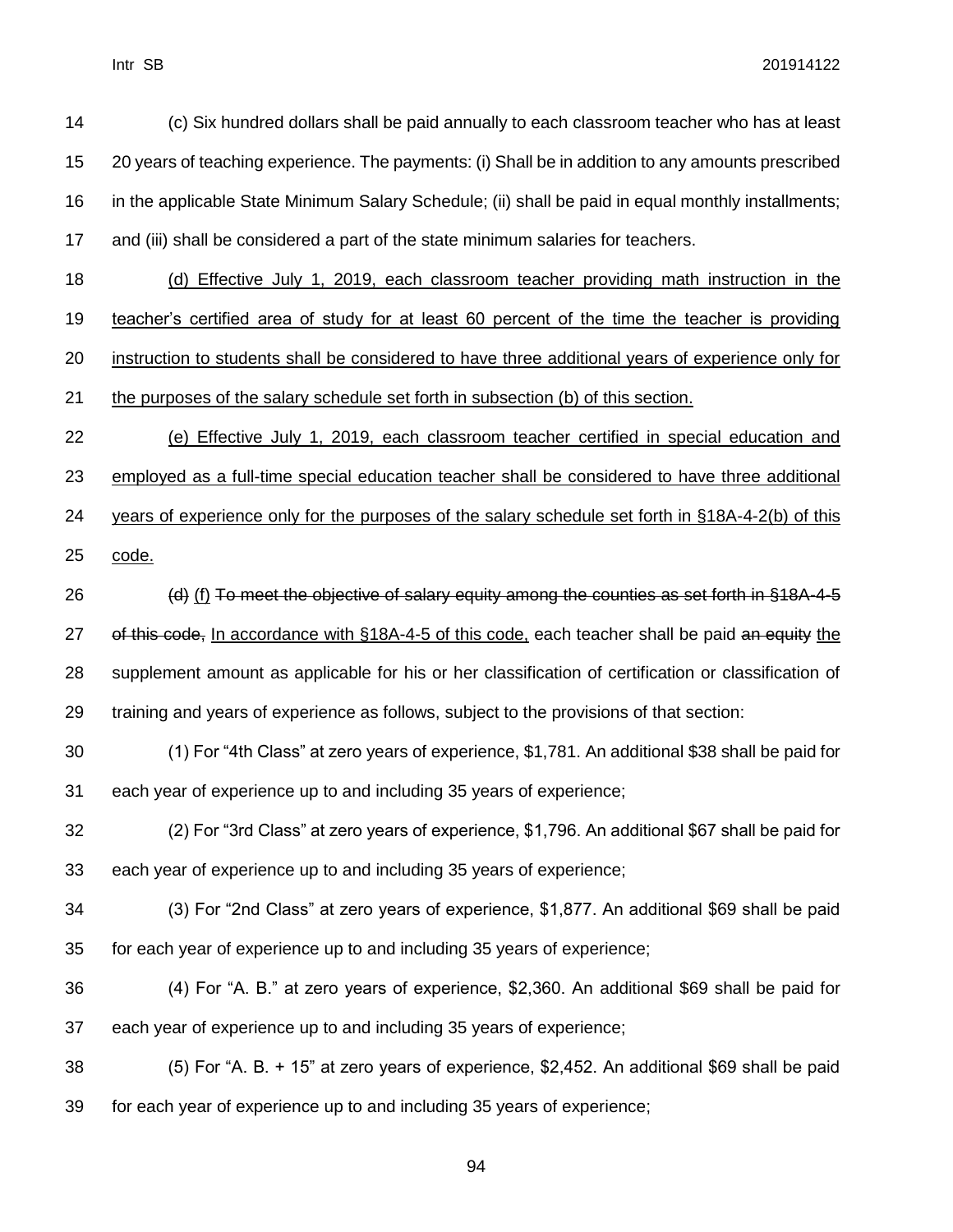(c) Six hundred dollars shall be paid annually to each classroom teacher who has at least 20 years of teaching experience. The payments: (i) Shall be in addition to any amounts prescribed in the applicable State Minimum Salary Schedule; (ii) shall be paid in equal monthly installments; and (iii) shall be considered a part of the state minimum salaries for teachers.

<u>(d) Effective July 1, 2019, each classroom teacher providing math instruction in the teacher's certified area of study for at least 60 percent of the time the teacher is providing instruction to students shall be considered to have three additional years of experience only for the purposes of the salary schedule set forth in subsection (b) of this section.</u>

<u>(e) Effective July 1, 2019, each classroom teacher certified in special education and employed as a full-time special education teacher shall be considered to have three additional years of experience only for the purposes of the salary schedule set forth in §18A-4-2(b) of this code.</u>

~~(d)~~ <u>(f)</u> ~~To meet the objective of salary equity among the counties as set forth in §18A-4-5 of this code,~~ <u>In accordance with §18A-4-5 of this code,</u> each teacher shall be paid ~~an equity~~ <u>the</u> supplement amount as applicable for his or her classification of certification or classification of training and years of experience as follows, subject to the provisions of that section:

(1) For "4th Class" at zero years of experience, $1,781. An additional $38 shall be paid for each year of experience up to and including 35 years of experience;

(2) For "3rd Class" at zero years of experience, $1,796. An additional $67 shall be paid for each year of experience up to and including 35 years of experience;

(3) For "2nd Class" at zero years of experience, $1,877. An additional $69 shall be paid for each year of experience up to and including 35 years of experience;

(4) For "A. B." at zero years of experience, $2,360. An additional $69 shall be paid for each year of experience up to and including 35 years of experience;

(5) For "A. B. + 15" at zero years of experience, $2,452. An additional $69 shall be paid for each year of experience up to and including 35 years of experience;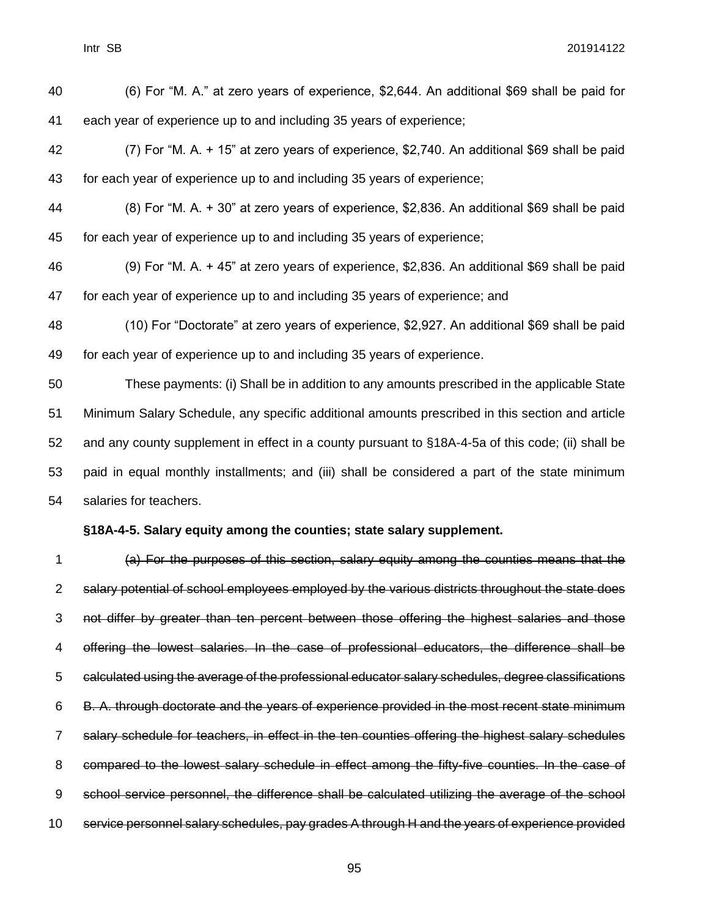(6) For "M. A." at zero years of experience, $2,644. An additional $69 shall be paid for each year of experience up to and including 35 years of experience;

(7) For "M. A. + 15" at zero years of experience, $2,740. An additional $69 shall be paid for each year of experience up to and including 35 years of experience;

(8) For "M. A. + 30" at zero years of experience, $2,836. An additional $69 shall be paid for each year of experience up to and including 35 years of experience;

(9) For "M. A. + 45" at zero years of experience, $2,836. An additional $69 shall be paid for each year of experience up to and including 35 years of experience; and

(10) For "Doctorate" at zero years of experience, $2,927. An additional $69 shall be paid for each year of experience up to and including 35 years of experience.

These payments: (i) Shall be in addition to any amounts prescribed in the applicable State Minimum Salary Schedule, any specific additional amounts prescribed in this section and article and any county supplement in effect in a county pursuant to §18A-4-5a of this code; (ii) shall be paid in equal monthly installments; and (iii) shall be considered a part of the state minimum salaries for teachers.

**§18A-4-5. Salary equity among the counties; state salary supplement.**

~~(a) For the purposes of this section, salary equity among the counties means that the salary potential of school employees employed by the various districts throughout the state does not differ by greater than ten percent between those offering the highest salaries and those offering the lowest salaries. In the case of professional educators, the difference shall be calculated using the average of the professional educator salary schedules, degree classifications B. A. through doctorate and the years of experience provided in the most recent state minimum salary schedule for teachers, in effect in the ten counties offering the highest salary schedules compared to the lowest salary schedule in effect among the fifty-five counties. In the case of school service personnel, the difference shall be calculated utilizing the average of the school service personnel salary schedules, pay grades A through H and the years of experience provided~~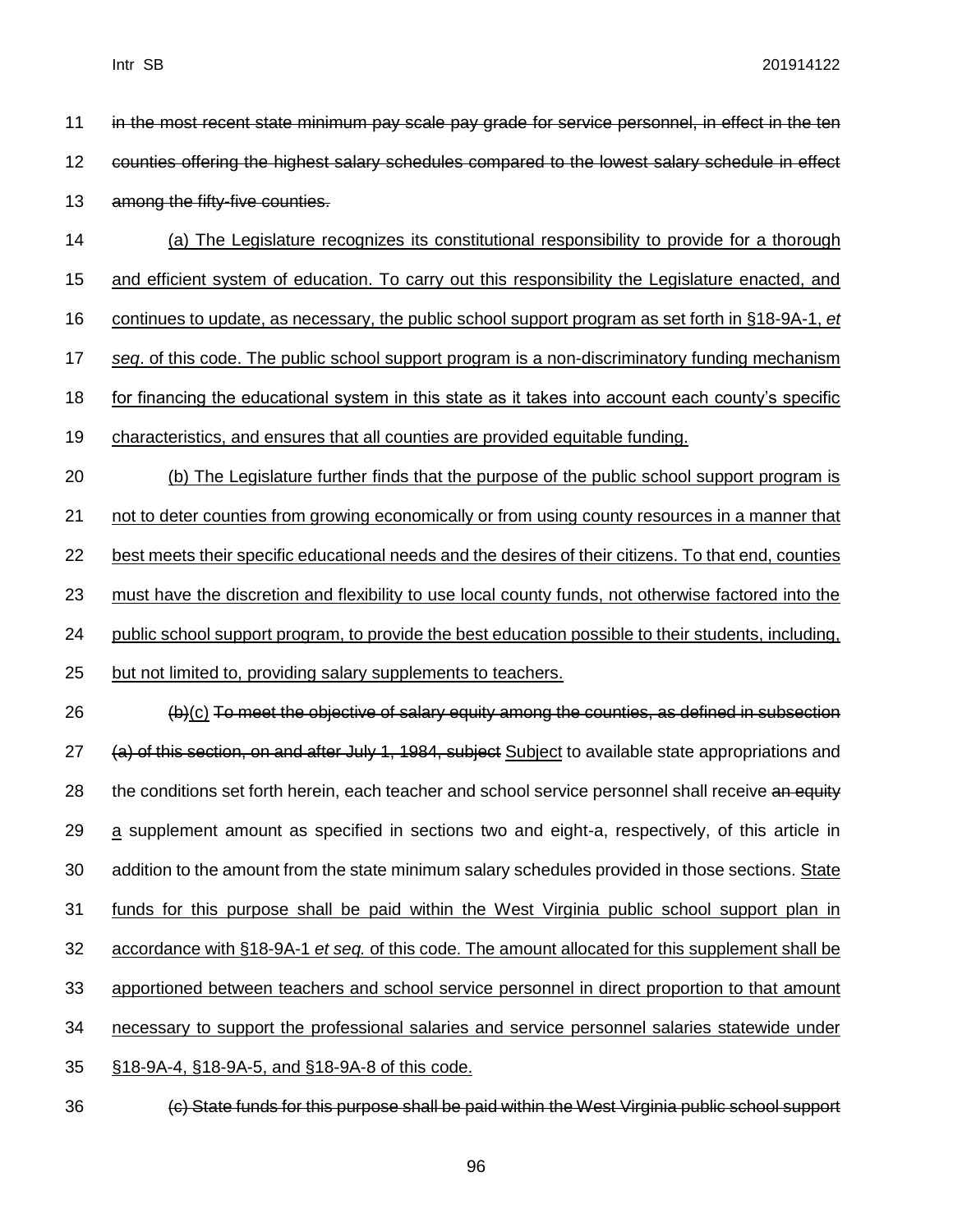in the most recent state minimum pay scale pay grade for service personnel, in effect in the ten counties offering the highest salary schedules compared to the lowest salary schedule in effect among the fifty-five counties.

(a) The Legislature recognizes its constitutional responsibility to provide for a thorough and efficient system of education. To carry out this responsibility the Legislature enacted, and continues to update, as necessary, the public school support program as set forth in §18-9A-1, *et seq*. of this code. The public school support program is a non-discriminatory funding mechanism for financing the educational system in this state as it takes into account each county's specific characteristics, and ensures that all counties are provided equitable funding.

(b) The Legislature further finds that the purpose of the public school support program is not to deter counties from growing economically or from using county resources in a manner that best meets their specific educational needs and the desires of their citizens. To that end, counties must have the discretion and flexibility to use local county funds, not otherwise factored into the public school support program, to provide the best education possible to their students, including, but not limited to, providing salary supplements to teachers.

(b)(c) To meet the objective of salary equity among the counties, as defined in subsection (a) of this section, on and after July 1, 1984, subject Subject to available state appropriations and the conditions set forth herein, each teacher and school service personnel shall receive an equity a supplement amount as specified in sections two and eight-a, respectively, of this article in addition to the amount from the state minimum salary schedules provided in those sections. State funds for this purpose shall be paid within the West Virginia public school support plan in accordance with §18-9A-1 *et seq.* of this code. The amount allocated for this supplement shall be apportioned between teachers and school service personnel in direct proportion to that amount necessary to support the professional salaries and service personnel salaries statewide under §18-9A-4, §18-9A-5, and §18-9A-8 of this code.

(c) State funds for this purpose shall be paid within the West Virginia public school support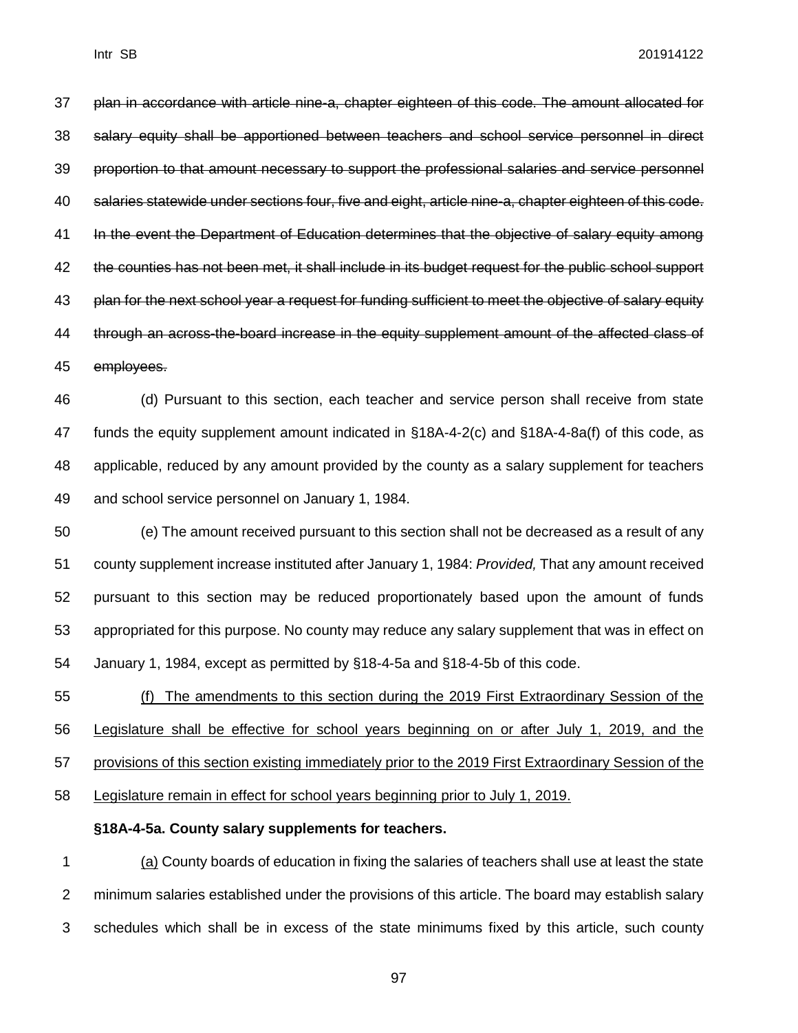37 ~~plan in accordance with article nine-a, chapter eighteen of this code. The amount allocated for~~
38 ~~salary equity shall be apportioned between teachers and school service personnel in direct~~
39 ~~proportion to that amount necessary to support the professional salaries and service personnel~~
40 ~~salaries statewide under sections four, five and eight, article nine-a, chapter eighteen of this code.~~
41 ~~In the event the Department of Education determines that the objective of salary equity among~~
42 ~~the counties has not been met, it shall include in its budget request for the public school support~~
43 ~~plan for the next school year a request for funding sufficient to meet the objective of salary equity~~
44 ~~through an across-the-board increase in the equity supplement amount of the affected class of~~
45 ~~employees.~~

46 (d) Pursuant to this section, each teacher and service person shall receive from state
47 funds the equity supplement amount indicated in §18A-4-2(c) and §18A-4-8a(f) of this code, as
48 applicable, reduced by any amount provided by the county as a salary supplement for teachers
49 and school service personnel on January 1, 1984.

50 (e) The amount received pursuant to this section shall not be decreased as a result of any
51 county supplement increase instituted after January 1, 1984: *Provided,* That any amount received
52 pursuant to this section may be reduced proportionately based upon the amount of funds
53 appropriated for this purpose. No county may reduce any salary supplement that was in effect on
54 January 1, 1984, except as permitted by §18-4-5a and §18-4-5b of this code.

55 <u>(f) The amendments to this section during the 2019 First Extraordinary Session of the</u>
56 <u>Legislature shall be effective for school years beginning on or after July 1, 2019, and the</u>
57 <u>provisions of this section existing immediately prior to the 2019 First Extraordinary Session of the</u>
58 <u>Legislature remain in effect for school years beginning prior to July 1, 2019.</u>

**§18A-4-5a. County salary supplements for teachers.**

1 <u>(a)</u> County boards of education in fixing the salaries of teachers shall use at least the state
2 minimum salaries established under the provisions of this article. The board may establish salary
3 schedules which shall be in excess of the state minimums fixed by this article, such county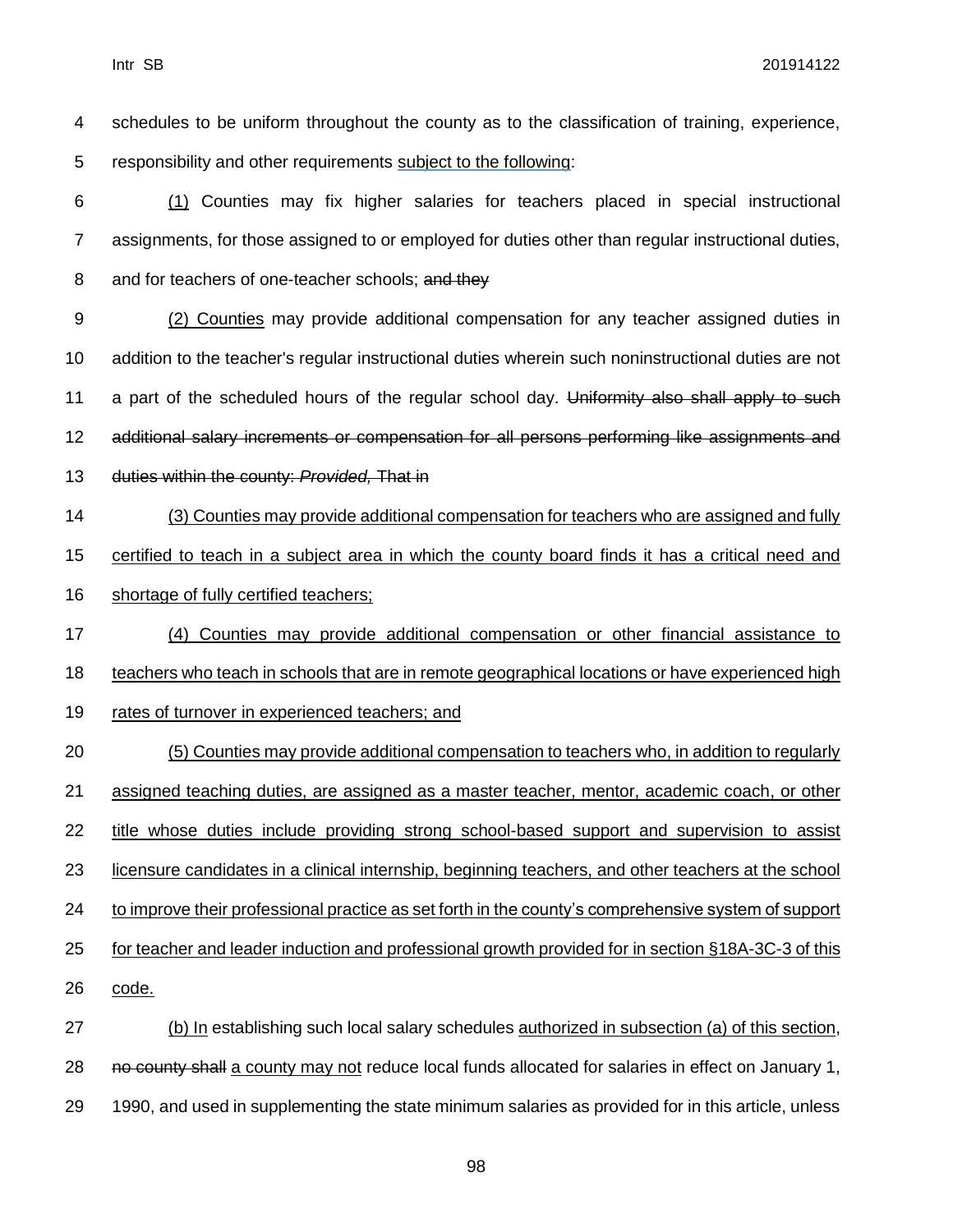schedules to be uniform throughout the county as to the classification of training, experience, responsibility and other requirements <u>subject to the following</u>:

<u>(1)</u> Counties may fix higher salaries for teachers placed in special instructional assignments, for those assigned to or employed for duties other than regular instructional duties, and for teachers of one-teacher schools; ~~and they~~

<u>(2) Counties</u> may provide additional compensation for any teacher assigned duties in addition to the teacher's regular instructional duties wherein such noninstructional duties are not a part of the scheduled hours of the regular school day. ~~Uniformity also shall apply to such additional salary increments or compensation for all persons performing like assignments and duties within the county: *Provided,* That in~~

<u>(3) Counties may provide additional compensation for teachers who are assigned and fully certified to teach in a subject area in which the county board finds it has a critical need and shortage of fully certified teachers;</u>

<u>(4) Counties may provide additional compensation or other financial assistance to teachers who teach in schools that are in remote geographical locations or have experienced high rates of turnover in experienced teachers; and</u>

<u>(5) Counties may provide additional compensation to teachers who, in addition to regularly assigned teaching duties, are assigned as a master teacher, mentor, academic coach, or other title whose duties include providing strong school-based support and supervision to assist licensure candidates in a clinical internship, beginning teachers, and other teachers at the school to improve their professional practice as set forth in the county's comprehensive system of support for teacher and leader induction and professional growth provided for in section §18A-3C-3 of this code.</u>

<u>(b) In</u> establishing such local salary schedules <u>authorized in subsection (a) of this section</u>, ~~no county shall~~ <u>a county may not</u> reduce local funds allocated for salaries in effect on January 1, 1990, and used in supplementing the state minimum salaries as provided for in this article, unless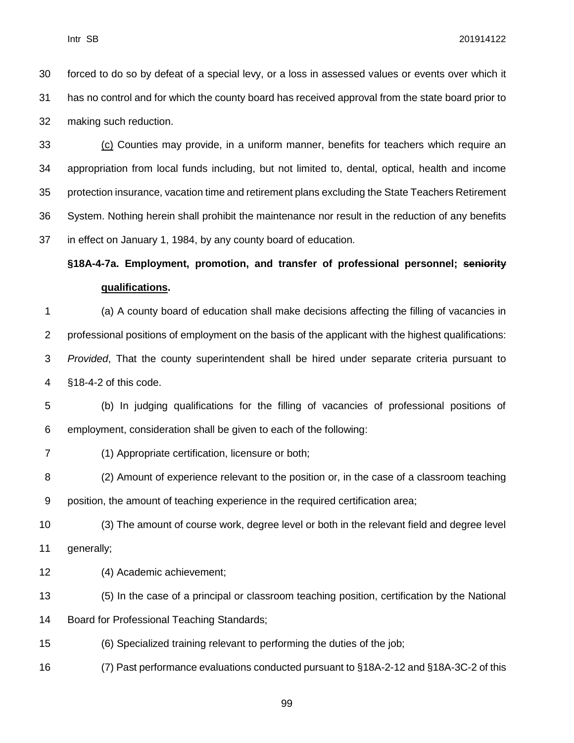forced to do so by defeat of a special levy, or a loss in assessed values or events over which it has no control and for which the county board has received approval from the state board prior to making such reduction.

<u>(c)</u> Counties may provide, in a uniform manner, benefits for teachers which require an appropriation from local funds including, but not limited to, dental, optical, health and income protection insurance, vacation time and retirement plans excluding the State Teachers Retirement System. Nothing herein shall prohibit the maintenance nor result in the reduction of any benefits in effect on January 1, 1984, by any county board of education.

**§18A-4-7a. Employment, promotion, and transfer of professional personnel; ~~seniority~~ <u>qualifications</u>.**

(a) A county board of education shall make decisions affecting the filling of vacancies in professional positions of employment on the basis of the applicant with the highest qualifications: *Provided*, That the county superintendent shall be hired under separate criteria pursuant to §18-4-2 of this code.

(b) In judging qualifications for the filling of vacancies of professional positions of employment, consideration shall be given to each of the following:

(1) Appropriate certification, licensure or both;

(2) Amount of experience relevant to the position or, in the case of a classroom teaching position, the amount of teaching experience in the required certification area;

(3) The amount of course work, degree level or both in the relevant field and degree level generally;

(4) Academic achievement;

(5) In the case of a principal or classroom teaching position, certification by the National Board for Professional Teaching Standards;

(6) Specialized training relevant to performing the duties of the job;

(7) Past performance evaluations conducted pursuant to §18A-2-12 and §18A-3C-2 of this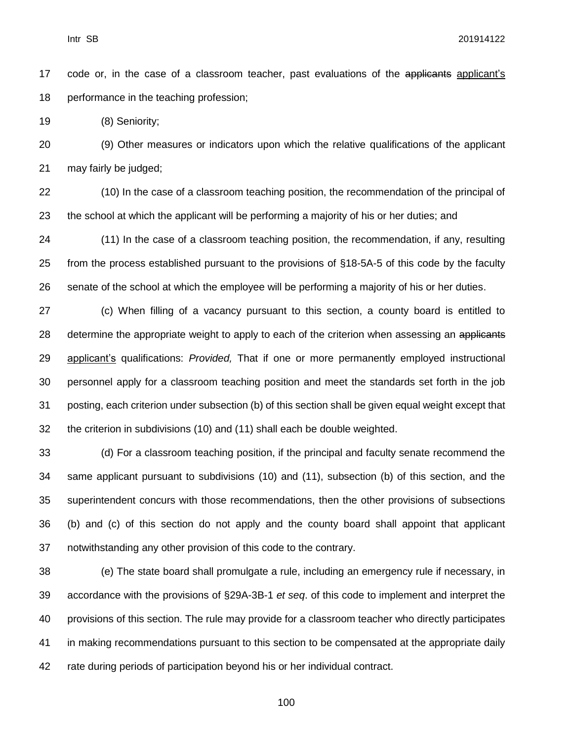code or, in the case of a classroom teacher, past evaluations of the ~~applicants~~ <u>applicant's</u> performance in the teaching profession;

(8) Seniority;

(9) Other measures or indicators upon which the relative qualifications of the applicant may fairly be judged;

(10) In the case of a classroom teaching position, the recommendation of the principal of the school at which the applicant will be performing a majority of his or her duties; and

(11) In the case of a classroom teaching position, the recommendation, if any, resulting from the process established pursuant to the provisions of §18-5A-5 of this code by the faculty senate of the school at which the employee will be performing a majority of his or her duties.

(c) When filling of a vacancy pursuant to this section, a county board is entitled to determine the appropriate weight to apply to each of the criterion when assessing an ~~applicants~~ <u>applicant's</u> qualifications: *Provided,* That if one or more permanently employed instructional personnel apply for a classroom teaching position and meet the standards set forth in the job posting, each criterion under subsection (b) of this section shall be given equal weight except that the criterion in subdivisions (10) and (11) shall each be double weighted.

(d) For a classroom teaching position, if the principal and faculty senate recommend the same applicant pursuant to subdivisions (10) and (11), subsection (b) of this section, and the superintendent concurs with those recommendations, then the other provisions of subsections (b) and (c) of this section do not apply and the county board shall appoint that applicant notwithstanding any other provision of this code to the contrary.

(e) The state board shall promulgate a rule, including an emergency rule if necessary, in accordance with the provisions of §29A-3B-1 *et seq*. of this code to implement and interpret the provisions of this section. The rule may provide for a classroom teacher who directly participates in making recommendations pursuant to this section to be compensated at the appropriate daily rate during periods of participation beyond his or her individual contract.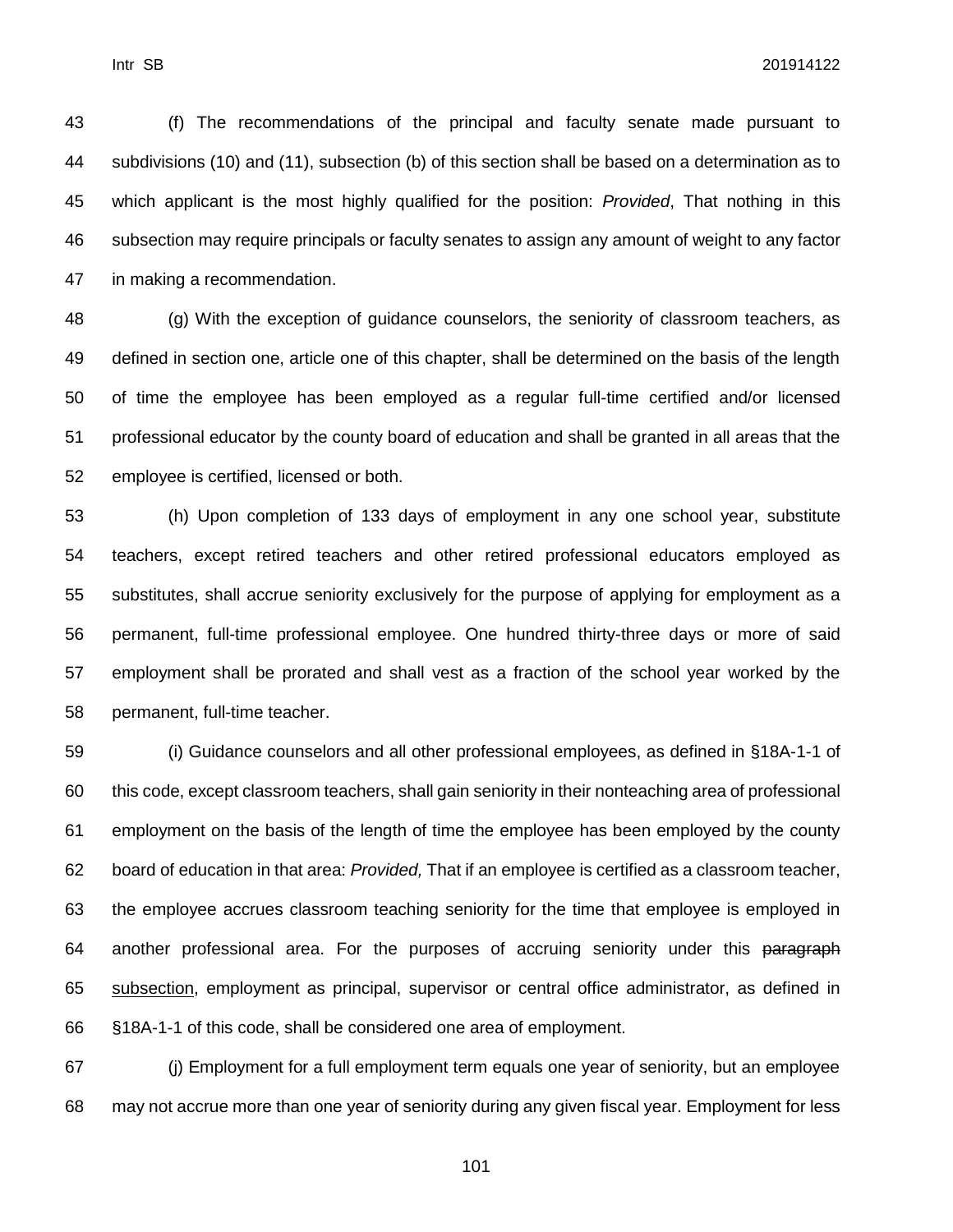(f) The recommendations of the principal and faculty senate made pursuant to subdivisions (10) and (11), subsection (b) of this section shall be based on a determination as to which applicant is the most highly qualified for the position: *Provided*, That nothing in this subsection may require principals or faculty senates to assign any amount of weight to any factor in making a recommendation.

(g) With the exception of guidance counselors, the seniority of classroom teachers, as defined in section one, article one of this chapter, shall be determined on the basis of the length of time the employee has been employed as a regular full-time certified and/or licensed professional educator by the county board of education and shall be granted in all areas that the employee is certified, licensed or both.

(h) Upon completion of 133 days of employment in any one school year, substitute teachers, except retired teachers and other retired professional educators employed as substitutes, shall accrue seniority exclusively for the purpose of applying for employment as a permanent, full-time professional employee. One hundred thirty-three days or more of said employment shall be prorated and shall vest as a fraction of the school year worked by the permanent, full-time teacher.

(i) Guidance counselors and all other professional employees, as defined in §18A-1-1 of this code, except classroom teachers, shall gain seniority in their nonteaching area of professional employment on the basis of the length of time the employee has been employed by the county board of education in that area: *Provided,* That if an employee is certified as a classroom teacher, the employee accrues classroom teaching seniority for the time that employee is employed in another professional area. For the purposes of accruing seniority under this ~~paragraph~~ subsection, employment as principal, supervisor or central office administrator, as defined in §18A-1-1 of this code, shall be considered one area of employment.

(j) Employment for a full employment term equals one year of seniority, but an employee may not accrue more than one year of seniority during any given fiscal year. Employment for less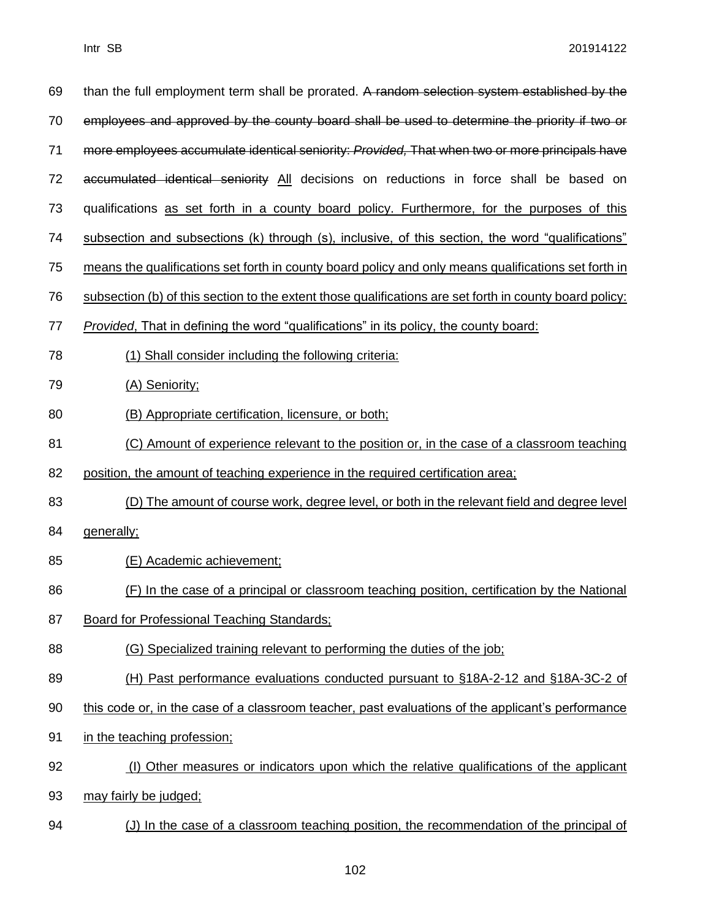than the full employment term shall be prorated. ~~A random selection system established by the employees and approved by the county board shall be used to determine the priority if two or more employees accumulate identical seniority: *Provided,* That when two or more principals have accumulated identical seniority~~ <u>All</u> decisions on reductions in force shall be based on qualifications <u>as set forth in a county board policy. Furthermore, for the purposes of this subsection and subsections (k) through (s), inclusive, of this section, the word "qualifications" means the qualifications set forth in county board policy and only means qualifications set forth in subsection (b) of this section to the extent those qualifications are set forth in county board policy: *Provided*, That in defining the word "qualifications" in its policy, the county board:</u>

<u>(1) Shall consider including the following criteria:</u>

<u>(A) Seniority;</u>

<u>(B) Appropriate certification, licensure, or both;</u>

<u>(C) Amount of experience relevant to the position or, in the case of a classroom teaching position, the amount of teaching experience in the required certification area;</u>

<u>(D) The amount of course work, degree level, or both in the relevant field and degree level generally;</u>

<u>(E) Academic achievement;</u>

<u>(F) In the case of a principal or classroom teaching position, certification by the National Board for Professional Teaching Standards;</u>

<u>(G) Specialized training relevant to performing the duties of the job;</u>

<u>(H) Past performance evaluations conducted pursuant to §18A-2-12 and §18A-3C-2 of this code or, in the case of a classroom teacher, past evaluations of the applicant's performance in the teaching profession;</u>

<u>(I) Other measures or indicators upon which the relative qualifications of the applicant may fairly be judged;</u>

<u>(J) In the case of a classroom teaching position, the recommendation of the principal of</u>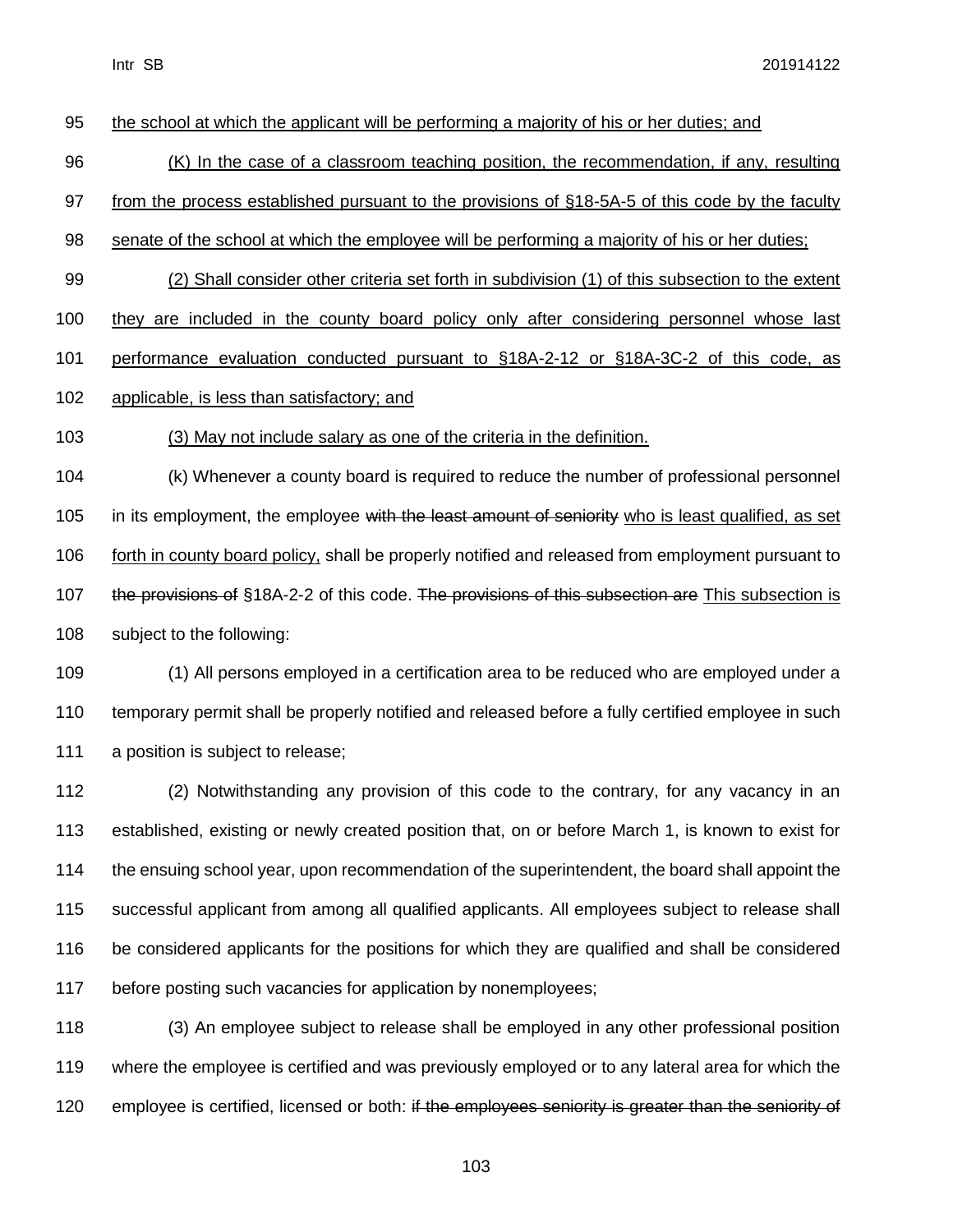the school at which the applicant will be performing a majority of his or her duties; and

(K) In the case of a classroom teaching position, the recommendation, if any, resulting from the process established pursuant to the provisions of §18-5A-5 of this code by the faculty senate of the school at which the employee will be performing a majority of his or her duties;

(2) Shall consider other criteria set forth in subdivision (1) of this subsection to the extent they are included in the county board policy only after considering personnel whose last performance evaluation conducted pursuant to §18A-2-12 or §18A-3C-2 of this code, as applicable, is less than satisfactory; and

(3) May not include salary as one of the criteria in the definition.

(k) Whenever a county board is required to reduce the number of professional personnel in its employment, the employee ~~with the least amount of seniority~~ who is least qualified, as set forth in county board policy, shall be properly notified and released from employment pursuant to ~~the provisions of~~ §18A-2-2 of this code. ~~The provisions of this subsection are~~ This subsection is subject to the following:

(1) All persons employed in a certification area to be reduced who are employed under a temporary permit shall be properly notified and released before a fully certified employee in such a position is subject to release;

(2) Notwithstanding any provision of this code to the contrary, for any vacancy in an established, existing or newly created position that, on or before March 1, is known to exist for the ensuing school year, upon recommendation of the superintendent, the board shall appoint the successful applicant from among all qualified applicants. All employees subject to release shall be considered applicants for the positions for which they are qualified and shall be considered before posting such vacancies for application by nonemployees;

(3) An employee subject to release shall be employed in any other professional position where the employee is certified and was previously employed or to any lateral area for which the employee is certified, licensed or both: ~~if the employees seniority is greater than the seniority of~~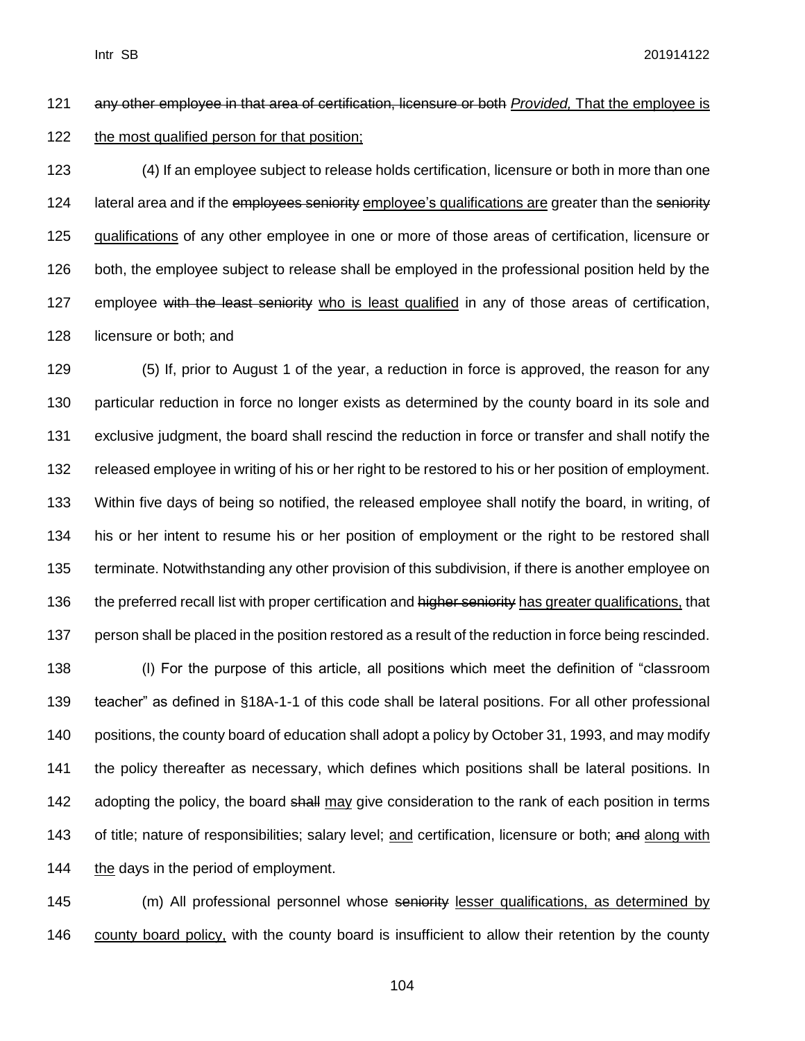121 ~~any other employee in that area of certification, licensure or both~~ *Provided,* <u>That the employee is</u>
122 <u>the most qualified person for that position;</u>

123 (4) If an employee subject to release holds certification, licensure or both in more than one
124 lateral area and if the ~~employees seniority~~ <u>employee's qualifications are</u> greater than the ~~seniority~~
125 <u>qualifications</u> of any other employee in one or more of those areas of certification, licensure or
126 both, the employee subject to release shall be employed in the professional position held by the
127 employee ~~with the least seniority~~ <u>who is least qualified</u> in any of those areas of certification,
128 licensure or both; and

129 (5) If, prior to August 1 of the year, a reduction in force is approved, the reason for any
130 particular reduction in force no longer exists as determined by the county board in its sole and
131 exclusive judgment, the board shall rescind the reduction in force or transfer and shall notify the
132 released employee in writing of his or her right to be restored to his or her position of employment.
133 Within five days of being so notified, the released employee shall notify the board, in writing, of
134 his or her intent to resume his or her position of employment or the right to be restored shall
135 terminate. Notwithstanding any other provision of this subdivision, if there is another employee on
136 the preferred recall list with proper certification and ~~higher seniority~~ <u>has greater qualifications,</u> that
137 person shall be placed in the position restored as a result of the reduction in force being rescinded.

138 (l) For the purpose of this article, all positions which meet the definition of "classroom
139 teacher" as defined in §18A-1-1 of this code shall be lateral positions. For all other professional
140 positions, the county board of education shall adopt a policy by October 31, 1993, and may modify
141 the policy thereafter as necessary, which defines which positions shall be lateral positions. In
142 adopting the policy, the board ~~shall~~ <u>may</u> give consideration to the rank of each position in terms
143 of title; nature of responsibilities; salary level; <u>and</u> certification, licensure or both; ~~and~~ <u>along with</u>
144 <u>the</u> days in the period of employment.

145 (m) All professional personnel whose ~~seniority~~ <u>lesser qualifications, as determined by</u>
146 <u>county board policy,</u> with the county board is insufficient to allow their retention by the county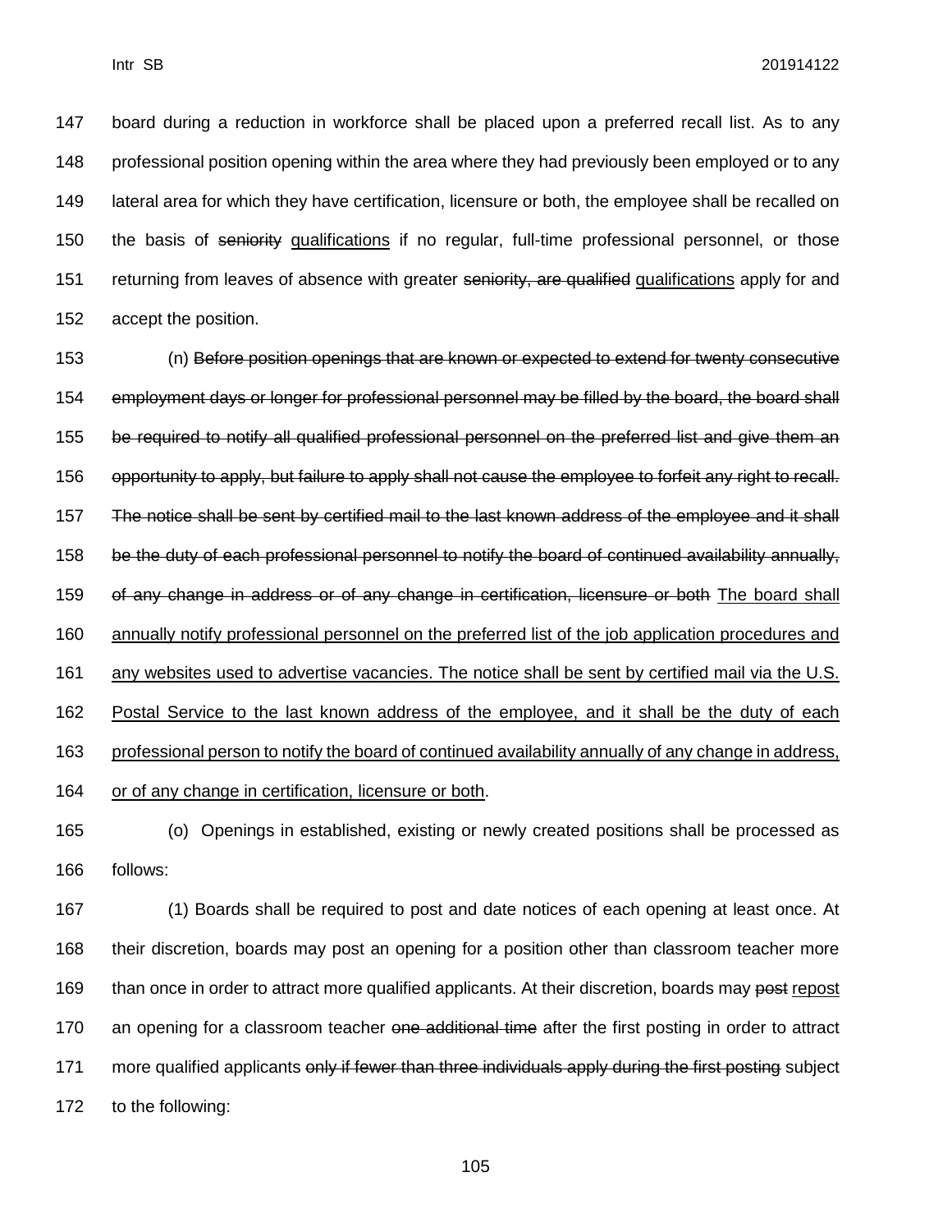board during a reduction in workforce shall be placed upon a preferred recall list. As to any professional position opening within the area where they had previously been employed or to any lateral area for which they have certification, licensure or both, the employee shall be recalled on the basis of ~~seniority~~ <u>qualifications</u> if no regular, full-time professional personnel, or those returning from leaves of absence with greater ~~seniority, are qualified~~ <u>qualifications</u> apply for and accept the position.

(n) ~~Before position openings that are known or expected to extend for twenty consecutive employment days or longer for professional personnel may be filled by the board, the board shall be required to notify all qualified professional personnel on the preferred list and give them an opportunity to apply, but failure to apply shall not cause the employee to forfeit any right to recall. The notice shall be sent by certified mail to the last known address of the employee and it shall be the duty of each professional personnel to notify the board of continued availability annually, of any change in address or of any change in certification, licensure or both~~ <u>The board shall annually notify professional personnel on the preferred list of the job application procedures and any websites used to advertise vacancies. The notice shall be sent by certified mail via the U.S. Postal Service to the last known address of the employee, and it shall be the duty of each professional person to notify the board of continued availability annually of any change in address, or of any change in certification, licensure or both</u>.

(o) Openings in established, existing or newly created positions shall be processed as follows:

(1) Boards shall be required to post and date notices of each opening at least once. At their discretion, boards may post an opening for a position other than classroom teacher more than once in order to attract more qualified applicants. At their discretion, boards may ~~post~~ <u>repost</u> an opening for a classroom teacher ~~one additional time~~ after the first posting in order to attract more qualified applicants ~~only if fewer than three individuals apply during the first posting~~ subject to the following: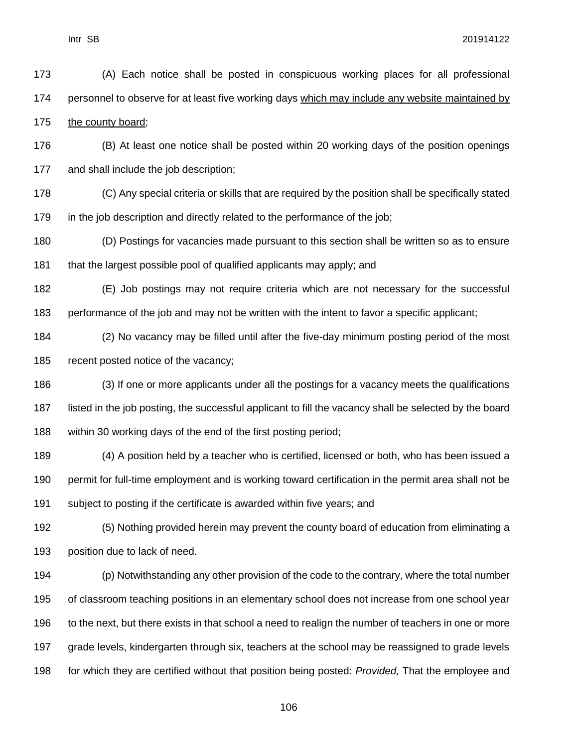(A) Each notice shall be posted in conspicuous working places for all professional personnel to observe for at least five working days <u>which may include any website maintained by the county board</u>;

(B) At least one notice shall be posted within 20 working days of the position openings and shall include the job description;

(C) Any special criteria or skills that are required by the position shall be specifically stated in the job description and directly related to the performance of the job;

(D) Postings for vacancies made pursuant to this section shall be written so as to ensure that the largest possible pool of qualified applicants may apply; and

(E) Job postings may not require criteria which are not necessary for the successful performance of the job and may not be written with the intent to favor a specific applicant;

(2) No vacancy may be filled until after the five-day minimum posting period of the most recent posted notice of the vacancy;

(3) If one or more applicants under all the postings for a vacancy meets the qualifications listed in the job posting, the successful applicant to fill the vacancy shall be selected by the board within 30 working days of the end of the first posting period;

(4) A position held by a teacher who is certified, licensed or both, who has been issued a permit for full-time employment and is working toward certification in the permit area shall not be subject to posting if the certificate is awarded within five years; and

(5) Nothing provided herein may prevent the county board of education from eliminating a position due to lack of need.

(p) Notwithstanding any other provision of the code to the contrary, where the total number of classroom teaching positions in an elementary school does not increase from one school year to the next, but there exists in that school a need to realign the number of teachers in one or more grade levels, kindergarten through six, teachers at the school may be reassigned to grade levels for which they are certified without that position being posted: *Provided,* That the employee and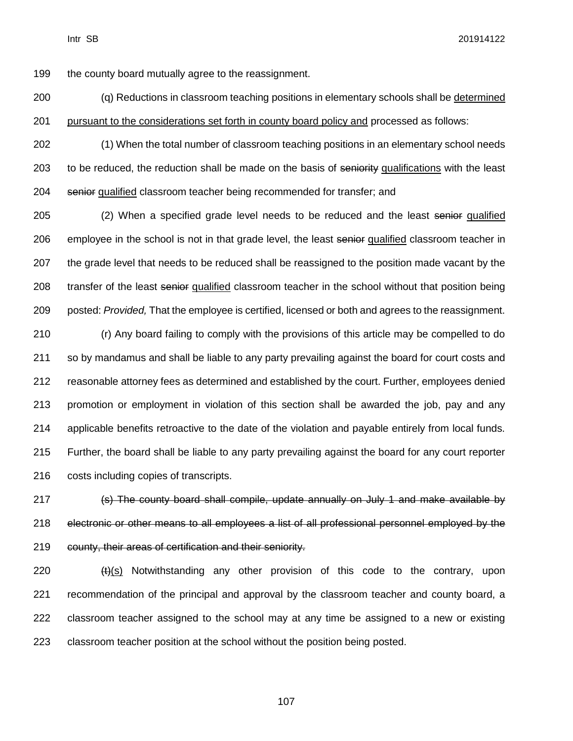the county board mutually agree to the reassignment.

(q) Reductions in classroom teaching positions in elementary schools shall be <u>determined pursuant to the considerations set forth in county board policy and</u> processed as follows:

(1) When the total number of classroom teaching positions in an elementary school needs to be reduced, the reduction shall be made on the basis of ~~seniority~~ <u>qualifications</u> with the least ~~senior~~ <u>qualified</u> classroom teacher being recommended for transfer; and

(2) When a specified grade level needs to be reduced and the least ~~senior~~ <u>qualified</u> employee in the school is not in that grade level, the least ~~senior~~ <u>qualified</u> classroom teacher in the grade level that needs to be reduced shall be reassigned to the position made vacant by the transfer of the least ~~senior~~ <u>qualified</u> classroom teacher in the school without that position being posted: *Provided,* That the employee is certified, licensed or both and agrees to the reassignment.

(r) Any board failing to comply with the provisions of this article may be compelled to do so by mandamus and shall be liable to any party prevailing against the board for court costs and reasonable attorney fees as determined and established by the court. Further, employees denied promotion or employment in violation of this section shall be awarded the job, pay and any applicable benefits retroactive to the date of the violation and payable entirely from local funds. Further, the board shall be liable to any party prevailing against the board for any court reporter costs including copies of transcripts.

~~(s) The county board shall compile, update annually on July 1 and make available by electronic or other means to all employees a list of all professional personnel employed by the county, their areas of certification and their seniority.~~

~~(t)~~<u>(s)</u> Notwithstanding any other provision of this code to the contrary, upon recommendation of the principal and approval by the classroom teacher and county board, a classroom teacher assigned to the school may at any time be assigned to a new or existing classroom teacher position at the school without the position being posted.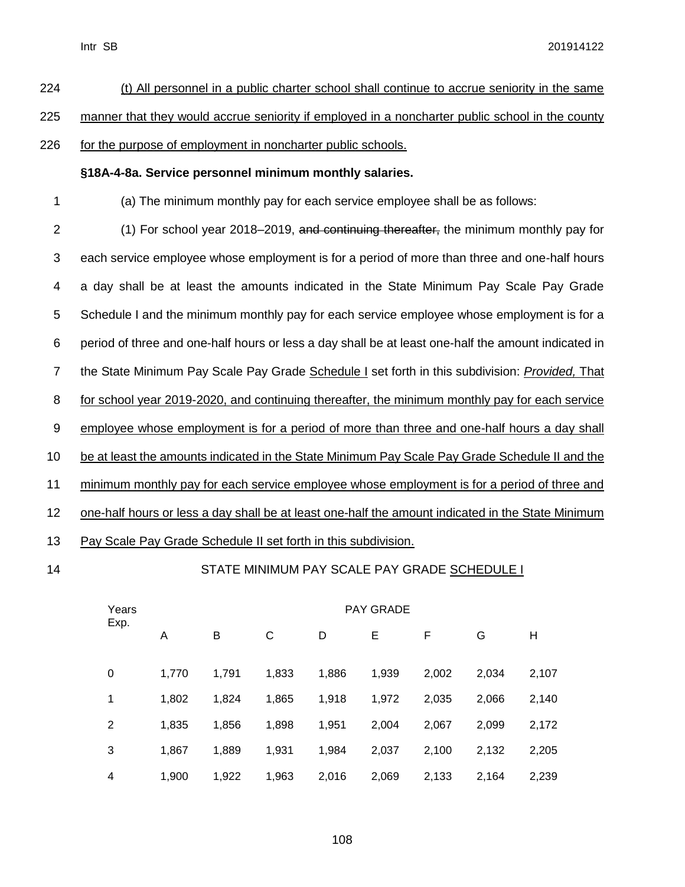224 (t) All personnel in a public charter school shall continue to accrue seniority in the same 225 manner that they would accrue seniority if employed in a noncharter public school in the county 226 for the purpose of employment in noncharter public schools.

**§18A-4-8a. Service personnel minimum monthly salaries.**

1 (a) The minimum monthly pay for each service employee shall be as follows:

2 (1) For school year 2018–2019, ~~and continuing thereafter,~~ the minimum monthly pay for 3 each service employee whose employment is for a period of more than three and one-half hours 4 a day shall be at least the amounts indicated in the State Minimum Pay Scale Pay Grade 5 Schedule I and the minimum monthly pay for each service employee whose employment is for a 6 period of three and one-half hours or less a day shall be at least one-half the amount indicated in 7 the State Minimum Pay Scale Pay Grade Schedule I set forth in this subdivision: *Provided,* That 8 for school year 2019-2020, and continuing thereafter, the minimum monthly pay for each service 9 employee whose employment is for a period of more than three and one-half hours a day shall 10 be at least the amounts indicated in the State Minimum Pay Scale Pay Grade Schedule II and the 11 minimum monthly pay for each service employee whose employment is for a period of three and 12 one-half hours or less a day shall be at least one-half the amount indicated in the State Minimum 13 Pay Scale Pay Grade Schedule II set forth in this subdivision.

14 STATE MINIMUM PAY SCALE PAY GRADE SCHEDULE I

| Years Exp. | PAY GRADE | | | | | | | |
|---|---|---|---|---|---|---|---|---|
| | A | B | C | D | E | F | G | H |
| 0 | 1,770 | 1,791 | 1,833 | 1,886 | 1,939 | 2,002 | 2,034 | 2,107 |
| 1 | 1,802 | 1,824 | 1,865 | 1,918 | 1,972 | 2,035 | 2,066 | 2,140 |
| 2 | 1,835 | 1,856 | 1,898 | 1,951 | 2,004 | 2,067 | 2,099 | 2,172 |
| 3 | 1,867 | 1,889 | 1,931 | 1,984 | 2,037 | 2,100 | 2,132 | 2,205 |
| 4 | 1,900 | 1,922 | 1,963 | 2,016 | 2,069 | 2,133 | 2,164 | 2,239 |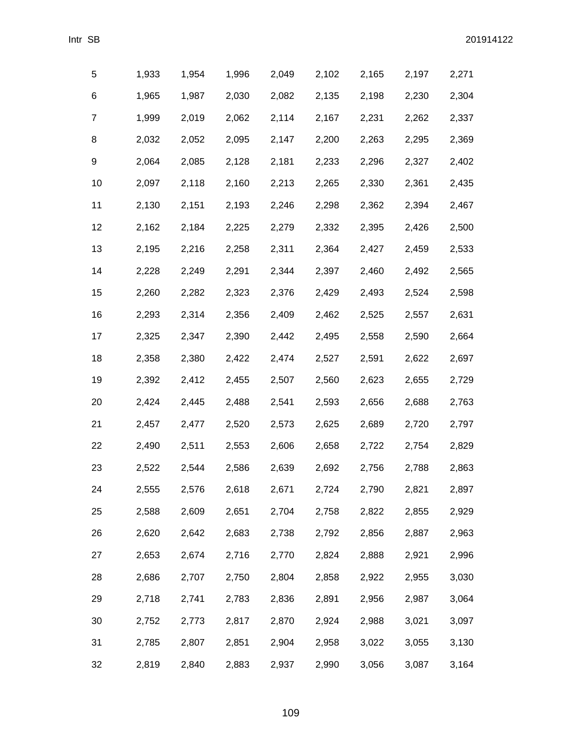| | | | | | | | | |
|---|---|---|---|---|---|---|---|---|
| 5 | 1,933 | 1,954 | 1,996 | 2,049 | 2,102 | 2,165 | 2,197 | 2,271 |
| 6 | 1,965 | 1,987 | 2,030 | 2,082 | 2,135 | 2,198 | 2,230 | 2,304 |
| 7 | 1,999 | 2,019 | 2,062 | 2,114 | 2,167 | 2,231 | 2,262 | 2,337 |
| 8 | 2,032 | 2,052 | 2,095 | 2,147 | 2,200 | 2,263 | 2,295 | 2,369 |
| 9 | 2,064 | 2,085 | 2,128 | 2,181 | 2,233 | 2,296 | 2,327 | 2,402 |
| 10 | 2,097 | 2,118 | 2,160 | 2,213 | 2,265 | 2,330 | 2,361 | 2,435 |
| 11 | 2,130 | 2,151 | 2,193 | 2,246 | 2,298 | 2,362 | 2,394 | 2,467 |
| 12 | 2,162 | 2,184 | 2,225 | 2,279 | 2,332 | 2,395 | 2,426 | 2,500 |
| 13 | 2,195 | 2,216 | 2,258 | 2,311 | 2,364 | 2,427 | 2,459 | 2,533 |
| 14 | 2,228 | 2,249 | 2,291 | 2,344 | 2,397 | 2,460 | 2,492 | 2,565 |
| 15 | 2,260 | 2,282 | 2,323 | 2,376 | 2,429 | 2,493 | 2,524 | 2,598 |
| 16 | 2,293 | 2,314 | 2,356 | 2,409 | 2,462 | 2,525 | 2,557 | 2,631 |
| 17 | 2,325 | 2,347 | 2,390 | 2,442 | 2,495 | 2,558 | 2,590 | 2,664 |
| 18 | 2,358 | 2,380 | 2,422 | 2,474 | 2,527 | 2,591 | 2,622 | 2,697 |
| 19 | 2,392 | 2,412 | 2,455 | 2,507 | 2,560 | 2,623 | 2,655 | 2,729 |
| 20 | 2,424 | 2,445 | 2,488 | 2,541 | 2,593 | 2,656 | 2,688 | 2,763 |
| 21 | 2,457 | 2,477 | 2,520 | 2,573 | 2,625 | 2,689 | 2,720 | 2,797 |
| 22 | 2,490 | 2,511 | 2,553 | 2,606 | 2,658 | 2,722 | 2,754 | 2,829 |
| 23 | 2,522 | 2,544 | 2,586 | 2,639 | 2,692 | 2,756 | 2,788 | 2,863 |
| 24 | 2,555 | 2,576 | 2,618 | 2,671 | 2,724 | 2,790 | 2,821 | 2,897 |
| 25 | 2,588 | 2,609 | 2,651 | 2,704 | 2,758 | 2,822 | 2,855 | 2,929 |
| 26 | 2,620 | 2,642 | 2,683 | 2,738 | 2,792 | 2,856 | 2,887 | 2,963 |
| 27 | 2,653 | 2,674 | 2,716 | 2,770 | 2,824 | 2,888 | 2,921 | 2,996 |
| 28 | 2,686 | 2,707 | 2,750 | 2,804 | 2,858 | 2,922 | 2,955 | 3,030 |
| 29 | 2,718 | 2,741 | 2,783 | 2,836 | 2,891 | 2,956 | 2,987 | 3,064 |
| 30 | 2,752 | 2,773 | 2,817 | 2,870 | 2,924 | 2,988 | 3,021 | 3,097 |
| 31 | 2,785 | 2,807 | 2,851 | 2,904 | 2,958 | 3,022 | 3,055 | 3,130 |
| 32 | 2,819 | 2,840 | 2,883 | 2,937 | 2,990 | 3,056 | 3,087 | 3,164 |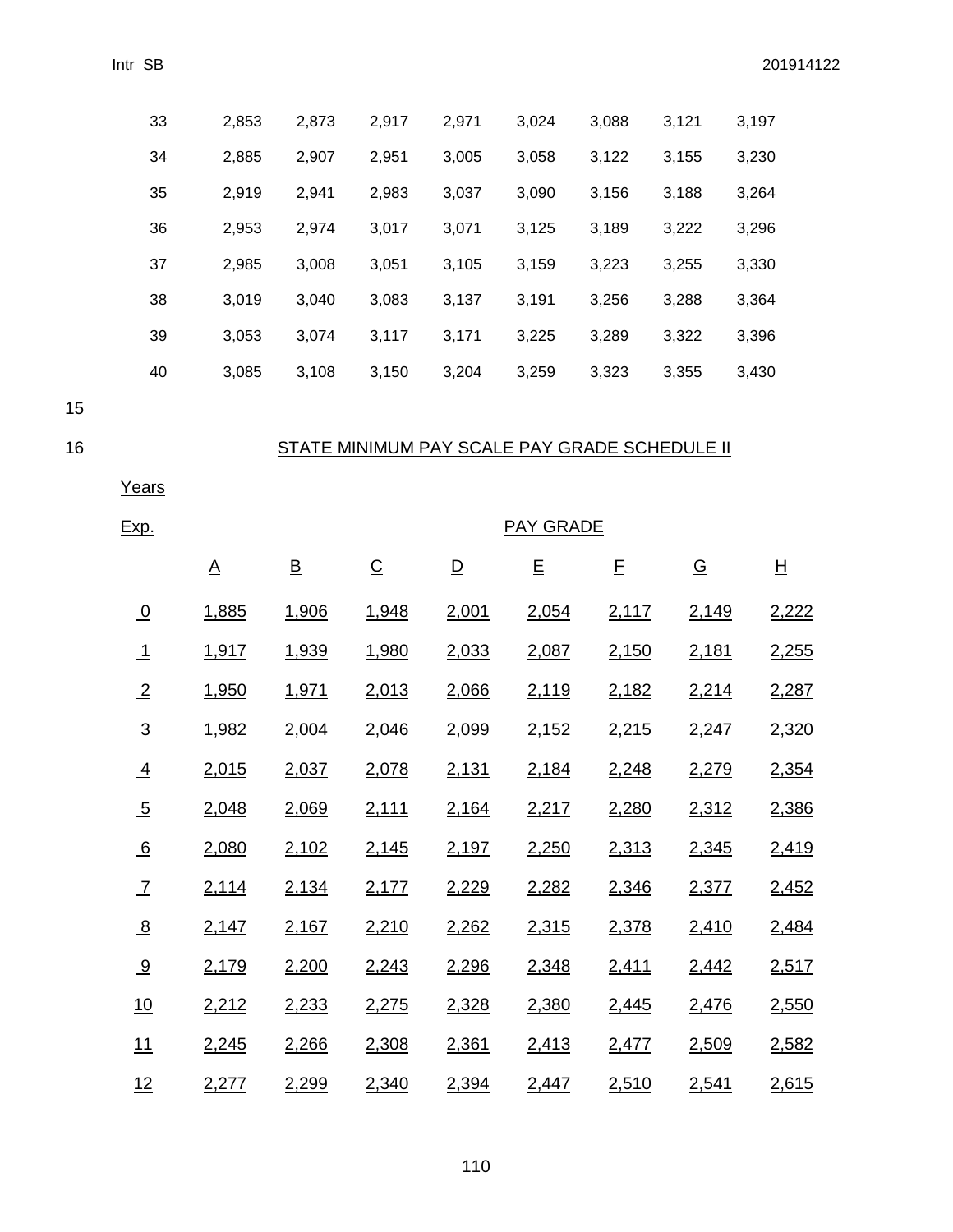| | | | | | | | | |
|---|---|---|---|---|---|---|---|---|
| 33 | 2,853 | 2,873 | 2,917 | 2,971 | 3,024 | 3,088 | 3,121 | 3,197 |
| 34 | 2,885 | 2,907 | 2,951 | 3,005 | 3,058 | 3,122 | 3,155 | 3,230 |
| 35 | 2,919 | 2,941 | 2,983 | 3,037 | 3,090 | 3,156 | 3,188 | 3,264 |
| 36 | 2,953 | 2,974 | 3,017 | 3,071 | 3,125 | 3,189 | 3,222 | 3,296 |
| 37 | 2,985 | 3,008 | 3,051 | 3,105 | 3,159 | 3,223 | 3,255 | 3,330 |
| 38 | 3,019 | 3,040 | 3,083 | 3,137 | 3,191 | 3,256 | 3,288 | 3,364 |
| 39 | 3,053 | 3,074 | 3,117 | 3,171 | 3,225 | 3,289 | 3,322 | 3,396 |
| 40 | 3,085 | 3,108 | 3,150 | 3,204 | 3,259 | 3,323 | 3,355 | 3,430 |

15

16 STATE MINIMUM PAY SCALE PAY GRADE SCHEDULE II

| Years Exp. | PAY GRADE | | | | | | | |
|---|---|---|---|---|---|---|---|---|
| | A | B | C | D | E | F | G | H |
| 0 | 1,885 | 1,906 | 1,948 | 2,001 | 2,054 | 2,117 | 2,149 | 2,222 |
| 1 | 1,917 | 1,939 | 1,980 | 2,033 | 2,087 | 2,150 | 2,181 | 2,255 |
| 2 | 1,950 | 1,971 | 2,013 | 2,066 | 2,119 | 2,182 | 2,214 | 2,287 |
| 3 | 1,982 | 2,004 | 2,046 | 2,099 | 2,152 | 2,215 | 2,247 | 2,320 |
| 4 | 2,015 | 2,037 | 2,078 | 2,131 | 2,184 | 2,248 | 2,279 | 2,354 |
| 5 | 2,048 | 2,069 | 2,111 | 2,164 | 2,217 | 2,280 | 2,312 | 2,386 |
| 6 | 2,080 | 2,102 | 2,145 | 2,197 | 2,250 | 2,313 | 2,345 | 2,419 |
| 7 | 2,114 | 2,134 | 2,177 | 2,229 | 2,282 | 2,346 | 2,377 | 2,452 |
| 8 | 2,147 | 2,167 | 2,210 | 2,262 | 2,315 | 2,378 | 2,410 | 2,484 |
| 9 | 2,179 | 2,200 | 2,243 | 2,296 | 2,348 | 2,411 | 2,442 | 2,517 |
| 10 | 2,212 | 2,233 | 2,275 | 2,328 | 2,380 | 2,445 | 2,476 | 2,550 |
| 11 | 2,245 | 2,266 | 2,308 | 2,361 | 2,413 | 2,477 | 2,509 | 2,582 |
| 12 | 2,277 | 2,299 | 2,340 | 2,394 | 2,447 | 2,510 | 2,541 | 2,615 |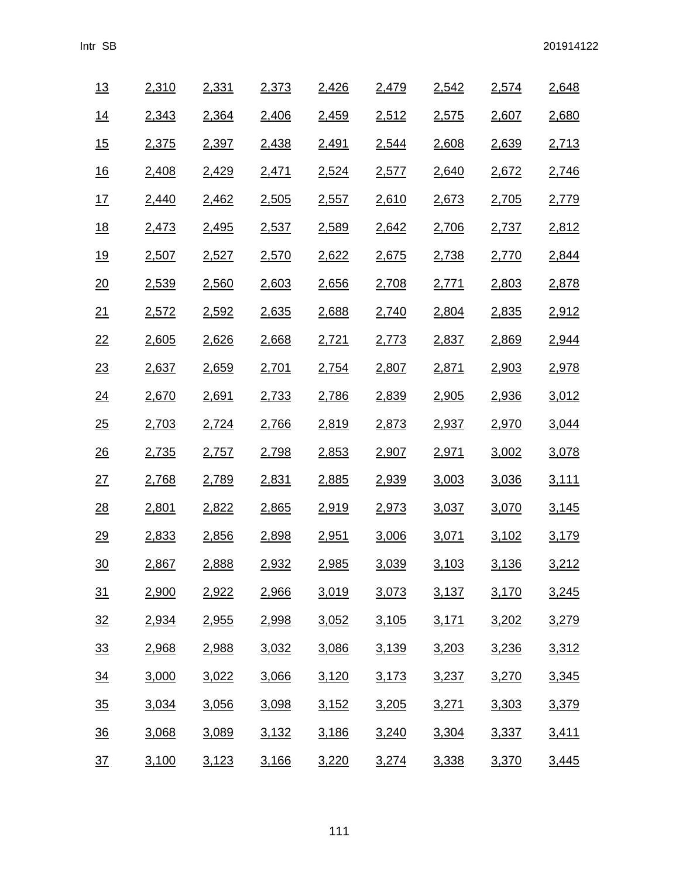| | | | | | | | | |
|---|---|---|---|---|---|---|---|---|
| 13 | 2,310 | 2,331 | 2,373 | 2,426 | 2,479 | 2,542 | 2,574 | 2,648 |
| 14 | 2,343 | 2,364 | 2,406 | 2,459 | 2,512 | 2,575 | 2,607 | 2,680 |
| 15 | 2,375 | 2,397 | 2,438 | 2,491 | 2,544 | 2,608 | 2,639 | 2,713 |
| 16 | 2,408 | 2,429 | 2,471 | 2,524 | 2,577 | 2,640 | 2,672 | 2,746 |
| 17 | 2,440 | 2,462 | 2,505 | 2,557 | 2,610 | 2,673 | 2,705 | 2,779 |
| 18 | 2,473 | 2,495 | 2,537 | 2,589 | 2,642 | 2,706 | 2,737 | 2,812 |
| 19 | 2,507 | 2,527 | 2,570 | 2,622 | 2,675 | 2,738 | 2,770 | 2,844 |
| 20 | 2,539 | 2,560 | 2,603 | 2,656 | 2,708 | 2,771 | 2,803 | 2,878 |
| 21 | 2,572 | 2,592 | 2,635 | 2,688 | 2,740 | 2,804 | 2,835 | 2,912 |
| 22 | 2,605 | 2,626 | 2,668 | 2,721 | 2,773 | 2,837 | 2,869 | 2,944 |
| 23 | 2,637 | 2,659 | 2,701 | 2,754 | 2,807 | 2,871 | 2,903 | 2,978 |
| 24 | 2,670 | 2,691 | 2,733 | 2,786 | 2,839 | 2,905 | 2,936 | 3,012 |
| 25 | 2,703 | 2,724 | 2,766 | 2,819 | 2,873 | 2,937 | 2,970 | 3,044 |
| 26 | 2,735 | 2,757 | 2,798 | 2,853 | 2,907 | 2,971 | 3,002 | 3,078 |
| 27 | 2,768 | 2,789 | 2,831 | 2,885 | 2,939 | 3,003 | 3,036 | 3,111 |
| 28 | 2,801 | 2,822 | 2,865 | 2,919 | 2,973 | 3,037 | 3,070 | 3,145 |
| 29 | 2,833 | 2,856 | 2,898 | 2,951 | 3,006 | 3,071 | 3,102 | 3,179 |
| 30 | 2,867 | 2,888 | 2,932 | 2,985 | 3,039 | 3,103 | 3,136 | 3,212 |
| 31 | 2,900 | 2,922 | 2,966 | 3,019 | 3,073 | 3,137 | 3,170 | 3,245 |
| 32 | 2,934 | 2,955 | 2,998 | 3,052 | 3,105 | 3,171 | 3,202 | 3,279 |
| 33 | 2,968 | 2,988 | 3,032 | 3,086 | 3,139 | 3,203 | 3,236 | 3,312 |
| 34 | 3,000 | 3,022 | 3,066 | 3,120 | 3,173 | 3,237 | 3,270 | 3,345 |
| 35 | 3,034 | 3,056 | 3,098 | 3,152 | 3,205 | 3,271 | 3,303 | 3,379 |
| 36 | 3,068 | 3,089 | 3,132 | 3,186 | 3,240 | 3,304 | 3,337 | 3,411 |
| 37 | 3,100 | 3,123 | 3,166 | 3,220 | 3,274 | 3,338 | 3,370 | 3,445 |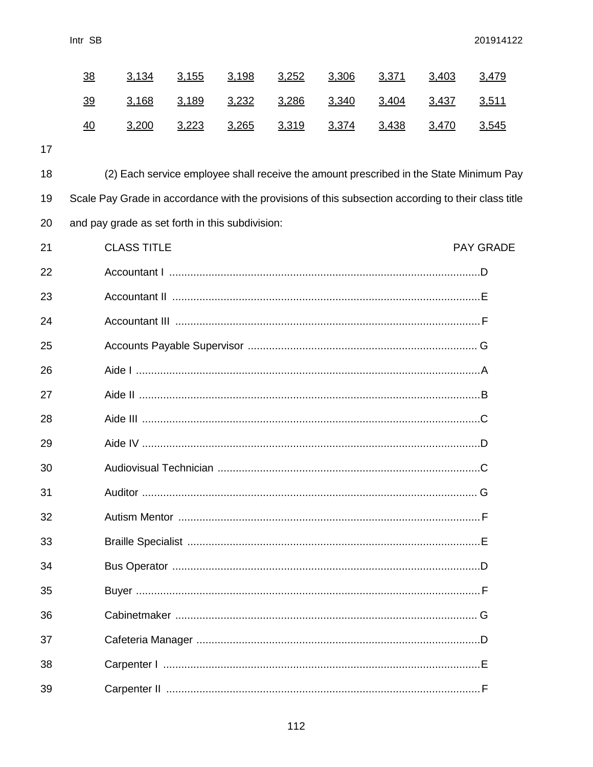| | | | | | | | |
|---|---|---|---|---|---|---|---|
| 38 | 3,134 | 3,155 | 3,198 | 3,252 | 3,306 | 3,371 | 3,403 | 3,479 |
| 39 | 3,168 | 3,189 | 3,232 | 3,286 | 3,340 | 3,404 | 3,437 | 3,511 |
| 40 | 3,200 | 3,223 | 3,265 | 3,319 | 3,374 | 3,438 | 3,470 | 3,545 |

(2) Each service employee shall receive the amount prescribed in the State Minimum Pay Scale Pay Grade in accordance with the provisions of this subsection according to their class title and pay grade as set forth in this subdivision:

| CLASS TITLE | PAY GRADE |
|---|---|
| Accountant I | D |
| Accountant II | E |
| Accountant III | F |
| Accounts Payable Supervisor | G |
| Aide I | A |
| Aide II | B |
| Aide III | C |
| Aide IV | D |
| Audiovisual Technician | C |
| Auditor | G |
| Autism Mentor | F |
| Braille Specialist | E |
| Bus Operator | D |
| Buyer | F |
| Cabinetmaker | G |
| Cafeteria Manager | D |
| Carpenter I | E |
| Carpenter II | F |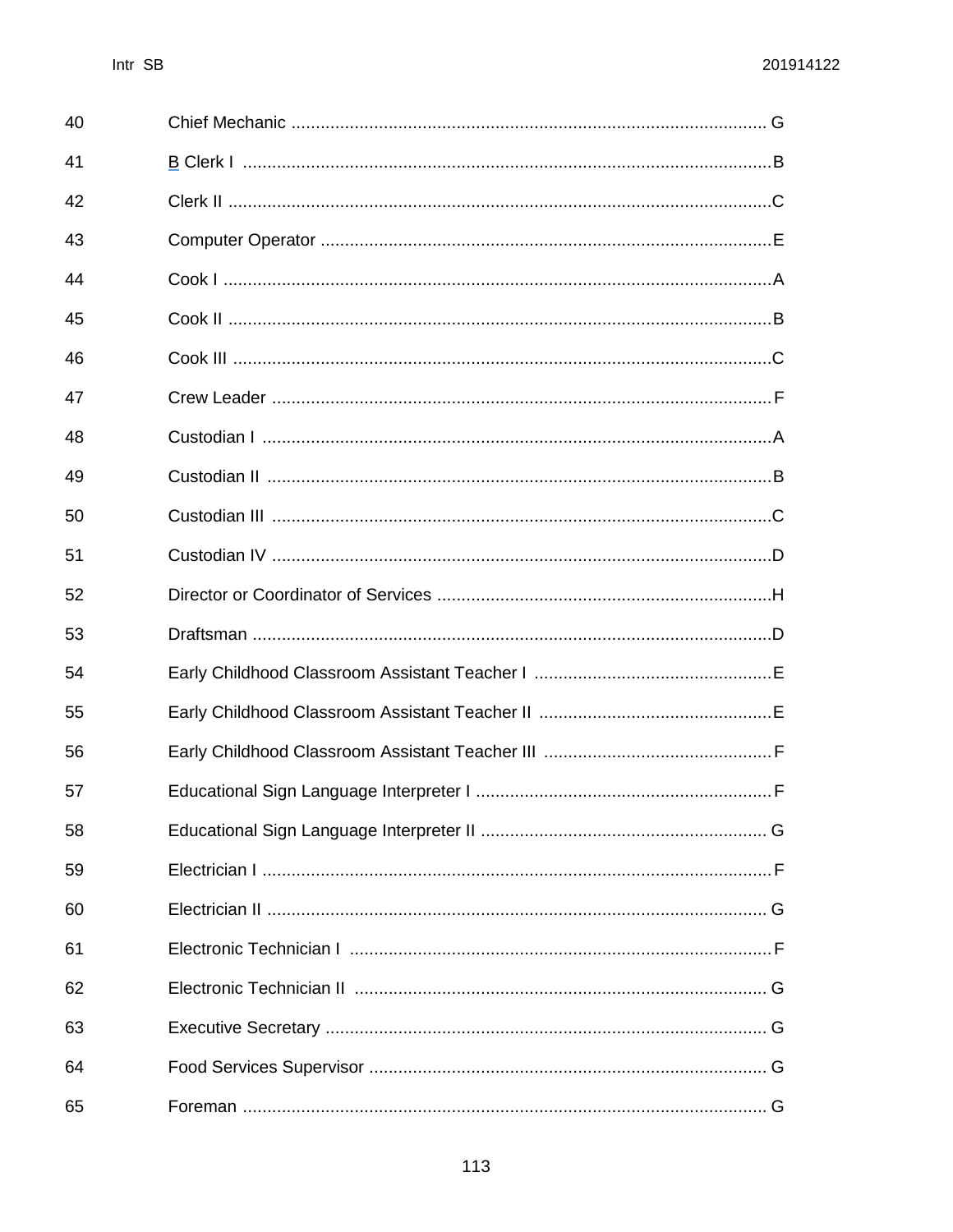40 Chief Mechanic .................................................................................................. G

41 B Clerk I ............................................................................................................B

42 Clerk II ...............................................................................................................C

43 Computer Operator ............................................................................................E

44 Cook I ................................................................................................................A

45 Cook II ...............................................................................................................B

46 Cook III ..............................................................................................................C

47 Crew Leader ......................................................................................................F

48 Custodian I ........................................................................................................A

49 Custodian II .......................................................................................................B

50 Custodian III ......................................................................................................C

51 Custodian IV ......................................................................................................D

52 Director or Coordinator of Services ....................................................................H

53 Draftsman ..........................................................................................................D

54 Early Childhood Classroom Assistant Teacher I .................................................E

55 Early Childhood Classroom Assistant Teacher II ................................................E

56 Early Childhood Classroom Assistant Teacher III ...............................................F

57 Educational Sign Language Interpreter I ............................................................F

58 Educational Sign Language Interpreter II .......................................................... G

59 Electrician I ........................................................................................................F

60 Electrician II ...................................................................................................... G

61 Electronic Technician I .......................................................................................F

62 Electronic Technician II ..................................................................................... G

63 Executive Secretary .......................................................................................... G

64 Food Services Supervisor ................................................................................. G

65 Foreman ........................................................................................................... G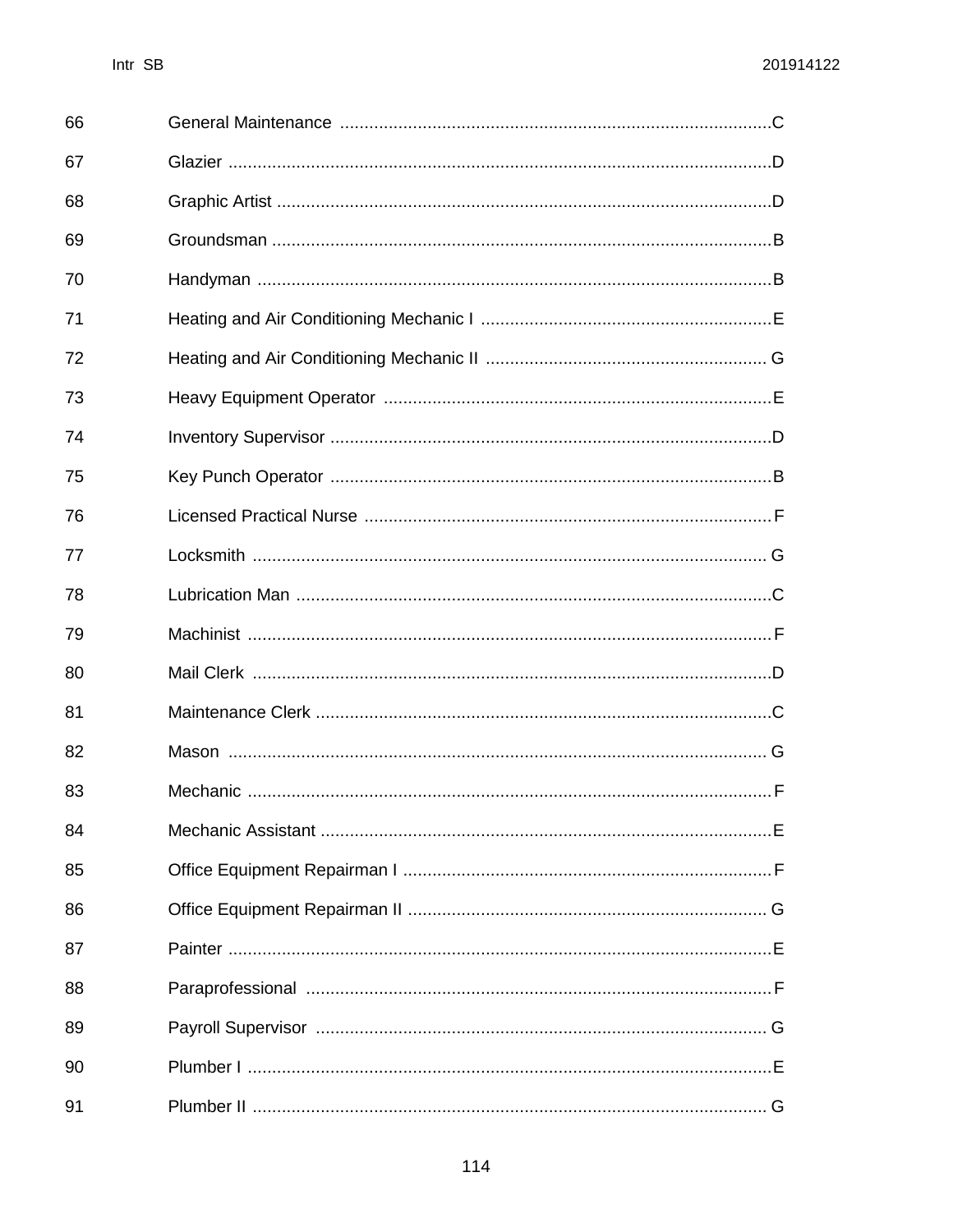| | | |
|---|---|---|
| 66 | General Maintenance | C |
| 67 | Glazier | D |
| 68 | Graphic Artist | D |
| 69 | Groundsman | B |
| 70 | Handyman | B |
| 71 | Heating and Air Conditioning Mechanic I | E |
| 72 | Heating and Air Conditioning Mechanic II | G |
| 73 | Heavy Equipment Operator | E |
| 74 | Inventory Supervisor | D |
| 75 | Key Punch Operator | B |
| 76 | Licensed Practical Nurse | F |
| 77 | Locksmith | G |
| 78 | Lubrication Man | C |
| 79 | Machinist | F |
| 80 | Mail Clerk | D |
| 81 | Maintenance Clerk | C |
| 82 | Mason | G |
| 83 | Mechanic | F |
| 84 | Mechanic Assistant | E |
| 85 | Office Equipment Repairman I | F |
| 86 | Office Equipment Repairman II | G |
| 87 | Painter | E |
| 88 | Paraprofessional | F |
| 89 | Payroll Supervisor | G |
| 90 | Plumber I | E |
| 91 | Plumber II | G |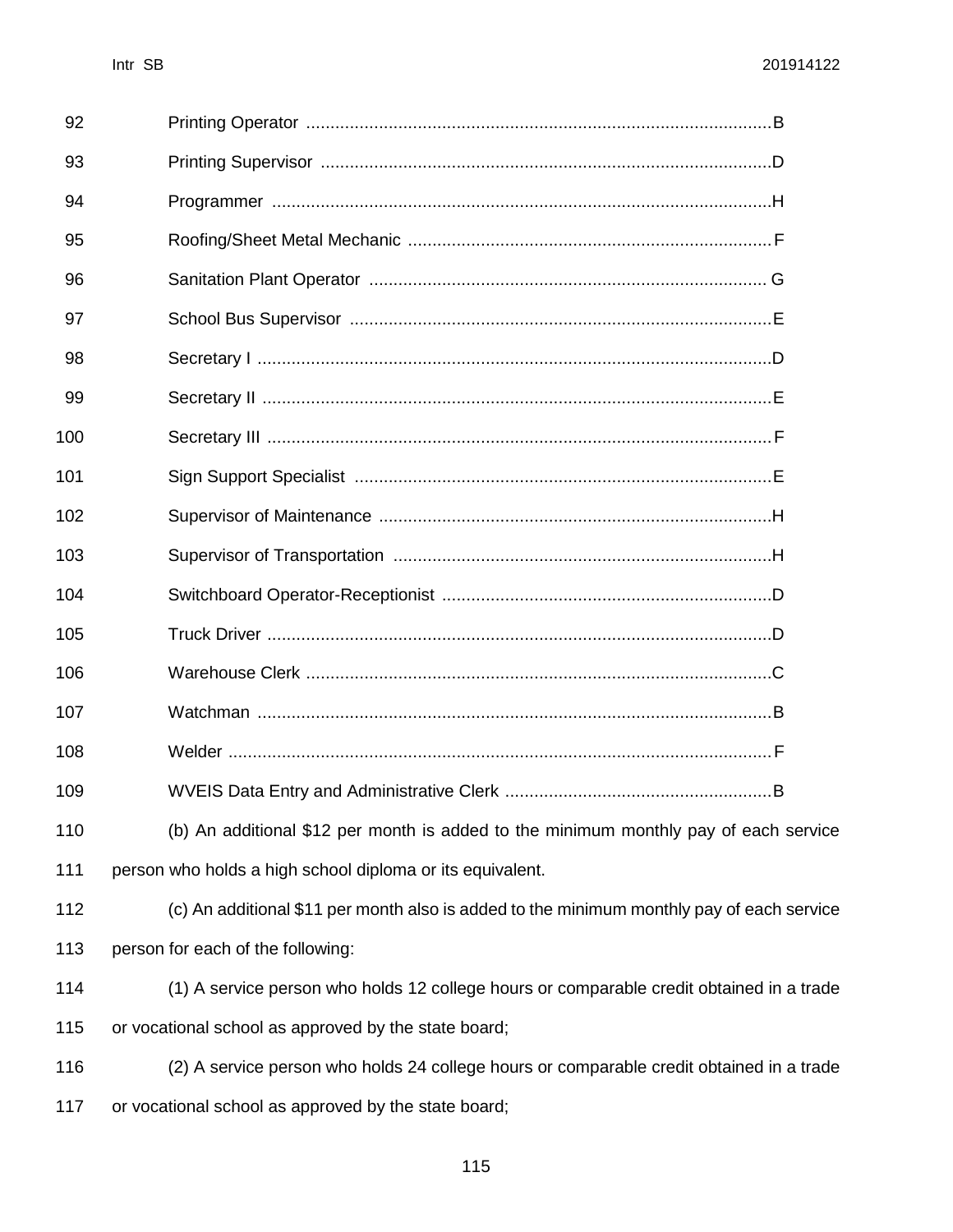92 Printing Operator ................................................................................................B

93 Printing Supervisor .............................................................................................D

94 Programmer .......................................................................................................H

95 Roofing/Sheet Metal Mechanic ...........................................................................F

96 Sanitation Plant Operator .................................................................................. G

97 School Bus Supervisor .......................................................................................E

98 Secretary I ..........................................................................................................D

99 Secretary II .........................................................................................................E

100 Secretary III ........................................................................................................F

101 Sign Support Specialist ......................................................................................E

102 Supervisor of Maintenance .................................................................................H

103 Supervisor of Transportation ..............................................................................H

104 Switchboard Operator-Receptionist ....................................................................D

105 Truck Driver ........................................................................................................D

106 Warehouse Clerk ................................................................................................C

107 Watchman ..........................................................................................................B

108 Welder ................................................................................................................F

109 WVEIS Data Entry and Administrative Clerk .......................................................B

110 (b) An additional $12 per month is added to the minimum monthly pay of each service

111 person who holds a high school diploma or its equivalent.

112 (c) An additional $11 per month also is added to the minimum monthly pay of each service

113 person for each of the following:

114 (1) A service person who holds 12 college hours or comparable credit obtained in a trade

115 or vocational school as approved by the state board;

116 (2) A service person who holds 24 college hours or comparable credit obtained in a trade

117 or vocational school as approved by the state board;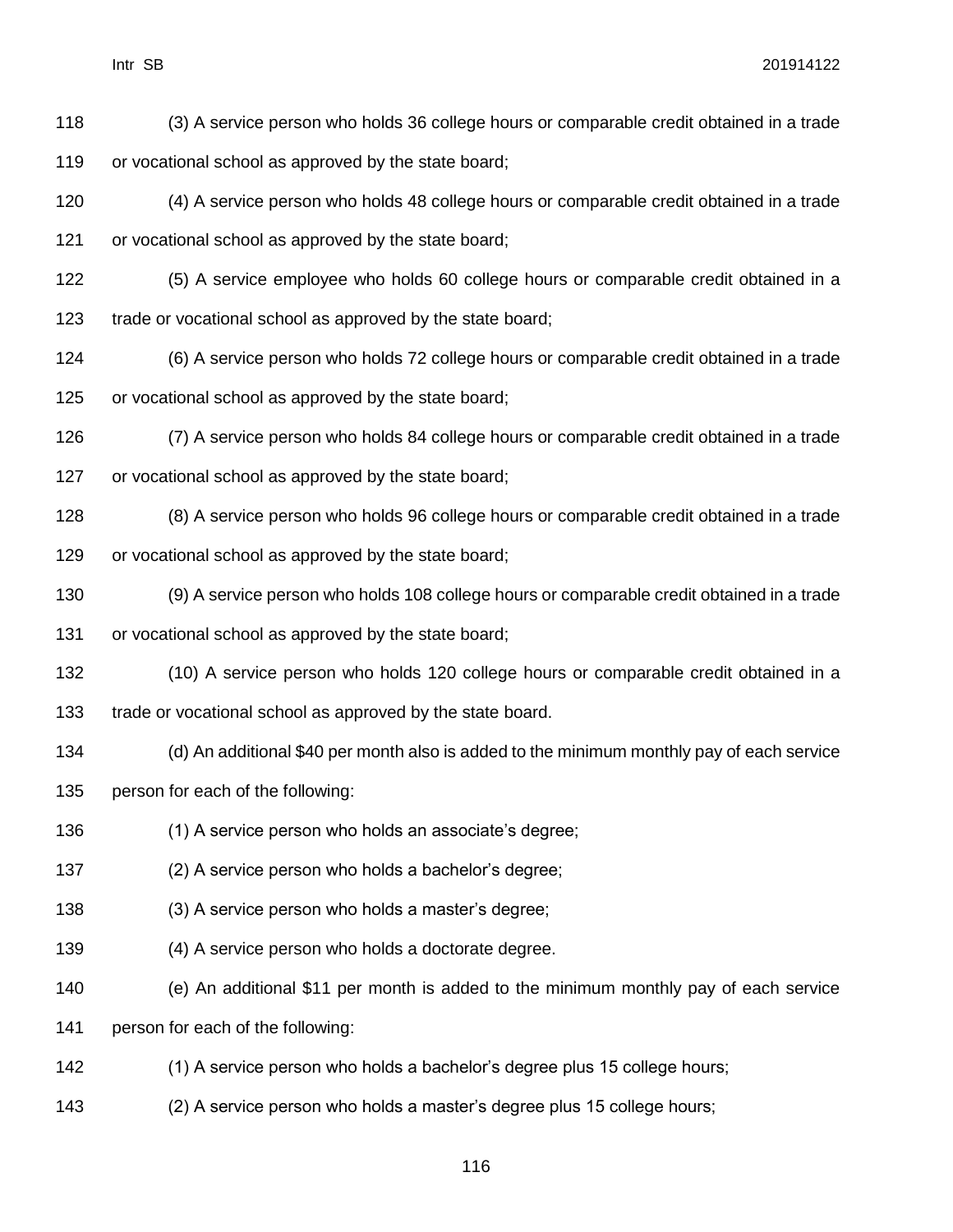(3) A service person who holds 36 college hours or comparable credit obtained in a trade or vocational school as approved by the state board;

(4) A service person who holds 48 college hours or comparable credit obtained in a trade or vocational school as approved by the state board;

(5) A service employee who holds 60 college hours or comparable credit obtained in a trade or vocational school as approved by the state board;

(6) A service person who holds 72 college hours or comparable credit obtained in a trade or vocational school as approved by the state board;

(7) A service person who holds 84 college hours or comparable credit obtained in a trade or vocational school as approved by the state board;

(8) A service person who holds 96 college hours or comparable credit obtained in a trade or vocational school as approved by the state board;

(9) A service person who holds 108 college hours or comparable credit obtained in a trade or vocational school as approved by the state board;

(10) A service person who holds 120 college hours or comparable credit obtained in a trade or vocational school as approved by the state board.

(d) An additional $40 per month also is added to the minimum monthly pay of each service person for each of the following:

(1) A service person who holds an associate's degree;

(2) A service person who holds a bachelor's degree;

(3) A service person who holds a master's degree;

(4) A service person who holds a doctorate degree.

(e) An additional $11 per month is added to the minimum monthly pay of each service person for each of the following:

(1) A service person who holds a bachelor's degree plus 15 college hours;

(2) A service person who holds a master's degree plus 15 college hours;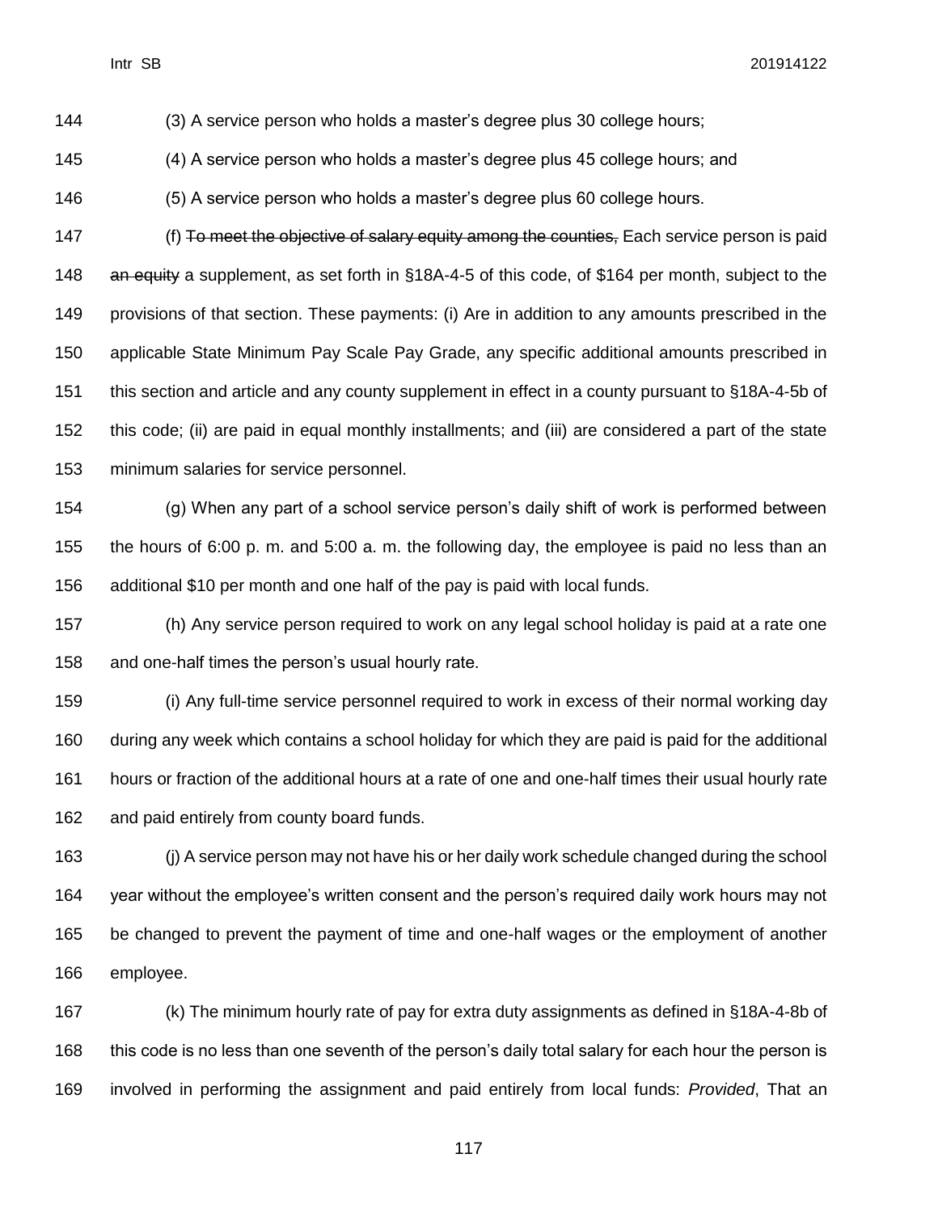(3) A service person who holds a master's degree plus 30 college hours;

(4) A service person who holds a master's degree plus 45 college hours; and

(5) A service person who holds a master's degree plus 60 college hours.

(f) ~~To meet the objective of salary equity among the counties,~~ Each service person is paid ~~an equity~~ a supplement, as set forth in §18A-4-5 of this code, of $164 per month, subject to the provisions of that section. These payments: (i) Are in addition to any amounts prescribed in the applicable State Minimum Pay Scale Pay Grade, any specific additional amounts prescribed in this section and article and any county supplement in effect in a county pursuant to §18A-4-5b of this code; (ii) are paid in equal monthly installments; and (iii) are considered a part of the state minimum salaries for service personnel.

(g) When any part of a school service person's daily shift of work is performed between the hours of 6:00 p. m. and 5:00 a. m. the following day, the employee is paid no less than an additional $10 per month and one half of the pay is paid with local funds.

(h) Any service person required to work on any legal school holiday is paid at a rate one and one-half times the person's usual hourly rate.

(i) Any full-time service personnel required to work in excess of their normal working day during any week which contains a school holiday for which they are paid is paid for the additional hours or fraction of the additional hours at a rate of one and one-half times their usual hourly rate and paid entirely from county board funds.

(j) A service person may not have his or her daily work schedule changed during the school year without the employee's written consent and the person's required daily work hours may not be changed to prevent the payment of time and one-half wages or the employment of another employee.

(k) The minimum hourly rate of pay for extra duty assignments as defined in §18A-4-8b of this code is no less than one seventh of the person's daily total salary for each hour the person is involved in performing the assignment and paid entirely from local funds: *Provided*, That an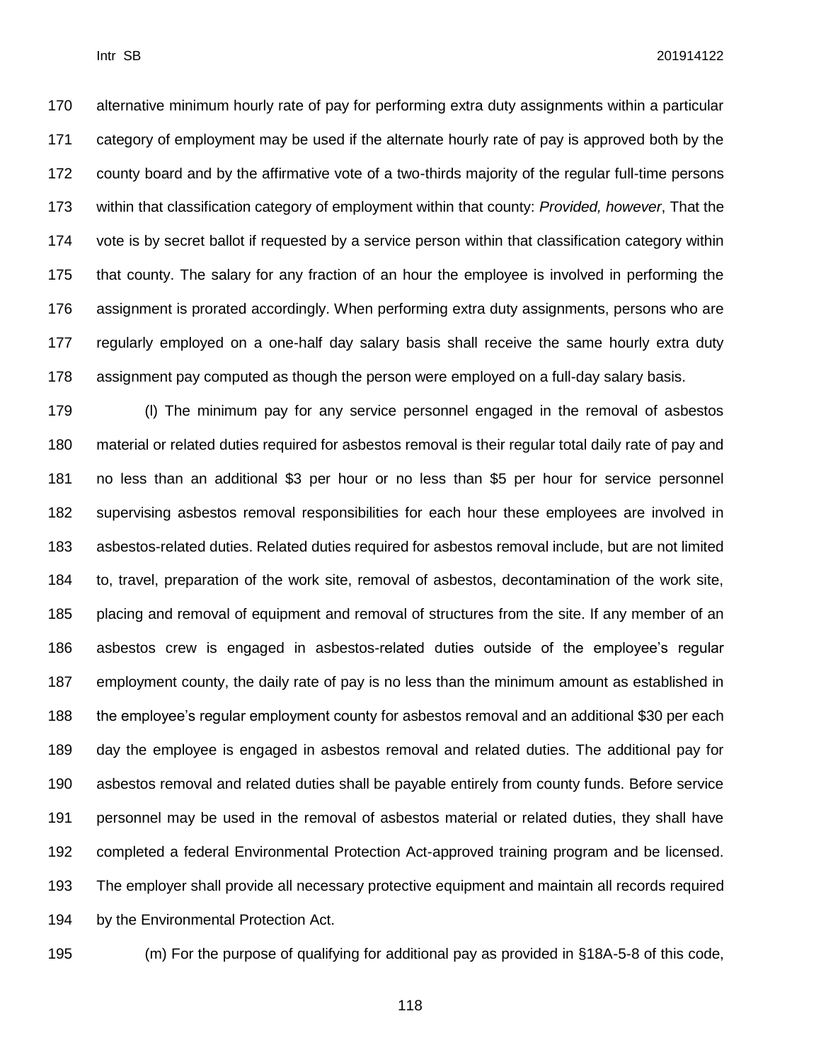alternative minimum hourly rate of pay for performing extra duty assignments within a particular category of employment may be used if the alternate hourly rate of pay is approved both by the county board and by the affirmative vote of a two-thirds majority of the regular full-time persons within that classification category of employment within that county: *Provided, however*, That the vote is by secret ballot if requested by a service person within that classification category within that county. The salary for any fraction of an hour the employee is involved in performing the assignment is prorated accordingly. When performing extra duty assignments, persons who are regularly employed on a one-half day salary basis shall receive the same hourly extra duty assignment pay computed as though the person were employed on a full-day salary basis.

(l) The minimum pay for any service personnel engaged in the removal of asbestos material or related duties required for asbestos removal is their regular total daily rate of pay and no less than an additional $3 per hour or no less than $5 per hour for service personnel supervising asbestos removal responsibilities for each hour these employees are involved in asbestos-related duties. Related duties required for asbestos removal include, but are not limited to, travel, preparation of the work site, removal of asbestos, decontamination of the work site, placing and removal of equipment and removal of structures from the site. If any member of an asbestos crew is engaged in asbestos-related duties outside of the employee's regular employment county, the daily rate of pay is no less than the minimum amount as established in the employee's regular employment county for asbestos removal and an additional $30 per each day the employee is engaged in asbestos removal and related duties. The additional pay for asbestos removal and related duties shall be payable entirely from county funds. Before service personnel may be used in the removal of asbestos material or related duties, they shall have completed a federal Environmental Protection Act-approved training program and be licensed. The employer shall provide all necessary protective equipment and maintain all records required by the Environmental Protection Act.

(m) For the purpose of qualifying for additional pay as provided in §18A-5-8 of this code,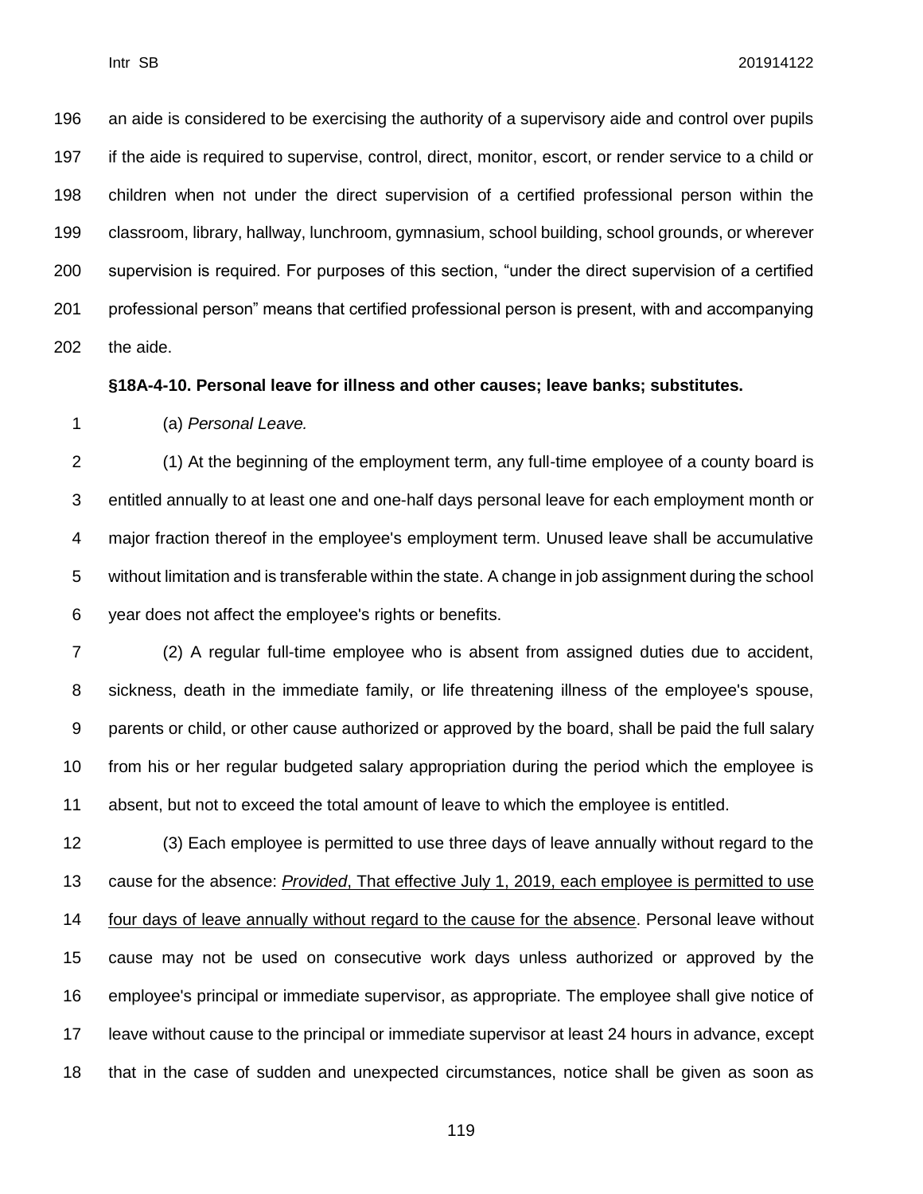an aide is considered to be exercising the authority of a supervisory aide and control over pupils if the aide is required to supervise, control, direct, monitor, escort, or render service to a child or children when not under the direct supervision of a certified professional person within the classroom, library, hallway, lunchroom, gymnasium, school building, school grounds, or wherever supervision is required. For purposes of this section, "under the direct supervision of a certified professional person" means that certified professional person is present, with and accompanying the aide.

**§18A-4-10. Personal leave for illness and other causes; leave banks; substitutes.**

(a) *Personal Leave.*

(1) At the beginning of the employment term, any full-time employee of a county board is entitled annually to at least one and one-half days personal leave for each employment month or major fraction thereof in the employee's employment term. Unused leave shall be accumulative without limitation and is transferable within the state. A change in job assignment during the school year does not affect the employee's rights or benefits.

(2) A regular full-time employee who is absent from assigned duties due to accident, sickness, death in the immediate family, or life threatening illness of the employee's spouse, parents or child, or other cause authorized or approved by the board, shall be paid the full salary from his or her regular budgeted salary appropriation during the period which the employee is absent, but not to exceed the total amount of leave to which the employee is entitled.

(3) Each employee is permitted to use three days of leave annually without regard to the cause for the absence: <u>*Provided*, That effective July 1, 2019, each employee is permitted to use four days of leave annually without regard to the cause for the absence</u>. Personal leave without cause may not be used on consecutive work days unless authorized or approved by the employee's principal or immediate supervisor, as appropriate. The employee shall give notice of leave without cause to the principal or immediate supervisor at least 24 hours in advance, except that in the case of sudden and unexpected circumstances, notice shall be given as soon as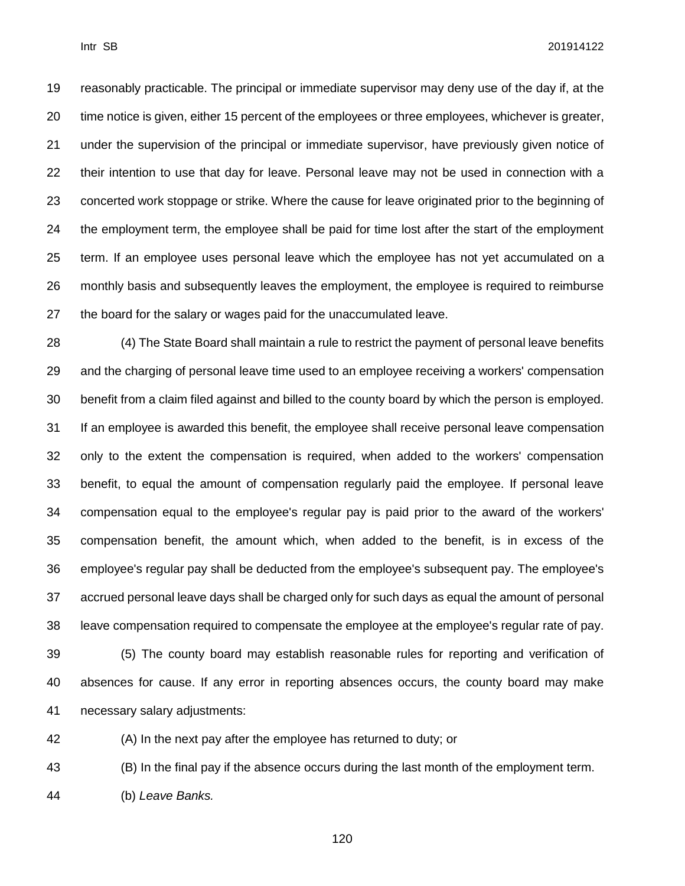reasonably practicable. The principal or immediate supervisor may deny use of the day if, at the time notice is given, either 15 percent of the employees or three employees, whichever is greater, under the supervision of the principal or immediate supervisor, have previously given notice of their intention to use that day for leave. Personal leave may not be used in connection with a concerted work stoppage or strike. Where the cause for leave originated prior to the beginning of the employment term, the employee shall be paid for time lost after the start of the employment term. If an employee uses personal leave which the employee has not yet accumulated on a monthly basis and subsequently leaves the employment, the employee is required to reimburse the board for the salary or wages paid for the unaccumulated leave.

(4) The State Board shall maintain a rule to restrict the payment of personal leave benefits and the charging of personal leave time used to an employee receiving a workers' compensation benefit from a claim filed against and billed to the county board by which the person is employed. If an employee is awarded this benefit, the employee shall receive personal leave compensation only to the extent the compensation is required, when added to the workers' compensation benefit, to equal the amount of compensation regularly paid the employee. If personal leave compensation equal to the employee's regular pay is paid prior to the award of the workers' compensation benefit, the amount which, when added to the benefit, is in excess of the employee's regular pay shall be deducted from the employee's subsequent pay. The employee's accrued personal leave days shall be charged only for such days as equal the amount of personal leave compensation required to compensate the employee at the employee's regular rate of pay.

(5) The county board may establish reasonable rules for reporting and verification of absences for cause. If any error in reporting absences occurs, the county board may make necessary salary adjustments:

(A) In the next pay after the employee has returned to duty; or

(B) In the final pay if the absence occurs during the last month of the employment term.

(b) *Leave Banks.*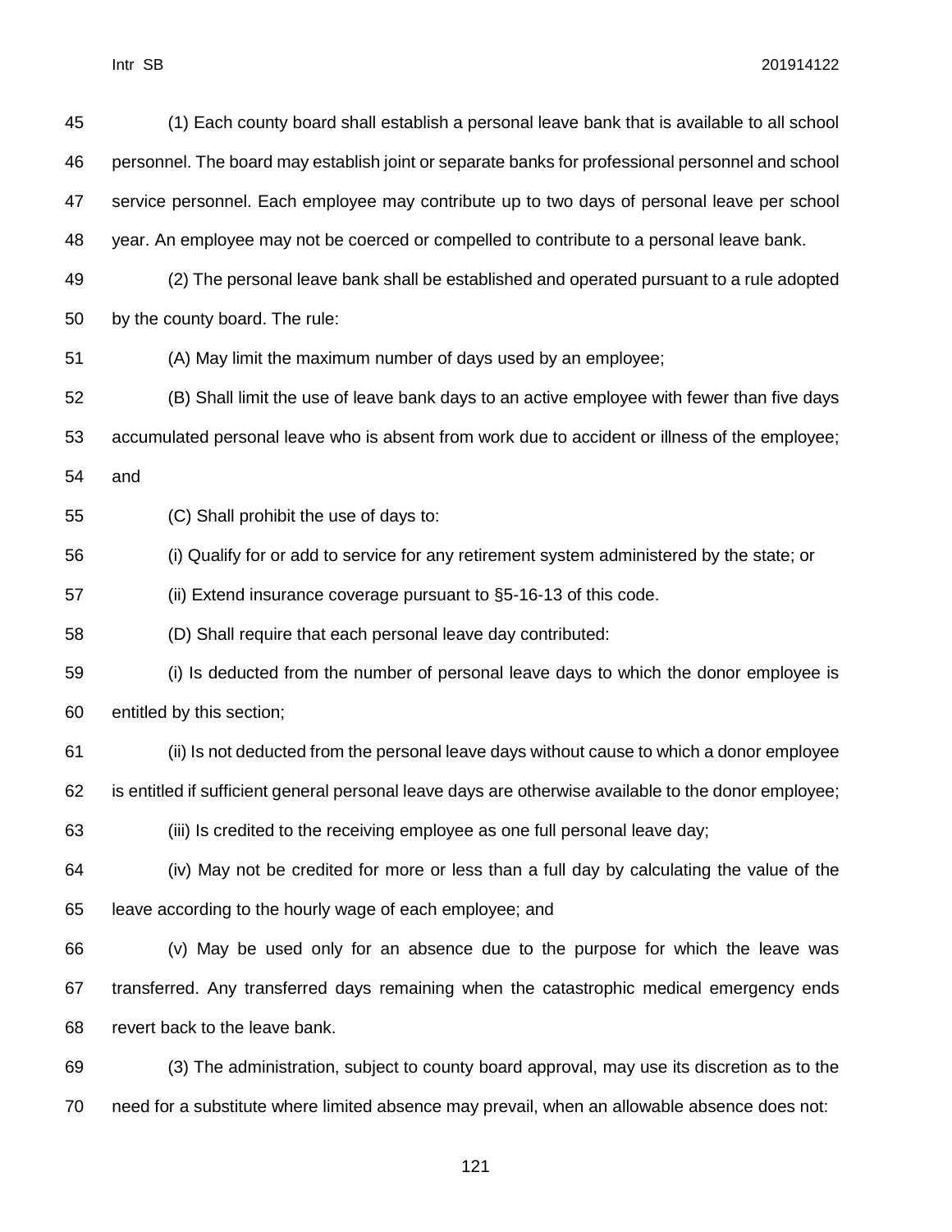(1) Each county board shall establish a personal leave bank that is available to all school personnel. The board may establish joint or separate banks for professional personnel and school service personnel. Each employee may contribute up to two days of personal leave per school year. An employee may not be coerced or compelled to contribute to a personal leave bank.

(2) The personal leave bank shall be established and operated pursuant to a rule adopted by the county board. The rule:

(A) May limit the maximum number of days used by an employee;

(B) Shall limit the use of leave bank days to an active employee with fewer than five days accumulated personal leave who is absent from work due to accident or illness of the employee; and

(C) Shall prohibit the use of days to:

(i) Qualify for or add to service for any retirement system administered by the state; or

(ii) Extend insurance coverage pursuant to §5-16-13 of this code.

(D) Shall require that each personal leave day contributed:

(i) Is deducted from the number of personal leave days to which the donor employee is entitled by this section;

(ii) Is not deducted from the personal leave days without cause to which a donor employee is entitled if sufficient general personal leave days are otherwise available to the donor employee;

(iii) Is credited to the receiving employee as one full personal leave day;

(iv) May not be credited for more or less than a full day by calculating the value of the leave according to the hourly wage of each employee; and

(v) May be used only for an absence due to the purpose for which the leave was transferred. Any transferred days remaining when the catastrophic medical emergency ends revert back to the leave bank.

(3) The administration, subject to county board approval, may use its discretion as to the need for a substitute where limited absence may prevail, when an allowable absence does not: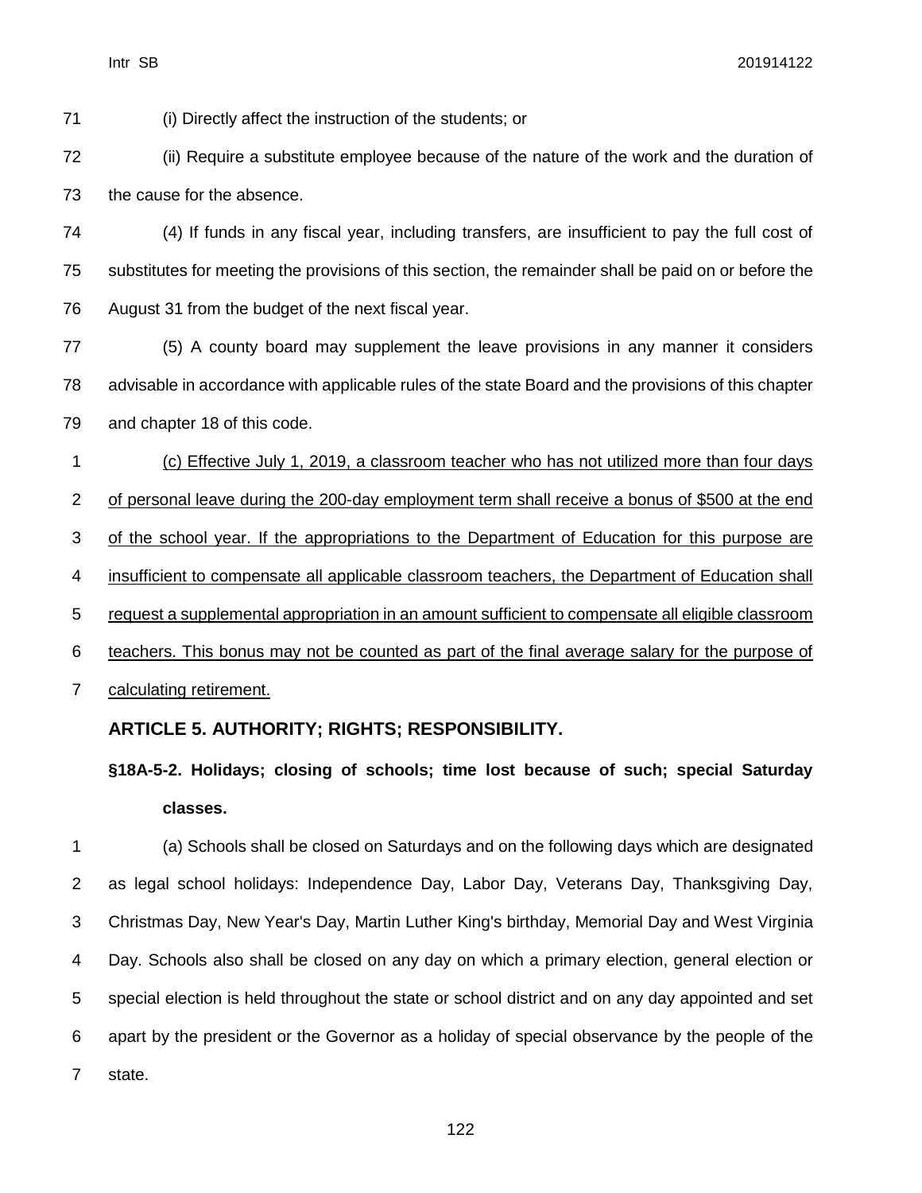(i) Directly affect the instruction of the students; or

(ii) Require a substitute employee because of the nature of the work and the duration of the cause for the absence.

(4) If funds in any fiscal year, including transfers, are insufficient to pay the full cost of substitutes for meeting the provisions of this section, the remainder shall be paid on or before the August 31 from the budget of the next fiscal year.

(5) A county board may supplement the leave provisions in any manner it considers advisable in accordance with applicable rules of the state Board and the provisions of this chapter and chapter 18 of this code.

<u>(c) Effective July 1, 2019, a classroom teacher who has not utilized more than four days of personal leave during the 200-day employment term shall receive a bonus of $500 at the end of the school year. If the appropriations to the Department of Education for this purpose are insufficient to compensate all applicable classroom teachers, the Department of Education shall request a supplemental appropriation in an amount sufficient to compensate all eligible classroom teachers. This bonus may not be counted as part of the final average salary for the purpose of calculating retirement.</u>

## ARTICLE 5. AUTHORITY; RIGHTS; RESPONSIBILITY.

### §18A-5-2. Holidays; closing of schools; time lost because of such; special Saturday classes.

(a) Schools shall be closed on Saturdays and on the following days which are designated as legal school holidays: Independence Day, Labor Day, Veterans Day, Thanksgiving Day, Christmas Day, New Year's Day, Martin Luther King's birthday, Memorial Day and West Virginia Day. Schools also shall be closed on any day on which a primary election, general election or special election is held throughout the state or school district and on any day appointed and set apart by the president or the Governor as a holiday of special observance by the people of the state.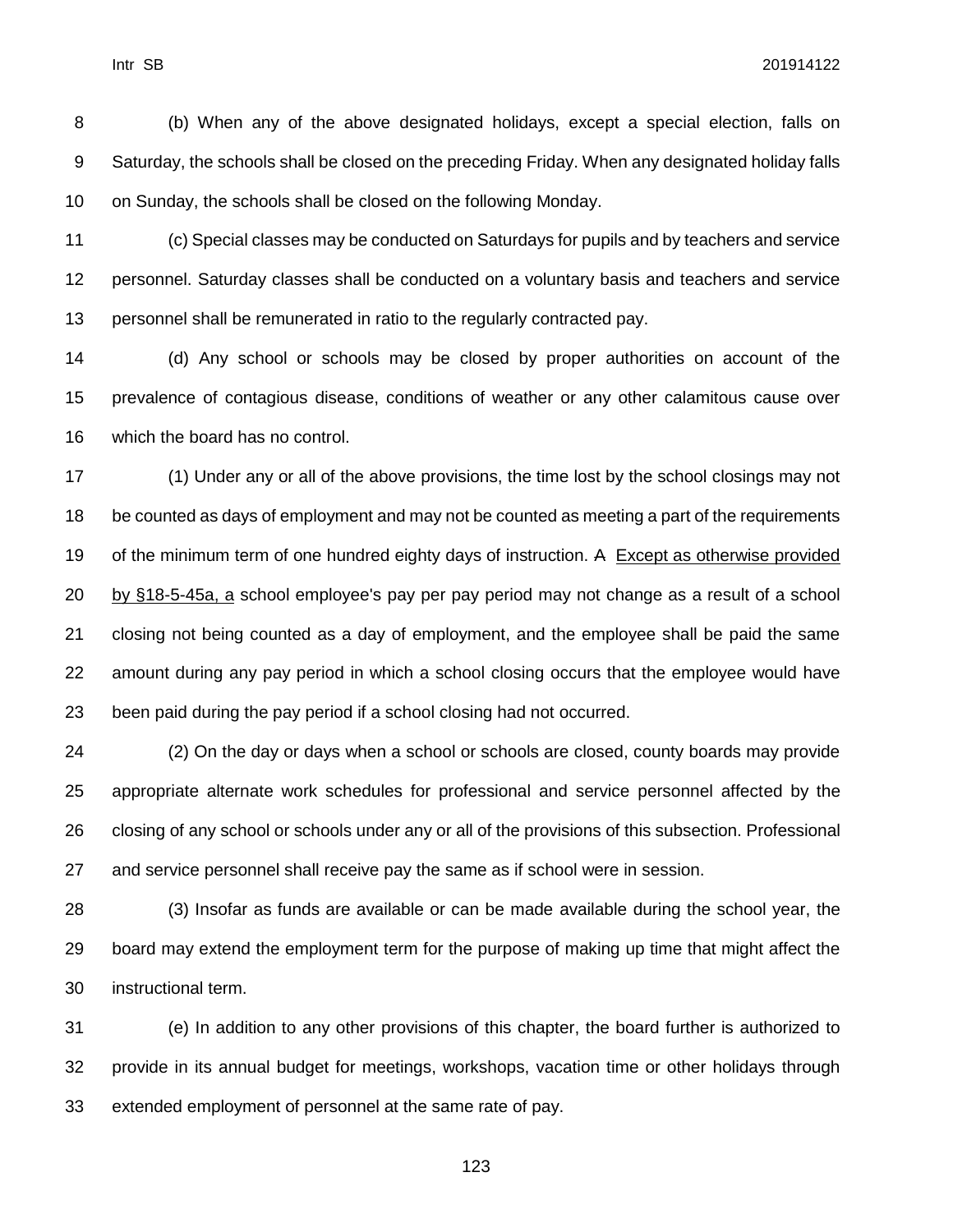(b) When any of the above designated holidays, except a special election, falls on Saturday, the schools shall be closed on the preceding Friday. When any designated holiday falls on Sunday, the schools shall be closed on the following Monday.

(c) Special classes may be conducted on Saturdays for pupils and by teachers and service personnel. Saturday classes shall be conducted on a voluntary basis and teachers and service personnel shall be remunerated in ratio to the regularly contracted pay.

(d) Any school or schools may be closed by proper authorities on account of the prevalence of contagious disease, conditions of weather or any other calamitous cause over which the board has no control.

(1) Under any or all of the above provisions, the time lost by the school closings may not be counted as days of employment and may not be counted as meeting a part of the requirements of the minimum term of one hundred eighty days of instruction. ~~A~~ <u>Except as otherwise provided by §18-5-45a, a</u> school employee's pay per pay period may not change as a result of a school closing not being counted as a day of employment, and the employee shall be paid the same amount during any pay period in which a school closing occurs that the employee would have been paid during the pay period if a school closing had not occurred.

(2) On the day or days when a school or schools are closed, county boards may provide appropriate alternate work schedules for professional and service personnel affected by the closing of any school or schools under any or all of the provisions of this subsection. Professional and service personnel shall receive pay the same as if school were in session.

(3) Insofar as funds are available or can be made available during the school year, the board may extend the employment term for the purpose of making up time that might affect the instructional term.

(e) In addition to any other provisions of this chapter, the board further is authorized to provide in its annual budget for meetings, workshops, vacation time or other holidays through extended employment of personnel at the same rate of pay.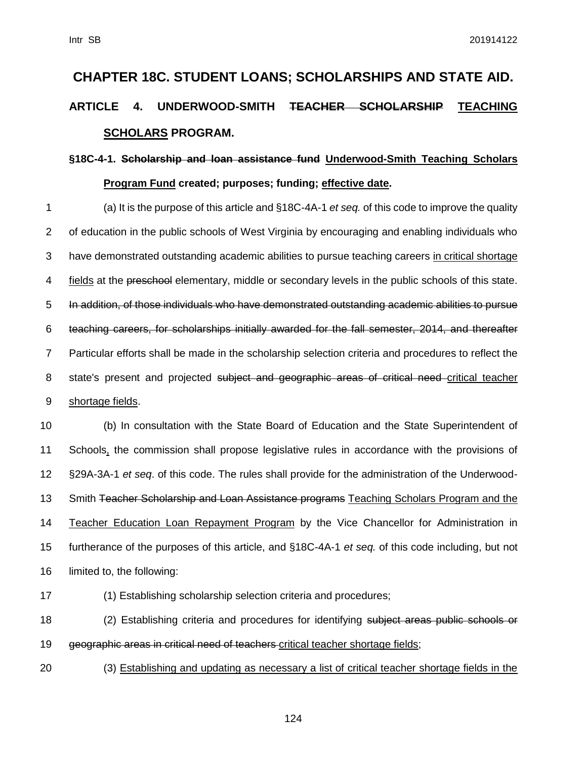# CHAPTER 18C. STUDENT LOANS; SCHOLARSHIPS AND STATE AID.

## ARTICLE 4. UNDERWOOD-SMITH ~~TEACHER SCHOLARSHIP~~ <u>TEACHING SCHOLARS</u> PROGRAM.

### §18C-4-1. ~~Scholarship and loan assistance fund~~ <u>Underwood-Smith Teaching Scholars Program Fund</u> created; purposes; funding; <u>effective date</u>.

(a) It is the purpose of this article and §18C-4A-1 *et seq.* of this code to improve the quality of education in the public schools of West Virginia by encouraging and enabling individuals who have demonstrated outstanding academic abilities to pursue teaching careers <u>in critical shortage fields</u> at the ~~preschool~~ elementary, middle or secondary levels in the public schools of this state. ~~In addition, of those individuals who have demonstrated outstanding academic abilities to pursue teaching careers, for scholarships initially awarded for the fall semester, 2014, and thereafter~~ Particular efforts shall be made in the scholarship selection criteria and procedures to reflect the state's present and projected ~~subject and geographic areas of critical need~~ <u>critical teacher shortage fields</u>.

(b) In consultation with the State Board of Education and the State Superintendent of Schools<u>,</u> the commission shall propose legislative rules in accordance with the provisions of §29A-3A-1 *et seq*. of this code. The rules shall provide for the administration of the Underwood-Smith ~~Teacher Scholarship and Loan Assistance programs~~ <u>Teaching Scholars Program and the Teacher Education Loan Repayment Program</u> by the Vice Chancellor for Administration in furtherance of the purposes of this article, and §18C-4A-1 *et seq.* of this code including, but not limited to, the following:

(1) Establishing scholarship selection criteria and procedures;

(2) Establishing criteria and procedures for identifying ~~subject areas public schools or geographic areas in critical need of teachers~~ <u>critical teacher shortage fields</u>;

(3) <u>Establishing and updating as necessary a list of critical teacher shortage fields in the</u>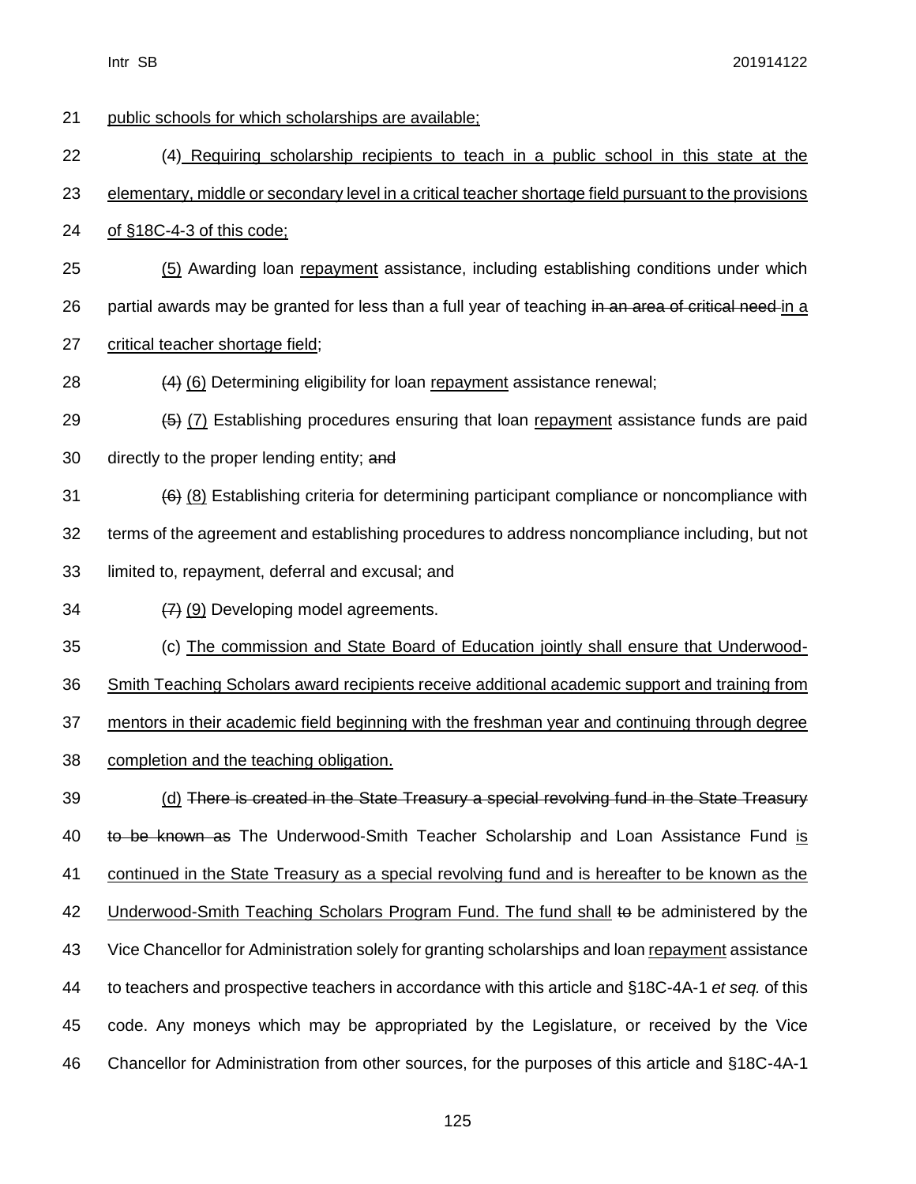public schools for which scholarships are available;

(4) Requiring scholarship recipients to teach in a public school in this state at the elementary, middle or secondary level in a critical teacher shortage field pursuant to the provisions of §18C-4-3 of this code;

(5) Awarding loan repayment assistance, including establishing conditions under which partial awards may be granted for less than a full year of teaching ~~in an area of critical need~~ in a critical teacher shortage field;

~~(4)~~ (6) Determining eligibility for loan repayment assistance renewal;

~~(5)~~ (7) Establishing procedures ensuring that loan repayment assistance funds are paid directly to the proper lending entity; ~~and~~

~~(6)~~ (8) Establishing criteria for determining participant compliance or noncompliance with terms of the agreement and establishing procedures to address noncompliance including, but not limited to, repayment, deferral and excusal; and

~~(7)~~ (9) Developing model agreements.

(c) The commission and State Board of Education jointly shall ensure that Underwood-Smith Teaching Scholars award recipients receive additional academic support and training from mentors in their academic field beginning with the freshman year and continuing through degree completion and the teaching obligation.

(d) ~~There is created in the State Treasury a special revolving fund in the State Treasury to be known as~~ The Underwood-Smith Teacher Scholarship and Loan Assistance Fund is continued in the State Treasury as a special revolving fund and is hereafter to be known as the Underwood-Smith Teaching Scholars Program Fund. The fund shall ~~to~~ be administered by the Vice Chancellor for Administration solely for granting scholarships and loan repayment assistance to teachers and prospective teachers in accordance with this article and §18C-4A-1 *et seq.* of this code. Any moneys which may be appropriated by the Legislature, or received by the Vice Chancellor for Administration from other sources, for the purposes of this article and §18C-4A-1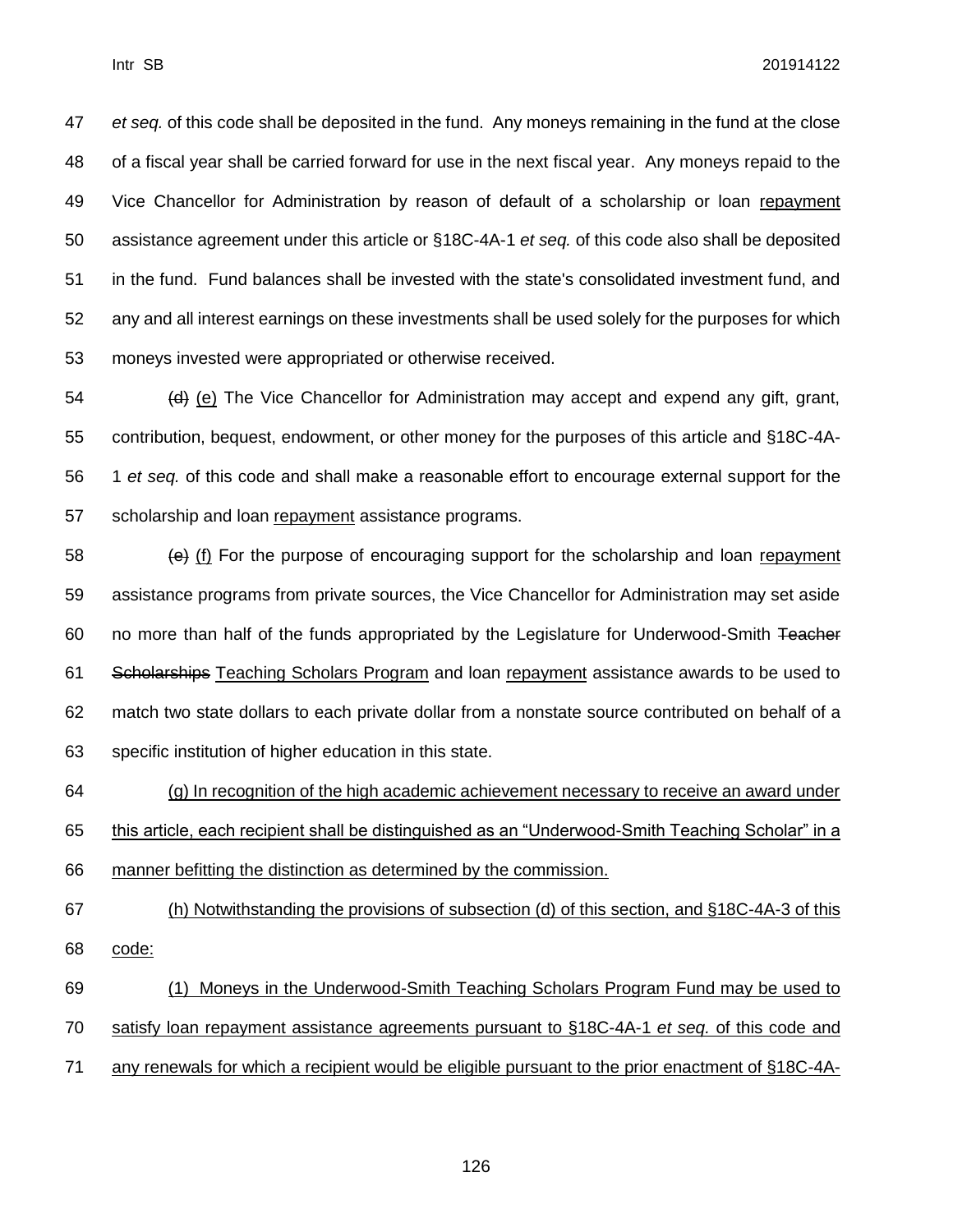*et seq.* of this code shall be deposited in the fund. Any moneys remaining in the fund at the close of a fiscal year shall be carried forward for use in the next fiscal year. Any moneys repaid to the Vice Chancellor for Administration by reason of default of a scholarship or loan <u>repayment</u> assistance agreement under this article or §18C-4A-1 *et seq.* of this code also shall be deposited in the fund. Fund balances shall be invested with the state's consolidated investment fund, and any and all interest earnings on these investments shall be used solely for the purposes for which moneys invested were appropriated or otherwise received.

~~(d)~~ <u>(e)</u> The Vice Chancellor for Administration may accept and expend any gift, grant, contribution, bequest, endowment, or other money for the purposes of this article and §18C-4A-1 *et seq.* of this code and shall make a reasonable effort to encourage external support for the scholarship and loan <u>repayment</u> assistance programs.

~~(e)~~ <u>(f)</u> For the purpose of encouraging support for the scholarship and loan <u>repayment</u> assistance programs from private sources, the Vice Chancellor for Administration may set aside no more than half of the funds appropriated by the Legislature for Underwood-Smith ~~Teacher Scholarships~~ <u>Teaching Scholars Program</u> and loan <u>repayment</u> assistance awards to be used to match two state dollars to each private dollar from a nonstate source contributed on behalf of a specific institution of higher education in this state.

<u>(g) In recognition of the high academic achievement necessary to receive an award under this article, each recipient shall be distinguished as an "Underwood-Smith Teaching Scholar" in a manner befitting the distinction as determined by the commission.</u>

<u>(h) Notwithstanding the provisions of subsection (d) of this section, and §18C-4A-3 of this code:</u>

<u>(1) Moneys in the Underwood-Smith Teaching Scholars Program Fund may be used to satisfy loan repayment assistance agreements pursuant to §18C-4A-1 *et seq.* of this code and any renewals for which a recipient would be eligible pursuant to the prior enactment of §18C-4A-</u>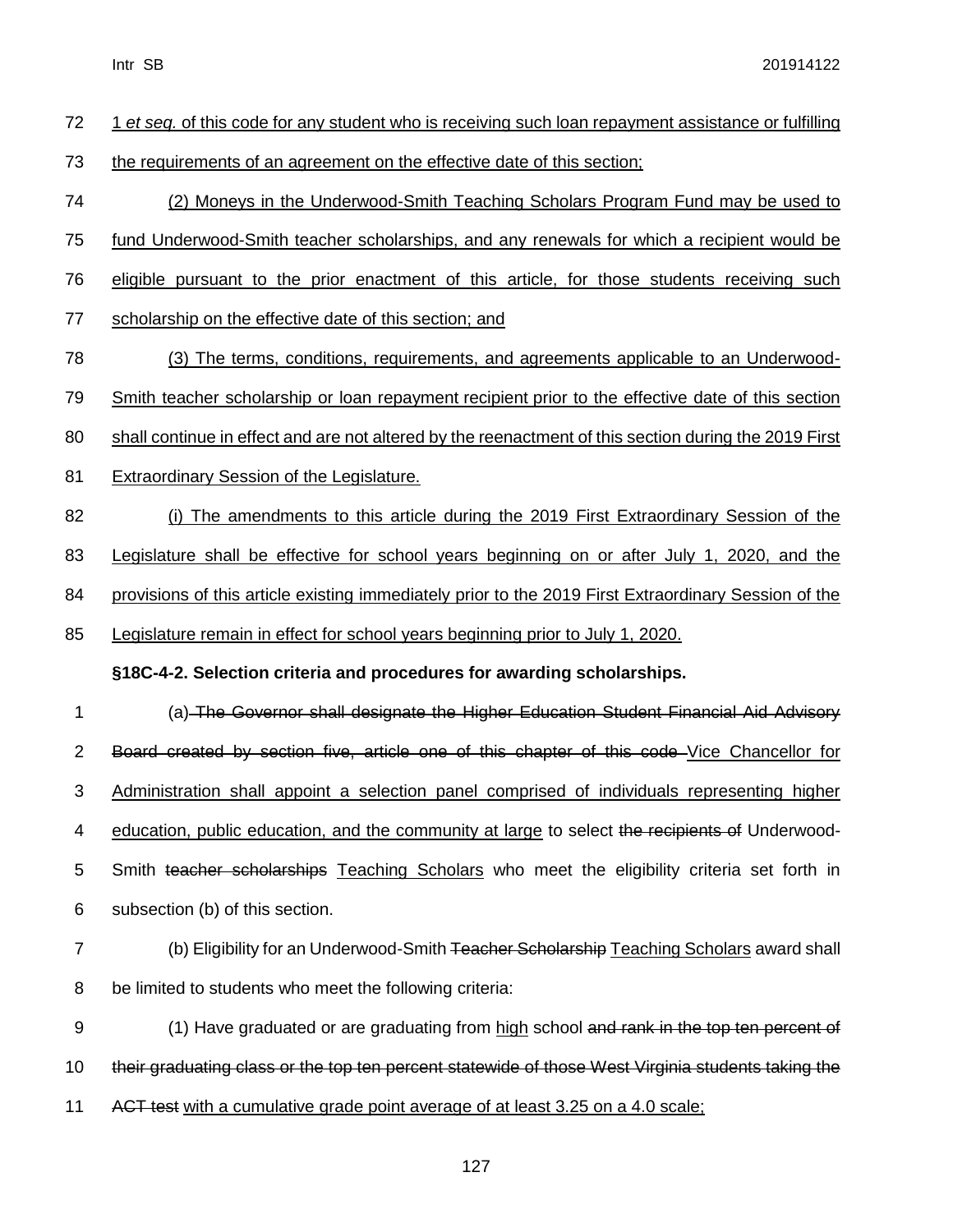1 *et seq.* of this code for any student who is receiving such loan repayment assistance or fulfilling the requirements of an agreement on the effective date of this section;

(2) Moneys in the Underwood-Smith Teaching Scholars Program Fund may be used to fund Underwood-Smith teacher scholarships, and any renewals for which a recipient would be eligible pursuant to the prior enactment of this article, for those students receiving such scholarship on the effective date of this section; and

(3) The terms, conditions, requirements, and agreements applicable to an Underwood-Smith teacher scholarship or loan repayment recipient prior to the effective date of this section shall continue in effect and are not altered by the reenactment of this section during the 2019 First Extraordinary Session of the Legislature.

(i) The amendments to this article during the 2019 First Extraordinary Session of the Legislature shall be effective for school years beginning on or after July 1, 2020, and the provisions of this article existing immediately prior to the 2019 First Extraordinary Session of the Legislature remain in effect for school years beginning prior to July 1, 2020.

**§18C-4-2. Selection criteria and procedures for awarding scholarships.**

(a) ~~The Governor shall designate the Higher Education Student Financial Aid Advisory Board created by section five, article one of this chapter of this code~~ Vice Chancellor for Administration shall appoint a selection panel comprised of individuals representing higher education, public education, and the community at large to select ~~the recipients of~~ Underwood-Smith ~~teacher scholarships~~ Teaching Scholars who meet the eligibility criteria set forth in subsection (b) of this section.

(b) Eligibility for an Underwood-Smith ~~Teacher Scholarship~~ Teaching Scholars award shall be limited to students who meet the following criteria:

(1) Have graduated or are graduating from high school ~~and rank in the top ten percent of their graduating class or the top ten percent statewide of those West Virginia students taking the ACT test~~ with a cumulative grade point average of at least 3.25 on a 4.0 scale;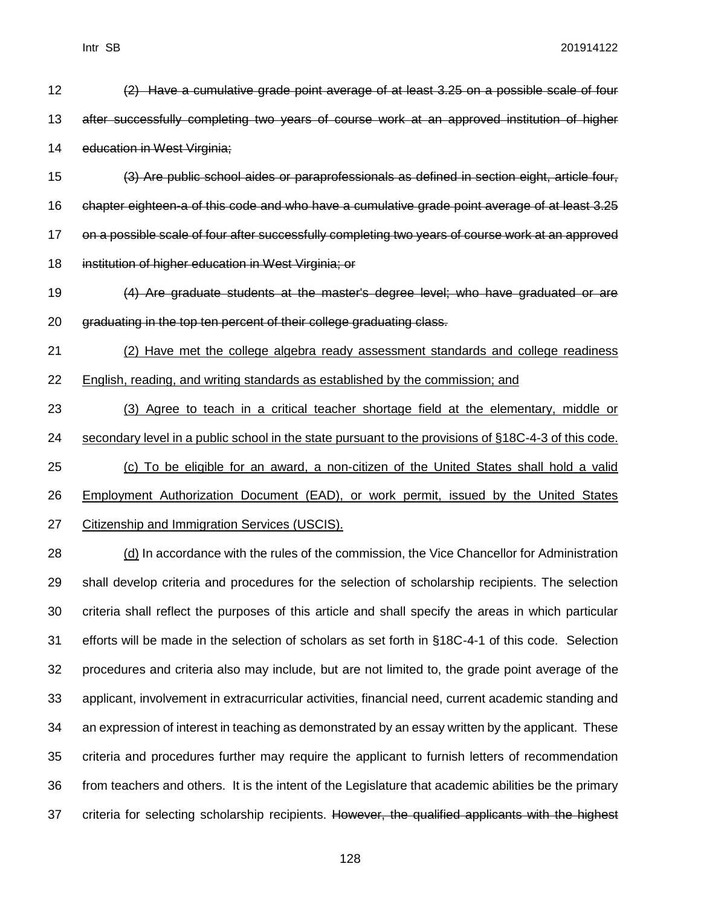~~(2) Have a cumulative grade point average of at least 3.25 on a possible scale of four after successfully completing two years of course work at an approved institution of higher education in West Virginia;~~

~~(3) Are public school aides or paraprofessionals as defined in section eight, article four, chapter eighteen-a of this code and who have a cumulative grade point average of at least 3.25 on a possible scale of four after successfully completing two years of course work at an approved institution of higher education in West Virginia; or~~

~~(4) Are graduate students at the master's degree level; who have graduated or are graduating in the top ten percent of their college graduating class.~~

<u>(2) Have met the college algebra ready assessment standards and college readiness English, reading, and writing standards as established by the commission; and</u>

<u>(3) Agree to teach in a critical teacher shortage field at the elementary, middle or secondary level in a public school in the state pursuant to the provisions of §18C-4-3 of this code.</u>

<u>(c) To be eligible for an award, a non-citizen of the United States shall hold a valid Employment Authorization Document (EAD), or work permit, issued by the United States Citizenship and Immigration Services (USCIS).</u>

<u>(d)</u> In accordance with the rules of the commission, the Vice Chancellor for Administration shall develop criteria and procedures for the selection of scholarship recipients. The selection criteria shall reflect the purposes of this article and shall specify the areas in which particular efforts will be made in the selection of scholars as set forth in §18C-4-1 of this code. Selection procedures and criteria also may include, but are not limited to, the grade point average of the applicant, involvement in extracurricular activities, financial need, current academic standing and an expression of interest in teaching as demonstrated by an essay written by the applicant. These criteria and procedures further may require the applicant to furnish letters of recommendation from teachers and others. It is the intent of the Legislature that academic abilities be the primary criteria for selecting scholarship recipients. ~~However, the qualified applicants with the highest~~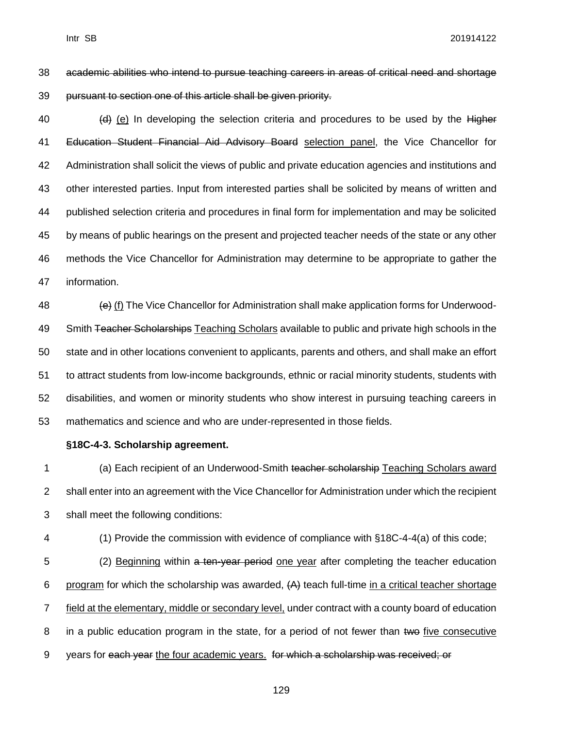~~academic abilities who intend to pursue teaching careers in areas of critical need and shortage pursuant to section one of this article shall be given priority.~~

~~(d)~~ <u>(e)</u> In developing the selection criteria and procedures to be used by the ~~Higher Education Student Financial Aid Advisory Board~~ <u>selection panel</u>, the Vice Chancellor for Administration shall solicit the views of public and private education agencies and institutions and other interested parties. Input from interested parties shall be solicited by means of written and published selection criteria and procedures in final form for implementation and may be solicited by means of public hearings on the present and projected teacher needs of the state or any other methods the Vice Chancellor for Administration may determine to be appropriate to gather the information.

~~(e)~~ <u>(f)</u> The Vice Chancellor for Administration shall make application forms for Underwood-Smith ~~Teacher Scholarships~~ <u>Teaching Scholars</u> available to public and private high schools in the state and in other locations convenient to applicants, parents and others, and shall make an effort to attract students from low-income backgrounds, ethnic or racial minority students, students with disabilities, and women or minority students who show interest in pursuing teaching careers in mathematics and science and who are under-represented in those fields.

**§18C-4-3. Scholarship agreement.**

(a) Each recipient of an Underwood-Smith ~~teacher scholarship~~ <u>Teaching Scholars award</u> shall enter into an agreement with the Vice Chancellor for Administration under which the recipient shall meet the following conditions:

(1) Provide the commission with evidence of compliance with §18C-4-4(a) of this code;

(2) <u>Beginning</u> within ~~a ten-year period~~ <u>one year</u> after completing the teacher education <u>program</u> for which the scholarship was awarded, ~~(A)~~ teach full-time <u>in a critical teacher shortage field at the elementary, middle or secondary level,</u> under contract with a county board of education in a public education program in the state, for a period of not fewer than ~~two~~ <u>five consecutive</u> years for ~~each year~~ <u>the four academic years.</u> ~~for which a scholarship was received; or~~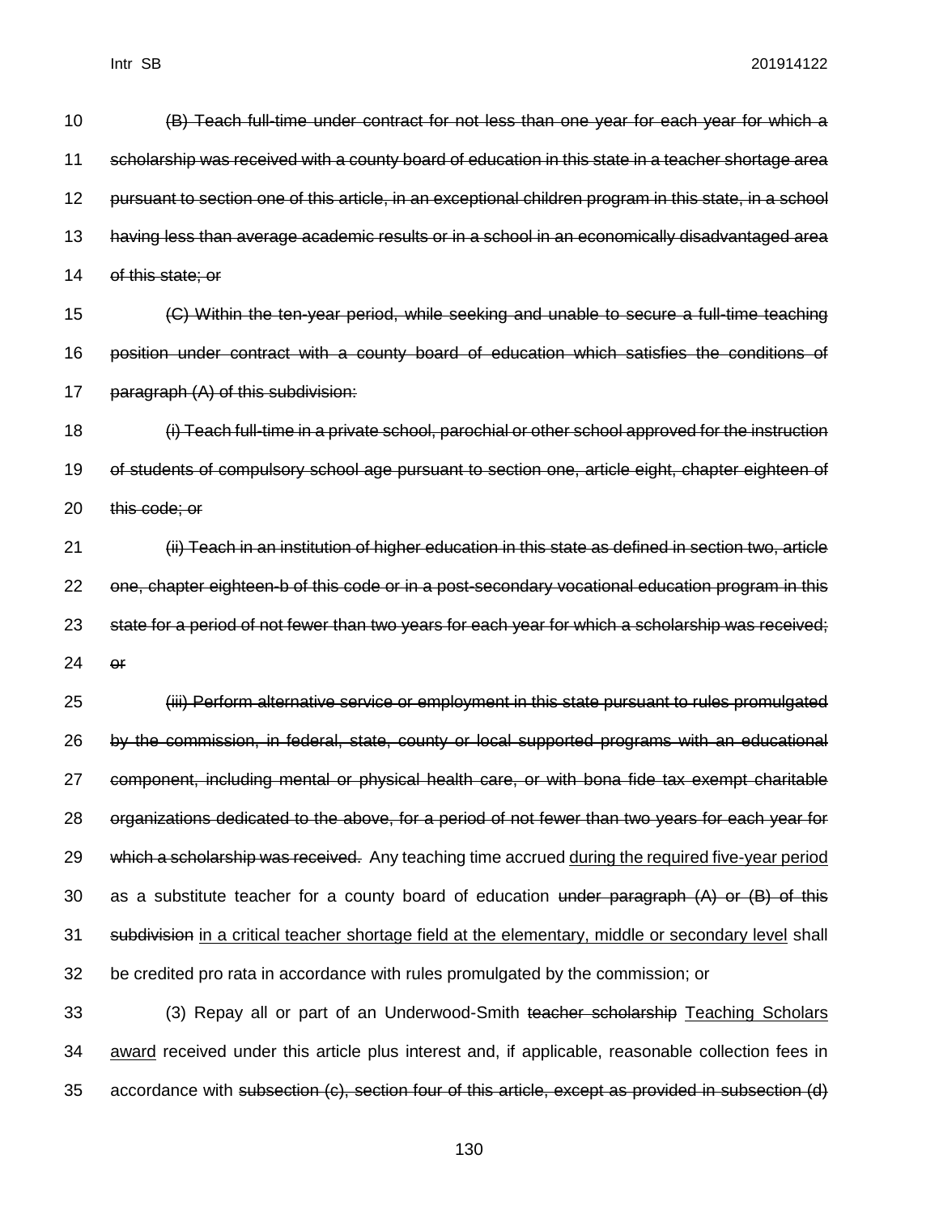~~(B) Teach full-time under contract for not less than one year for each year for which a scholarship was received with a county board of education in this state in a teacher shortage area pursuant to section one of this article, in an exceptional children program in this state, in a school having less than average academic results or in a school in an economically disadvantaged area of this state; or~~

~~(C) Within the ten-year period, while seeking and unable to secure a full-time teaching position under contract with a county board of education which satisfies the conditions of paragraph (A) of this subdivision:~~

~~(i) Teach full-time in a private school, parochial or other school approved for the instruction of students of compulsory school age pursuant to section one, article eight, chapter eighteen of this code; or~~

~~(ii) Teach in an institution of higher education in this state as defined in section two, article one, chapter eighteen-b of this code or in a post-secondary vocational education program in this state for a period of not fewer than two years for each year for which a scholarship was received; or~~

~~(iii) Perform alternative service or employment in this state pursuant to rules promulgated by the commission, in federal, state, county or local supported programs with an educational component, including mental or physical health care, or with bona fide tax exempt charitable organizations dedicated to the above, for a period of not fewer than two years for each year for which a scholarship was received.~~ Any teaching time accrued <u>during the required five-year period</u> as a substitute teacher for a county board of education ~~under paragraph (A) or (B) of this subdivision~~ <u>in a critical teacher shortage field at the elementary, middle or secondary level</u> shall be credited pro rata in accordance with rules promulgated by the commission; or

(3) Repay all or part of an Underwood-Smith ~~teacher scholarship~~ <u>Teaching Scholars award</u> received under this article plus interest and, if applicable, reasonable collection fees in accordance with ~~subsection (c), section four of this article, except as provided in subsection (d)~~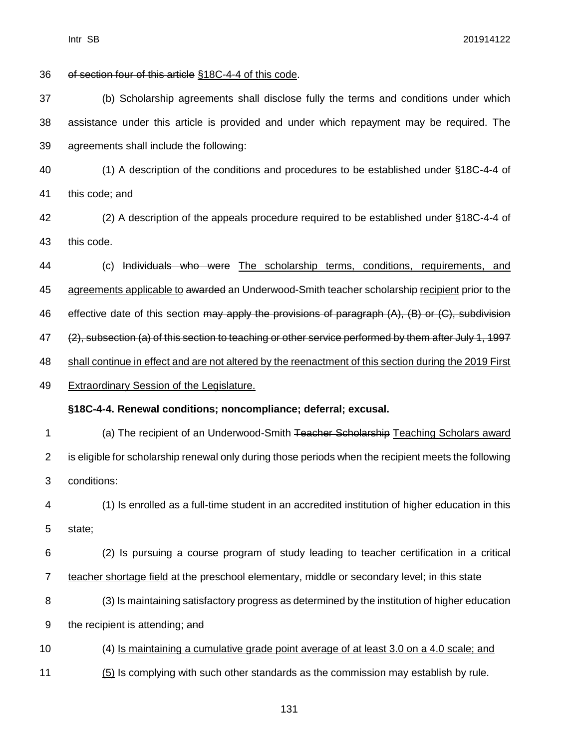of section four of this article §18C-4-4 of this code.

(b) Scholarship agreements shall disclose fully the terms and conditions under which assistance under this article is provided and under which repayment may be required. The agreements shall include the following:

(1) A description of the conditions and procedures to be established under §18C-4-4 of this code; and

(2) A description of the appeals procedure required to be established under §18C-4-4 of this code.

(c) Individuals who were The scholarship terms, conditions, requirements, and agreements applicable to awarded an Underwood-Smith teacher scholarship recipient prior to the effective date of this section may apply the provisions of paragraph (A), (B) or (C), subdivision (2), subsection (a) of this section to teaching or other service performed by them after July 1, 1997 shall continue in effect and are not altered by the reenactment of this section during the 2019 First Extraordinary Session of the Legislature.

**§18C-4-4. Renewal conditions; noncompliance; deferral; excusal.**

(a) The recipient of an Underwood-Smith Teacher Scholarship Teaching Scholars award is eligible for scholarship renewal only during those periods when the recipient meets the following conditions:

(1) Is enrolled as a full-time student in an accredited institution of higher education in this state;

(2) Is pursuing a course program of study leading to teacher certification in a critical teacher shortage field at the preschool elementary, middle or secondary level; in this state

(3) Is maintaining satisfactory progress as determined by the institution of higher education the recipient is attending; and

(4) Is maintaining a cumulative grade point average of at least 3.0 on a 4.0 scale; and

(5) Is complying with such other standards as the commission may establish by rule.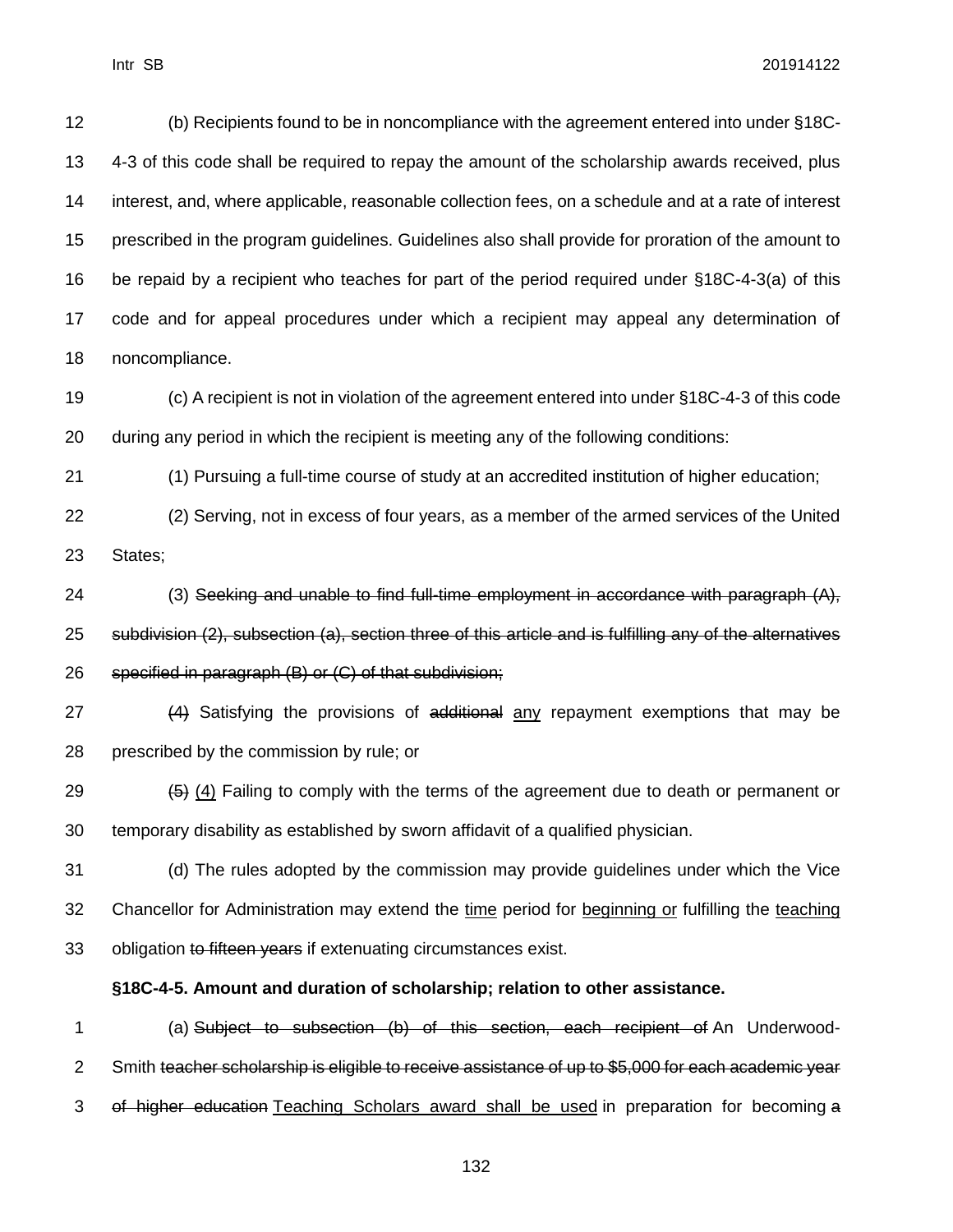(b) Recipients found to be in noncompliance with the agreement entered into under §18C-4-3 of this code shall be required to repay the amount of the scholarship awards received, plus interest, and, where applicable, reasonable collection fees, on a schedule and at a rate of interest prescribed in the program guidelines. Guidelines also shall provide for proration of the amount to be repaid by a recipient who teaches for part of the period required under §18C-4-3(a) of this code and for appeal procedures under which a recipient may appeal any determination of noncompliance.

(c) A recipient is not in violation of the agreement entered into under §18C-4-3 of this code during any period in which the recipient is meeting any of the following conditions:

(1) Pursuing a full-time course of study at an accredited institution of higher education;

(2) Serving, not in excess of four years, as a member of the armed services of the United States;

(3) ~~Seeking and unable to find full-time employment in accordance with paragraph (A), subdivision (2), subsection (a), section three of this article and is fulfilling any of the alternatives specified in paragraph (B) or (C) of that subdivision;~~

~~(4)~~ Satisfying the provisions of ~~additional~~ <u>any</u> repayment exemptions that may be prescribed by the commission by rule; or

~~(5)~~ <u>(4)</u> Failing to comply with the terms of the agreement due to death or permanent or temporary disability as established by sworn affidavit of a qualified physician.

(d) The rules adopted by the commission may provide guidelines under which the Vice Chancellor for Administration may extend the <u>time</u> period for <u>beginning or</u> fulfilling the <u>teaching</u> obligation ~~to fifteen years~~ if extenuating circumstances exist.

**§18C-4-5. Amount and duration of scholarship; relation to other assistance.**

(a) ~~Subject to subsection (b) of this section, each recipient of~~ An Underwood-Smith ~~teacher scholarship is eligible to receive assistance of up to $5,000 for each academic year of higher education~~ <u>Teaching Scholars award shall be used</u> in preparation for becoming ~~a~~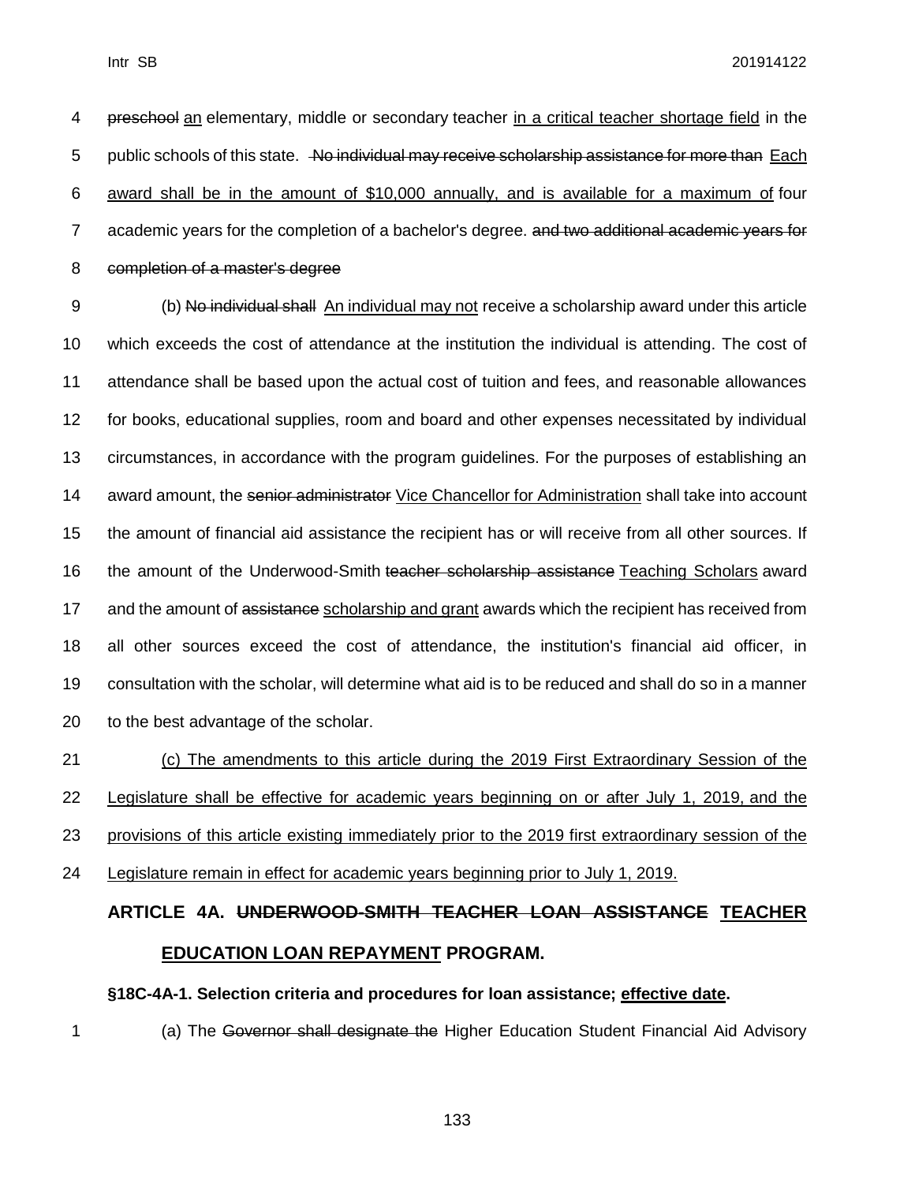~~preschool~~ an elementary, middle or secondary teacher in a critical teacher shortage field in the public schools of this state. ~~No individual may receive scholarship assistance for more than~~ Each award shall be in the amount of $10,000 annually, and is available for a maximum of four academic years for the completion of a bachelor's degree. ~~and two additional academic years for completion of a master's degree~~

(b) ~~No individual shall~~ An individual may not receive a scholarship award under this article which exceeds the cost of attendance at the institution the individual is attending. The cost of attendance shall be based upon the actual cost of tuition and fees, and reasonable allowances for books, educational supplies, room and board and other expenses necessitated by individual circumstances, in accordance with the program guidelines. For the purposes of establishing an award amount, the ~~senior administrator~~ Vice Chancellor for Administration shall take into account the amount of financial aid assistance the recipient has or will receive from all other sources. If the amount of the Underwood-Smith ~~teacher scholarship assistance~~ Teaching Scholars award and the amount of ~~assistance~~ scholarship and grant awards which the recipient has received from all other sources exceed the cost of attendance, the institution's financial aid officer, in consultation with the scholar, will determine what aid is to be reduced and shall do so in a manner to the best advantage of the scholar.

(c) The amendments to this article during the 2019 First Extraordinary Session of the Legislature shall be effective for academic years beginning on or after July 1, 2019, and the provisions of this article existing immediately prior to the 2019 first extraordinary session of the Legislature remain in effect for academic years beginning prior to July 1, 2019.

## ARTICLE 4A. ~~UNDERWOOD-SMITH TEACHER LOAN ASSISTANCE~~ TEACHER EDUCATION LOAN REPAYMENT PROGRAM.

### §18C-4A-1. Selection criteria and procedures for loan assistance; effective date.

(a) The ~~Governor shall designate the~~ Higher Education Student Financial Aid Advisory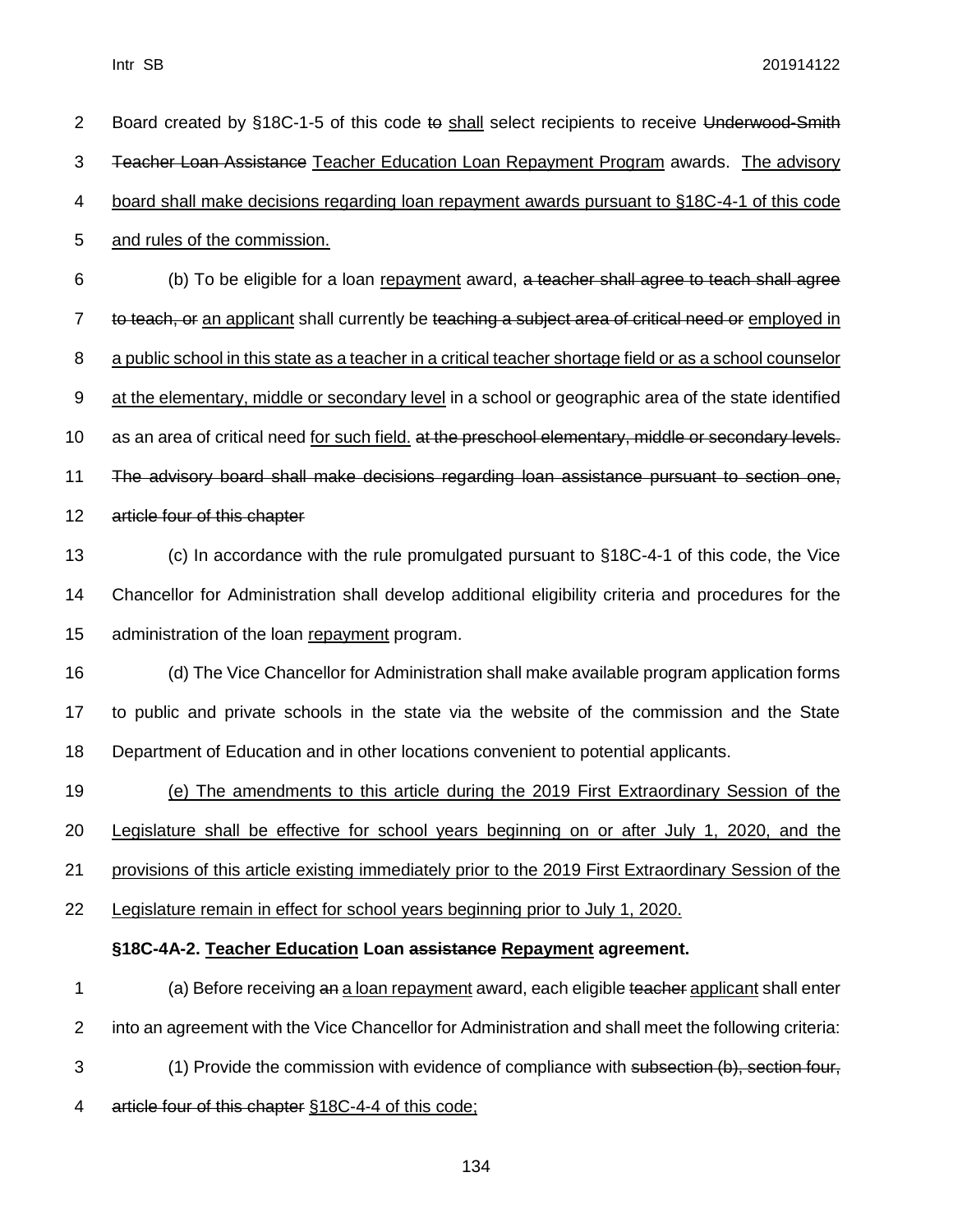Board created by §18C-1-5 of this code ~~to~~ shall select recipients to receive ~~Underwood-Smith Teacher Loan Assistance~~ Teacher Education Loan Repayment Program awards. The advisory board shall make decisions regarding loan repayment awards pursuant to §18C-4-1 of this code and rules of the commission.

(b) To be eligible for a loan repayment award, ~~a teacher shall agree to teach shall agree to teach, or~~ an applicant shall currently be ~~teaching a subject area of critical need or~~ employed in a public school in this state as a teacher in a critical teacher shortage field or as a school counselor at the elementary, middle or secondary level in a school or geographic area of the state identified as an area of critical need for such field. ~~at the preschool elementary, middle or secondary levels. The advisory board shall make decisions regarding loan assistance pursuant to section one, article four of this chapter~~

(c) In accordance with the rule promulgated pursuant to §18C-4-1 of this code, the Vice Chancellor for Administration shall develop additional eligibility criteria and procedures for the administration of the loan repayment program.

(d) The Vice Chancellor for Administration shall make available program application forms to public and private schools in the state via the website of the commission and the State Department of Education and in other locations convenient to potential applicants.

(e) The amendments to this article during the 2019 First Extraordinary Session of the Legislature shall be effective for school years beginning on or after July 1, 2020, and the provisions of this article existing immediately prior to the 2019 First Extraordinary Session of the Legislature remain in effect for school years beginning prior to July 1, 2020.

**§18C-4A-2. Teacher Education Loan ~~assistance~~ Repayment agreement.**

(a) Before receiving ~~an~~ a loan repayment award, each eligible ~~teacher~~ applicant shall enter into an agreement with the Vice Chancellor for Administration and shall meet the following criteria:

(1) Provide the commission with evidence of compliance with ~~subsection (b), section four, article four of this chapter~~ §18C-4-4 of this code;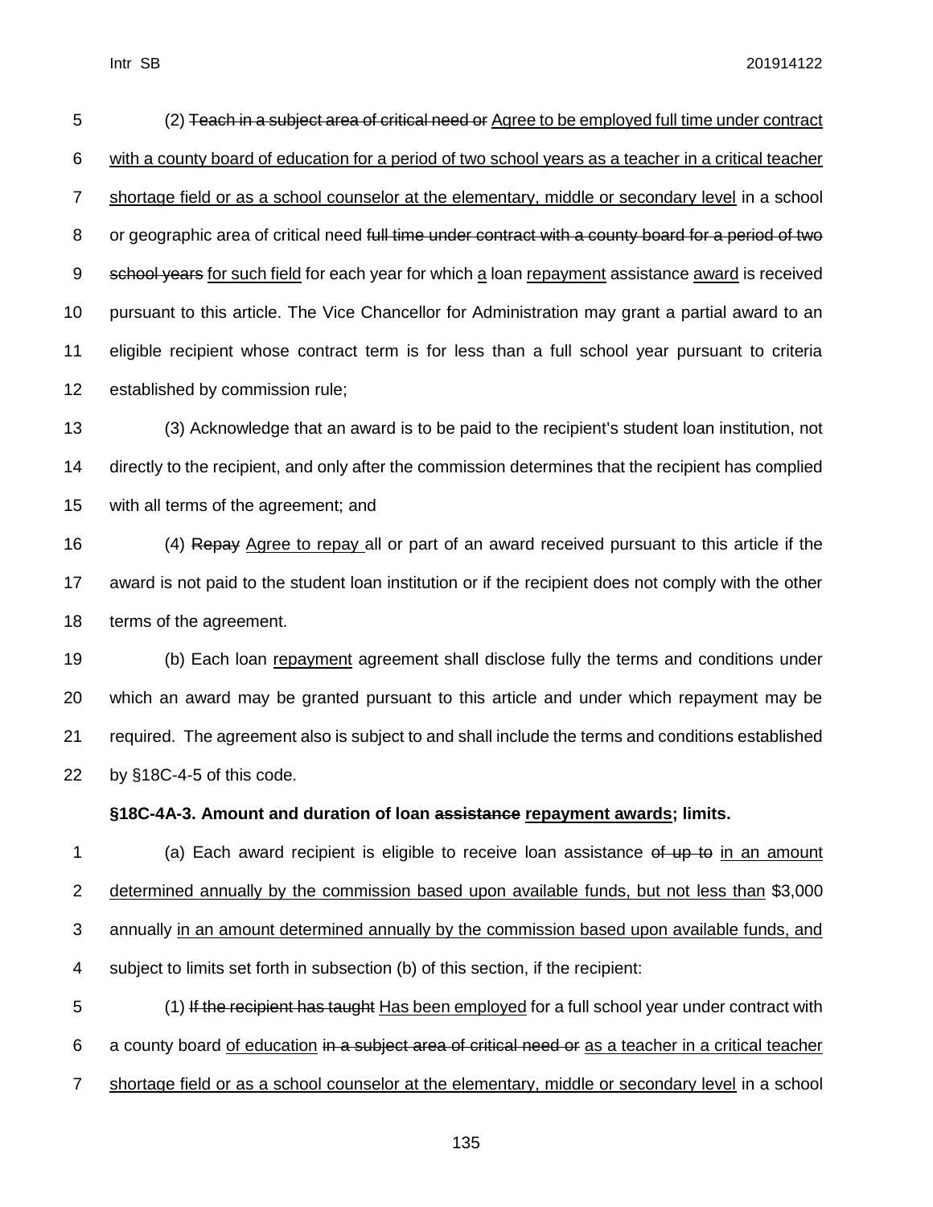(2) ~~Teach in a subject area of critical need or~~ <u>Agree to be employed full time under contract with a county board of education for a period of two school years as a teacher in a critical teacher shortage field or as a school counselor at the elementary, middle or secondary level</u> in a school or geographic area of critical need ~~full time under contract with a county board for a period of two school years~~ <u>for such field</u> for each year for which <u>a</u> loan <u>repayment</u> assistance <u>award</u> is received pursuant to this article. The Vice Chancellor for Administration may grant a partial award to an eligible recipient whose contract term is for less than a full school year pursuant to criteria established by commission rule;

(3) Acknowledge that an award is to be paid to the recipient's student loan institution, not directly to the recipient, and only after the commission determines that the recipient has complied with all terms of the agreement; and

(4) ~~Repay~~ <u>Agree to repay</u> all or part of an award received pursuant to this article if the award is not paid to the student loan institution or if the recipient does not comply with the other terms of the agreement.

(b) Each loan <u>repayment</u> agreement shall disclose fully the terms and conditions under which an award may be granted pursuant to this article and under which repayment may be required. The agreement also is subject to and shall include the terms and conditions established by §18C-4-5 of this code.

**§18C-4A-3. Amount and duration of loan ~~assistance~~ <u>repayment awards</u>; limits.**

(a) Each award recipient is eligible to receive loan assistance ~~of up to~~ <u>in an amount determined annually by the commission based upon available funds, but not less than</u> $3,000 annually <u>in an amount determined annually by the commission based upon available funds, and</u> subject to limits set forth in subsection (b) of this section, if the recipient:

(1) ~~If the recipient has taught~~ <u>Has been employed</u> for a full school year under contract with a county board <u>of education</u> ~~in a subject area of critical need or~~ <u>as a teacher in a critical teacher shortage field or as a school counselor at the elementary, middle or secondary level</u> in a school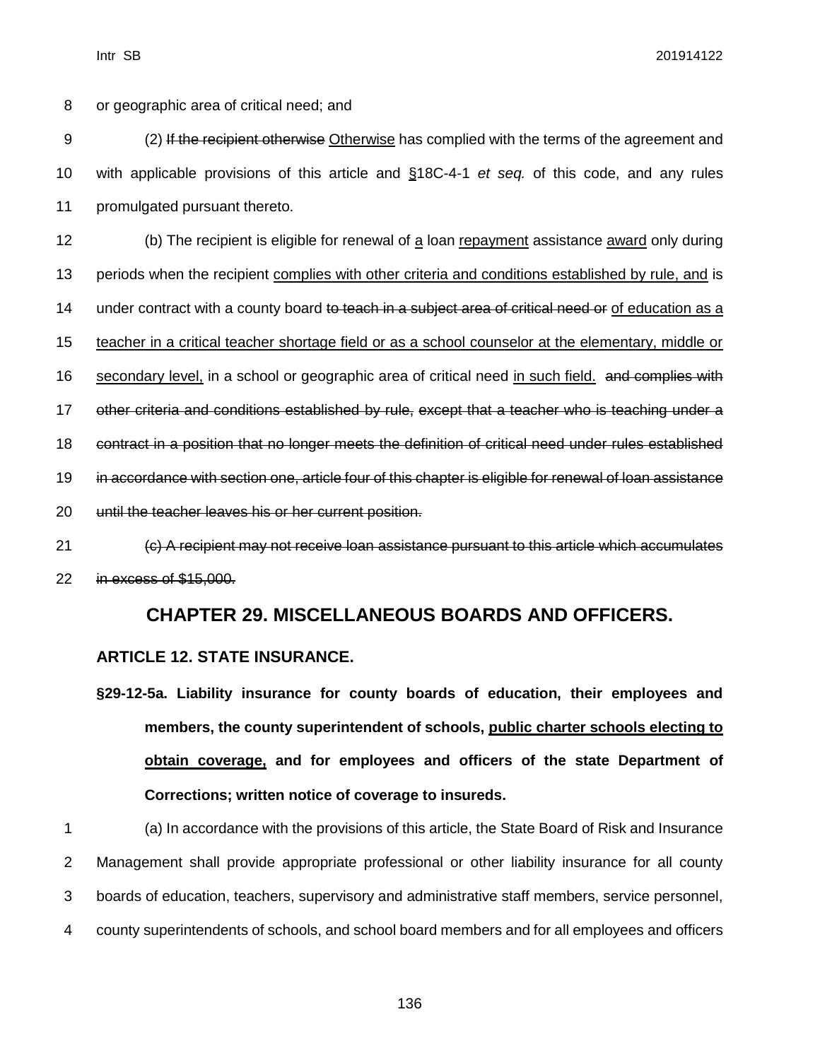or geographic area of critical need; and

(2) ~~If the recipient otherwise~~ <u>Otherwise</u> has complied with the terms of the agreement and with applicable provisions of this article and <u>§</u>18C-4-1 *et seq.* of this code, and any rules promulgated pursuant thereto.

(b) The recipient is eligible for renewal of <u>a</u> loan <u>repayment</u> assistance <u>award</u> only during periods when the recipient <u>complies with other criteria and conditions established by rule, and</u> is under contract with a county board ~~to teach in a subject area of critical need or~~ <u>of education as a teacher in a critical teacher shortage field or as a school counselor at the elementary, middle or secondary level,</u> in a school or geographic area of critical need <u>in such field.</u> ~~and complies with other criteria and conditions established by rule, except that a teacher who is teaching under a contract in a position that no longer meets the definition of critical need under rules established in accordance with section one, article four of this chapter is eligible for renewal of loan assistance until the teacher leaves his or her current position.~~

~~(c) A recipient may not receive loan assistance pursuant to this article which accumulates in excess of $15,000.~~

# CHAPTER 29. MISCELLANEOUS BOARDS AND OFFICERS.

## ARTICLE 12. STATE INSURANCE.

### §29-12-5a. Liability insurance for county boards of education, their employees and members, the county superintendent of schools, <u>public charter schools electing to obtain coverage,</u> and for employees and officers of the state Department of Corrections; written notice of coverage to insureds.

(a) In accordance with the provisions of this article, the State Board of Risk and Insurance Management shall provide appropriate professional or other liability insurance for all county boards of education, teachers, supervisory and administrative staff members, service personnel, county superintendents of schools, and school board members and for all employees and officers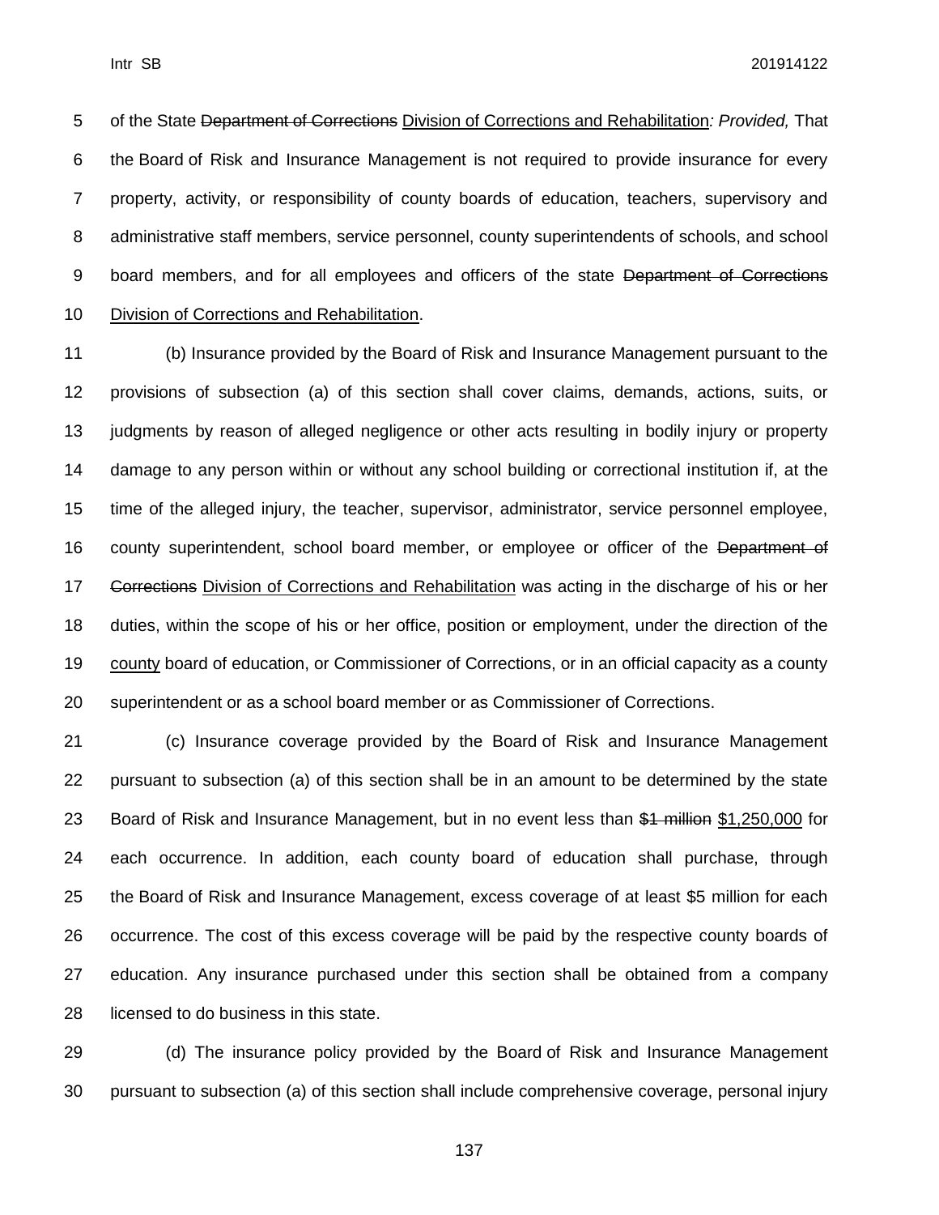of the State ~~Department of Corrections~~ <u>Division of Corrections and Rehabilitation</u>*: Provided,* That the Board of Risk and Insurance Management is not required to provide insurance for every property, activity, or responsibility of county boards of education, teachers, supervisory and administrative staff members, service personnel, county superintendents of schools, and school board members, and for all employees and officers of the state ~~Department of Corrections~~ <u>Division of Corrections and Rehabilitation</u>.

(b) Insurance provided by the Board of Risk and Insurance Management pursuant to the provisions of subsection (a) of this section shall cover claims, demands, actions, suits, or judgments by reason of alleged negligence or other acts resulting in bodily injury or property damage to any person within or without any school building or correctional institution if, at the time of the alleged injury, the teacher, supervisor, administrator, service personnel employee, county superintendent, school board member, or employee or officer of the ~~Department of Corrections~~ <u>Division of Corrections and Rehabilitation</u> was acting in the discharge of his or her duties, within the scope of his or her office, position or employment, under the direction of the <u>county</u> board of education, or Commissioner of Corrections, or in an official capacity as a county superintendent or as a school board member or as Commissioner of Corrections.

(c) Insurance coverage provided by the Board of Risk and Insurance Management pursuant to subsection (a) of this section shall be in an amount to be determined by the state Board of Risk and Insurance Management, but in no event less than ~~$1 million~~ <u>$1,250,000</u> for each occurrence. In addition, each county board of education shall purchase, through the Board of Risk and Insurance Management, excess coverage of at least $5 million for each occurrence. The cost of this excess coverage will be paid by the respective county boards of education. Any insurance purchased under this section shall be obtained from a company licensed to do business in this state.

(d) The insurance policy provided by the Board of Risk and Insurance Management pursuant to subsection (a) of this section shall include comprehensive coverage, personal injury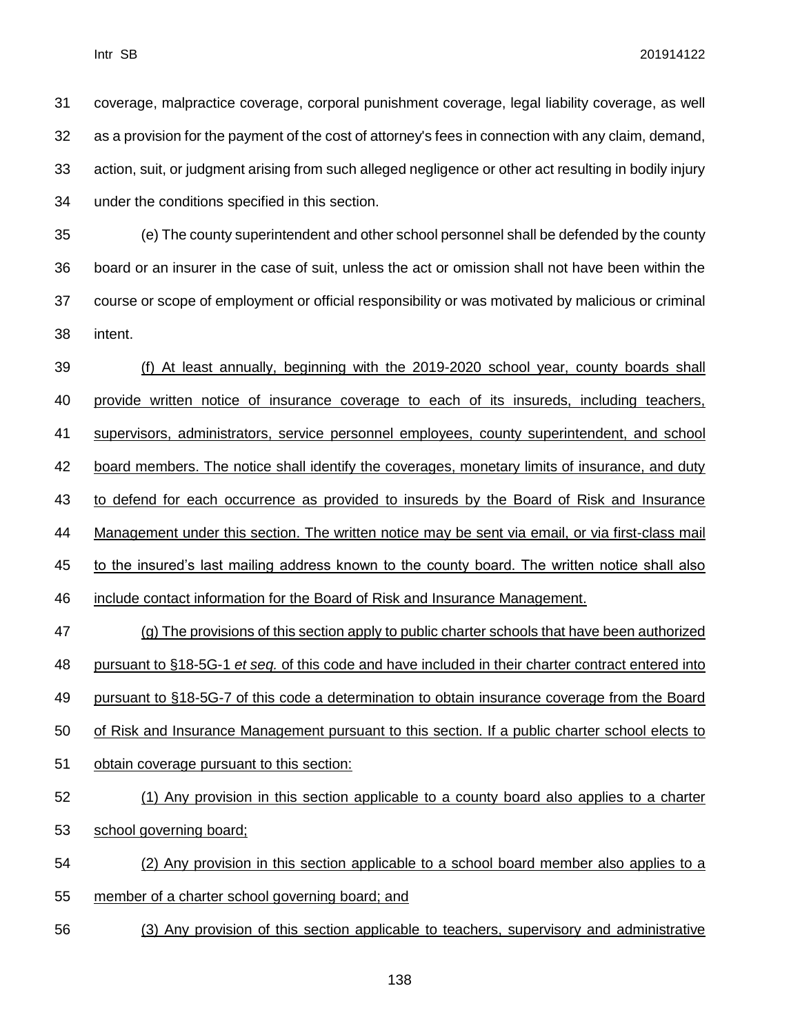coverage, malpractice coverage, corporal punishment coverage, legal liability coverage, as well as a provision for the payment of the cost of attorney's fees in connection with any claim, demand, action, suit, or judgment arising from such alleged negligence or other act resulting in bodily injury under the conditions specified in this section.

(e) The county superintendent and other school personnel shall be defended by the county board or an insurer in the case of suit, unless the act or omission shall not have been within the course or scope of employment or official responsibility or was motivated by malicious or criminal intent.

<u>(f) At least annually, beginning with the 2019-2020 school year, county boards shall provide written notice of insurance coverage to each of its insureds, including teachers, supervisors, administrators, service personnel employees, county superintendent, and school board members. The notice shall identify the coverages, monetary limits of insurance, and duty to defend for each occurrence as provided to insureds by the Board of Risk and Insurance Management under this section. The written notice may be sent via email, or via first-class mail to the insured's last mailing address known to the county board. The written notice shall also include contact information for the Board of Risk and Insurance Management.</u>

<u>(g) The provisions of this section apply to public charter schools that have been authorized pursuant to §18-5G-1 *et seq.* of this code and have included in their charter contract entered into pursuant to §18-5G-7 of this code a determination to obtain insurance coverage from the Board of Risk and Insurance Management pursuant to this section. If a public charter school elects to obtain coverage pursuant to this section:</u>

<u>(1) Any provision in this section applicable to a county board also applies to a charter school governing board;</u>

<u>(2) Any provision in this section applicable to a school board member also applies to a member of a charter school governing board; and</u>

<u>(3) Any provision of this section applicable to teachers, supervisory and administrative</u>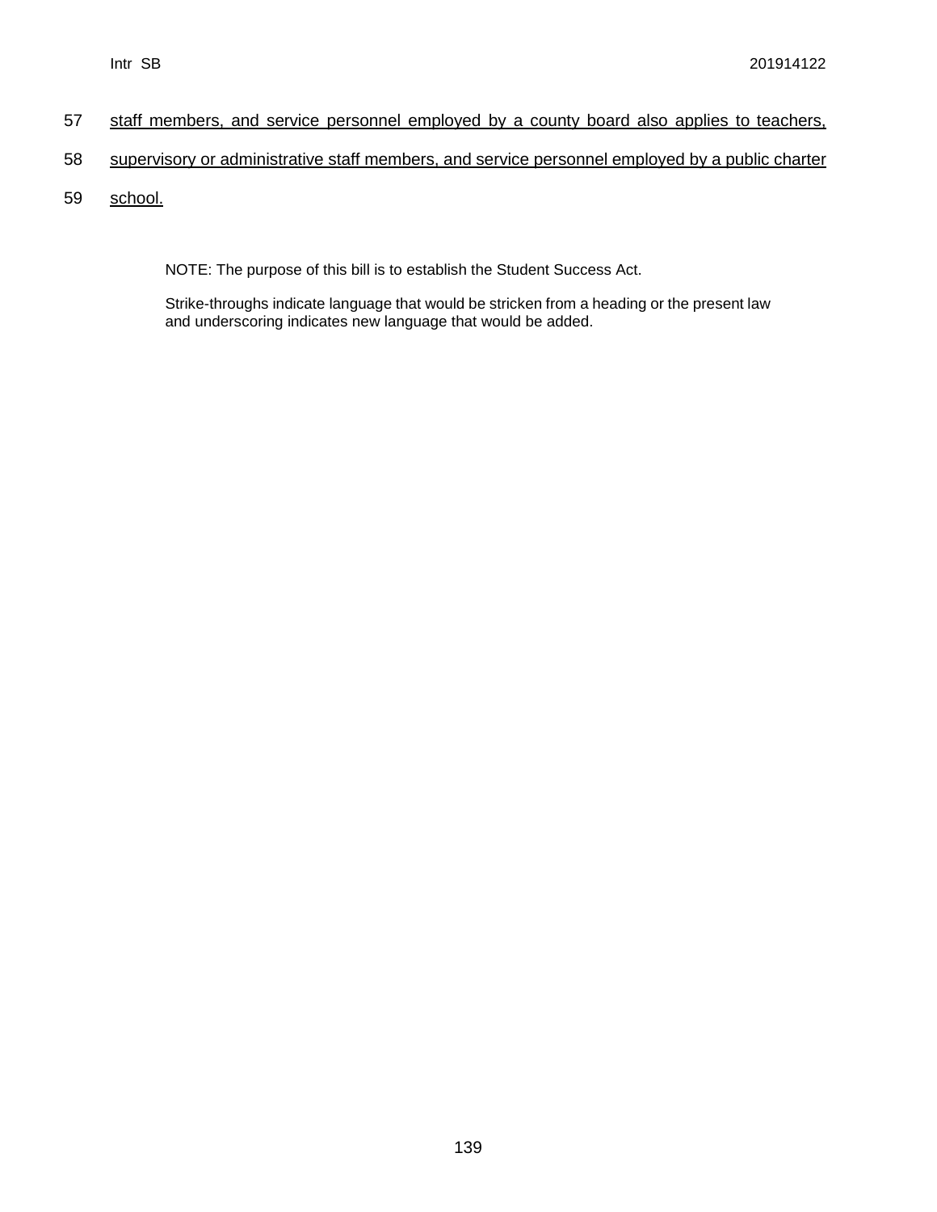57 staff members, and service personnel employed by a county board also applies to teachers,

58 supervisory or administrative staff members, and service personnel employed by a public charter

59 school.

NOTE: The purpose of this bill is to establish the Student Success Act.

Strike-throughs indicate language that would be stricken from a heading or the present law and underscoring indicates new language that would be added.